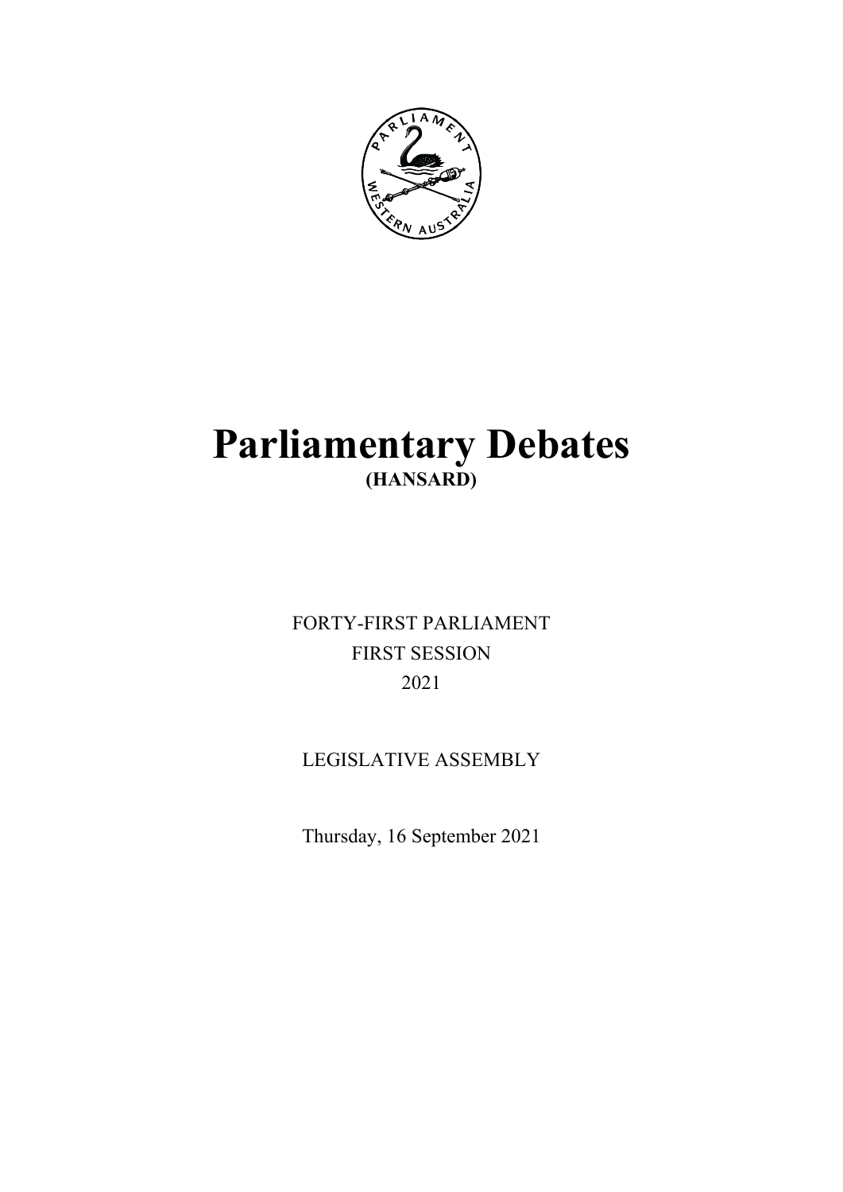# Parliamentary Debates

**(HANSARD)**

FORTY-FIRST PARLIAMENT

FIRST SESSION

2021

LEGISLATIVE ASSEMBLY

Thursday, 16 September 2021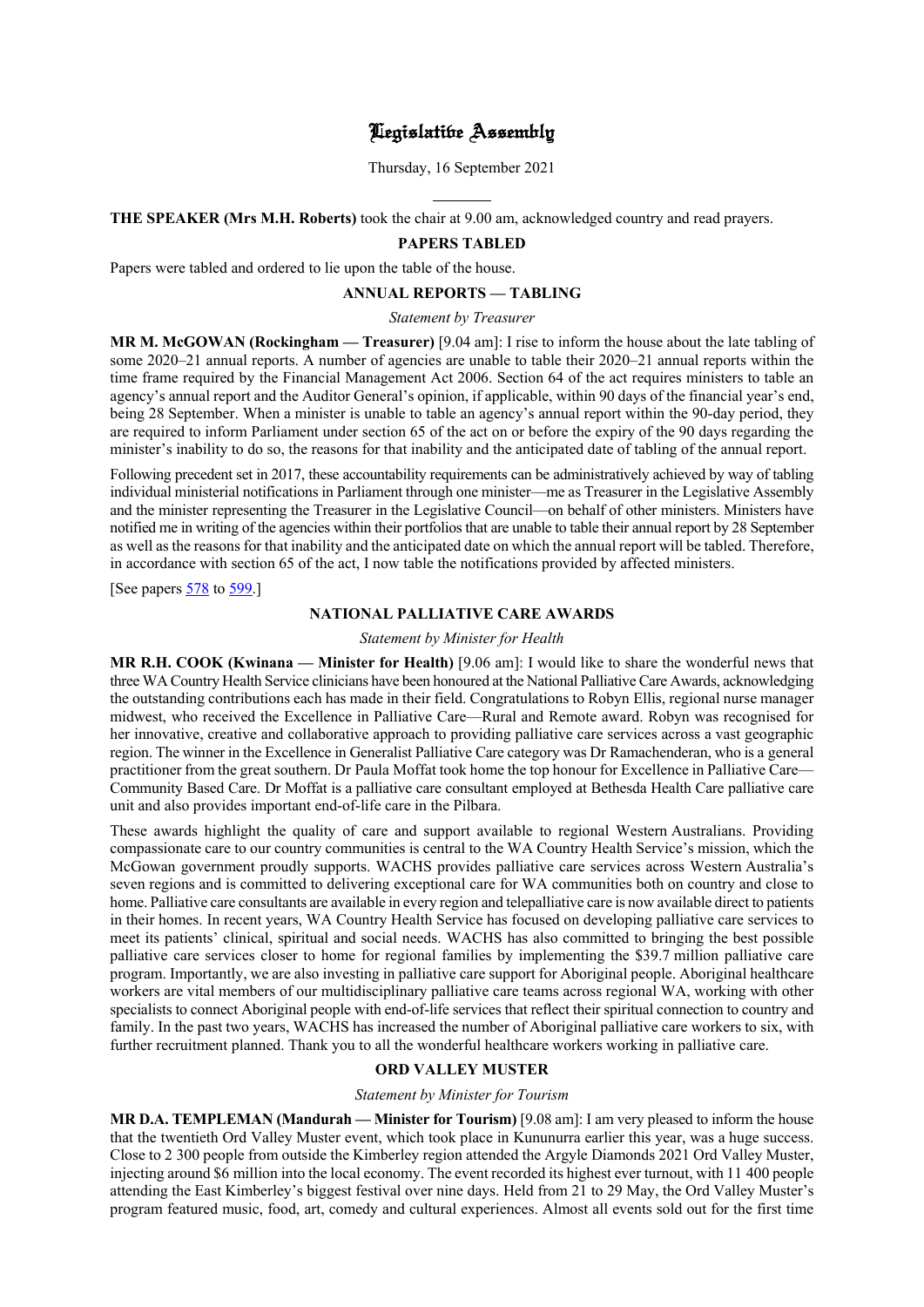# Legislative Assembly

Thursday, 16 September 2021

---

**THE SPEAKER (Mrs M.H. Roberts)** took the chair at 9.00 am, acknowledged country and read prayers.

## PAPERS TABLED

Papers were tabled and ordered to lie upon the table of the house.

## ANNUAL REPORTS — TABLING

*Statement by Treasurer*

**MR M. McGOWAN (Rockingham — Treasurer)** [9.04 am]: I rise to inform the house about the late tabling of some 2020–21 annual reports. A number of agencies are unable to table their 2020–21 annual reports within the time frame required by the Financial Management Act 2006. Section 64 of the act requires ministers to table an agency's annual report and the Auditor General's opinion, if applicable, within 90 days of the financial year's end, being 28 September. When a minister is unable to table an agency's annual report within the 90-day period, they are required to inform Parliament under section 65 of the act on or before the expiry of the 90 days regarding the minister's inability to do so, the reasons for that inability and the anticipated date of tabling of the annual report.

Following precedent set in 2017, these accountability requirements can be administratively achieved by way of tabling individual ministerial notifications in Parliament through one minister—me as Treasurer in the Legislative Assembly and the minister representing the Treasurer in the Legislative Council—on behalf of other ministers. Ministers have notified me in writing of the agencies within their portfolios that are unable to table their annual report by 28 September as well as the reasons for that inability and the anticipated date on which the annual report will be tabled. Therefore, in accordance with section 65 of the act, I now table the notifications provided by affected ministers.

[See papers 578 to 599.]

## NATIONAL PALLIATIVE CARE AWARDS

*Statement by Minister for Health*

**MR R.H. COOK (Kwinana — Minister for Health)** [9.06 am]: I would like to share the wonderful news that three WA Country Health Service clinicians have been honoured at the National Palliative Care Awards, acknowledging the outstanding contributions each has made in their field. Congratulations to Robyn Ellis, regional nurse manager midwest, who received the Excellence in Palliative Care—Rural and Remote award. Robyn was recognised for her innovative, creative and collaborative approach to providing palliative care services across a vast geographic region. The winner in the Excellence in Generalist Palliative Care category was Dr Ramachenderan, who is a general practitioner from the great southern. Dr Paula Moffat took home the top honour for Excellence in Palliative Care—Community Based Care. Dr Moffat is a palliative care consultant employed at Bethesda Health Care palliative care unit and also provides important end-of-life care in the Pilbara.

These awards highlight the quality of care and support available to regional Western Australians. Providing compassionate care to our country communities is central to the WA Country Health Service's mission, which the McGowan government proudly supports. WACHS provides palliative care services across Western Australia's seven regions and is committed to delivering exceptional care for WA communities both on country and close to home. Palliative care consultants are available in every region and telepalliative care is now available direct to patients in their homes. In recent years, WA Country Health Service has focused on developing palliative care services to meet its patients' clinical, spiritual and social needs. WACHS has also committed to bringing the best possible palliative care services closer to home for regional families by implementing the $39.7 million palliative care program. Importantly, we are also investing in palliative care support for Aboriginal people. Aboriginal healthcare workers are vital members of our multidisciplinary palliative care teams across regional WA, working with other specialists to connect Aboriginal people with end-of-life services that reflect their spiritual connection to country and family. In the past two years, WACHS has increased the number of Aboriginal palliative care workers to six, with further recruitment planned. Thank you to all the wonderful healthcare workers working in palliative care.

## ORD VALLEY MUSTER

*Statement by Minister for Tourism*

**MR D.A. TEMPLEMAN (Mandurah — Minister for Tourism)** [9.08 am]: I am very pleased to inform the house that the twentieth Ord Valley Muster event, which took place in Kununurra earlier this year, was a huge success. Close to 2 300 people from outside the Kimberley region attended the Argyle Diamonds 2021 Ord Valley Muster, injecting around $6 million into the local economy. The event recorded its highest ever turnout, with 11 400 people attending the East Kimberley's biggest festival over nine days. Held from 21 to 29 May, the Ord Valley Muster's program featured music, food, art, comedy and cultural experiences. Almost all events sold out for the first time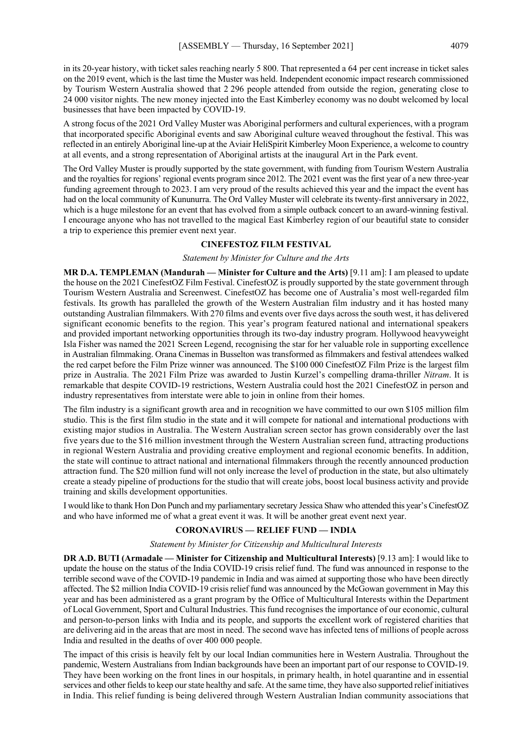in its 20-year history, with ticket sales reaching nearly 5 800. That represented a 64 per cent increase in ticket sales on the 2019 event, which is the last time the Muster was held. Independent economic impact research commissioned by Tourism Western Australia showed that 2 296 people attended from outside the region, generating close to 24 000 visitor nights. The new money injected into the East Kimberley economy was no doubt welcomed by local businesses that have been impacted by COVID-19.

A strong focus of the 2021 Ord Valley Muster was Aboriginal performers and cultural experiences, with a program that incorporated specific Aboriginal events and saw Aboriginal culture weaved throughout the festival. This was reflected in an entirely Aboriginal line-up at the Aviair HeliSpirit Kimberley Moon Experience, a welcome to country at all events, and a strong representation of Aboriginal artists at the inaugural Art in the Park event.

The Ord Valley Muster is proudly supported by the state government, with funding from Tourism Western Australia and the royalties for regions' regional events program since 2012. The 2021 event was the first year of a new three-year funding agreement through to 2023. I am very proud of the results achieved this year and the impact the event has had on the local community of Kununurra. The Ord Valley Muster will celebrate its twenty-first anniversary in 2022, which is a huge milestone for an event that has evolved from a simple outback concert to an award-winning festival. I encourage anyone who has not travelled to the magical East Kimberley region of our beautiful state to consider a trip to experience this premier event next year.

## CINEFESTOZ FILM FESTIVAL

*Statement by Minister for Culture and the Arts*

**MR D.A. TEMPLEMAN (Mandurah — Minister for Culture and the Arts)** [9.11 am]: I am pleased to update the house on the 2021 CinefestOZ Film Festival. CinefestOZ is proudly supported by the state government through Tourism Western Australia and Screenwest. CinefestOZ has become one of Australia's most well-regarded film festivals. Its growth has paralleled the growth of the Western Australian film industry and it has hosted many outstanding Australian filmmakers. With 270 films and events over five days across the south west, it has delivered significant economic benefits to the region. This year's program featured national and international speakers and provided important networking opportunities through its two-day industry program. Hollywood heavyweight Isla Fisher was named the 2021 Screen Legend, recognising the star for her valuable role in supporting excellence in Australian filmmaking. Orana Cinemas in Busselton was transformed as filmmakers and festival attendees walked the red carpet before the Film Prize winner was announced. The $100 000 CinefestOZ Film Prize is the largest film prize in Australia. The 2021 Film Prize was awarded to Justin Kurzel's compelling drama-thriller *Nitram*. It is remarkable that despite COVID-19 restrictions, Western Australia could host the 2021 CinefestOZ in person and industry representatives from interstate were able to join in online from their homes.

The film industry is a significant growth area and in recognition we have committed to our own $105 million film studio. This is the first film studio in the state and it will compete for national and international productions with existing major studios in Australia. The Western Australian screen sector has grown considerably over the last five years due to the $16 million investment through the Western Australian screen fund, attracting productions in regional Western Australia and providing creative employment and regional economic benefits. In addition, the state will continue to attract national and international filmmakers through the recently announced production attraction fund. The $20 million fund will not only increase the level of production in the state, but also ultimately create a steady pipeline of productions for the studio that will create jobs, boost local business activity and provide training and skills development opportunities.

I would like to thank Hon Don Punch and my parliamentary secretary Jessica Shaw who attended this year's CinefestOZ and who have informed me of what a great event it was. It will be another great event next year.

## CORONAVIRUS — RELIEF FUND — INDIA

*Statement by Minister for Citizenship and Multicultural Interests*

**DR A.D. BUTI (Armadale — Minister for Citizenship and Multicultural Interests)** [9.13 am]: I would like to update the house on the status of the India COVID-19 crisis relief fund. The fund was announced in response to the terrible second wave of the COVID-19 pandemic in India and was aimed at supporting those who have been directly affected. The $2 million India COVID-19 crisis relief fund was announced by the McGowan government in May this year and has been administered as a grant program by the Office of Multicultural Interests within the Department of Local Government, Sport and Cultural Industries. This fund recognises the importance of our economic, cultural and person-to-person links with India and its people, and supports the excellent work of registered charities that are delivering aid in the areas that are most in need. The second wave has infected tens of millions of people across India and resulted in the deaths of over 400 000 people.

The impact of this crisis is heavily felt by our local Indian communities here in Western Australia. Throughout the pandemic, Western Australians from Indian backgrounds have been an important part of our response to COVID-19. They have been working on the front lines in our hospitals, in primary health, in hotel quarantine and in essential services and other fields to keep our state healthy and safe. At the same time, they have also supported relief initiatives in India. This relief funding is being delivered through Western Australian Indian community associations that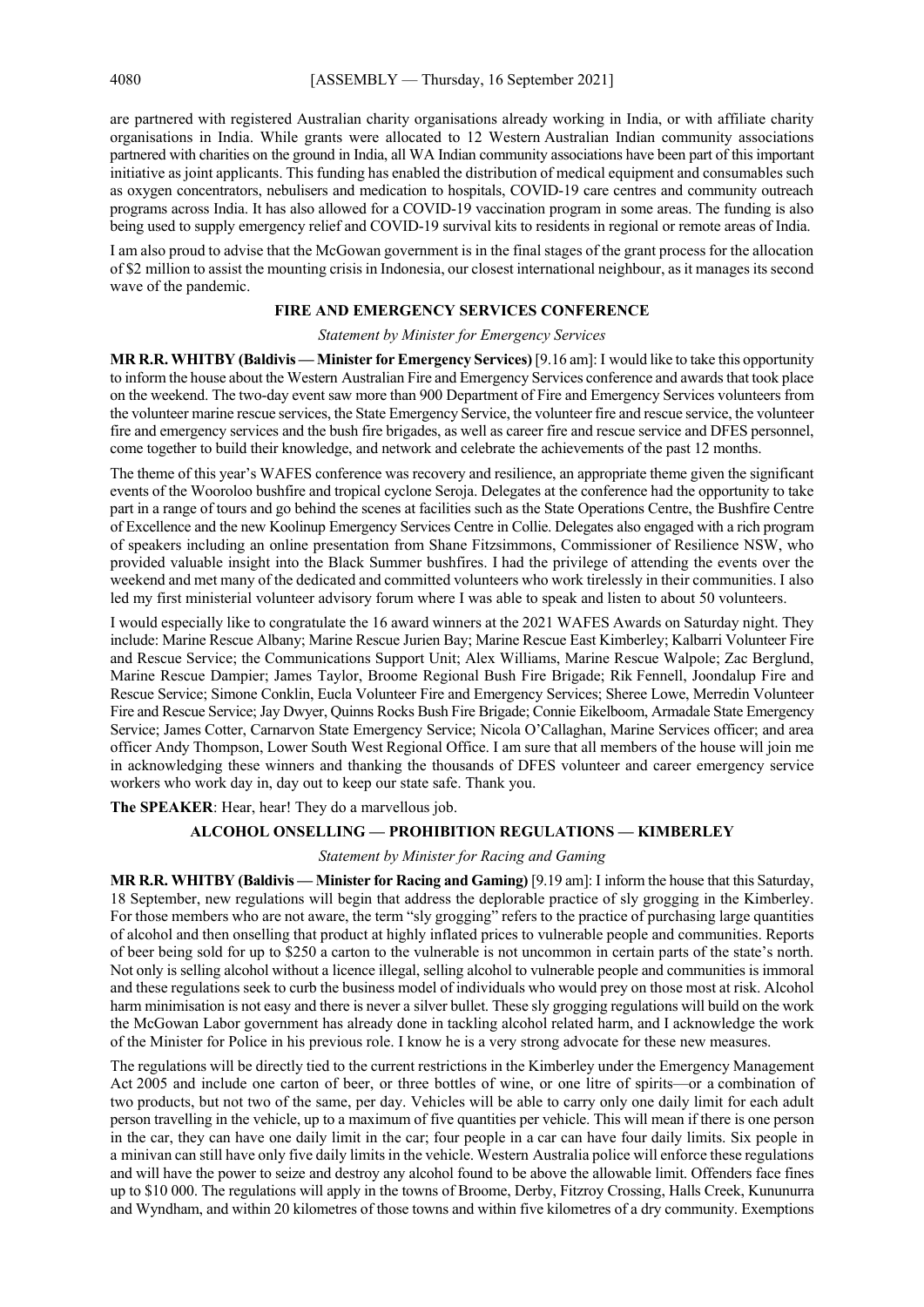are partnered with registered Australian charity organisations already working in India, or with affiliate charity organisations in India. While grants were allocated to 12 Western Australian Indian community associations partnered with charities on the ground in India, all WA Indian community associations have been part of this important initiative as joint applicants. This funding has enabled the distribution of medical equipment and consumables such as oxygen concentrators, nebulisers and medication to hospitals, COVID-19 care centres and community outreach programs across India. It has also allowed for a COVID-19 vaccination program in some areas. The funding is also being used to supply emergency relief and COVID-19 survival kits to residents in regional or remote areas of India.

I am also proud to advise that the McGowan government is in the final stages of the grant process for the allocation of $2 million to assist the mounting crisis in Indonesia, our closest international neighbour, as it manages its second wave of the pandemic.

## FIRE AND EMERGENCY SERVICES CONFERENCE

*Statement by Minister for Emergency Services*

**MR R.R. WHITBY (Baldivis — Minister for Emergency Services)** [9.16 am]: I would like to take this opportunity to inform the house about the Western Australian Fire and Emergency Services conference and awards that took place on the weekend. The two-day event saw more than 900 Department of Fire and Emergency Services volunteers from the volunteer marine rescue services, the State Emergency Service, the volunteer fire and rescue service, the volunteer fire and emergency services and the bush fire brigades, as well as career fire and rescue service and DFES personnel, come together to build their knowledge, and network and celebrate the achievements of the past 12 months.

The theme of this year's WAFES conference was recovery and resilience, an appropriate theme given the significant events of the Wooroloo bushfire and tropical cyclone Seroja. Delegates at the conference had the opportunity to take part in a range of tours and go behind the scenes at facilities such as the State Operations Centre, the Bushfire Centre of Excellence and the new Koolinup Emergency Services Centre in Collie. Delegates also engaged with a rich program of speakers including an online presentation from Shane Fitzsimmons, Commissioner of Resilience NSW, who provided valuable insight into the Black Summer bushfires. I had the privilege of attending the events over the weekend and met many of the dedicated and committed volunteers who work tirelessly in their communities. I also led my first ministerial volunteer advisory forum where I was able to speak and listen to about 50 volunteers.

I would especially like to congratulate the 16 award winners at the 2021 WAFES Awards on Saturday night. They include: Marine Rescue Albany; Marine Rescue Jurien Bay; Marine Rescue East Kimberley; Kalbarri Volunteer Fire and Rescue Service; the Communications Support Unit; Alex Williams, Marine Rescue Walpole; Zac Berglund, Marine Rescue Dampier; James Taylor, Broome Regional Bush Fire Brigade; Rik Fennell, Joondalup Fire and Rescue Service; Simone Conklin, Eucla Volunteer Fire and Emergency Services; Sheree Lowe, Merredin Volunteer Fire and Rescue Service; Jay Dwyer, Quinns Rocks Bush Fire Brigade; Connie Eikelboom, Armadale State Emergency Service; James Cotter, Carnarvon State Emergency Service; Nicola O'Callaghan, Marine Services officer; and area officer Andy Thompson, Lower South West Regional Office. I am sure that all members of the house will join me in acknowledging these winners and thanking the thousands of DFES volunteer and career emergency service workers who work day in, day out to keep our state safe. Thank you.

**The SPEAKER**: Hear, hear! They do a marvellous job.

## ALCOHOL ONSELLING — PROHIBITION REGULATIONS — KIMBERLEY

*Statement by Minister for Racing and Gaming*

**MR R.R. WHITBY (Baldivis — Minister for Racing and Gaming)** [9.19 am]: I inform the house that this Saturday, 18 September, new regulations will begin that address the deplorable practice of sly grogging in the Kimberley. For those members who are not aware, the term "sly grogging" refers to the practice of purchasing large quantities of alcohol and then onselling that product at highly inflated prices to vulnerable people and communities. Reports of beer being sold for up to $250 a carton to the vulnerable is not uncommon in certain parts of the state's north. Not only is selling alcohol without a licence illegal, selling alcohol to vulnerable people and communities is immoral and these regulations seek to curb the business model of individuals who would prey on those most at risk. Alcohol harm minimisation is not easy and there is never a silver bullet. These sly grogging regulations will build on the work the McGowan Labor government has already done in tackling alcohol related harm, and I acknowledge the work of the Minister for Police in his previous role. I know he is a very strong advocate for these new measures.

The regulations will be directly tied to the current restrictions in the Kimberley under the Emergency Management Act 2005 and include one carton of beer, or three bottles of wine, or one litre of spirits—or a combination of two products, but not two of the same, per day. Vehicles will be able to carry only one daily limit for each adult person travelling in the vehicle, up to a maximum of five quantities per vehicle. This will mean if there is one person in the car, they can have one daily limit in the car; four people in a car can have four daily limits. Six people in a minivan can still have only five daily limits in the vehicle. Western Australia police will enforce these regulations and will have the power to seize and destroy any alcohol found to be above the allowable limit. Offenders face fines up to $10 000. The regulations will apply in the towns of Broome, Derby, Fitzroy Crossing, Halls Creek, Kununurra and Wyndham, and within 20 kilometres of those towns and within five kilometres of a dry community. Exemptions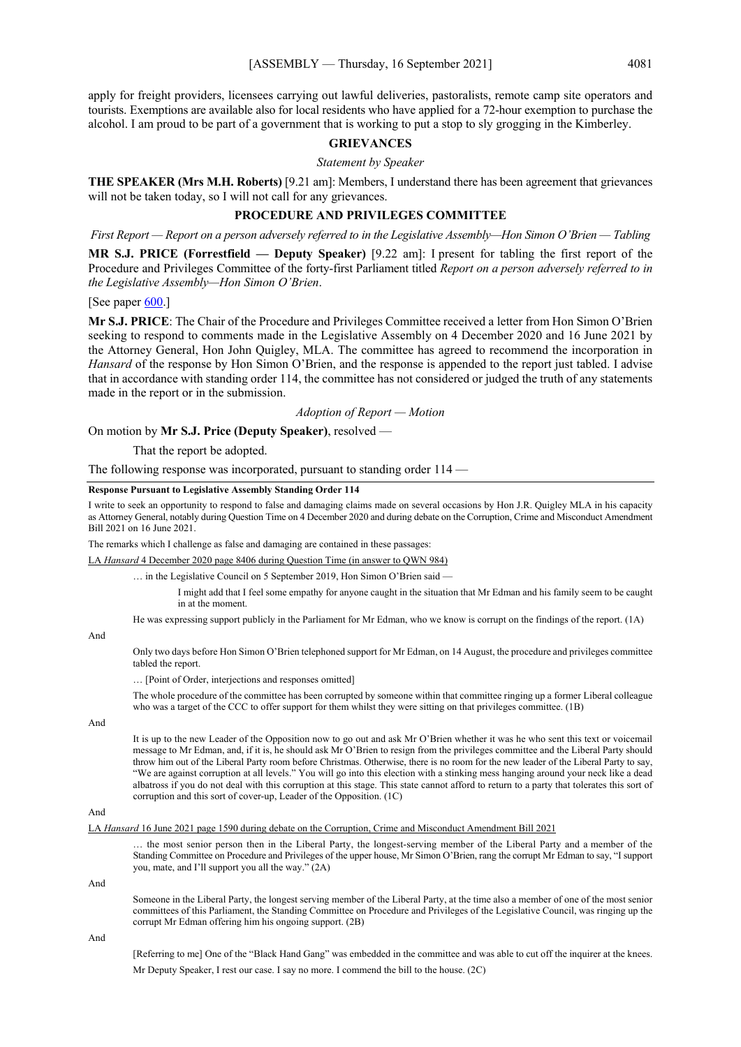apply for freight providers, licensees carrying out lawful deliveries, pastoralists, remote camp site operators and tourists. Exemptions are available also for local residents who have applied for a 72-hour exemption to purchase the alcohol. I am proud to be part of a government that is working to put a stop to sly grogging in the Kimberley.

## GRIEVANCES

*Statement by Speaker*

**THE SPEAKER (Mrs M.H. Roberts)** [9.21 am]: Members, I understand there has been agreement that grievances will not be taken today, so I will not call for any grievances.

## PROCEDURE AND PRIVILEGES COMMITTEE

*First Report — Report on a person adversely referred to in the Legislative Assembly—Hon Simon O'Brien — Tabling*

**MR S.J. PRICE (Forrestfield — Deputy Speaker)** [9.22 am]: I present for tabling the first report of the Procedure and Privileges Committee of the forty-first Parliament titled *Report on a person adversely referred to in the Legislative Assembly—Hon Simon O'Brien*.

[See paper 600.]

**Mr S.J. PRICE**: The Chair of the Procedure and Privileges Committee received a letter from Hon Simon O'Brien seeking to respond to comments made in the Legislative Assembly on 4 December 2020 and 16 June 2021 by the Attorney General, Hon John Quigley, MLA. The committee has agreed to recommend the incorporation in *Hansard* of the response by Hon Simon O'Brien, and the response is appended to the report just tabled. I advise that in accordance with standing order 114, the committee has not considered or judged the truth of any statements made in the report or in the submission.

*Adoption of Report — Motion*

On motion by **Mr S.J. Price (Deputy Speaker)**, resolved —

> That the report be adopted.

The following response was incorporated, pursuant to standing order 114 —

**Response Pursuant to Legislative Assembly Standing Order 114**

I write to seek an opportunity to respond to false and damaging claims made on several occasions by Hon J.R. Quigley MLA in his capacity as Attorney General, notably during Question Time on 4 December 2020 and during debate on the Corruption, Crime and Misconduct Amendment Bill 2021 on 16 June 2021.

The remarks which I challenge as false and damaging are contained in these passages:

LA *Hansard* 4 December 2020 page 8406 during Question Time (in answer to QWN 984)

> … in the Legislative Council on 5 September 2019, Hon Simon O'Brien said —
>
> > I might add that I feel some empathy for anyone caught in the situation that Mr Edman and his family seem to be caught in at the moment.
>
> He was expressing support publicly in the Parliament for Mr Edman, who we know is corrupt on the findings of the report. (1A)

And

> Only two days before Hon Simon O'Brien telephoned support for Mr Edman, on 14 August, the procedure and privileges committee tabled the report.
>
> … [Point of Order, interjections and responses omitted]
>
> The whole procedure of the committee has been corrupted by someone within that committee ringing up a former Liberal colleague who was a target of the CCC to offer support for them whilst they were sitting on that privileges committee. (1B)

And

> It is up to the new Leader of the Opposition now to go out and ask Mr O'Brien whether it was he who sent this text or voicemail message to Mr Edman, and, if it is, he should ask Mr O'Brien to resign from the privileges committee and the Liberal Party should throw him out of the Liberal Party room before Christmas. Otherwise, there is no room for the new leader of the Liberal Party to say, "We are against corruption at all levels." You will go into this election with a stinking mess hanging around your neck like a dead albatross if you do not deal with this corruption at this stage. This state cannot afford to return to a party that tolerates this sort of corruption and this sort of cover-up, Leader of the Opposition. (1C)

And

LA *Hansard* 16 June 2021 page 1590 during debate on the Corruption, Crime and Misconduct Amendment Bill 2021

> … the most senior person then in the Liberal Party, the longest-serving member of the Liberal Party and a member of the Standing Committee on Procedure and Privileges of the upper house, Mr Simon O'Brien, rang the corrupt Mr Edman to say, "I support you, mate, and I'll support you all the way." (2A)

And

> Someone in the Liberal Party, the longest serving member of the Liberal Party, at the time also a member of one of the most senior committees of this Parliament, the Standing Committee on Procedure and Privileges of the Legislative Council, was ringing up the corrupt Mr Edman offering him his ongoing support. (2B)

And

> [Referring to me] One of the "Black Hand Gang" was embedded in the committee and was able to cut off the inquirer at the knees.
>
> Mr Deputy Speaker, I rest our case. I say no more. I commend the bill to the house. (2C)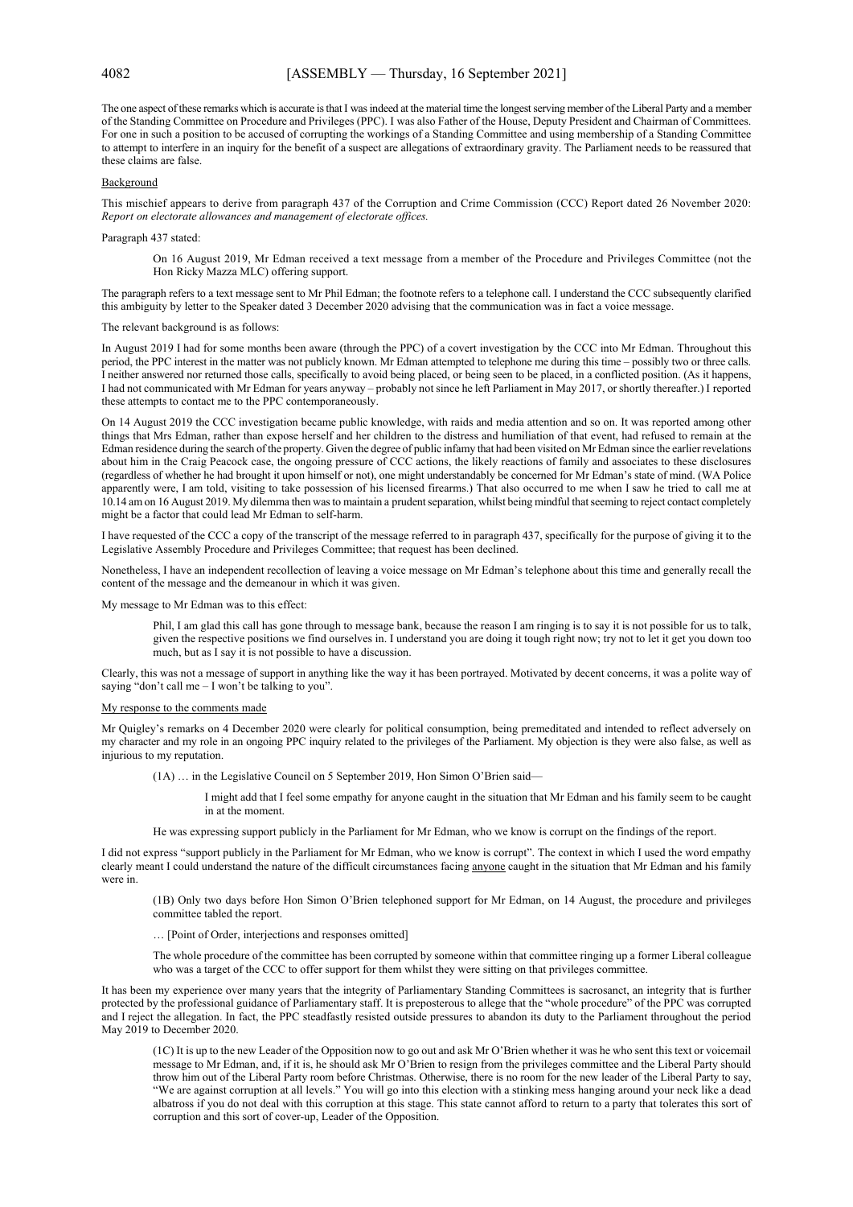The one aspect of these remarks which is accurate is that I was indeed at the material time the longest serving member of the Liberal Party and a member of the Standing Committee on Procedure and Privileges (PPC). I was also Father of the House, Deputy President and Chairman of Committees. For one in such a position to be accused of corrupting the workings of a Standing Committee and using membership of a Standing Committee to attempt to interfere in an inquiry for the benefit of a suspect are allegations of extraordinary gravity. The Parliament needs to be reassured that these claims are false.

Background

This mischief appears to derive from paragraph 437 of the Corruption and Crime Commission (CCC) Report dated 26 November 2020: *Report on electorate allowances and management of electorate offices.*

Paragraph 437 stated:

> On 16 August 2019, Mr Edman received a text message from a member of the Procedure and Privileges Committee (not the Hon Ricky Mazza MLC) offering support.

The paragraph refers to a text message sent to Mr Phil Edman; the footnote refers to a telephone call. I understand the CCC subsequently clarified this ambiguity by letter to the Speaker dated 3 December 2020 advising that the communication was in fact a voice message.

The relevant background is as follows:

In August 2019 I had for some months been aware (through the PPC) of a covert investigation by the CCC into Mr Edman. Throughout this period, the PPC interest in the matter was not publicly known. Mr Edman attempted to telephone me during this time – possibly two or three calls. I neither answered nor returned those calls, specifically to avoid being placed, or being seen to be placed, in a conflicted position. (As it happens, I had not communicated with Mr Edman for years anyway – probably not since he left Parliament in May 2017, or shortly thereafter.) I reported these attempts to contact me to the PPC contemporaneously.

On 14 August 2019 the CCC investigation became public knowledge, with raids and media attention and so on. It was reported among other things that Mrs Edman, rather than expose herself and her children to the distress and humiliation of that event, had refused to remain at the Edman residence during the search of the property. Given the degree of public infamy that had been visited on Mr Edman since the earlier revelations about him in the Craig Peacock case, the ongoing pressure of CCC actions, the likely reactions of family and associates to these disclosures (regardless of whether he had brought it upon himself or not), one might understandably be concerned for Mr Edman's state of mind. (WA Police apparently were, I am told, visiting to take possession of his licensed firearms.) That also occurred to me when I saw he tried to call me at 10.14 am on 16 August 2019. My dilemma then was to maintain a prudent separation, whilst being mindful that seeming to reject contact completely might be a factor that could lead Mr Edman to self-harm.

I have requested of the CCC a copy of the transcript of the message referred to in paragraph 437, specifically for the purpose of giving it to the Legislative Assembly Procedure and Privileges Committee; that request has been declined.

Nonetheless, I have an independent recollection of leaving a voice message on Mr Edman's telephone about this time and generally recall the content of the message and the demeanour in which it was given.

My message to Mr Edman was to this effect:

> Phil, I am glad this call has gone through to message bank, because the reason I am ringing is to say it is not possible for us to talk, given the respective positions we find ourselves in. I understand you are doing it tough right now; try not to let it get you down too much, but as I say it is not possible to have a discussion.

Clearly, this was not a message of support in anything like the way it has been portrayed. Motivated by decent concerns, it was a polite way of saying "don't call me – I won't be talking to you".

My response to the comments made

Mr Quigley's remarks on 4 December 2020 were clearly for political consumption, being premeditated and intended to reflect adversely on my character and my role in an ongoing PPC inquiry related to the privileges of the Parliament. My objection is they were also false, as well as injurious to my reputation.

> (1A) … in the Legislative Council on 5 September 2019, Hon Simon O'Brien said—
>
> > I might add that I feel some empathy for anyone caught in the situation that Mr Edman and his family seem to be caught in at the moment.
>
> He was expressing support publicly in the Parliament for Mr Edman, who we know is corrupt on the findings of the report.

I did not express "support publicly in the Parliament for Mr Edman, who we know is corrupt". The context in which I used the word empathy clearly meant I could understand the nature of the difficult circumstances facing anyone caught in the situation that Mr Edman and his family were in.

> (1B) Only two days before Hon Simon O'Brien telephoned support for Mr Edman, on 14 August, the procedure and privileges committee tabled the report.
>
> … [Point of Order, interjections and responses omitted]
>
> The whole procedure of the committee has been corrupted by someone within that committee ringing up a former Liberal colleague who was a target of the CCC to offer support for them whilst they were sitting on that privileges committee.

It has been my experience over many years that the integrity of Parliamentary Standing Committees is sacrosanct, an integrity that is further protected by the professional guidance of Parliamentary staff. It is preposterous to allege that the "whole procedure" of the PPC was corrupted and I reject the allegation. In fact, the PPC steadfastly resisted outside pressures to abandon its duty to the Parliament throughout the period May 2019 to December 2020.

> (1C) It is up to the new Leader of the Opposition now to go out and ask Mr O'Brien whether it was he who sent this text or voicemail message to Mr Edman, and, if it is, he should ask Mr O'Brien to resign from the privileges committee and the Liberal Party should throw him out of the Liberal Party room before Christmas. Otherwise, there is no room for the new leader of the Liberal Party to say, "We are against corruption at all levels." You will go into this election with a stinking mess hanging around your neck like a dead albatross if you do not deal with this corruption at this stage. This state cannot afford to return to a party that tolerates this sort of corruption and this sort of cover-up, Leader of the Opposition.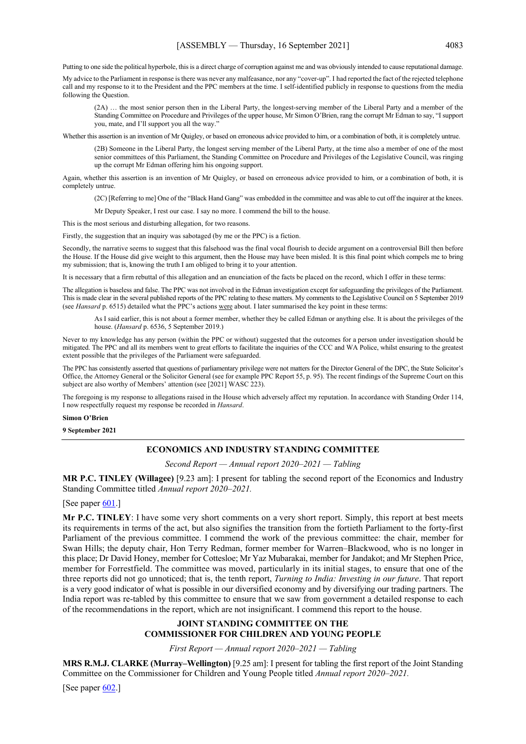Putting to one side the political hyperbole, this is a direct charge of corruption against me and was obviously intended to cause reputational damage.

My advice to the Parliament in response is there was never any malfeasance, nor any "cover-up". I had reported the fact of the rejected telephone call and my response to it to the President and the PPC members at the time. I self-identified publicly in response to questions from the media following the Question.

> (2A) … the most senior person then in the Liberal Party, the longest-serving member of the Liberal Party and a member of the Standing Committee on Procedure and Privileges of the upper house, Mr Simon O'Brien, rang the corrupt Mr Edman to say, "I support you, mate, and I'll support you all the way."

Whether this assertion is an invention of Mr Quigley, or based on erroneous advice provided to him, or a combination of both, it is completely untrue.

> (2B) Someone in the Liberal Party, the longest serving member of the Liberal Party, at the time also a member of one of the most senior committees of this Parliament, the Standing Committee on Procedure and Privileges of the Legislative Council, was ringing up the corrupt Mr Edman offering him his ongoing support.

Again, whether this assertion is an invention of Mr Quigley, or based on erroneous advice provided to him, or a combination of both, it is completely untrue.

> (2C) [Referring to me] One of the "Black Hand Gang" was embedded in the committee and was able to cut off the inquirer at the knees.
>
> Mr Deputy Speaker, I rest our case. I say no more. I commend the bill to the house.

This is the most serious and disturbing allegation, for two reasons.

Firstly, the suggestion that an inquiry was sabotaged (by me or the PPC) is a fiction.

Secondly, the narrative seems to suggest that this falsehood was the final vocal flourish to decide argument on a controversial Bill then before the House. If the House did give weight to this argument, then the House may have been misled. It is this final point which compels me to bring my submission; that is, knowing the truth I am obliged to bring it to your attention.

It is necessary that a firm rebuttal of this allegation and an enunciation of the facts be placed on the record, which I offer in these terms:

The allegation is baseless and false. The PPC was not involved in the Edman investigation except for safeguarding the privileges of the Parliament. This is made clear in the several published reports of the PPC relating to these matters. My comments to the Legislative Council on 5 September 2019 (see *Hansard* p. 6515) detailed what the PPC's actions were about. I later summarised the key point in these terms:

> As I said earlier, this is not about a former member, whether they be called Edman or anything else. It is about the privileges of the house. (*Hansard* p. 6536, 5 September 2019.)

Never to my knowledge has any person (within the PPC or without) suggested that the outcomes for a person under investigation should be mitigated. The PPC and all its members went to great efforts to facilitate the inquiries of the CCC and WA Police, whilst ensuring to the greatest extent possible that the privileges of the Parliament were safeguarded.

The PPC has consistently asserted that questions of parliamentary privilege were not matters for the Director General of the DPC, the State Solicitor's Office, the Attorney General or the Solicitor General (see for example PPC Report 55, p. 95). The recent findings of the Supreme Court on this subject are also worthy of Members' attention (see [2021] WASC 223).

The foregoing is my response to allegations raised in the House which adversely affect my reputation. In accordance with Standing Order 114, I now respectfully request my response be recorded in *Hansard*.

**Simon O'Brien**

**9 September 2021**

---

## ECONOMICS AND INDUSTRY STANDING COMMITTEE

*Second Report — Annual report 2020–2021 — Tabling*

**MR P.C. TINLEY (Willagee)** [9.23 am]: I present for tabling the second report of the Economics and Industry Standing Committee titled *Annual report 2020–2021.*

[See paper 601.]

**Mr P.C. TINLEY**: I have some very short comments on a very short report. Simply, this report at best meets its requirements in terms of the act, but also signifies the transition from the fortieth Parliament to the forty-first Parliament of the previous committee. I commend the work of the previous committee: the chair, member for Swan Hills; the deputy chair, Hon Terry Redman, former member for Warren–Blackwood, who is no longer in this place; Dr David Honey, member for Cottesloe; Mr Yaz Mubarakai, member for Jandakot; and Mr Stephen Price, member for Forrestfield. The committee was moved, particularly in its initial stages, to ensure that one of the three reports did not go unnoticed; that is, the tenth report, *Turning to India: Investing in our future*. That report is a very good indicator of what is possible in our diversified economy and by diversifying our trading partners. The India report was re-tabled by this committee to ensure that we saw from government a detailed response to each of the recommendations in the report, which are not insignificant. I commend this report to the house.

## JOINT STANDING COMMITTEE ON THE COMMISSIONER FOR CHILDREN AND YOUNG PEOPLE

*First Report — Annual report 2020–2021 — Tabling*

**MRS R.M.J. CLARKE (Murray–Wellington)** [9.25 am]: I present for tabling the first report of the Joint Standing Committee on the Commissioner for Children and Young People titled *Annual report 2020–2021.*

[See paper 602.]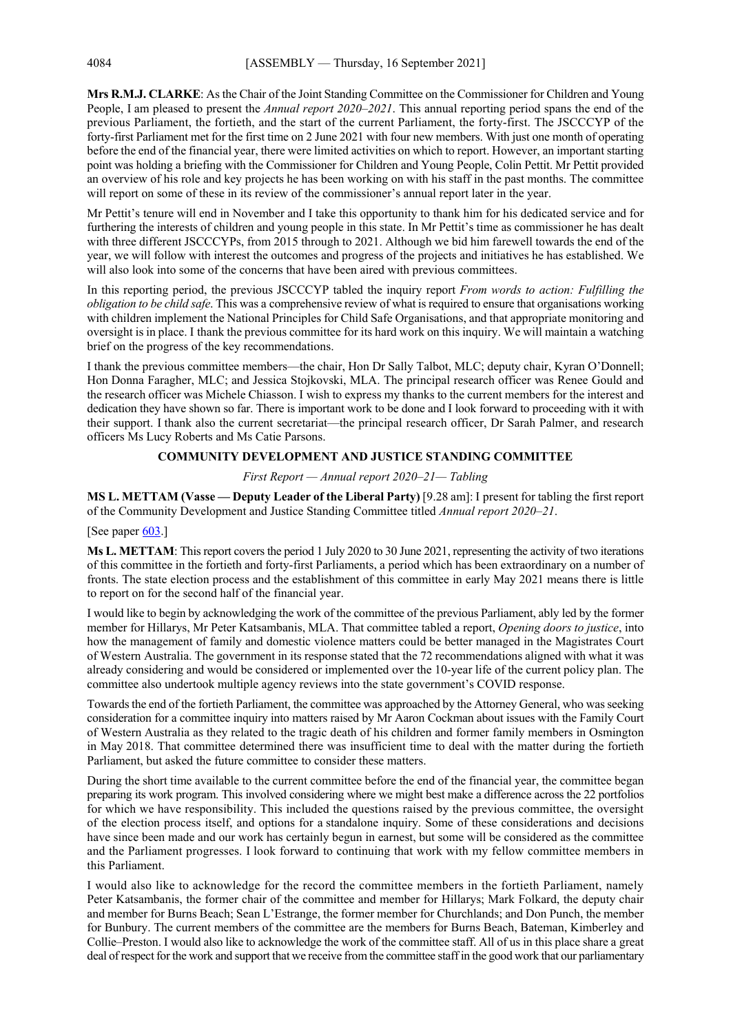**Mrs R.M.J. CLARKE**: As the Chair of the Joint Standing Committee on the Commissioner for Children and Young People, I am pleased to present the *Annual report 2020–2021*. This annual reporting period spans the end of the previous Parliament, the fortieth, and the start of the current Parliament, the forty-first. The JSCCCYP of the forty-first Parliament met for the first time on 2 June 2021 with four new members. With just one month of operating before the end of the financial year, there were limited activities on which to report. However, an important starting point was holding a briefing with the Commissioner for Children and Young People, Colin Pettit. Mr Pettit provided an overview of his role and key projects he has been working on with his staff in the past months. The committee will report on some of these in its review of the commissioner's annual report later in the year.

Mr Pettit's tenure will end in November and I take this opportunity to thank him for his dedicated service and for furthering the interests of children and young people in this state. In Mr Pettit's time as commissioner he has dealt with three different JSCCCYPs, from 2015 through to 2021. Although we bid him farewell towards the end of the year, we will follow with interest the outcomes and progress of the projects and initiatives he has established. We will also look into some of the concerns that have been aired with previous committees.

In this reporting period, the previous JSCCCYP tabled the inquiry report *From words to action: Fulfilling the obligation to be child safe*. This was a comprehensive review of what is required to ensure that organisations working with children implement the National Principles for Child Safe Organisations, and that appropriate monitoring and oversight is in place. I thank the previous committee for its hard work on this inquiry. We will maintain a watching brief on the progress of the key recommendations.

I thank the previous committee members—the chair, Hon Dr Sally Talbot, MLC; deputy chair, Kyran O'Donnell; Hon Donna Faragher, MLC; and Jessica Stojkovski, MLA. The principal research officer was Renee Gould and the research officer was Michele Chiasson. I wish to express my thanks to the current members for the interest and dedication they have shown so far. There is important work to be done and I look forward to proceeding with it with their support. I thank also the current secretariat—the principal research officer, Dr Sarah Palmer, and research officers Ms Lucy Roberts and Ms Catie Parsons.

## COMMUNITY DEVELOPMENT AND JUSTICE STANDING COMMITTEE

*First Report — Annual report 2020–21— Tabling*

**MS L. METTAM (Vasse — Deputy Leader of the Liberal Party)** [9.28 am]: I present for tabling the first report of the Community Development and Justice Standing Committee titled *Annual report 2020–21*.

[See paper 603.]

**Ms L. METTAM**: This report covers the period 1 July 2020 to 30 June 2021, representing the activity of two iterations of this committee in the fortieth and forty-first Parliaments, a period which has been extraordinary on a number of fronts. The state election process and the establishment of this committee in early May 2021 means there is little to report on for the second half of the financial year.

I would like to begin by acknowledging the work of the committee of the previous Parliament, ably led by the former member for Hillarys, Mr Peter Katsambanis, MLA. That committee tabled a report, *Opening doors to justice*, into how the management of family and domestic violence matters could be better managed in the Magistrates Court of Western Australia. The government in its response stated that the 72 recommendations aligned with what it was already considering and would be considered or implemented over the 10-year life of the current policy plan. The committee also undertook multiple agency reviews into the state government's COVID response.

Towards the end of the fortieth Parliament, the committee was approached by the Attorney General, who was seeking consideration for a committee inquiry into matters raised by Mr Aaron Cockman about issues with the Family Court of Western Australia as they related to the tragic death of his children and former family members in Osmington in May 2018. That committee determined there was insufficient time to deal with the matter during the fortieth Parliament, but asked the future committee to consider these matters.

During the short time available to the current committee before the end of the financial year, the committee began preparing its work program. This involved considering where we might best make a difference across the 22 portfolios for which we have responsibility. This included the questions raised by the previous committee, the oversight of the election process itself, and options for a standalone inquiry. Some of these considerations and decisions have since been made and our work has certainly begun in earnest, but some will be considered as the committee and the Parliament progresses. I look forward to continuing that work with my fellow committee members in this Parliament.

I would also like to acknowledge for the record the committee members in the fortieth Parliament, namely Peter Katsambanis, the former chair of the committee and member for Hillarys; Mark Folkard, the deputy chair and member for Burns Beach; Sean L'Estrange, the former member for Churchlands; and Don Punch, the member for Bunbury. The current members of the committee are the members for Burns Beach, Bateman, Kimberley and Collie–Preston. I would also like to acknowledge the work of the committee staff. All of us in this place share a great deal of respect for the work and support that we receive from the committee staff in the good work that our parliamentary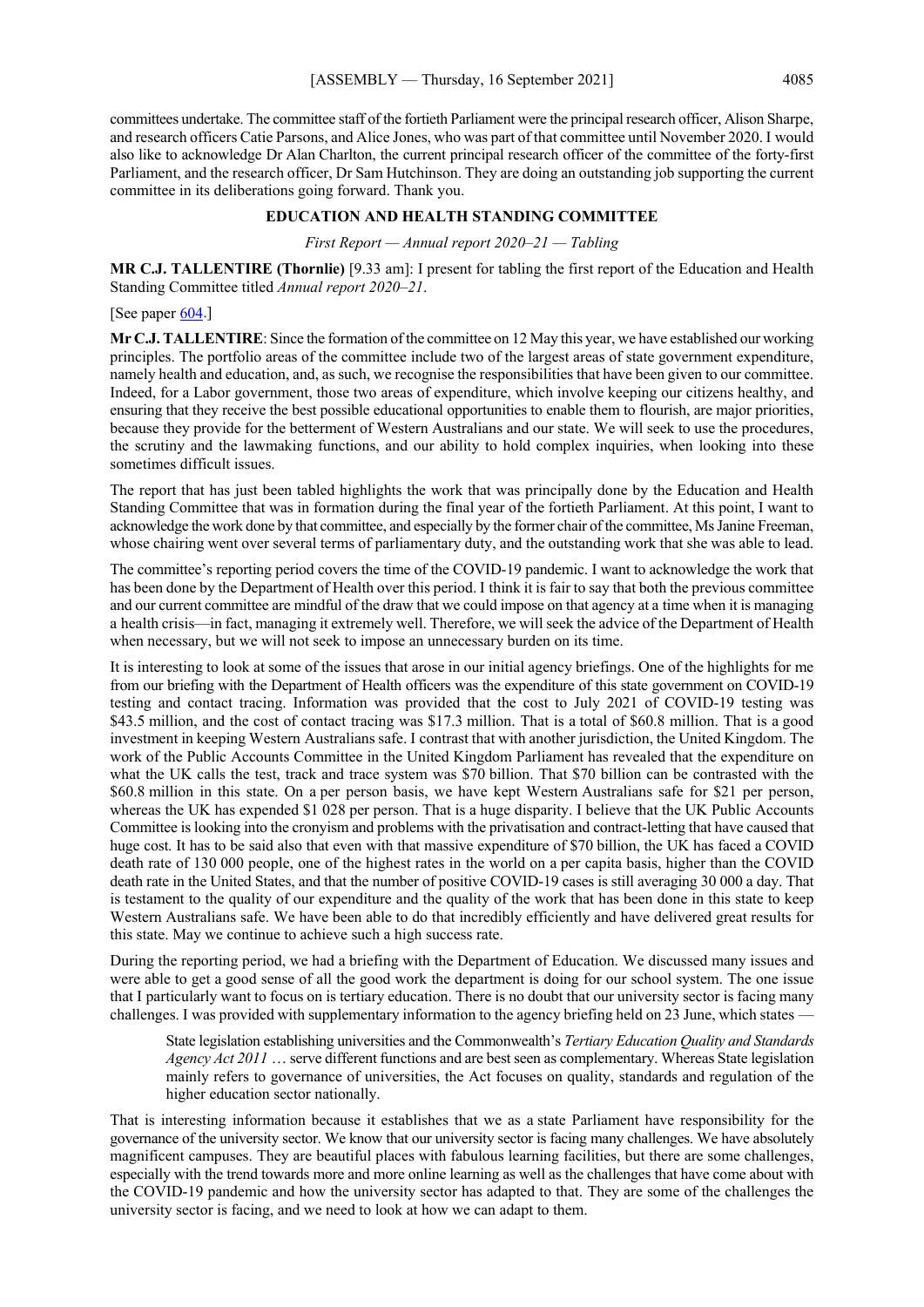committees undertake. The committee staff of the fortieth Parliament were the principal research officer, Alison Sharpe, and research officers Catie Parsons, and Alice Jones, who was part of that committee until November 2020. I would also like to acknowledge Dr Alan Charlton, the current principal research officer of the committee of the forty-first Parliament, and the research officer, Dr Sam Hutchinson. They are doing an outstanding job supporting the current committee in its deliberations going forward. Thank you.

## EDUCATION AND HEALTH STANDING COMMITTEE

*First Report — Annual report 2020–21 — Tabling*

**MR C.J. TALLENTIRE (Thornlie)** [9.33 am]: I present for tabling the first report of the Education and Health Standing Committee titled *Annual report 2020–21*.

[See paper 604.]

**Mr C.J. TALLENTIRE**: Since the formation of the committee on 12 May this year, we have established our working principles. The portfolio areas of the committee include two of the largest areas of state government expenditure, namely health and education, and, as such, we recognise the responsibilities that have been given to our committee. Indeed, for a Labor government, those two areas of expenditure, which involve keeping our citizens healthy, and ensuring that they receive the best possible educational opportunities to enable them to flourish, are major priorities, because they provide for the betterment of Western Australians and our state. We will seek to use the procedures, the scrutiny and the lawmaking functions, and our ability to hold complex inquiries, when looking into these sometimes difficult issues.

The report that has just been tabled highlights the work that was principally done by the Education and Health Standing Committee that was in formation during the final year of the fortieth Parliament. At this point, I want to acknowledge the work done by that committee, and especially by the former chair of the committee, Ms Janine Freeman, whose chairing went over several terms of parliamentary duty, and the outstanding work that she was able to lead.

The committee's reporting period covers the time of the COVID-19 pandemic. I want to acknowledge the work that has been done by the Department of Health over this period. I think it is fair to say that both the previous committee and our current committee are mindful of the draw that we could impose on that agency at a time when it is managing a health crisis—in fact, managing it extremely well. Therefore, we will seek the advice of the Department of Health when necessary, but we will not seek to impose an unnecessary burden on its time.

It is interesting to look at some of the issues that arose in our initial agency briefings. One of the highlights for me from our briefing with the Department of Health officers was the expenditure of this state government on COVID-19 testing and contact tracing. Information was provided that the cost to July 2021 of COVID-19 testing was $43.5 million, and the cost of contact tracing was $17.3 million. That is a total of $60.8 million. That is a good investment in keeping Western Australians safe. I contrast that with another jurisdiction, the United Kingdom. The work of the Public Accounts Committee in the United Kingdom Parliament has revealed that the expenditure on what the UK calls the test, track and trace system was $70 billion. That $70 billion can be contrasted with the $60.8 million in this state. On a per person basis, we have kept Western Australians safe for $21 per person, whereas the UK has expended $1 028 per person. That is a huge disparity. I believe that the UK Public Accounts Committee is looking into the cronyism and problems with the privatisation and contract-letting that have caused that huge cost. It has to be said also that even with that massive expenditure of $70 billion, the UK has faced a COVID death rate of 130 000 people, one of the highest rates in the world on a per capita basis, higher than the COVID death rate in the United States, and that the number of positive COVID-19 cases is still averaging 30 000 a day. That is testament to the quality of our expenditure and the quality of the work that has been done in this state to keep Western Australians safe. We have been able to do that incredibly efficiently and have delivered great results for this state. May we continue to achieve such a high success rate.

During the reporting period, we had a briefing with the Department of Education. We discussed many issues and were able to get a good sense of all the good work the department is doing for our school system. The one issue that I particularly want to focus on is tertiary education. There is no doubt that our university sector is facing many challenges. I was provided with supplementary information to the agency briefing held on 23 June, which states —

> State legislation establishing universities and the Commonwealth's *Tertiary Education Quality and Standards Agency Act 2011* … serve different functions and are best seen as complementary. Whereas State legislation mainly refers to governance of universities, the Act focuses on quality, standards and regulation of the higher education sector nationally.

That is interesting information because it establishes that we as a state Parliament have responsibility for the governance of the university sector. We know that our university sector is facing many challenges. We have absolutely magnificent campuses. They are beautiful places with fabulous learning facilities, but there are some challenges, especially with the trend towards more and more online learning as well as the challenges that have come about with the COVID-19 pandemic and how the university sector has adapted to that. They are some of the challenges the university sector is facing, and we need to look at how we can adapt to them.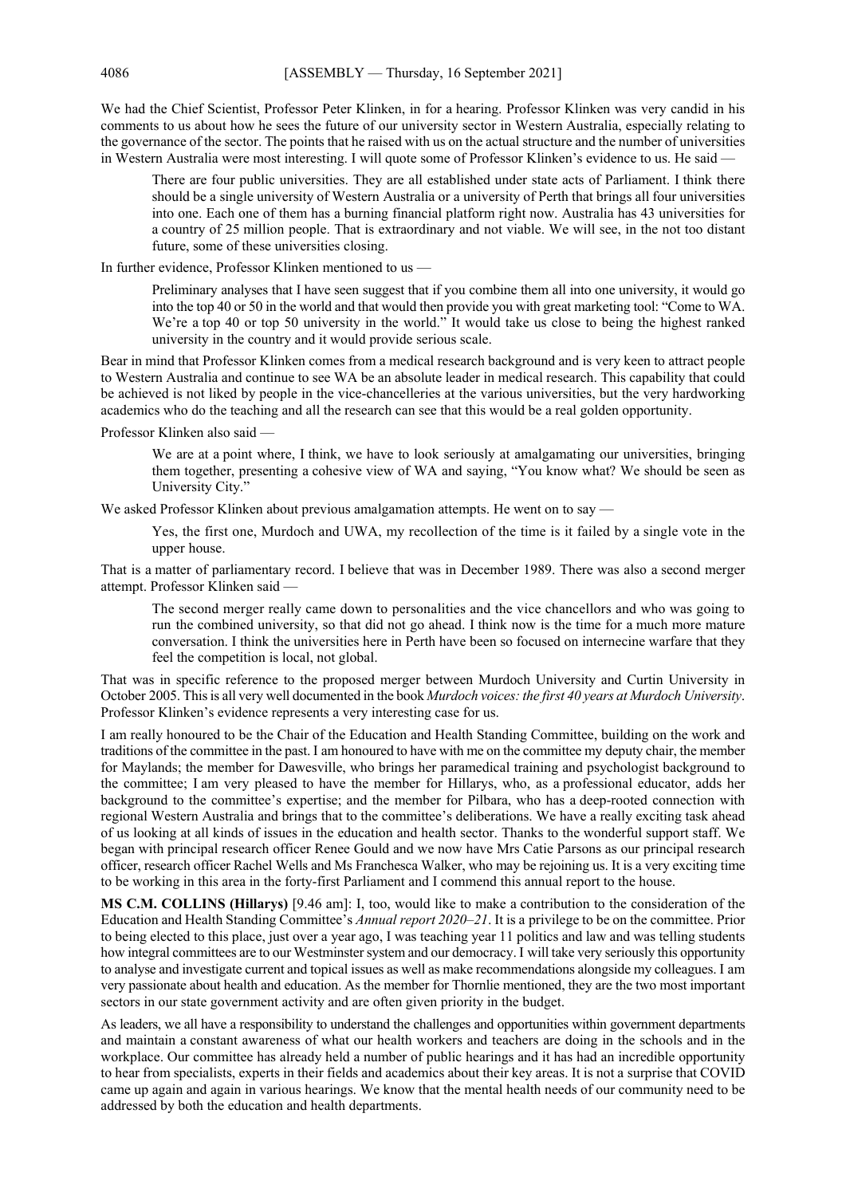We had the Chief Scientist, Professor Peter Klinken, in for a hearing. Professor Klinken was very candid in his comments to us about how he sees the future of our university sector in Western Australia, especially relating to the governance of the sector. The points that he raised with us on the actual structure and the number of universities in Western Australia were most interesting. I will quote some of Professor Klinken's evidence to us. He said —

> There are four public universities. They are all established under state acts of Parliament. I think there should be a single university of Western Australia or a university of Perth that brings all four universities into one. Each one of them has a burning financial platform right now. Australia has 43 universities for a country of 25 million people. That is extraordinary and not viable. We will see, in the not too distant future, some of these universities closing.

In further evidence, Professor Klinken mentioned to us —

> Preliminary analyses that I have seen suggest that if you combine them all into one university, it would go into the top 40 or 50 in the world and that would then provide you with great marketing tool: "Come to WA. We're a top 40 or top 50 university in the world." It would take us close to being the highest ranked university in the country and it would provide serious scale.

Bear in mind that Professor Klinken comes from a medical research background and is very keen to attract people to Western Australia and continue to see WA be an absolute leader in medical research. This capability that could be achieved is not liked by people in the vice-chancelleries at the various universities, but the very hardworking academics who do the teaching and all the research can see that this would be a real golden opportunity.

Professor Klinken also said —

> We are at a point where, I think, we have to look seriously at amalgamating our universities, bringing them together, presenting a cohesive view of WA and saying, "You know what? We should be seen as University City."

We asked Professor Klinken about previous amalgamation attempts. He went on to say —

> Yes, the first one, Murdoch and UWA, my recollection of the time is it failed by a single vote in the upper house.

That is a matter of parliamentary record. I believe that was in December 1989. There was also a second merger attempt. Professor Klinken said —

> The second merger really came down to personalities and the vice chancellors and who was going to run the combined university, so that did not go ahead. I think now is the time for a much more mature conversation. I think the universities here in Perth have been so focused on internecine warfare that they feel the competition is local, not global.

That was in specific reference to the proposed merger between Murdoch University and Curtin University in October 2005. This is all very well documented in the book *Murdoch voices: the first 40 years at Murdoch University*. Professor Klinken's evidence represents a very interesting case for us.

I am really honoured to be the Chair of the Education and Health Standing Committee, building on the work and traditions of the committee in the past. I am honoured to have with me on the committee my deputy chair, the member for Maylands; the member for Dawesville, who brings her paramedical training and psychologist background to the committee; I am very pleased to have the member for Hillarys, who, as a professional educator, adds her background to the committee's expertise; and the member for Pilbara, who has a deep-rooted connection with regional Western Australia and brings that to the committee's deliberations. We have a really exciting task ahead of us looking at all kinds of issues in the education and health sector. Thanks to the wonderful support staff. We began with principal research officer Renee Gould and we now have Mrs Catie Parsons as our principal research officer, research officer Rachel Wells and Ms Franchesca Walker, who may be rejoining us. It is a very exciting time to be working in this area in the forty-first Parliament and I commend this annual report to the house.

**MS C.M. COLLINS (Hillarys)** [9.46 am]: I, too, would like to make a contribution to the consideration of the Education and Health Standing Committee's *Annual report 2020–21*. It is a privilege to be on the committee. Prior to being elected to this place, just over a year ago, I was teaching year 11 politics and law and was telling students how integral committees are to our Westminster system and our democracy. I will take very seriously this opportunity to analyse and investigate current and topical issues as well as make recommendations alongside my colleagues. I am very passionate about health and education. As the member for Thornlie mentioned, they are the two most important sectors in our state government activity and are often given priority in the budget.

As leaders, we all have a responsibility to understand the challenges and opportunities within government departments and maintain a constant awareness of what our health workers and teachers are doing in the schools and in the workplace. Our committee has already held a number of public hearings and it has had an incredible opportunity to hear from specialists, experts in their fields and academics about their key areas. It is not a surprise that COVID came up again and again in various hearings. We know that the mental health needs of our community need to be addressed by both the education and health departments.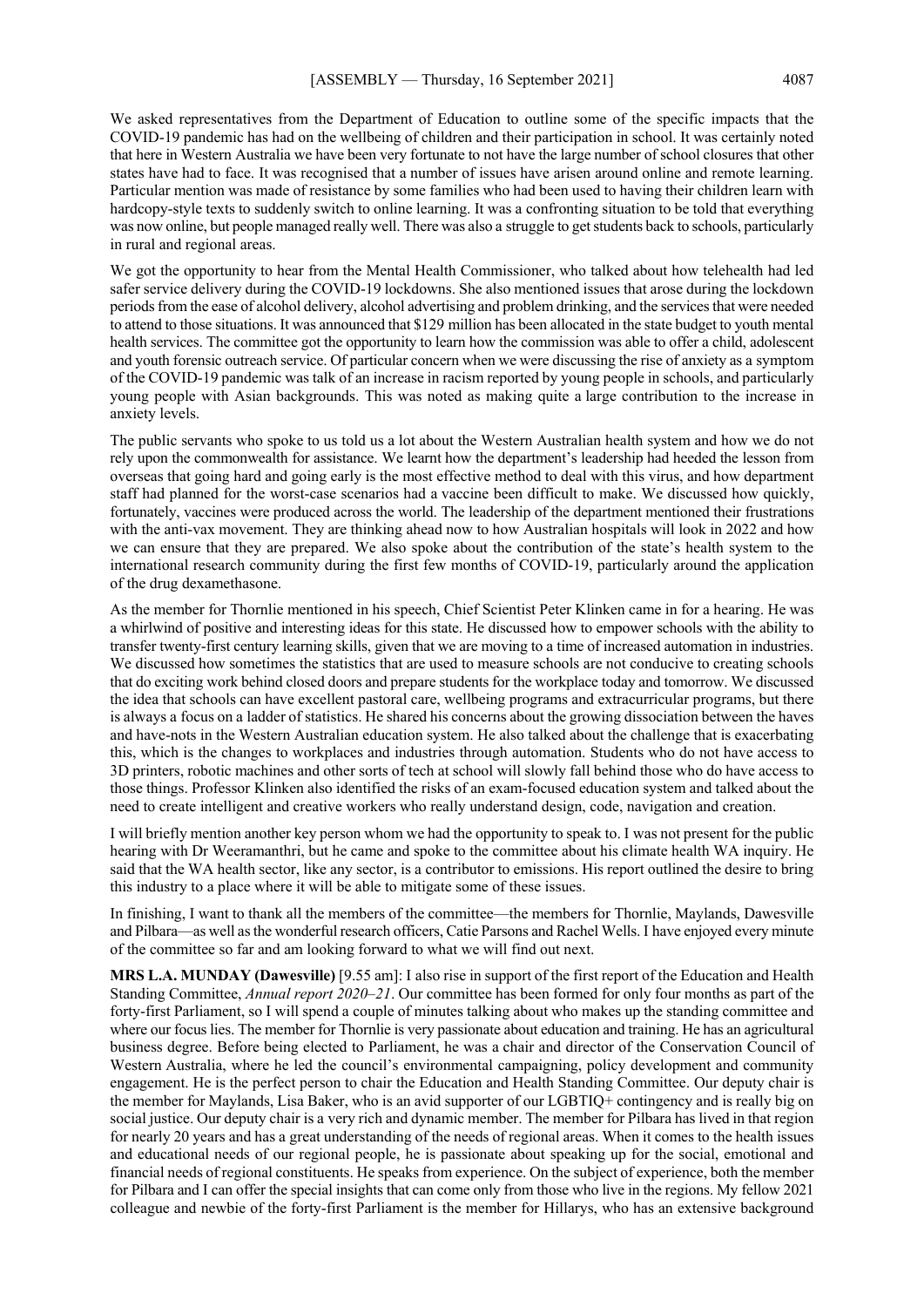We asked representatives from the Department of Education to outline some of the specific impacts that the COVID-19 pandemic has had on the wellbeing of children and their participation in school. It was certainly noted that here in Western Australia we have been very fortunate to not have the large number of school closures that other states have had to face. It was recognised that a number of issues have arisen around online and remote learning. Particular mention was made of resistance by some families who had been used to having their children learn with hardcopy-style texts to suddenly switch to online learning. It was a confronting situation to be told that everything was now online, but people managed really well. There was also a struggle to get students back to schools, particularly in rural and regional areas.

We got the opportunity to hear from the Mental Health Commissioner, who talked about how telehealth had led safer service delivery during the COVID-19 lockdowns. She also mentioned issues that arose during the lockdown periods from the ease of alcohol delivery, alcohol advertising and problem drinking, and the services that were needed to attend to those situations. It was announced that $129 million has been allocated in the state budget to youth mental health services. The committee got the opportunity to learn how the commission was able to offer a child, adolescent and youth forensic outreach service. Of particular concern when we were discussing the rise of anxiety as a symptom of the COVID-19 pandemic was talk of an increase in racism reported by young people in schools, and particularly young people with Asian backgrounds. This was noted as making quite a large contribution to the increase in anxiety levels.

The public servants who spoke to us told us a lot about the Western Australian health system and how we do not rely upon the commonwealth for assistance. We learnt how the department's leadership had heeded the lesson from overseas that going hard and going early is the most effective method to deal with this virus, and how department staff had planned for the worst-case scenarios had a vaccine been difficult to make. We discussed how quickly, fortunately, vaccines were produced across the world. The leadership of the department mentioned their frustrations with the anti-vax movement. They are thinking ahead now to how Australian hospitals will look in 2022 and how we can ensure that they are prepared. We also spoke about the contribution of the state's health system to the international research community during the first few months of COVID-19, particularly around the application of the drug dexamethasone.

As the member for Thornlie mentioned in his speech, Chief Scientist Peter Klinken came in for a hearing. He was a whirlwind of positive and interesting ideas for this state. He discussed how to empower schools with the ability to transfer twenty-first century learning skills, given that we are moving to a time of increased automation in industries. We discussed how sometimes the statistics that are used to measure schools are not conducive to creating schools that do exciting work behind closed doors and prepare students for the workplace today and tomorrow. We discussed the idea that schools can have excellent pastoral care, wellbeing programs and extracurricular programs, but there is always a focus on a ladder of statistics. He shared his concerns about the growing dissociation between the haves and have-nots in the Western Australian education system. He also talked about the challenge that is exacerbating this, which is the changes to workplaces and industries through automation. Students who do not have access to 3D printers, robotic machines and other sorts of tech at school will slowly fall behind those who do have access to those things. Professor Klinken also identified the risks of an exam-focused education system and talked about the need to create intelligent and creative workers who really understand design, code, navigation and creation.

I will briefly mention another key person whom we had the opportunity to speak to. I was not present for the public hearing with Dr Weeramanthri, but he came and spoke to the committee about his climate health WA inquiry. He said that the WA health sector, like any sector, is a contributor to emissions. His report outlined the desire to bring this industry to a place where it will be able to mitigate some of these issues.

In finishing, I want to thank all the members of the committee—the members for Thornlie, Maylands, Dawesville and Pilbara—as well as the wonderful research officers, Catie Parsons and Rachel Wells. I have enjoyed every minute of the committee so far and am looking forward to what we will find out next.

**MRS L.A. MUNDAY (Dawesville)** [9.55 am]: I also rise in support of the first report of the Education and Health Standing Committee, *Annual report 2020–21*. Our committee has been formed for only four months as part of the forty-first Parliament, so I will spend a couple of minutes talking about who makes up the standing committee and where our focus lies. The member for Thornlie is very passionate about education and training. He has an agricultural business degree. Before being elected to Parliament, he was a chair and director of the Conservation Council of Western Australia, where he led the council's environmental campaigning, policy development and community engagement. He is the perfect person to chair the Education and Health Standing Committee. Our deputy chair is the member for Maylands, Lisa Baker, who is an avid supporter of our LGBTIQ+ contingency and is really big on social justice. Our deputy chair is a very rich and dynamic member. The member for Pilbara has lived in that region for nearly 20 years and has a great understanding of the needs of regional areas. When it comes to the health issues and educational needs of our regional people, he is passionate about speaking up for the social, emotional and financial needs of regional constituents. He speaks from experience. On the subject of experience, both the member for Pilbara and I can offer the special insights that can come only from those who live in the regions. My fellow 2021 colleague and newbie of the forty-first Parliament is the member for Hillarys, who has an extensive background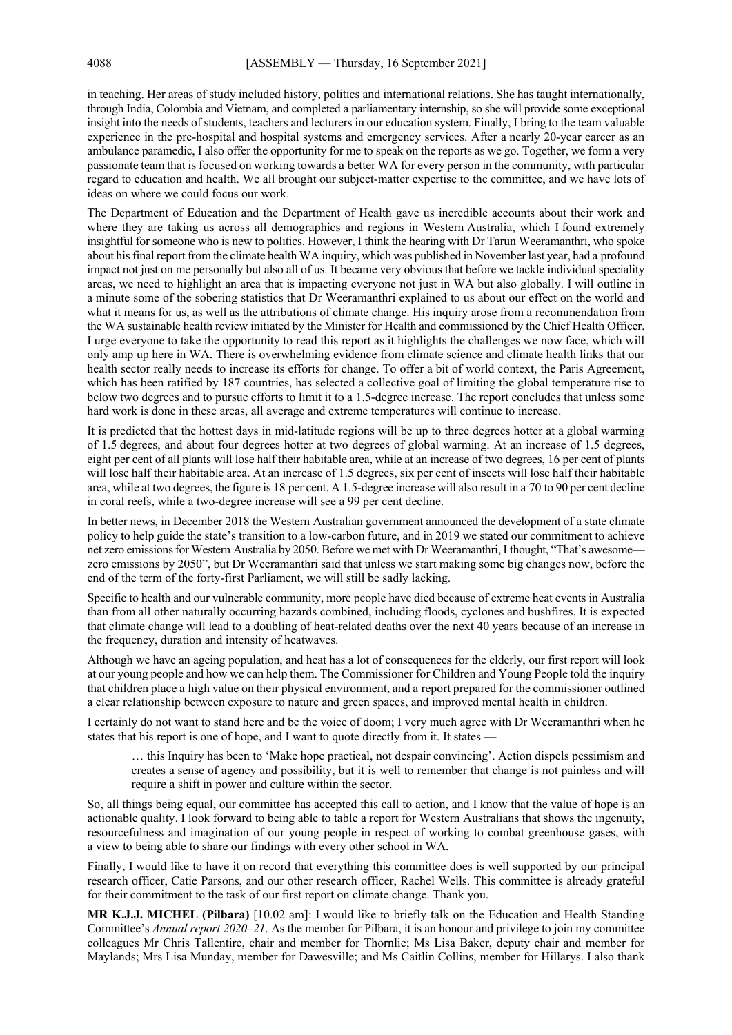in teaching. Her areas of study included history, politics and international relations. She has taught internationally, through India, Colombia and Vietnam, and completed a parliamentary internship, so she will provide some exceptional insight into the needs of students, teachers and lecturers in our education system. Finally, I bring to the team valuable experience in the pre-hospital and hospital systems and emergency services. After a nearly 20-year career as an ambulance paramedic, I also offer the opportunity for me to speak on the reports as we go. Together, we form a very passionate team that is focused on working towards a better WA for every person in the community, with particular regard to education and health. We all brought our subject-matter expertise to the committee, and we have lots of ideas on where we could focus our work.

The Department of Education and the Department of Health gave us incredible accounts about their work and where they are taking us across all demographics and regions in Western Australia, which I found extremely insightful for someone who is new to politics. However, I think the hearing with Dr Tarun Weeramanthri, who spoke about his final report from the climate health WA inquiry, which was published in November last year, had a profound impact not just on me personally but also all of us. It became very obvious that before we tackle individual speciality areas, we need to highlight an area that is impacting everyone not just in WA but also globally. I will outline in a minute some of the sobering statistics that Dr Weeramanthri explained to us about our effect on the world and what it means for us, as well as the attributions of climate change. His inquiry arose from a recommendation from the WA sustainable health review initiated by the Minister for Health and commissioned by the Chief Health Officer. I urge everyone to take the opportunity to read this report as it highlights the challenges we now face, which will only amp up here in WA. There is overwhelming evidence from climate science and climate health links that our health sector really needs to increase its efforts for change. To offer a bit of world context, the Paris Agreement, which has been ratified by 187 countries, has selected a collective goal of limiting the global temperature rise to below two degrees and to pursue efforts to limit it to a 1.5-degree increase. The report concludes that unless some hard work is done in these areas, all average and extreme temperatures will continue to increase.

It is predicted that the hottest days in mid-latitude regions will be up to three degrees hotter at a global warming of 1.5 degrees, and about four degrees hotter at two degrees of global warming. At an increase of 1.5 degrees, eight per cent of all plants will lose half their habitable area, while at an increase of two degrees, 16 per cent of plants will lose half their habitable area. At an increase of 1.5 degrees, six per cent of insects will lose half their habitable area, while at two degrees, the figure is 18 per cent. A 1.5-degree increase will also result in a 70 to 90 per cent decline in coral reefs, while a two-degree increase will see a 99 per cent decline.

In better news, in December 2018 the Western Australian government announced the development of a state climate policy to help guide the state's transition to a low-carbon future, and in 2019 we stated our commitment to achieve net zero emissions for Western Australia by 2050. Before we met with Dr Weeramanthri, I thought, "That's awesome—zero emissions by 2050", but Dr Weeramanthri said that unless we start making some big changes now, before the end of the term of the forty-first Parliament, we will still be sadly lacking.

Specific to health and our vulnerable community, more people have died because of extreme heat events in Australia than from all other naturally occurring hazards combined, including floods, cyclones and bushfires. It is expected that climate change will lead to a doubling of heat-related deaths over the next 40 years because of an increase in the frequency, duration and intensity of heatwaves.

Although we have an ageing population, and heat has a lot of consequences for the elderly, our first report will look at our young people and how we can help them. The Commissioner for Children and Young People told the inquiry that children place a high value on their physical environment, and a report prepared for the commissioner outlined a clear relationship between exposure to nature and green spaces, and improved mental health in children.

I certainly do not want to stand here and be the voice of doom; I very much agree with Dr Weeramanthri when he states that his report is one of hope, and I want to quote directly from it. It states —

> … this Inquiry has been to 'Make hope practical, not despair convincing'. Action dispels pessimism and creates a sense of agency and possibility, but it is well to remember that change is not painless and will require a shift in power and culture within the sector.

So, all things being equal, our committee has accepted this call to action, and I know that the value of hope is an actionable quality. I look forward to being able to table a report for Western Australians that shows the ingenuity, resourcefulness and imagination of our young people in respect of working to combat greenhouse gases, with a view to being able to share our findings with every other school in WA.

Finally, I would like to have it on record that everything this committee does is well supported by our principal research officer, Catie Parsons, and our other research officer, Rachel Wells. This committee is already grateful for their commitment to the task of our first report on climate change. Thank you.

**MR K.J.J. MICHEL (Pilbara)** [10.02 am]: I would like to briefly talk on the Education and Health Standing Committee's *Annual report 2020–21*. As the member for Pilbara, it is an honour and privilege to join my committee colleagues Mr Chris Tallentire, chair and member for Thornlie; Ms Lisa Baker, deputy chair and member for Maylands; Mrs Lisa Munday, member for Dawesville; and Ms Caitlin Collins, member for Hillarys. I also thank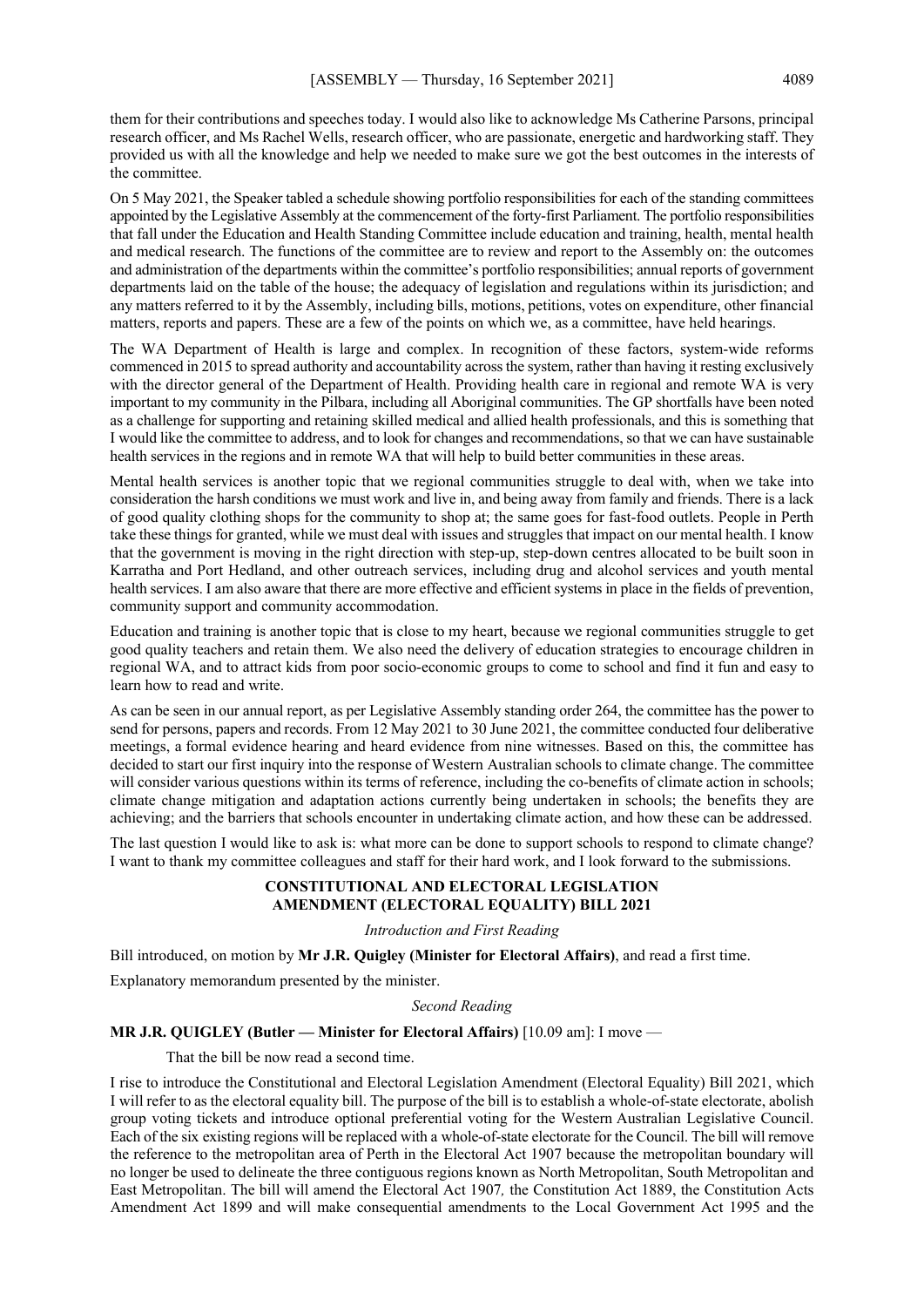them for their contributions and speeches today. I would also like to acknowledge Ms Catherine Parsons, principal research officer, and Ms Rachel Wells, research officer, who are passionate, energetic and hardworking staff. They provided us with all the knowledge and help we needed to make sure we got the best outcomes in the interests of the committee.

On 5 May 2021, the Speaker tabled a schedule showing portfolio responsibilities for each of the standing committees appointed by the Legislative Assembly at the commencement of the forty-first Parliament. The portfolio responsibilities that fall under the Education and Health Standing Committee include education and training, health, mental health and medical research. The functions of the committee are to review and report to the Assembly on: the outcomes and administration of the departments within the committee's portfolio responsibilities; annual reports of government departments laid on the table of the house; the adequacy of legislation and regulations within its jurisdiction; and any matters referred to it by the Assembly, including bills, motions, petitions, votes on expenditure, other financial matters, reports and papers. These are a few of the points on which we, as a committee, have held hearings.

The WA Department of Health is large and complex. In recognition of these factors, system-wide reforms commenced in 2015 to spread authority and accountability across the system, rather than having it resting exclusively with the director general of the Department of Health. Providing health care in regional and remote WA is very important to my community in the Pilbara, including all Aboriginal communities. The GP shortfalls have been noted as a challenge for supporting and retaining skilled medical and allied health professionals, and this is something that I would like the committee to address, and to look for changes and recommendations, so that we can have sustainable health services in the regions and in remote WA that will help to build better communities in these areas.

Mental health services is another topic that we regional communities struggle to deal with, when we take into consideration the harsh conditions we must work and live in, and being away from family and friends. There is a lack of good quality clothing shops for the community to shop at; the same goes for fast-food outlets. People in Perth take these things for granted, while we must deal with issues and struggles that impact on our mental health. I know that the government is moving in the right direction with step-up, step-down centres allocated to be built soon in Karratha and Port Hedland, and other outreach services, including drug and alcohol services and youth mental health services. I am also aware that there are more effective and efficient systems in place in the fields of prevention, community support and community accommodation.

Education and training is another topic that is close to my heart, because we regional communities struggle to get good quality teachers and retain them. We also need the delivery of education strategies to encourage children in regional WA, and to attract kids from poor socio-economic groups to come to school and find it fun and easy to learn how to read and write.

As can be seen in our annual report, as per Legislative Assembly standing order 264, the committee has the power to send for persons, papers and records. From 12 May 2021 to 30 June 2021, the committee conducted four deliberative meetings, a formal evidence hearing and heard evidence from nine witnesses. Based on this, the committee has decided to start our first inquiry into the response of Western Australian schools to climate change. The committee will consider various questions within its terms of reference, including the co-benefits of climate action in schools; climate change mitigation and adaptation actions currently being undertaken in schools; the benefits they are achieving; and the barriers that schools encounter in undertaking climate action, and how these can be addressed.

The last question I would like to ask is: what more can be done to support schools to respond to climate change? I want to thank my committee colleagues and staff for their hard work, and I look forward to the submissions.

## CONSTITUTIONAL AND ELECTORAL LEGISLATION AMENDMENT (ELECTORAL EQUALITY) BILL 2021

*Introduction and First Reading*

Bill introduced, on motion by **Mr J.R. Quigley (Minister for Electoral Affairs)**, and read a first time.

Explanatory memorandum presented by the minister.

*Second Reading*

**MR J.R. QUIGLEY (Butler — Minister for Electoral Affairs)** [10.09 am]: I move —

> That the bill be now read a second time.

I rise to introduce the Constitutional and Electoral Legislation Amendment (Electoral Equality) Bill 2021, which I will refer to as the electoral equality bill. The purpose of the bill is to establish a whole-of-state electorate, abolish group voting tickets and introduce optional preferential voting for the Western Australian Legislative Council. Each of the six existing regions will be replaced with a whole-of-state electorate for the Council. The bill will remove the reference to the metropolitan area of Perth in the Electoral Act 1907 because the metropolitan boundary will no longer be used to delineate the three contiguous regions known as North Metropolitan, South Metropolitan and East Metropolitan. The bill will amend the Electoral Act 1907*,* the Constitution Act 1889, the Constitution Acts Amendment Act 1899 and will make consequential amendments to the Local Government Act 1995 and the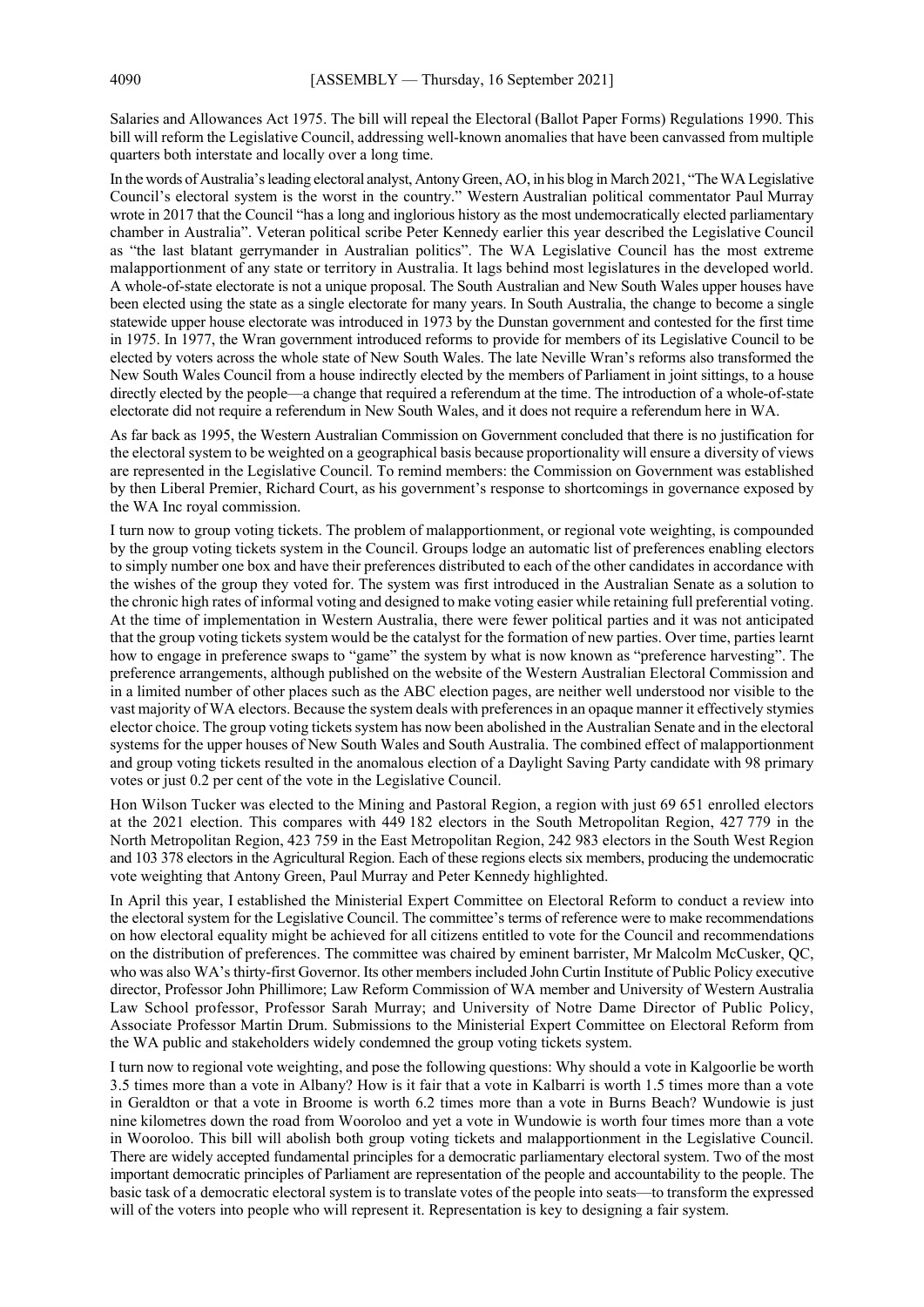Salaries and Allowances Act 1975. The bill will repeal the Electoral (Ballot Paper Forms) Regulations 1990. This bill will reform the Legislative Council, addressing well-known anomalies that have been canvassed from multiple quarters both interstate and locally over a long time.

In the words of Australia's leading electoral analyst, Antony Green, AO, in his blog in March 2021, "The WA Legislative Council's electoral system is the worst in the country." Western Australian political commentator Paul Murray wrote in 2017 that the Council "has a long and inglorious history as the most undemocratically elected parliamentary chamber in Australia". Veteran political scribe Peter Kennedy earlier this year described the Legislative Council as "the last blatant gerrymander in Australian politics". The WA Legislative Council has the most extreme malapportionment of any state or territory in Australia. It lags behind most legislatures in the developed world. A whole-of-state electorate is not a unique proposal. The South Australian and New South Wales upper houses have been elected using the state as a single electorate for many years. In South Australia, the change to become a single statewide upper house electorate was introduced in 1973 by the Dunstan government and contested for the first time in 1975. In 1977, the Wran government introduced reforms to provide for members of its Legislative Council to be elected by voters across the whole state of New South Wales. The late Neville Wran's reforms also transformed the New South Wales Council from a house indirectly elected by the members of Parliament in joint sittings, to a house directly elected by the people—a change that required a referendum at the time. The introduction of a whole-of-state electorate did not require a referendum in New South Wales, and it does not require a referendum here in WA.

As far back as 1995, the Western Australian Commission on Government concluded that there is no justification for the electoral system to be weighted on a geographical basis because proportionality will ensure a diversity of views are represented in the Legislative Council. To remind members: the Commission on Government was established by then Liberal Premier, Richard Court, as his government's response to shortcomings in governance exposed by the WA Inc royal commission.

I turn now to group voting tickets. The problem of malapportionment, or regional vote weighting, is compounded by the group voting tickets system in the Council. Groups lodge an automatic list of preferences enabling electors to simply number one box and have their preferences distributed to each of the other candidates in accordance with the wishes of the group they voted for. The system was first introduced in the Australian Senate as a solution to the chronic high rates of informal voting and designed to make voting easier while retaining full preferential voting. At the time of implementation in Western Australia, there were fewer political parties and it was not anticipated that the group voting tickets system would be the catalyst for the formation of new parties. Over time, parties learnt how to engage in preference swaps to "game" the system by what is now known as "preference harvesting". The preference arrangements, although published on the website of the Western Australian Electoral Commission and in a limited number of other places such as the ABC election pages, are neither well understood nor visible to the vast majority of WA electors. Because the system deals with preferences in an opaque manner it effectively stymies elector choice. The group voting tickets system has now been abolished in the Australian Senate and in the electoral systems for the upper houses of New South Wales and South Australia. The combined effect of malapportionment and group voting tickets resulted in the anomalous election of a Daylight Saving Party candidate with 98 primary votes or just 0.2 per cent of the vote in the Legislative Council.

Hon Wilson Tucker was elected to the Mining and Pastoral Region, a region with just 69 651 enrolled electors at the 2021 election. This compares with 449 182 electors in the South Metropolitan Region, 427 779 in the North Metropolitan Region, 423 759 in the East Metropolitan Region, 242 983 electors in the South West Region and 103 378 electors in the Agricultural Region. Each of these regions elects six members, producing the undemocratic vote weighting that Antony Green, Paul Murray and Peter Kennedy highlighted.

In April this year, I established the Ministerial Expert Committee on Electoral Reform to conduct a review into the electoral system for the Legislative Council. The committee's terms of reference were to make recommendations on how electoral equality might be achieved for all citizens entitled to vote for the Council and recommendations on the distribution of preferences. The committee was chaired by eminent barrister, Mr Malcolm McCusker, QC, who was also WA's thirty-first Governor. Its other members included John Curtin Institute of Public Policy executive director, Professor John Phillimore; Law Reform Commission of WA member and University of Western Australia Law School professor, Professor Sarah Murray; and University of Notre Dame Director of Public Policy, Associate Professor Martin Drum. Submissions to the Ministerial Expert Committee on Electoral Reform from the WA public and stakeholders widely condemned the group voting tickets system.

I turn now to regional vote weighting, and pose the following questions: Why should a vote in Kalgoorlie be worth 3.5 times more than a vote in Albany? How is it fair that a vote in Kalbarri is worth 1.5 times more than a vote in Geraldton or that a vote in Broome is worth 6.2 times more than a vote in Burns Beach? Wundowie is just nine kilometres down the road from Wooroloo and yet a vote in Wundowie is worth four times more than a vote in Wooroloo. This bill will abolish both group voting tickets and malapportionment in the Legislative Council. There are widely accepted fundamental principles for a democratic parliamentary electoral system. Two of the most important democratic principles of Parliament are representation of the people and accountability to the people. The basic task of a democratic electoral system is to translate votes of the people into seats—to transform the expressed will of the voters into people who will represent it. Representation is key to designing a fair system.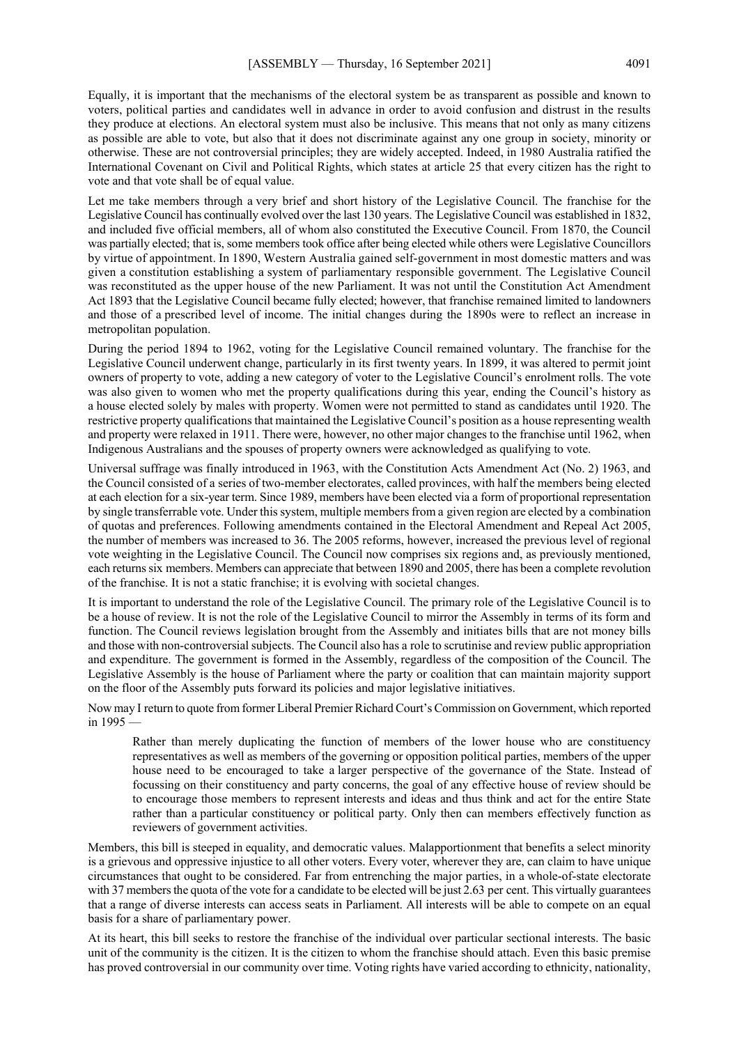Equally, it is important that the mechanisms of the electoral system be as transparent as possible and known to voters, political parties and candidates well in advance in order to avoid confusion and distrust in the results they produce at elections. An electoral system must also be inclusive. This means that not only as many citizens as possible are able to vote, but also that it does not discriminate against any one group in society, minority or otherwise. These are not controversial principles; they are widely accepted. Indeed, in 1980 Australia ratified the International Covenant on Civil and Political Rights, which states at article 25 that every citizen has the right to vote and that vote shall be of equal value.

Let me take members through a very brief and short history of the Legislative Council. The franchise for the Legislative Council has continually evolved over the last 130 years. The Legislative Council was established in 1832, and included five official members, all of whom also constituted the Executive Council. From 1870, the Council was partially elected; that is, some members took office after being elected while others were Legislative Councillors by virtue of appointment. In 1890, Western Australia gained self-government in most domestic matters and was given a constitution establishing a system of parliamentary responsible government. The Legislative Council was reconstituted as the upper house of the new Parliament. It was not until the Constitution Act Amendment Act 1893 that the Legislative Council became fully elected; however, that franchise remained limited to landowners and those of a prescribed level of income. The initial changes during the 1890s were to reflect an increase in metropolitan population.

During the period 1894 to 1962, voting for the Legislative Council remained voluntary. The franchise for the Legislative Council underwent change, particularly in its first twenty years. In 1899, it was altered to permit joint owners of property to vote, adding a new category of voter to the Legislative Council's enrolment rolls. The vote was also given to women who met the property qualifications during this year, ending the Council's history as a house elected solely by males with property. Women were not permitted to stand as candidates until 1920. The restrictive property qualifications that maintained the Legislative Council's position as a house representing wealth and property were relaxed in 1911. There were, however, no other major changes to the franchise until 1962, when Indigenous Australians and the spouses of property owners were acknowledged as qualifying to vote.

Universal suffrage was finally introduced in 1963, with the Constitution Acts Amendment Act (No. 2) 1963, and the Council consisted of a series of two-member electorates, called provinces, with half the members being elected at each election for a six-year term. Since 1989, members have been elected via a form of proportional representation by single transferrable vote. Under this system, multiple members from a given region are elected by a combination of quotas and preferences. Following amendments contained in the Electoral Amendment and Repeal Act 2005, the number of members was increased to 36. The 2005 reforms, however, increased the previous level of regional vote weighting in the Legislative Council. The Council now comprises six regions and, as previously mentioned, each returns six members. Members can appreciate that between 1890 and 2005, there has been a complete revolution of the franchise. It is not a static franchise; it is evolving with societal changes.

It is important to understand the role of the Legislative Council. The primary role of the Legislative Council is to be a house of review. It is not the role of the Legislative Council to mirror the Assembly in terms of its form and function. The Council reviews legislation brought from the Assembly and initiates bills that are not money bills and those with non-controversial subjects. The Council also has a role to scrutinise and review public appropriation and expenditure. The government is formed in the Assembly, regardless of the composition of the Council. The Legislative Assembly is the house of Parliament where the party or coalition that can maintain majority support on the floor of the Assembly puts forward its policies and major legislative initiatives.

Now may I return to quote from former Liberal Premier Richard Court's Commission on Government, which reported in 1995 —

> Rather than merely duplicating the function of members of the lower house who are constituency representatives as well as members of the governing or opposition political parties, members of the upper house need to be encouraged to take a larger perspective of the governance of the State. Instead of focussing on their constituency and party concerns, the goal of any effective house of review should be to encourage those members to represent interests and ideas and thus think and act for the entire State rather than a particular constituency or political party. Only then can members effectively function as reviewers of government activities.

Members, this bill is steeped in equality, and democratic values. Malapportionment that benefits a select minority is a grievous and oppressive injustice to all other voters. Every voter, wherever they are, can claim to have unique circumstances that ought to be considered. Far from entrenching the major parties, in a whole-of-state electorate with 37 members the quota of the vote for a candidate to be elected will be just 2.63 per cent. This virtually guarantees that a range of diverse interests can access seats in Parliament. All interests will be able to compete on an equal basis for a share of parliamentary power.

At its heart, this bill seeks to restore the franchise of the individual over particular sectional interests. The basic unit of the community is the citizen. It is the citizen to whom the franchise should attach. Even this basic premise has proved controversial in our community over time. Voting rights have varied according to ethnicity, nationality,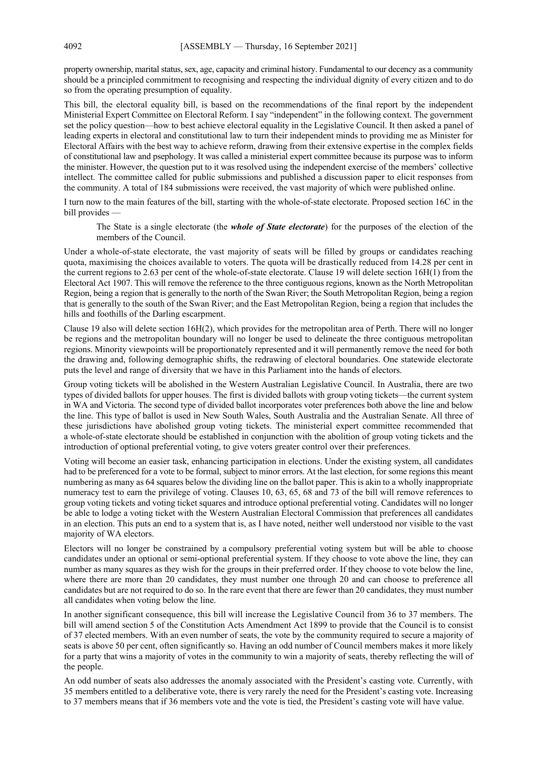property ownership, marital status, sex, age, capacity and criminal history. Fundamental to our decency as a community should be a principled commitment to recognising and respecting the individual dignity of every citizen and to do so from the operating presumption of equality.

This bill, the electoral equality bill, is based on the recommendations of the final report by the independent Ministerial Expert Committee on Electoral Reform. I say "independent" in the following context. The government set the policy question—how to best achieve electoral equality in the Legislative Council. It then asked a panel of leading experts in electoral and constitutional law to turn their independent minds to providing me as Minister for Electoral Affairs with the best way to achieve reform, drawing from their extensive expertise in the complex fields of constitutional law and psephology. It was called a ministerial expert committee because its purpose was to inform the minister. However, the question put to it was resolved using the independent exercise of the members' collective intellect. The committee called for public submissions and published a discussion paper to elicit responses from the community. A total of 184 submissions were received, the vast majority of which were published online.

I turn now to the main features of the bill, starting with the whole-of-state electorate. Proposed section 16C in the bill provides —

> The State is a single electorate (the ***whole of State electorate***) for the purposes of the election of the members of the Council.

Under a whole-of-state electorate, the vast majority of seats will be filled by groups or candidates reaching quota, maximising the choices available to voters. The quota will be drastically reduced from 14.28 per cent in the current regions to 2.63 per cent of the whole-of-state electorate. Clause 19 will delete section 16H(1) from the Electoral Act 1907. This will remove the reference to the three contiguous regions, known as the North Metropolitan Region, being a region that is generally to the north of the Swan River; the South Metropolitan Region, being a region that is generally to the south of the Swan River; and the East Metropolitan Region, being a region that includes the hills and foothills of the Darling escarpment.

Clause 19 also will delete section 16H(2), which provides for the metropolitan area of Perth. There will no longer be regions and the metropolitan boundary will no longer be used to delineate the three contiguous metropolitan regions. Minority viewpoints will be proportionately represented and it will permanently remove the need for both the drawing and, following demographic shifts, the redrawing of electoral boundaries. One statewide electorate puts the level and range of diversity that we have in this Parliament into the hands of electors.

Group voting tickets will be abolished in the Western Australian Legislative Council. In Australia, there are two types of divided ballots for upper houses. The first is divided ballots with group voting tickets—the current system in WA and Victoria. The second type of divided ballot incorporates voter preferences both above the line and below the line. This type of ballot is used in New South Wales, South Australia and the Australian Senate. All three of these jurisdictions have abolished group voting tickets. The ministerial expert committee recommended that a whole-of-state electorate should be established in conjunction with the abolition of group voting tickets and the introduction of optional preferential voting, to give voters greater control over their preferences.

Voting will become an easier task, enhancing participation in elections. Under the existing system, all candidates had to be preferenced for a vote to be formal, subject to minor errors. At the last election, for some regions this meant numbering as many as 64 squares below the dividing line on the ballot paper. This is akin to a wholly inappropriate numeracy test to earn the privilege of voting. Clauses 10, 63, 65, 68 and 73 of the bill will remove references to group voting tickets and voting ticket squares and introduce optional preferential voting. Candidates will no longer be able to lodge a voting ticket with the Western Australian Electoral Commission that preferences all candidates in an election. This puts an end to a system that is, as I have noted, neither well understood nor visible to the vast majority of WA electors.

Electors will no longer be constrained by a compulsory preferential voting system but will be able to choose candidates under an optional or semi-optional preferential system. If they choose to vote above the line, they can number as many squares as they wish for the groups in their preferred order. If they choose to vote below the line, where there are more than 20 candidates, they must number one through 20 and can choose to preference all candidates but are not required to do so. In the rare event that there are fewer than 20 candidates, they must number all candidates when voting below the line.

In another significant consequence, this bill will increase the Legislative Council from 36 to 37 members. The bill will amend section 5 of the Constitution Acts Amendment Act 1899 to provide that the Council is to consist of 37 elected members. With an even number of seats, the vote by the community required to secure a majority of seats is above 50 per cent, often significantly so. Having an odd number of Council members makes it more likely for a party that wins a majority of votes in the community to win a majority of seats, thereby reflecting the will of the people.

An odd number of seats also addresses the anomaly associated with the President's casting vote. Currently, with 35 members entitled to a deliberative vote, there is very rarely the need for the President's casting vote. Increasing to 37 members means that if 36 members vote and the vote is tied, the President's casting vote will have value.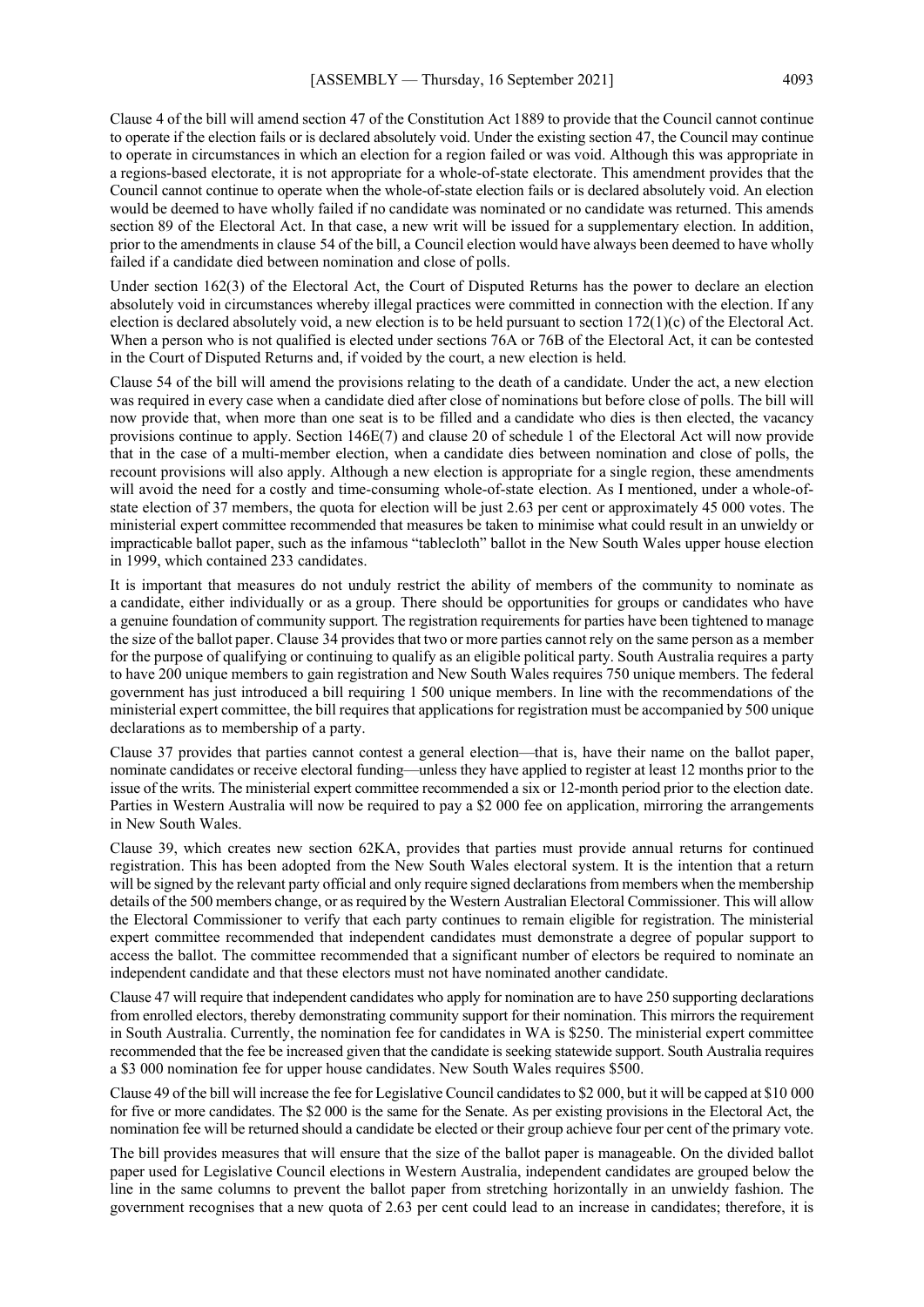Clause 4 of the bill will amend section 47 of the Constitution Act 1889 to provide that the Council cannot continue to operate if the election fails or is declared absolutely void. Under the existing section 47, the Council may continue to operate in circumstances in which an election for a region failed or was void. Although this was appropriate in a regions-based electorate, it is not appropriate for a whole-of-state electorate. This amendment provides that the Council cannot continue to operate when the whole-of-state election fails or is declared absolutely void. An election would be deemed to have wholly failed if no candidate was nominated or no candidate was returned. This amends section 89 of the Electoral Act. In that case, a new writ will be issued for a supplementary election. In addition, prior to the amendments in clause 54 of the bill, a Council election would have always been deemed to have wholly failed if a candidate died between nomination and close of polls.

Under section 162(3) of the Electoral Act, the Court of Disputed Returns has the power to declare an election absolutely void in circumstances whereby illegal practices were committed in connection with the election. If any election is declared absolutely void, a new election is to be held pursuant to section 172(1)(c) of the Electoral Act. When a person who is not qualified is elected under sections 76A or 76B of the Electoral Act, it can be contested in the Court of Disputed Returns and, if voided by the court, a new election is held.

Clause 54 of the bill will amend the provisions relating to the death of a candidate. Under the act, a new election was required in every case when a candidate died after close of nominations but before close of polls. The bill will now provide that, when more than one seat is to be filled and a candidate who dies is then elected, the vacancy provisions continue to apply. Section 146E(7) and clause 20 of schedule 1 of the Electoral Act will now provide that in the case of a multi-member election, when a candidate dies between nomination and close of polls, the recount provisions will also apply. Although a new election is appropriate for a single region, these amendments will avoid the need for a costly and time-consuming whole-of-state election. As I mentioned, under a whole-of-state election of 37 members, the quota for election will be just 2.63 per cent or approximately 45 000 votes. The ministerial expert committee recommended that measures be taken to minimise what could result in an unwieldy or impracticable ballot paper, such as the infamous "tablecloth" ballot in the New South Wales upper house election in 1999, which contained 233 candidates.

It is important that measures do not unduly restrict the ability of members of the community to nominate as a candidate, either individually or as a group. There should be opportunities for groups or candidates who have a genuine foundation of community support. The registration requirements for parties have been tightened to manage the size of the ballot paper. Clause 34 provides that two or more parties cannot rely on the same person as a member for the purpose of qualifying or continuing to qualify as an eligible political party. South Australia requires a party to have 200 unique members to gain registration and New South Wales requires 750 unique members. The federal government has just introduced a bill requiring 1 500 unique members. In line with the recommendations of the ministerial expert committee, the bill requires that applications for registration must be accompanied by 500 unique declarations as to membership of a party.

Clause 37 provides that parties cannot contest a general election—that is, have their name on the ballot paper, nominate candidates or receive electoral funding—unless they have applied to register at least 12 months prior to the issue of the writs. The ministerial expert committee recommended a six or 12-month period prior to the election date. Parties in Western Australia will now be required to pay a $2 000 fee on application, mirroring the arrangements in New South Wales.

Clause 39, which creates new section 62KA, provides that parties must provide annual returns for continued registration. This has been adopted from the New South Wales electoral system. It is the intention that a return will be signed by the relevant party official and only require signed declarations from members when the membership details of the 500 members change, or as required by the Western Australian Electoral Commissioner. This will allow the Electoral Commissioner to verify that each party continues to remain eligible for registration. The ministerial expert committee recommended that independent candidates must demonstrate a degree of popular support to access the ballot. The committee recommended that a significant number of electors be required to nominate an independent candidate and that these electors must not have nominated another candidate.

Clause 47 will require that independent candidates who apply for nomination are to have 250 supporting declarations from enrolled electors, thereby demonstrating community support for their nomination. This mirrors the requirement in South Australia. Currently, the nomination fee for candidates in WA is $250. The ministerial expert committee recommended that the fee be increased given that the candidate is seeking statewide support. South Australia requires a $3 000 nomination fee for upper house candidates. New South Wales requires $500.

Clause 49 of the bill will increase the fee for Legislative Council candidates to $2 000, but it will be capped at $10 000 for five or more candidates. The $2 000 is the same for the Senate. As per existing provisions in the Electoral Act, the nomination fee will be returned should a candidate be elected or their group achieve four per cent of the primary vote.

The bill provides measures that will ensure that the size of the ballot paper is manageable. On the divided ballot paper used for Legislative Council elections in Western Australia, independent candidates are grouped below the line in the same columns to prevent the ballot paper from stretching horizontally in an unwieldy fashion. The government recognises that a new quota of 2.63 per cent could lead to an increase in candidates; therefore, it is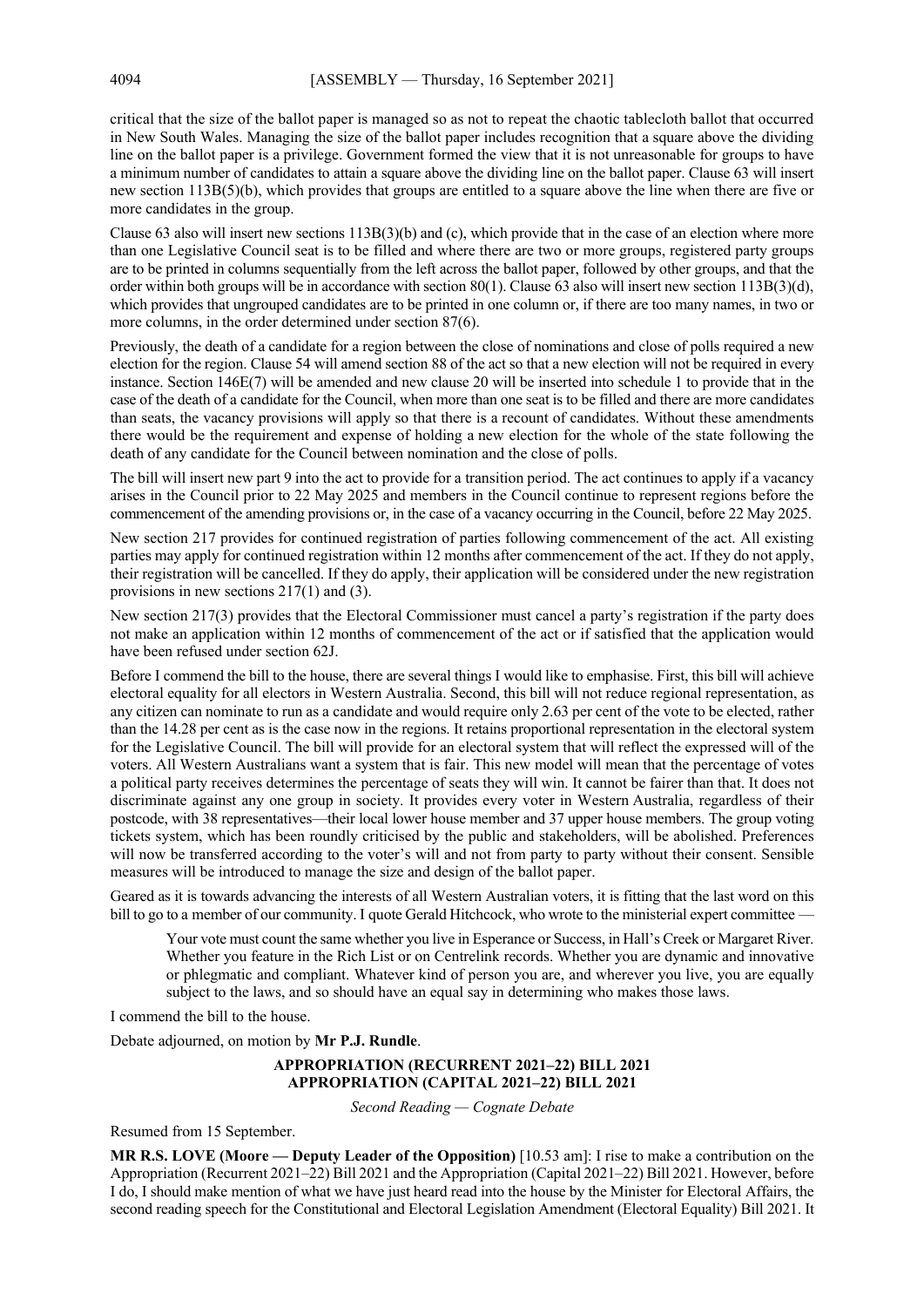critical that the size of the ballot paper is managed so as not to repeat the chaotic tablecloth ballot that occurred in New South Wales. Managing the size of the ballot paper includes recognition that a square above the dividing line on the ballot paper is a privilege. Government formed the view that it is not unreasonable for groups to have a minimum number of candidates to attain a square above the dividing line on the ballot paper. Clause 63 will insert new section 113B(5)(b), which provides that groups are entitled to a square above the line when there are five or more candidates in the group.

Clause 63 also will insert new sections 113B(3)(b) and (c), which provide that in the case of an election where more than one Legislative Council seat is to be filled and where there are two or more groups, registered party groups are to be printed in columns sequentially from the left across the ballot paper, followed by other groups, and that the order within both groups will be in accordance with section 80(1). Clause 63 also will insert new section 113B(3)(d), which provides that ungrouped candidates are to be printed in one column or, if there are too many names, in two or more columns, in the order determined under section 87(6).

Previously, the death of a candidate for a region between the close of nominations and close of polls required a new election for the region. Clause 54 will amend section 88 of the act so that a new election will not be required in every instance. Section 146E(7) will be amended and new clause 20 will be inserted into schedule 1 to provide that in the case of the death of a candidate for the Council, when more than one seat is to be filled and there are more candidates than seats, the vacancy provisions will apply so that there is a recount of candidates. Without these amendments there would be the requirement and expense of holding a new election for the whole of the state following the death of any candidate for the Council between nomination and the close of polls.

The bill will insert new part 9 into the act to provide for a transition period. The act continues to apply if a vacancy arises in the Council prior to 22 May 2025 and members in the Council continue to represent regions before the commencement of the amending provisions or, in the case of a vacancy occurring in the Council, before 22 May 2025.

New section 217 provides for continued registration of parties following commencement of the act. All existing parties may apply for continued registration within 12 months after commencement of the act. If they do not apply, their registration will be cancelled. If they do apply, their application will be considered under the new registration provisions in new sections 217(1) and (3).

New section 217(3) provides that the Electoral Commissioner must cancel a party's registration if the party does not make an application within 12 months of commencement of the act or if satisfied that the application would have been refused under section 62J.

Before I commend the bill to the house, there are several things I would like to emphasise. First, this bill will achieve electoral equality for all electors in Western Australia. Second, this bill will not reduce regional representation, as any citizen can nominate to run as a candidate and would require only 2.63 per cent of the vote to be elected, rather than the 14.28 per cent as is the case now in the regions. It retains proportional representation in the electoral system for the Legislative Council. The bill will provide for an electoral system that will reflect the expressed will of the voters. All Western Australians want a system that is fair. This new model will mean that the percentage of votes a political party receives determines the percentage of seats they will win. It cannot be fairer than that. It does not discriminate against any one group in society. It provides every voter in Western Australia, regardless of their postcode, with 38 representatives—their local lower house member and 37 upper house members. The group voting tickets system, which has been roundly criticised by the public and stakeholders, will be abolished. Preferences will now be transferred according to the voter's will and not from party to party without their consent. Sensible measures will be introduced to manage the size and design of the ballot paper.

Geared as it is towards advancing the interests of all Western Australian voters, it is fitting that the last word on this bill to go to a member of our community. I quote Gerald Hitchcock, who wrote to the ministerial expert committee —

> Your vote must count the same whether you live in Esperance or Success, in Hall's Creek or Margaret River. Whether you feature in the Rich List or on Centrelink records. Whether you are dynamic and innovative or phlegmatic and compliant. Whatever kind of person you are, and wherever you live, you are equally subject to the laws, and so should have an equal say in determining who makes those laws.

I commend the bill to the house.

Debate adjourned, on motion by **Mr P.J. Rundle**.

## APPROPRIATION (RECURRENT 2021–22) BILL 2021
## APPROPRIATION (CAPITAL 2021–22) BILL 2021

*Second Reading — Cognate Debate*

Resumed from 15 September.

**MR R.S. LOVE (Moore — Deputy Leader of the Opposition)** [10.53 am]: I rise to make a contribution on the Appropriation (Recurrent 2021–22) Bill 2021 and the Appropriation (Capital 2021–22) Bill 2021. However, before I do, I should make mention of what we have just heard read into the house by the Minister for Electoral Affairs, the second reading speech for the Constitutional and Electoral Legislation Amendment (Electoral Equality) Bill 2021. It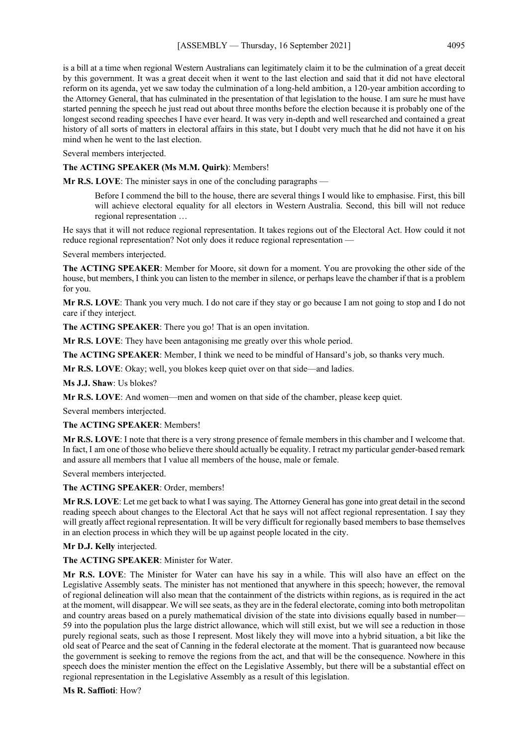is a bill at a time when regional Western Australians can legitimately claim it to be the culmination of a great deceit by this government. It was a great deceit when it went to the last election and said that it did not have electoral reform on its agenda, yet we saw today the culmination of a long-held ambition, a 120-year ambition according to the Attorney General, that has culminated in the presentation of that legislation to the house. I am sure he must have started penning the speech he just read out about three months before the election because it is probably one of the longest second reading speeches I have ever heard. It was very in-depth and well researched and contained a great history of all sorts of matters in electoral affairs in this state, but I doubt very much that he did not have it on his mind when he went to the last election.

Several members interjected.

**The ACTING SPEAKER (Ms M.M. Quirk)**: Members!

**Mr R.S. LOVE**: The minister says in one of the concluding paragraphs —

> Before I commend the bill to the house, there are several things I would like to emphasise. First, this bill will achieve electoral equality for all electors in Western Australia. Second, this bill will not reduce regional representation …

He says that it will not reduce regional representation. It takes regions out of the Electoral Act. How could it not reduce regional representation? Not only does it reduce regional representation —

Several members interjected.

**The ACTING SPEAKER**: Member for Moore, sit down for a moment. You are provoking the other side of the house, but members, I think you can listen to the member in silence, or perhaps leave the chamber if that is a problem for you.

**Mr R.S. LOVE**: Thank you very much. I do not care if they stay or go because I am not going to stop and I do not care if they interject.

**The ACTING SPEAKER**: There you go! That is an open invitation.

**Mr R.S. LOVE**: They have been antagonising me greatly over this whole period.

**The ACTING SPEAKER**: Member, I think we need to be mindful of Hansard's job, so thanks very much.

**Mr R.S. LOVE**: Okay; well, you blokes keep quiet over on that side—and ladies.

**Ms J.J. Shaw**: Us blokes?

**Mr R.S. LOVE**: And women—men and women on that side of the chamber, please keep quiet.

Several members interjected.

**The ACTING SPEAKER**: Members!

**Mr R.S. LOVE**: I note that there is a very strong presence of female members in this chamber and I welcome that. In fact, I am one of those who believe there should actually be equality. I retract my particular gender-based remark and assure all members that I value all members of the house, male or female.

Several members interjected.

**The ACTING SPEAKER**: Order, members!

**Mr R.S. LOVE**: Let me get back to what I was saying. The Attorney General has gone into great detail in the second reading speech about changes to the Electoral Act that he says will not affect regional representation. I say they will greatly affect regional representation. It will be very difficult for regionally based members to base themselves in an election process in which they will be up against people located in the city.

**Mr D.J. Kelly** interjected.

**The ACTING SPEAKER**: Minister for Water.

**Mr R.S. LOVE**: The Minister for Water can have his say in a while. This will also have an effect on the Legislative Assembly seats. The minister has not mentioned that anywhere in this speech; however, the removal of regional delineation will also mean that the containment of the districts within regions, as is required in the act at the moment, will disappear. We will see seats, as they are in the federal electorate, coming into both metropolitan and country areas based on a purely mathematical division of the state into divisions equally based in number—59 into the population plus the large district allowance, which will still exist, but we will see a reduction in those purely regional seats, such as those I represent. Most likely they will move into a hybrid situation, a bit like the old seat of Pearce and the seat of Canning in the federal electorate at the moment. That is guaranteed now because the government is seeking to remove the regions from the act, and that will be the consequence. Nowhere in this speech does the minister mention the effect on the Legislative Assembly, but there will be a substantial effect on regional representation in the Legislative Assembly as a result of this legislation.

**Ms R. Saffioti**: How?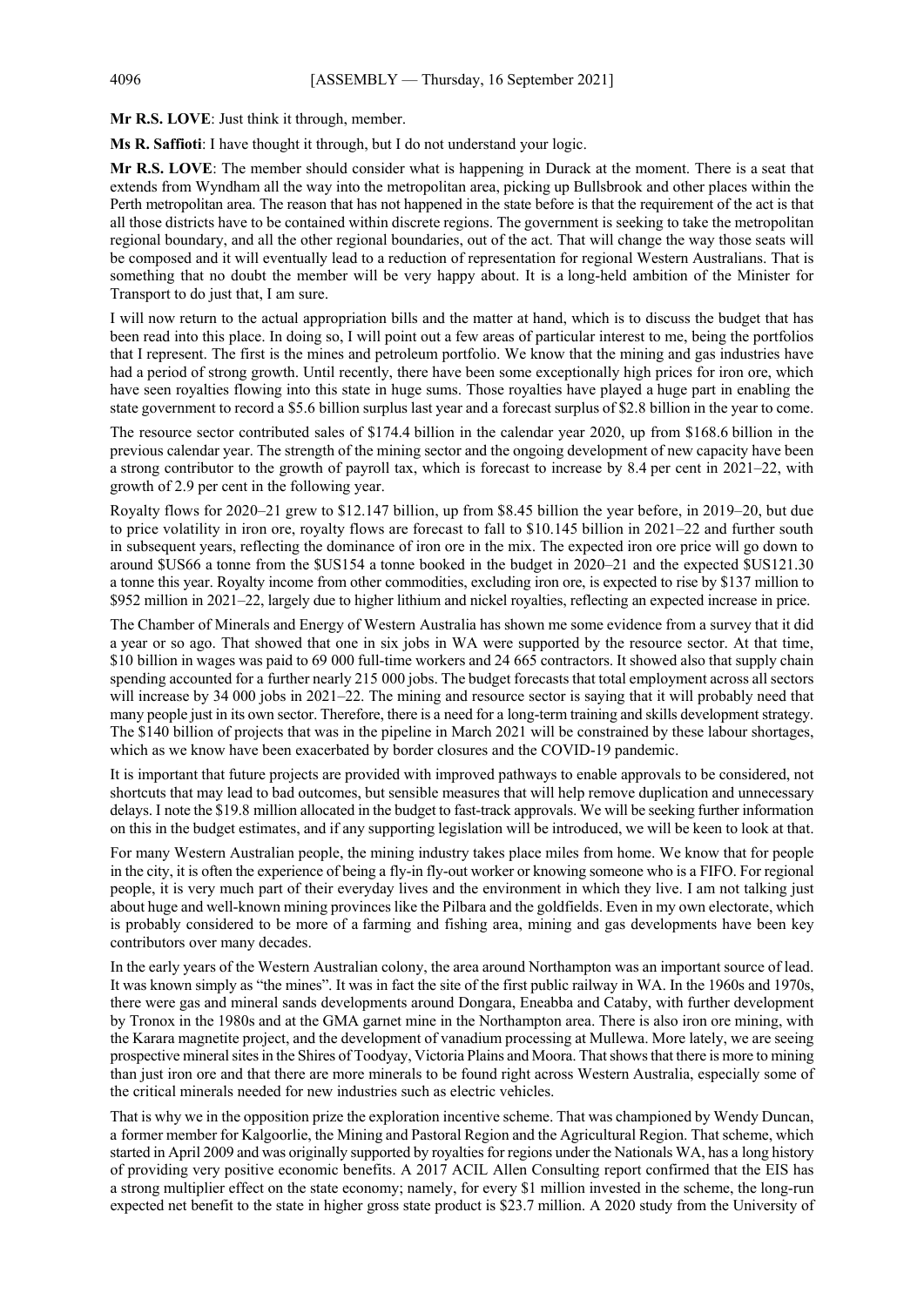**Mr R.S. LOVE**: Just think it through, member.

**Ms R. Saffioti**: I have thought it through, but I do not understand your logic.

**Mr R.S. LOVE**: The member should consider what is happening in Durack at the moment. There is a seat that extends from Wyndham all the way into the metropolitan area, picking up Bullsbrook and other places within the Perth metropolitan area. The reason that has not happened in the state before is that the requirement of the act is that all those districts have to be contained within discrete regions. The government is seeking to take the metropolitan regional boundary, and all the other regional boundaries, out of the act. That will change the way those seats will be composed and it will eventually lead to a reduction of representation for regional Western Australians. That is something that no doubt the member will be very happy about. It is a long-held ambition of the Minister for Transport to do just that, I am sure.

I will now return to the actual appropriation bills and the matter at hand, which is to discuss the budget that has been read into this place. In doing so, I will point out a few areas of particular interest to me, being the portfolios that I represent. The first is the mines and petroleum portfolio. We know that the mining and gas industries have had a period of strong growth. Until recently, there have been some exceptionally high prices for iron ore, which have seen royalties flowing into this state in huge sums. Those royalties have played a huge part in enabling the state government to record a $5.6 billion surplus last year and a forecast surplus of $2.8 billion in the year to come.

The resource sector contributed sales of $174.4 billion in the calendar year 2020, up from $168.6 billion in the previous calendar year. The strength of the mining sector and the ongoing development of new capacity have been a strong contributor to the growth of payroll tax, which is forecast to increase by 8.4 per cent in 2021–22, with growth of 2.9 per cent in the following year.

Royalty flows for 2020–21 grew to $12.147 billion, up from $8.45 billion the year before, in 2019–20, but due to price volatility in iron ore, royalty flows are forecast to fall to $10.145 billion in 2021–22 and further south in subsequent years, reflecting the dominance of iron ore in the mix. The expected iron ore price will go down to around $US66 a tonne from the $US154 a tonne booked in the budget in 2020–21 and the expected $US121.30 a tonne this year. Royalty income from other commodities, excluding iron ore, is expected to rise by $137 million to $952 million in 2021–22, largely due to higher lithium and nickel royalties, reflecting an expected increase in price.

The Chamber of Minerals and Energy of Western Australia has shown me some evidence from a survey that it did a year or so ago. That showed that one in six jobs in WA were supported by the resource sector. At that time, $10 billion in wages was paid to 69 000 full-time workers and 24 665 contractors. It showed also that supply chain spending accounted for a further nearly 215 000 jobs. The budget forecasts that total employment across all sectors will increase by 34 000 jobs in 2021–22. The mining and resource sector is saying that it will probably need that many people just in its own sector. Therefore, there is a need for a long-term training and skills development strategy. The $140 billion of projects that was in the pipeline in March 2021 will be constrained by these labour shortages, which as we know have been exacerbated by border closures and the COVID-19 pandemic.

It is important that future projects are provided with improved pathways to enable approvals to be considered, not shortcuts that may lead to bad outcomes, but sensible measures that will help remove duplication and unnecessary delays. I note the $19.8 million allocated in the budget to fast-track approvals. We will be seeking further information on this in the budget estimates, and if any supporting legislation will be introduced, we will be keen to look at that.

For many Western Australian people, the mining industry takes place miles from home. We know that for people in the city, it is often the experience of being a fly-in fly-out worker or knowing someone who is a FIFO. For regional people, it is very much part of their everyday lives and the environment in which they live. I am not talking just about huge and well-known mining provinces like the Pilbara and the goldfields. Even in my own electorate, which is probably considered to be more of a farming and fishing area, mining and gas developments have been key contributors over many decades.

In the early years of the Western Australian colony, the area around Northampton was an important source of lead. It was known simply as "the mines". It was in fact the site of the first public railway in WA. In the 1960s and 1970s, there were gas and mineral sands developments around Dongara, Eneabba and Cataby, with further development by Tronox in the 1980s and at the GMA garnet mine in the Northampton area. There is also iron ore mining, with the Karara magnetite project, and the development of vanadium processing at Mullewa. More lately, we are seeing prospective mineral sites in the Shires of Toodyay, Victoria Plains and Moora. That shows that there is more to mining than just iron ore and that there are more minerals to be found right across Western Australia, especially some of the critical minerals needed for new industries such as electric vehicles.

That is why we in the opposition prize the exploration incentive scheme. That was championed by Wendy Duncan, a former member for Kalgoorlie, the Mining and Pastoral Region and the Agricultural Region. That scheme, which started in April 2009 and was originally supported by royalties for regions under the Nationals WA, has a long history of providing very positive economic benefits. A 2017 ACIL Allen Consulting report confirmed that the EIS has a strong multiplier effect on the state economy; namely, for every $1 million invested in the scheme, the long-run expected net benefit to the state in higher gross state product is $23.7 million. A 2020 study from the University of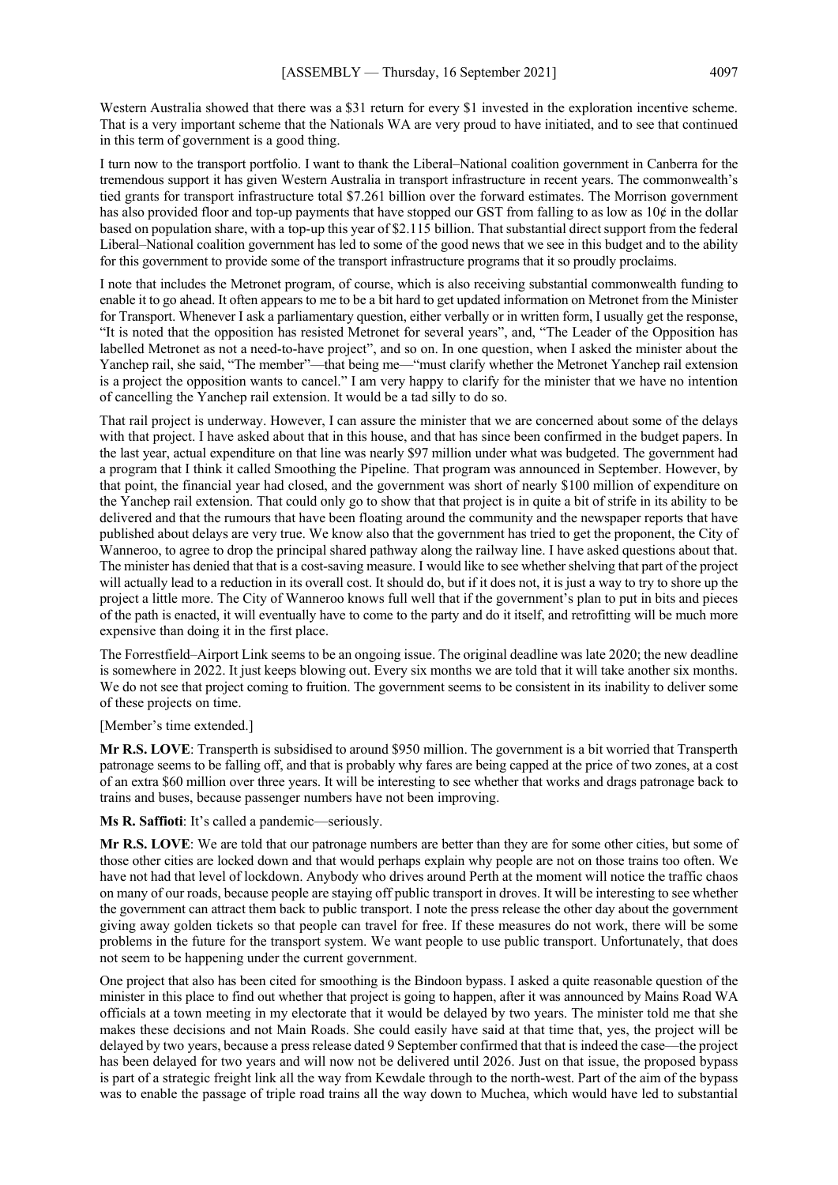Western Australia showed that there was a $31 return for every $1 invested in the exploration incentive scheme. That is a very important scheme that the Nationals WA are very proud to have initiated, and to see that continued in this term of government is a good thing.

I turn now to the transport portfolio. I want to thank the Liberal–National coalition government in Canberra for the tremendous support it has given Western Australia in transport infrastructure in recent years. The commonwealth's tied grants for transport infrastructure total $7.261 billion over the forward estimates. The Morrison government has also provided floor and top-up payments that have stopped our GST from falling to as low as 10¢ in the dollar based on population share, with a top-up this year of $2.115 billion. That substantial direct support from the federal Liberal–National coalition government has led to some of the good news that we see in this budget and to the ability for this government to provide some of the transport infrastructure programs that it so proudly proclaims.

I note that includes the Metronet program, of course, which is also receiving substantial commonwealth funding to enable it to go ahead. It often appears to me to be a bit hard to get updated information on Metronet from the Minister for Transport. Whenever I ask a parliamentary question, either verbally or in written form, I usually get the response, "It is noted that the opposition has resisted Metronet for several years", and, "The Leader of the Opposition has labelled Metronet as not a need-to-have project", and so on. In one question, when I asked the minister about the Yanchep rail, she said, "The member"—that being me—"must clarify whether the Metronet Yanchep rail extension is a project the opposition wants to cancel." I am very happy to clarify for the minister that we have no intention of cancelling the Yanchep rail extension. It would be a tad silly to do so.

That rail project is underway. However, I can assure the minister that we are concerned about some of the delays with that project. I have asked about that in this house, and that has since been confirmed in the budget papers. In the last year, actual expenditure on that line was nearly $97 million under what was budgeted. The government had a program that I think it called Smoothing the Pipeline. That program was announced in September. However, by that point, the financial year had closed, and the government was short of nearly $100 million of expenditure on the Yanchep rail extension. That could only go to show that that project is in quite a bit of strife in its ability to be delivered and that the rumours that have been floating around the community and the newspaper reports that have published about delays are very true. We know also that the government has tried to get the proponent, the City of Wanneroo, to agree to drop the principal shared pathway along the railway line. I have asked questions about that. The minister has denied that that is a cost-saving measure. I would like to see whether shelving that part of the project will actually lead to a reduction in its overall cost. It should do, but if it does not, it is just a way to try to shore up the project a little more. The City of Wanneroo knows full well that if the government's plan to put in bits and pieces of the path is enacted, it will eventually have to come to the party and do it itself, and retrofitting will be much more expensive than doing it in the first place.

The Forrestfield–Airport Link seems to be an ongoing issue. The original deadline was late 2020; the new deadline is somewhere in 2022. It just keeps blowing out. Every six months we are told that it will take another six months. We do not see that project coming to fruition. The government seems to be consistent in its inability to deliver some of these projects on time.

[Member's time extended.]

**Mr R.S. LOVE**: Transperth is subsidised to around $950 million. The government is a bit worried that Transperth patronage seems to be falling off, and that is probably why fares are being capped at the price of two zones, at a cost of an extra $60 million over three years. It will be interesting to see whether that works and drags patronage back to trains and buses, because passenger numbers have not been improving.

**Ms R. Saffioti**: It's called a pandemic—seriously.

**Mr R.S. LOVE**: We are told that our patronage numbers are better than they are for some other cities, but some of those other cities are locked down and that would perhaps explain why people are not on those trains too often. We have not had that level of lockdown. Anybody who drives around Perth at the moment will notice the traffic chaos on many of our roads, because people are staying off public transport in droves. It will be interesting to see whether the government can attract them back to public transport. I note the press release the other day about the government giving away golden tickets so that people can travel for free. If these measures do not work, there will be some problems in the future for the transport system. We want people to use public transport. Unfortunately, that does not seem to be happening under the current government.

One project that also has been cited for smoothing is the Bindoon bypass. I asked a quite reasonable question of the minister in this place to find out whether that project is going to happen, after it was announced by Mains Road WA officials at a town meeting in my electorate that it would be delayed by two years. The minister told me that she makes these decisions and not Main Roads. She could easily have said at that time that, yes, the project will be delayed by two years, because a press release dated 9 September confirmed that that is indeed the case—the project has been delayed for two years and will now not be delivered until 2026. Just on that issue, the proposed bypass is part of a strategic freight link all the way from Kewdale through to the north-west. Part of the aim of the bypass was to enable the passage of triple road trains all the way down to Muchea, which would have led to substantial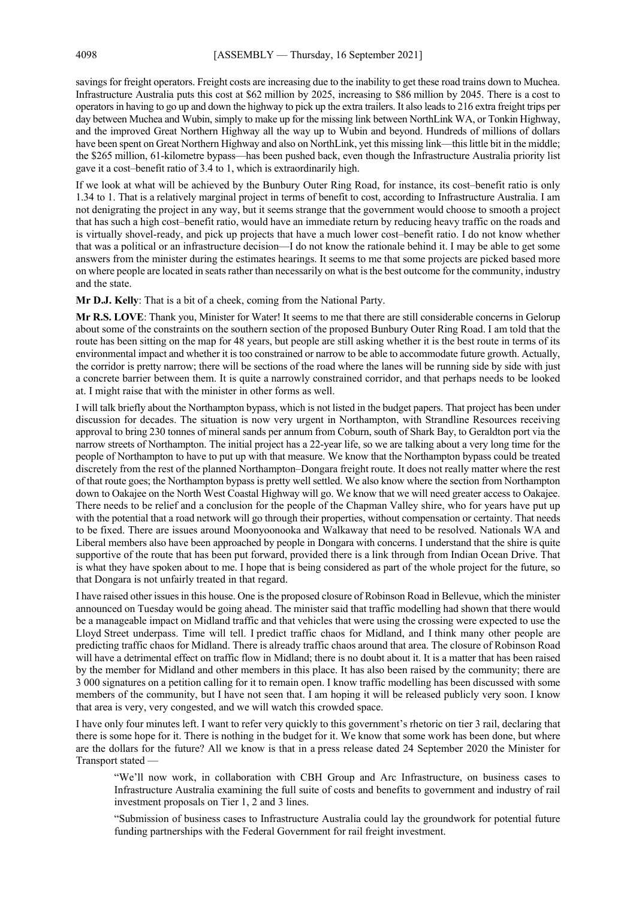savings for freight operators. Freight costs are increasing due to the inability to get these road trains down to Muchea. Infrastructure Australia puts this cost at $62 million by 2025, increasing to $86 million by 2045. There is a cost to operators in having to go up and down the highway to pick up the extra trailers. It also leads to 216 extra freight trips per day between Muchea and Wubin, simply to make up for the missing link between NorthLink WA, or Tonkin Highway, and the improved Great Northern Highway all the way up to Wubin and beyond. Hundreds of millions of dollars have been spent on Great Northern Highway and also on NorthLink, yet this missing link—this little bit in the middle; the $265 million, 61-kilometre bypass—has been pushed back, even though the Infrastructure Australia priority list gave it a cost–benefit ratio of 3.4 to 1, which is extraordinarily high.

If we look at what will be achieved by the Bunbury Outer Ring Road, for instance, its cost–benefit ratio is only 1.34 to 1. That is a relatively marginal project in terms of benefit to cost, according to Infrastructure Australia. I am not denigrating the project in any way, but it seems strange that the government would choose to smooth a project that has such a high cost–benefit ratio, would have an immediate return by reducing heavy traffic on the roads and is virtually shovel-ready, and pick up projects that have a much lower cost–benefit ratio. I do not know whether that was a political or an infrastructure decision—I do not know the rationale behind it. I may be able to get some answers from the minister during the estimates hearings. It seems to me that some projects are picked based more on where people are located in seats rather than necessarily on what is the best outcome for the community, industry and the state.

**Mr D.J. Kelly**: That is a bit of a cheek, coming from the National Party.

**Mr R.S. LOVE**: Thank you, Minister for Water! It seems to me that there are still considerable concerns in Gelorup about some of the constraints on the southern section of the proposed Bunbury Outer Ring Road. I am told that the route has been sitting on the map for 48 years, but people are still asking whether it is the best route in terms of its environmental impact and whether it is too constrained or narrow to be able to accommodate future growth. Actually, the corridor is pretty narrow; there will be sections of the road where the lanes will be running side by side with just a concrete barrier between them. It is quite a narrowly constrained corridor, and that perhaps needs to be looked at. I might raise that with the minister in other forms as well.

I will talk briefly about the Northampton bypass, which is not listed in the budget papers. That project has been under discussion for decades. The situation is now very urgent in Northampton, with Strandline Resources receiving approval to bring 230 tonnes of mineral sands per annum from Coburn, south of Shark Bay, to Geraldton port via the narrow streets of Northampton. The initial project has a 22-year life, so we are talking about a very long time for the people of Northampton to have to put up with that measure. We know that the Northampton bypass could be treated discretely from the rest of the planned Northampton–Dongara freight route. It does not really matter where the rest of that route goes; the Northampton bypass is pretty well settled. We also know where the section from Northampton down to Oakajee on the North West Coastal Highway will go. We know that we will need greater access to Oakajee. There needs to be relief and a conclusion for the people of the Chapman Valley shire, who for years have put up with the potential that a road network will go through their properties, without compensation or certainty. That needs to be fixed. There are issues around Moonyoonooka and Walkaway that need to be resolved. Nationals WA and Liberal members also have been approached by people in Dongara with concerns. I understand that the shire is quite supportive of the route that has been put forward, provided there is a link through from Indian Ocean Drive. That is what they have spoken about to me. I hope that is being considered as part of the whole project for the future, so that Dongara is not unfairly treated in that regard.

I have raised other issues in this house. One is the proposed closure of Robinson Road in Bellevue, which the minister announced on Tuesday would be going ahead. The minister said that traffic modelling had shown that there would be a manageable impact on Midland traffic and that vehicles that were using the crossing were expected to use the Lloyd Street underpass. Time will tell. I predict traffic chaos for Midland, and I think many other people are predicting traffic chaos for Midland. There is already traffic chaos around that area. The closure of Robinson Road will have a detrimental effect on traffic flow in Midland; there is no doubt about it. It is a matter that has been raised by the member for Midland and other members in this place. It has also been raised by the community; there are 3 000 signatures on a petition calling for it to remain open. I know traffic modelling has been discussed with some members of the community, but I have not seen that. I am hoping it will be released publicly very soon. I know that area is very, very congested, and we will watch this crowded space.

I have only four minutes left. I want to refer very quickly to this government's rhetoric on tier 3 rail, declaring that there is some hope for it. There is nothing in the budget for it. We know that some work has been done, but where are the dollars for the future? All we know is that in a press release dated 24 September 2020 the Minister for Transport stated —

> "We'll now work, in collaboration with CBH Group and Arc Infrastructure, on business cases to Infrastructure Australia examining the full suite of costs and benefits to government and industry of rail investment proposals on Tier 1, 2 and 3 lines.
>
> "Submission of business cases to Infrastructure Australia could lay the groundwork for potential future funding partnerships with the Federal Government for rail freight investment.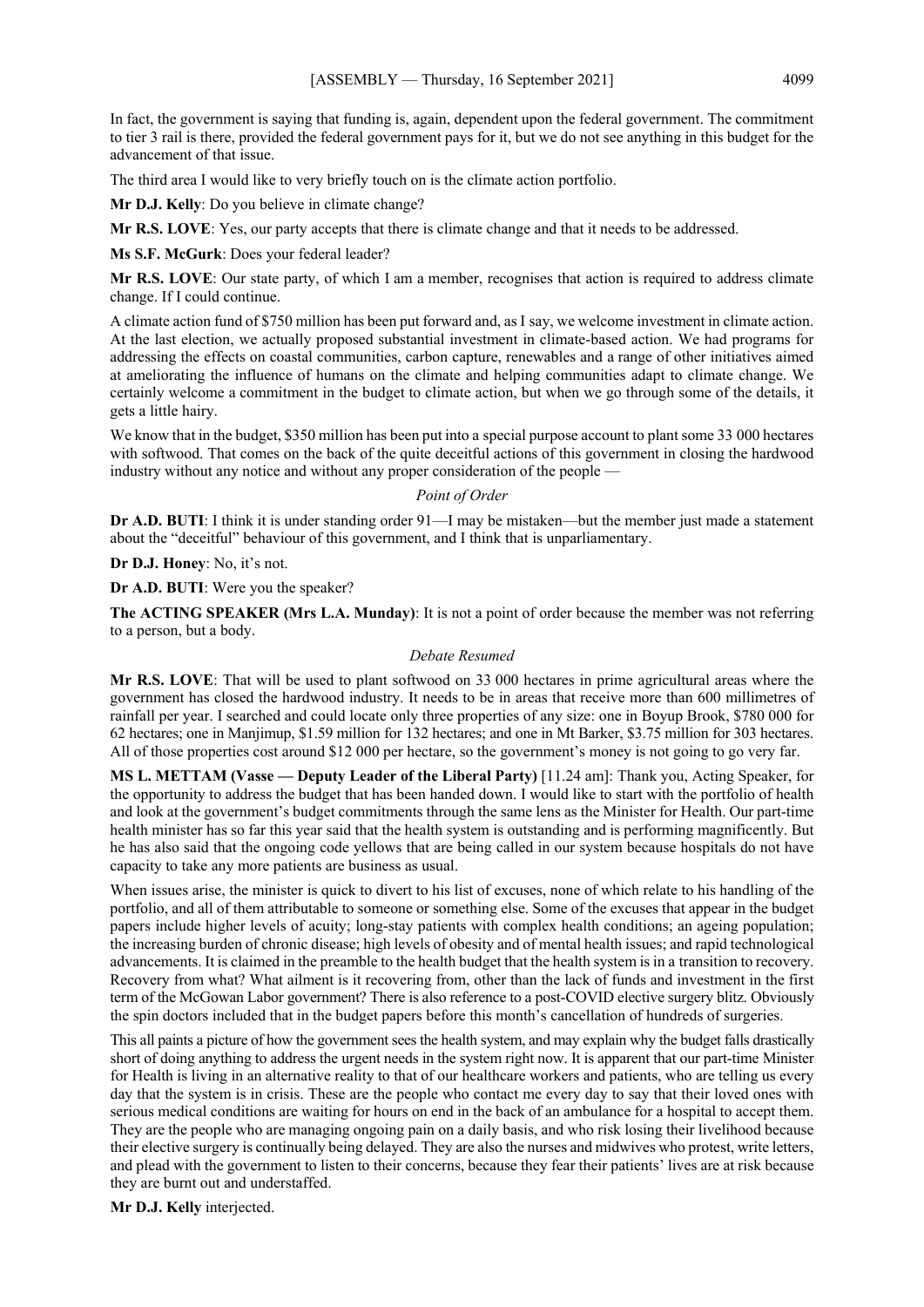In fact, the government is saying that funding is, again, dependent upon the federal government. The commitment to tier 3 rail is there, provided the federal government pays for it, but we do not see anything in this budget for the advancement of that issue.

The third area I would like to very briefly touch on is the climate action portfolio.

**Mr D.J. Kelly**: Do you believe in climate change?

**Mr R.S. LOVE**: Yes, our party accepts that there is climate change and that it needs to be addressed.

**Ms S.F. McGurk**: Does your federal leader?

**Mr R.S. LOVE**: Our state party, of which I am a member, recognises that action is required to address climate change. If I could continue.

A climate action fund of $750 million has been put forward and, as I say, we welcome investment in climate action. At the last election, we actually proposed substantial investment in climate-based action. We had programs for addressing the effects on coastal communities, carbon capture, renewables and a range of other initiatives aimed at ameliorating the influence of humans on the climate and helping communities adapt to climate change. We certainly welcome a commitment in the budget to climate action, but when we go through some of the details, it gets a little hairy.

We know that in the budget, $350 million has been put into a special purpose account to plant some 33 000 hectares with softwood. That comes on the back of the quite deceitful actions of this government in closing the hardwood industry without any notice and without any proper consideration of the people —

*Point of Order*

**Dr A.D. BUTI**: I think it is under standing order 91—I may be mistaken—but the member just made a statement about the "deceitful" behaviour of this government, and I think that is unparliamentary.

**Dr D.J. Honey**: No, it's not.

**Dr A.D. BUTI**: Were you the speaker?

**The ACTING SPEAKER (Mrs L.A. Munday)**: It is not a point of order because the member was not referring to a person, but a body.

*Debate Resumed*

**Mr R.S. LOVE**: That will be used to plant softwood on 33 000 hectares in prime agricultural areas where the government has closed the hardwood industry. It needs to be in areas that receive more than 600 millimetres of rainfall per year. I searched and could locate only three properties of any size: one in Boyup Brook, $780 000 for 62 hectares; one in Manjimup, $1.59 million for 132 hectares; and one in Mt Barker, $3.75 million for 303 hectares. All of those properties cost around $12 000 per hectare, so the government's money is not going to go very far.

**MS L. METTAM (Vasse — Deputy Leader of the Liberal Party)** [11.24 am]: Thank you, Acting Speaker, for the opportunity to address the budget that has been handed down. I would like to start with the portfolio of health and look at the government's budget commitments through the same lens as the Minister for Health. Our part-time health minister has so far this year said that the health system is outstanding and is performing magnificently. But he has also said that the ongoing code yellows that are being called in our system because hospitals do not have capacity to take any more patients are business as usual.

When issues arise, the minister is quick to divert to his list of excuses, none of which relate to his handling of the portfolio, and all of them attributable to someone or something else. Some of the excuses that appear in the budget papers include higher levels of acuity; long-stay patients with complex health conditions; an ageing population; the increasing burden of chronic disease; high levels of obesity and of mental health issues; and rapid technological advancements. It is claimed in the preamble to the health budget that the health system is in a transition to recovery. Recovery from what? What ailment is it recovering from, other than the lack of funds and investment in the first term of the McGowan Labor government? There is also reference to a post-COVID elective surgery blitz. Obviously the spin doctors included that in the budget papers before this month's cancellation of hundreds of surgeries.

This all paints a picture of how the government sees the health system, and may explain why the budget falls drastically short of doing anything to address the urgent needs in the system right now. It is apparent that our part-time Minister for Health is living in an alternative reality to that of our healthcare workers and patients, who are telling us every day that the system is in crisis. These are the people who contact me every day to say that their loved ones with serious medical conditions are waiting for hours on end in the back of an ambulance for a hospital to accept them. They are the people who are managing ongoing pain on a daily basis, and who risk losing their livelihood because their elective surgery is continually being delayed. They are also the nurses and midwives who protest, write letters, and plead with the government to listen to their concerns, because they fear their patients' lives are at risk because they are burnt out and understaffed.

**Mr D.J. Kelly** interjected.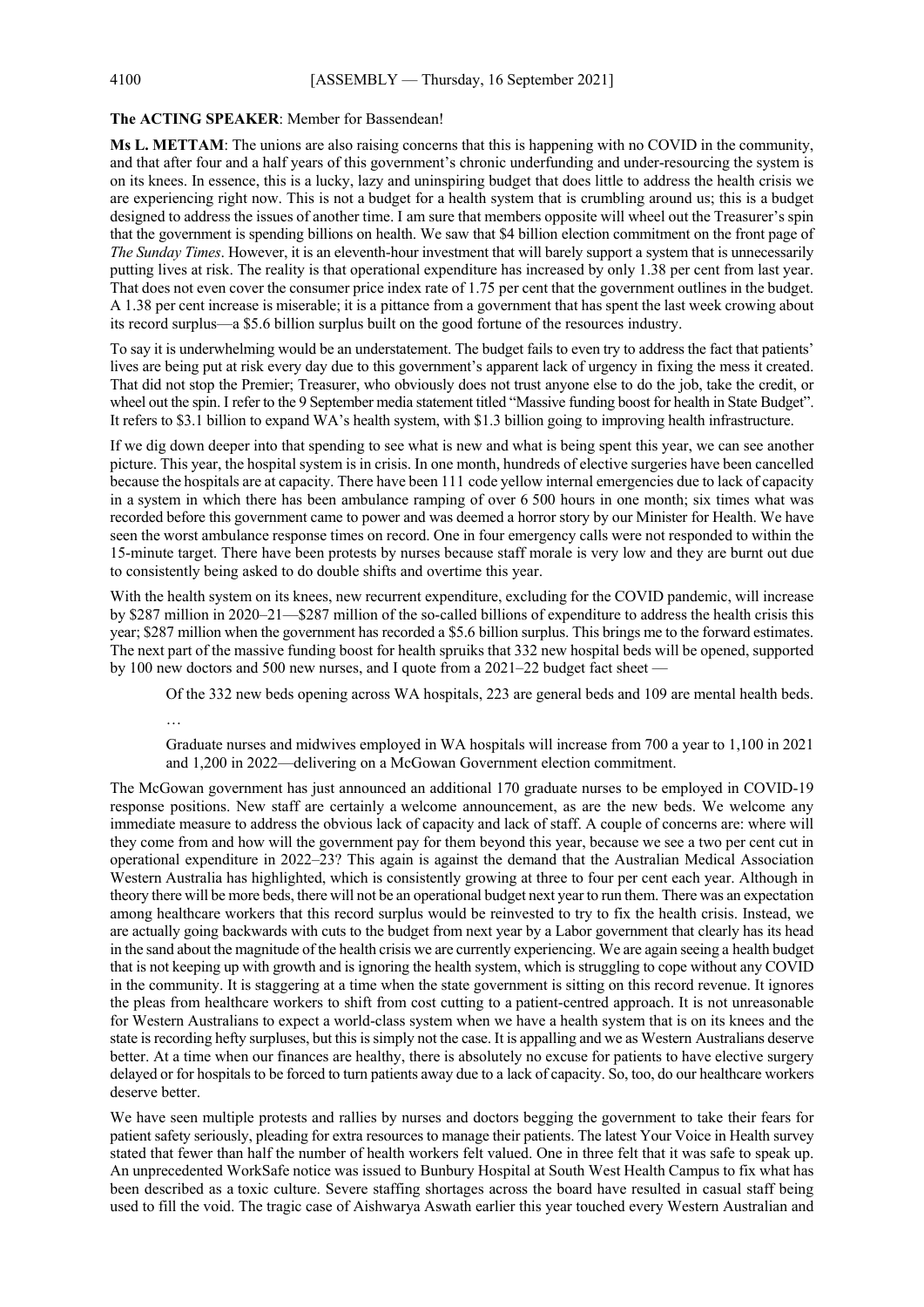**The ACTING SPEAKER**: Member for Bassendean!

**Ms L. METTAM**: The unions are also raising concerns that this is happening with no COVID in the community, and that after four and a half years of this government's chronic underfunding and under-resourcing the system is on its knees. In essence, this is a lucky, lazy and uninspiring budget that does little to address the health crisis we are experiencing right now. This is not a budget for a health system that is crumbling around us; this is a budget designed to address the issues of another time. I am sure that members opposite will wheel out the Treasurer's spin that the government is spending billions on health. We saw that $4 billion election commitment on the front page of *The Sunday Times*. However, it is an eleventh-hour investment that will barely support a system that is unnecessarily putting lives at risk. The reality is that operational expenditure has increased by only 1.38 per cent from last year. That does not even cover the consumer price index rate of 1.75 per cent that the government outlines in the budget. A 1.38 per cent increase is miserable; it is a pittance from a government that has spent the last week crowing about its record surplus—a $5.6 billion surplus built on the good fortune of the resources industry.

To say it is underwhelming would be an understatement. The budget fails to even try to address the fact that patients' lives are being put at risk every day due to this government's apparent lack of urgency in fixing the mess it created. That did not stop the Premier; Treasurer, who obviously does not trust anyone else to do the job, take the credit, or wheel out the spin. I refer to the 9 September media statement titled "Massive funding boost for health in State Budget". It refers to $3.1 billion to expand WA's health system, with $1.3 billion going to improving health infrastructure.

If we dig down deeper into that spending to see what is new and what is being spent this year, we can see another picture. This year, the hospital system is in crisis. In one month, hundreds of elective surgeries have been cancelled because the hospitals are at capacity. There have been 111 code yellow internal emergencies due to lack of capacity in a system in which there has been ambulance ramping of over 6 500 hours in one month; six times what was recorded before this government came to power and was deemed a horror story by our Minister for Health. We have seen the worst ambulance response times on record. One in four emergency calls were not responded to within the 15-minute target. There have been protests by nurses because staff morale is very low and they are burnt out due to consistently being asked to do double shifts and overtime this year.

With the health system on its knees, new recurrent expenditure, excluding for the COVID pandemic, will increase by $287 million in 2020–21—$287 million of the so-called billions of expenditure to address the health crisis this year; $287 million when the government has recorded a $5.6 billion surplus. This brings me to the forward estimates. The next part of the massive funding boost for health spruiks that 332 new hospital beds will be opened, supported by 100 new doctors and 500 new nurses, and I quote from a 2021–22 budget fact sheet —

> Of the 332 new beds opening across WA hospitals, 223 are general beds and 109 are mental health beds.
>
> …
>
> Graduate nurses and midwives employed in WA hospitals will increase from 700 a year to 1,100 in 2021 and 1,200 in 2022—delivering on a McGowan Government election commitment.

The McGowan government has just announced an additional 170 graduate nurses to be employed in COVID-19 response positions. New staff are certainly a welcome announcement, as are the new beds. We welcome any immediate measure to address the obvious lack of capacity and lack of staff. A couple of concerns are: where will they come from and how will the government pay for them beyond this year, because we see a two per cent cut in operational expenditure in 2022–23? This again is against the demand that the Australian Medical Association Western Australia has highlighted, which is consistently growing at three to four per cent each year. Although in theory there will be more beds, there will not be an operational budget next year to run them. There was an expectation among healthcare workers that this record surplus would be reinvested to try to fix the health crisis. Instead, we are actually going backwards with cuts to the budget from next year by a Labor government that clearly has its head in the sand about the magnitude of the health crisis we are currently experiencing. We are again seeing a health budget that is not keeping up with growth and is ignoring the health system, which is struggling to cope without any COVID in the community. It is staggering at a time when the state government is sitting on this record revenue. It ignores the pleas from healthcare workers to shift from cost cutting to a patient-centred approach. It is not unreasonable for Western Australians to expect a world-class system when we have a health system that is on its knees and the state is recording hefty surpluses, but this is simply not the case. It is appalling and we as Western Australians deserve better. At a time when our finances are healthy, there is absolutely no excuse for patients to have elective surgery delayed or for hospitals to be forced to turn patients away due to a lack of capacity. So, too, do our healthcare workers deserve better.

We have seen multiple protests and rallies by nurses and doctors begging the government to take their fears for patient safety seriously, pleading for extra resources to manage their patients. The latest Your Voice in Health survey stated that fewer than half the number of health workers felt valued. One in three felt that it was safe to speak up. An unprecedented WorkSafe notice was issued to Bunbury Hospital at South West Health Campus to fix what has been described as a toxic culture. Severe staffing shortages across the board have resulted in casual staff being used to fill the void. The tragic case of Aishwarya Aswath earlier this year touched every Western Australian and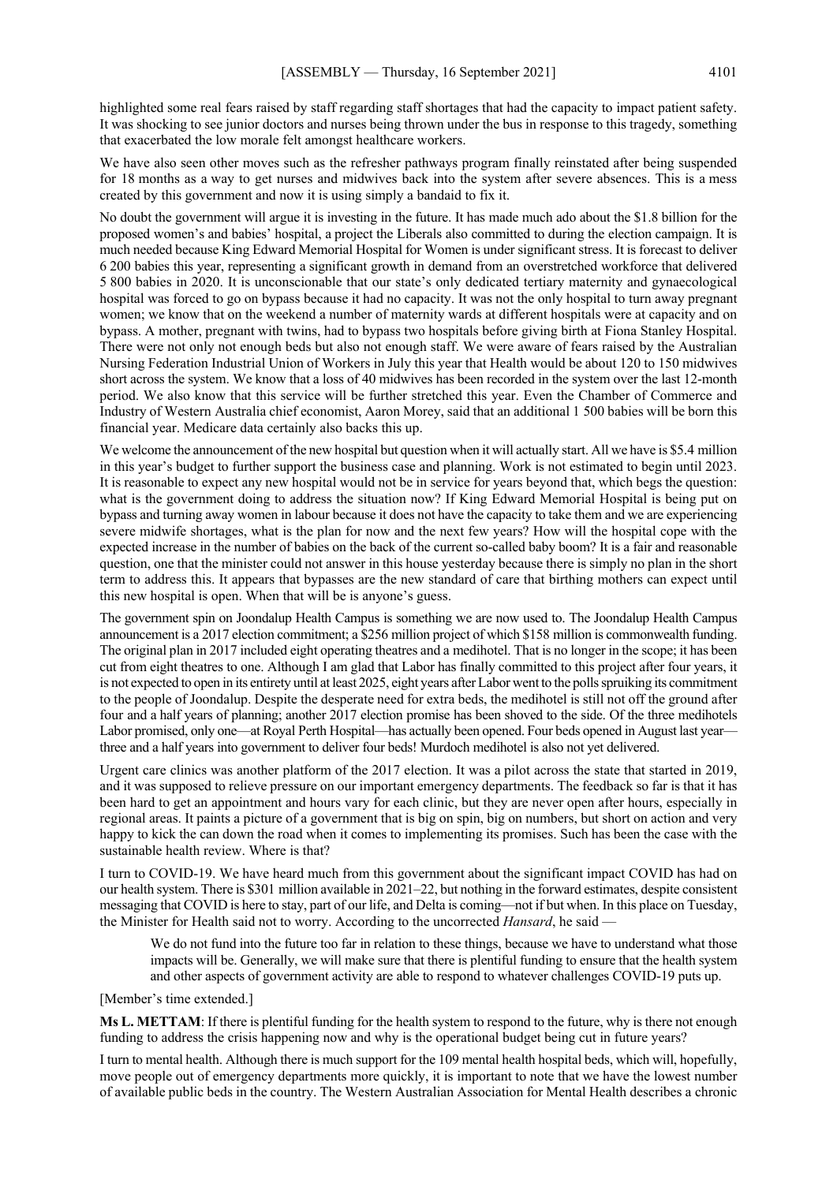highlighted some real fears raised by staff regarding staff shortages that had the capacity to impact patient safety. It was shocking to see junior doctors and nurses being thrown under the bus in response to this tragedy, something that exacerbated the low morale felt amongst healthcare workers.

We have also seen other moves such as the refresher pathways program finally reinstated after being suspended for 18 months as a way to get nurses and midwives back into the system after severe absences. This is a mess created by this government and now it is using simply a bandaid to fix it.

No doubt the government will argue it is investing in the future. It has made much ado about the $1.8 billion for the proposed women's and babies' hospital, a project the Liberals also committed to during the election campaign. It is much needed because King Edward Memorial Hospital for Women is under significant stress. It is forecast to deliver 6 200 babies this year, representing a significant growth in demand from an overstretched workforce that delivered 5 800 babies in 2020. It is unconscionable that our state's only dedicated tertiary maternity and gynaecological hospital was forced to go on bypass because it had no capacity. It was not the only hospital to turn away pregnant women; we know that on the weekend a number of maternity wards at different hospitals were at capacity and on bypass. A mother, pregnant with twins, had to bypass two hospitals before giving birth at Fiona Stanley Hospital. There were not only not enough beds but also not enough staff. We were aware of fears raised by the Australian Nursing Federation Industrial Union of Workers in July this year that Health would be about 120 to 150 midwives short across the system. We know that a loss of 40 midwives has been recorded in the system over the last 12-month period. We also know that this service will be further stretched this year. Even the Chamber of Commerce and Industry of Western Australia chief economist, Aaron Morey, said that an additional 1 500 babies will be born this financial year. Medicare data certainly also backs this up.

We welcome the announcement of the new hospital but question when it will actually start. All we have is $5.4 million in this year's budget to further support the business case and planning. Work is not estimated to begin until 2023. It is reasonable to expect any new hospital would not be in service for years beyond that, which begs the question: what is the government doing to address the situation now? If King Edward Memorial Hospital is being put on bypass and turning away women in labour because it does not have the capacity to take them and we are experiencing severe midwife shortages, what is the plan for now and the next few years? How will the hospital cope with the expected increase in the number of babies on the back of the current so-called baby boom? It is a fair and reasonable question, one that the minister could not answer in this house yesterday because there is simply no plan in the short term to address this. It appears that bypasses are the new standard of care that birthing mothers can expect until this new hospital is open. When that will be is anyone's guess.

The government spin on Joondalup Health Campus is something we are now used to. The Joondalup Health Campus announcement is a 2017 election commitment; a $256 million project of which $158 million is commonwealth funding. The original plan in 2017 included eight operating theatres and a medihotel. That is no longer in the scope; it has been cut from eight theatres to one. Although I am glad that Labor has finally committed to this project after four years, it is not expected to open in its entirety until at least 2025, eight years after Labor went to the polls spruiking its commitment to the people of Joondalup. Despite the desperate need for extra beds, the medihotel is still not off the ground after four and a half years of planning; another 2017 election promise has been shoved to the side. Of the three medihotels Labor promised, only one—at Royal Perth Hospital—has actually been opened. Four beds opened in August last year—three and a half years into government to deliver four beds! Murdoch medihotel is also not yet delivered.

Urgent care clinics was another platform of the 2017 election. It was a pilot across the state that started in 2019, and it was supposed to relieve pressure on our important emergency departments. The feedback so far is that it has been hard to get an appointment and hours vary for each clinic, but they are never open after hours, especially in regional areas. It paints a picture of a government that is big on spin, big on numbers, but short on action and very happy to kick the can down the road when it comes to implementing its promises. Such has been the case with the sustainable health review. Where is that?

I turn to COVID-19. We have heard much from this government about the significant impact COVID has had on our health system. There is $301 million available in 2021–22, but nothing in the forward estimates, despite consistent messaging that COVID is here to stay, part of our life, and Delta is coming—not if but when. In this place on Tuesday, the Minister for Health said not to worry. According to the uncorrected *Hansard*, he said —

> We do not fund into the future too far in relation to these things, because we have to understand what those impacts will be. Generally, we will make sure that there is plentiful funding to ensure that the health system and other aspects of government activity are able to respond to whatever challenges COVID-19 puts up.

[Member's time extended.]

**Ms L. METTAM**: If there is plentiful funding for the health system to respond to the future, why is there not enough funding to address the crisis happening now and why is the operational budget being cut in future years?

I turn to mental health. Although there is much support for the 109 mental health hospital beds, which will, hopefully, move people out of emergency departments more quickly, it is important to note that we have the lowest number of available public beds in the country. The Western Australian Association for Mental Health describes a chronic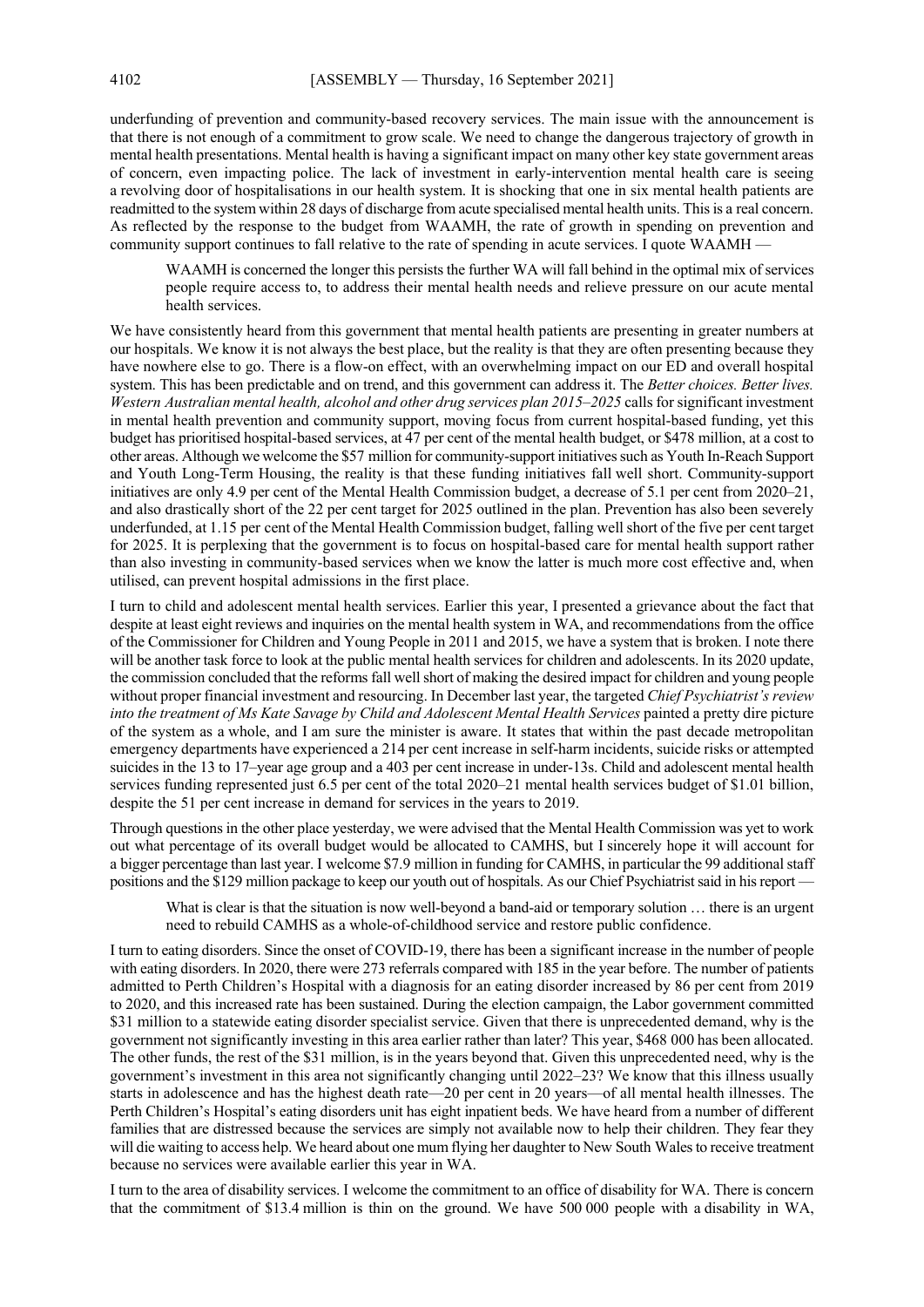underfunding of prevention and community-based recovery services. The main issue with the announcement is that there is not enough of a commitment to grow scale. We need to change the dangerous trajectory of growth in mental health presentations. Mental health is having a significant impact on many other key state government areas of concern, even impacting police. The lack of investment in early-intervention mental health care is seeing a revolving door of hospitalisations in our health system. It is shocking that one in six mental health patients are readmitted to the system within 28 days of discharge from acute specialised mental health units. This is a real concern. As reflected by the response to the budget from WAAMH, the rate of growth in spending on prevention and community support continues to fall relative to the rate of spending in acute services. I quote WAAMH —

> WAAMH is concerned the longer this persists the further WA will fall behind in the optimal mix of services people require access to, to address their mental health needs and relieve pressure on our acute mental health services.

We have consistently heard from this government that mental health patients are presenting in greater numbers at our hospitals. We know it is not always the best place, but the reality is that they are often presenting because they have nowhere else to go. There is a flow-on effect, with an overwhelming impact on our ED and overall hospital system. This has been predictable and on trend, and this government can address it. The *Better choices. Better lives. Western Australian mental health, alcohol and other drug services plan 2015–2025* calls for significant investment in mental health prevention and community support, moving focus from current hospital-based funding, yet this budget has prioritised hospital-based services, at 47 per cent of the mental health budget, or $478 million, at a cost to other areas. Although we welcome the $57 million for community-support initiatives such as Youth In-Reach Support and Youth Long-Term Housing, the reality is that these funding initiatives fall well short. Community-support initiatives are only 4.9 per cent of the Mental Health Commission budget, a decrease of 5.1 per cent from 2020–21, and also drastically short of the 22 per cent target for 2025 outlined in the plan. Prevention has also been severely underfunded, at 1.15 per cent of the Mental Health Commission budget, falling well short of the five per cent target for 2025. It is perplexing that the government is to focus on hospital-based care for mental health support rather than also investing in community-based services when we know the latter is much more cost effective and, when utilised, can prevent hospital admissions in the first place.

I turn to child and adolescent mental health services. Earlier this year, I presented a grievance about the fact that despite at least eight reviews and inquiries on the mental health system in WA, and recommendations from the office of the Commissioner for Children and Young People in 2011 and 2015, we have a system that is broken. I note there will be another task force to look at the public mental health services for children and adolescents. In its 2020 update, the commission concluded that the reforms fall well short of making the desired impact for children and young people without proper financial investment and resourcing. In December last year, the targeted *Chief Psychiatrist's review into the treatment of Ms Kate Savage by Child and Adolescent Mental Health Services* painted a pretty dire picture of the system as a whole, and I am sure the minister is aware. It states that within the past decade metropolitan emergency departments have experienced a 214 per cent increase in self-harm incidents, suicide risks or attempted suicides in the 13 to 17–year age group and a 403 per cent increase in under-13s. Child and adolescent mental health services funding represented just 6.5 per cent of the total 2020–21 mental health services budget of $1.01 billion, despite the 51 per cent increase in demand for services in the years to 2019.

Through questions in the other place yesterday, we were advised that the Mental Health Commission was yet to work out what percentage of its overall budget would be allocated to CAMHS, but I sincerely hope it will account for a bigger percentage than last year. I welcome $7.9 million in funding for CAMHS, in particular the 99 additional staff positions and the $129 million package to keep our youth out of hospitals. As our Chief Psychiatrist said in his report —

> What is clear is that the situation is now well-beyond a band-aid or temporary solution … there is an urgent need to rebuild CAMHS as a whole-of-childhood service and restore public confidence.

I turn to eating disorders. Since the onset of COVID-19, there has been a significant increase in the number of people with eating disorders. In 2020, there were 273 referrals compared with 185 in the year before. The number of patients admitted to Perth Children's Hospital with a diagnosis for an eating disorder increased by 86 per cent from 2019 to 2020, and this increased rate has been sustained. During the election campaign, the Labor government committed $31 million to a statewide eating disorder specialist service. Given that there is unprecedented demand, why is the government not significantly investing in this area earlier rather than later? This year, $468 000 has been allocated. The other funds, the rest of the $31 million, is in the years beyond that. Given this unprecedented need, why is the government's investment in this area not significantly changing until 2022–23? We know that this illness usually starts in adolescence and has the highest death rate—20 per cent in 20 years—of all mental health illnesses. The Perth Children's Hospital's eating disorders unit has eight inpatient beds. We have heard from a number of different families that are distressed because the services are simply not available now to help their children. They fear they will die waiting to access help. We heard about one mum flying her daughter to New South Wales to receive treatment because no services were available earlier this year in WA.

I turn to the area of disability services. I welcome the commitment to an office of disability for WA. There is concern that the commitment of $13.4 million is thin on the ground. We have 500 000 people with a disability in WA,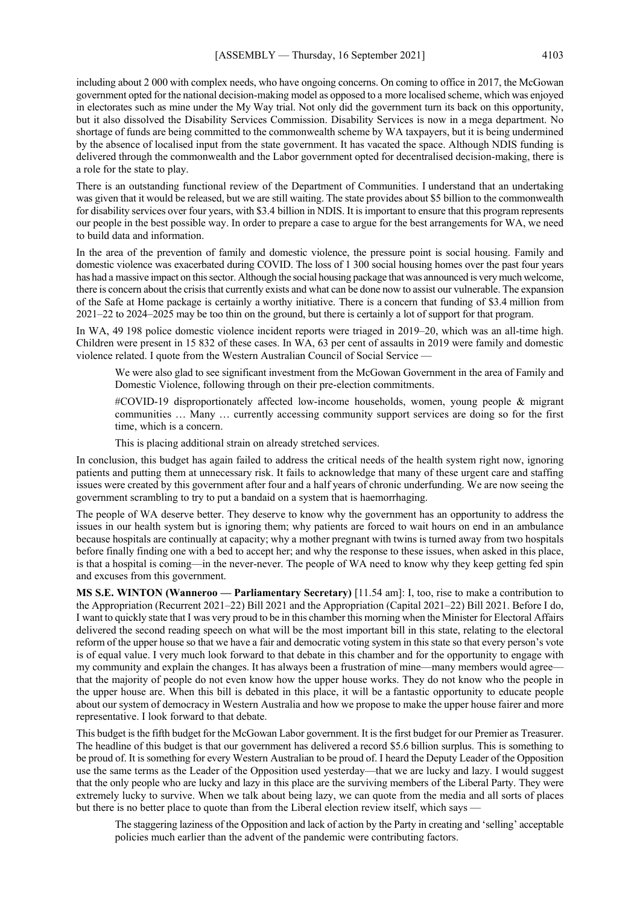including about 2 000 with complex needs, who have ongoing concerns. On coming to office in 2017, the McGowan government opted for the national decision-making model as opposed to a more localised scheme, which was enjoyed in electorates such as mine under the My Way trial. Not only did the government turn its back on this opportunity, but it also dissolved the Disability Services Commission. Disability Services is now in a mega department. No shortage of funds are being committed to the commonwealth scheme by WA taxpayers, but it is being undermined by the absence of localised input from the state government. It has vacated the space. Although NDIS funding is delivered through the commonwealth and the Labor government opted for decentralised decision-making, there is a role for the state to play.

There is an outstanding functional review of the Department of Communities. I understand that an undertaking was given that it would be released, but we are still waiting. The state provides about $5 billion to the commonwealth for disability services over four years, with $3.4 billion in NDIS. It is important to ensure that this program represents our people in the best possible way. In order to prepare a case to argue for the best arrangements for WA, we need to build data and information.

In the area of the prevention of family and domestic violence, the pressure point is social housing. Family and domestic violence was exacerbated during COVID. The loss of 1 300 social housing homes over the past four years has had a massive impact on this sector. Although the social housing package that was announced is very much welcome, there is concern about the crisis that currently exists and what can be done now to assist our vulnerable. The expansion of the Safe at Home package is certainly a worthy initiative. There is a concern that funding of $3.4 million from 2021–22 to 2024–2025 may be too thin on the ground, but there is certainly a lot of support for that program.

In WA, 49 198 police domestic violence incident reports were triaged in 2019–20, which was an all-time high. Children were present in 15 832 of these cases. In WA, 63 per cent of assaults in 2019 were family and domestic violence related. I quote from the Western Australian Council of Social Service —

> We were also glad to see significant investment from the McGowan Government in the area of Family and Domestic Violence, following through on their pre-election commitments.
>
> #COVID-19 disproportionately affected low-income households, women, young people & migrant communities … Many … currently accessing community support services are doing so for the first time, which is a concern.
>
> This is placing additional strain on already stretched services.

In conclusion, this budget has again failed to address the critical needs of the health system right now, ignoring patients and putting them at unnecessary risk. It fails to acknowledge that many of these urgent care and staffing issues were created by this government after four and a half years of chronic underfunding. We are now seeing the government scrambling to try to put a bandaid on a system that is haemorrhaging.

The people of WA deserve better. They deserve to know why the government has an opportunity to address the issues in our health system but is ignoring them; why patients are forced to wait hours on end in an ambulance because hospitals are continually at capacity; why a mother pregnant with twins is turned away from two hospitals before finally finding one with a bed to accept her; and why the response to these issues, when asked in this place, is that a hospital is coming—in the never-never. The people of WA need to know why they keep getting fed spin and excuses from this government.

**MS S.E. WINTON (Wanneroo — Parliamentary Secretary)** [11.54 am]: I, too, rise to make a contribution to the Appropriation (Recurrent 2021–22) Bill 2021 and the Appropriation (Capital 2021–22) Bill 2021. Before I do, I want to quickly state that I was very proud to be in this chamber this morning when the Minister for Electoral Affairs delivered the second reading speech on what will be the most important bill in this state, relating to the electoral reform of the upper house so that we have a fair and democratic voting system in this state so that every person's vote is of equal value. I very much look forward to that debate in this chamber and for the opportunity to engage with my community and explain the changes. It has always been a frustration of mine—many members would agree—that the majority of people do not even know how the upper house works. They do not know who the people in the upper house are. When this bill is debated in this place, it will be a fantastic opportunity to educate people about our system of democracy in Western Australia and how we propose to make the upper house fairer and more representative. I look forward to that debate.

This budget is the fifth budget for the McGowan Labor government. It is the first budget for our Premier as Treasurer. The headline of this budget is that our government has delivered a record $5.6 billion surplus. This is something to be proud of. It is something for every Western Australian to be proud of. I heard the Deputy Leader of the Opposition use the same terms as the Leader of the Opposition used yesterday—that we are lucky and lazy. I would suggest that the only people who are lucky and lazy in this place are the surviving members of the Liberal Party. They were extremely lucky to survive. When we talk about being lazy, we can quote from the media and all sorts of places but there is no better place to quote than from the Liberal election review itself, which says —

> The staggering laziness of the Opposition and lack of action by the Party in creating and 'selling' acceptable policies much earlier than the advent of the pandemic were contributing factors.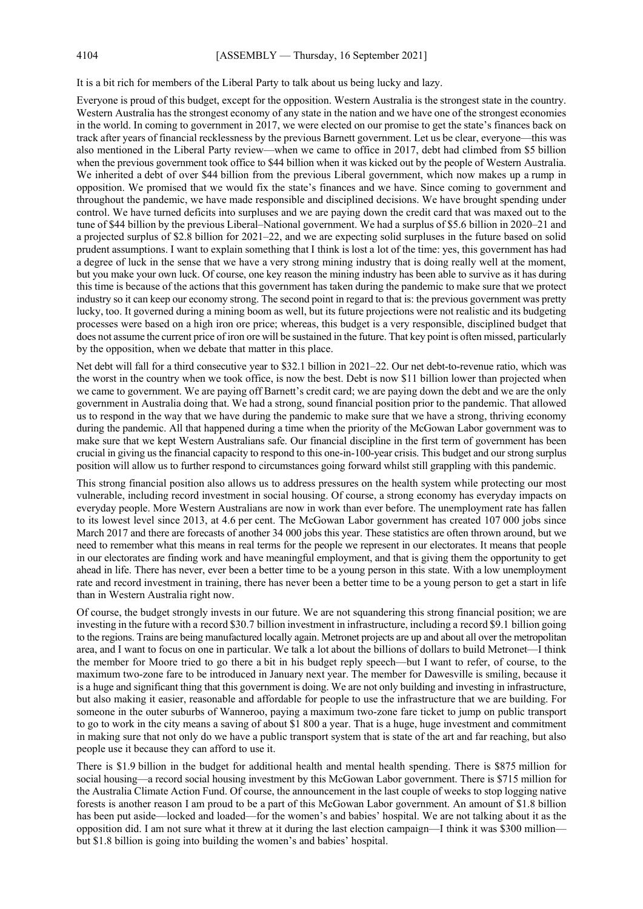It is a bit rich for members of the Liberal Party to talk about us being lucky and lazy.

Everyone is proud of this budget, except for the opposition. Western Australia is the strongest state in the country. Western Australia has the strongest economy of any state in the nation and we have one of the strongest economies in the world. In coming to government in 2017, we were elected on our promise to get the state's finances back on track after years of financial recklessness by the previous Barnett government. Let us be clear, everyone—this was also mentioned in the Liberal Party review—when we came to office in 2017, debt had climbed from $5 billion when the previous government took office to $44 billion when it was kicked out by the people of Western Australia. We inherited a debt of over $44 billion from the previous Liberal government, which now makes up a rump in opposition. We promised that we would fix the state's finances and we have. Since coming to government and throughout the pandemic, we have made responsible and disciplined decisions. We have brought spending under control. We have turned deficits into surpluses and we are paying down the credit card that was maxed out to the tune of $44 billion by the previous Liberal–National government. We had a surplus of $5.6 billion in 2020–21 and a projected surplus of $2.8 billion for 2021–22, and we are expecting solid surpluses in the future based on solid prudent assumptions. I want to explain something that I think is lost a lot of the time: yes, this government has had a degree of luck in the sense that we have a very strong mining industry that is doing really well at the moment, but you make your own luck. Of course, one key reason the mining industry has been able to survive as it has during this time is because of the actions that this government has taken during the pandemic to make sure that we protect industry so it can keep our economy strong. The second point in regard to that is: the previous government was pretty lucky, too. It governed during a mining boom as well, but its future projections were not realistic and its budgeting processes were based on a high iron ore price; whereas, this budget is a very responsible, disciplined budget that does not assume the current price of iron ore will be sustained in the future. That key point is often missed, particularly by the opposition, when we debate that matter in this place.

Net debt will fall for a third consecutive year to $32.1 billion in 2021–22. Our net debt-to-revenue ratio, which was the worst in the country when we took office, is now the best. Debt is now $11 billion lower than projected when we came to government. We are paying off Barnett's credit card; we are paying down the debt and we are the only government in Australia doing that. We had a strong, sound financial position prior to the pandemic. That allowed us to respond in the way that we have during the pandemic to make sure that we have a strong, thriving economy during the pandemic. All that happened during a time when the priority of the McGowan Labor government was to make sure that we kept Western Australians safe. Our financial discipline in the first term of government has been crucial in giving us the financial capacity to respond to this one-in-100-year crisis. This budget and our strong surplus position will allow us to further respond to circumstances going forward whilst still grappling with this pandemic.

This strong financial position also allows us to address pressures on the health system while protecting our most vulnerable, including record investment in social housing. Of course, a strong economy has everyday impacts on everyday people. More Western Australians are now in work than ever before. The unemployment rate has fallen to its lowest level since 2013, at 4.6 per cent. The McGowan Labor government has created 107 000 jobs since March 2017 and there are forecasts of another 34 000 jobs this year. These statistics are often thrown around, but we need to remember what this means in real terms for the people we represent in our electorates. It means that people in our electorates are finding work and have meaningful employment, and that is giving them the opportunity to get ahead in life. There has never, ever been a better time to be a young person in this state. With a low unemployment rate and record investment in training, there has never been a better time to be a young person to get a start in life than in Western Australia right now.

Of course, the budget strongly invests in our future. We are not squandering this strong financial position; we are investing in the future with a record $30.7 billion investment in infrastructure, including a record $9.1 billion going to the regions. Trains are being manufactured locally again. Metronet projects are up and about all over the metropolitan area, and I want to focus on one in particular. We talk a lot about the billions of dollars to build Metronet—I think the member for Moore tried to go there a bit in his budget reply speech—but I want to refer, of course, to the maximum two-zone fare to be introduced in January next year. The member for Dawesville is smiling, because it is a huge and significant thing that this government is doing. We are not only building and investing in infrastructure, but also making it easier, reasonable and affordable for people to use the infrastructure that we are building. For someone in the outer suburbs of Wanneroo, paying a maximum two-zone fare ticket to jump on public transport to go to work in the city means a saving of about $1 800 a year. That is a huge, huge investment and commitment in making sure that not only do we have a public transport system that is state of the art and far reaching, but also people use it because they can afford to use it.

There is $1.9 billion in the budget for additional health and mental health spending. There is $875 million for social housing—a record social housing investment by this McGowan Labor government. There is $715 million for the Australia Climate Action Fund. Of course, the announcement in the last couple of weeks to stop logging native forests is another reason I am proud to be a part of this McGowan Labor government. An amount of $1.8 billion has been put aside—locked and loaded—for the women's and babies' hospital. We are not talking about it as the opposition did. I am not sure what it threw at it during the last election campaign—I think it was $300 million—but $1.8 billion is going into building the women's and babies' hospital.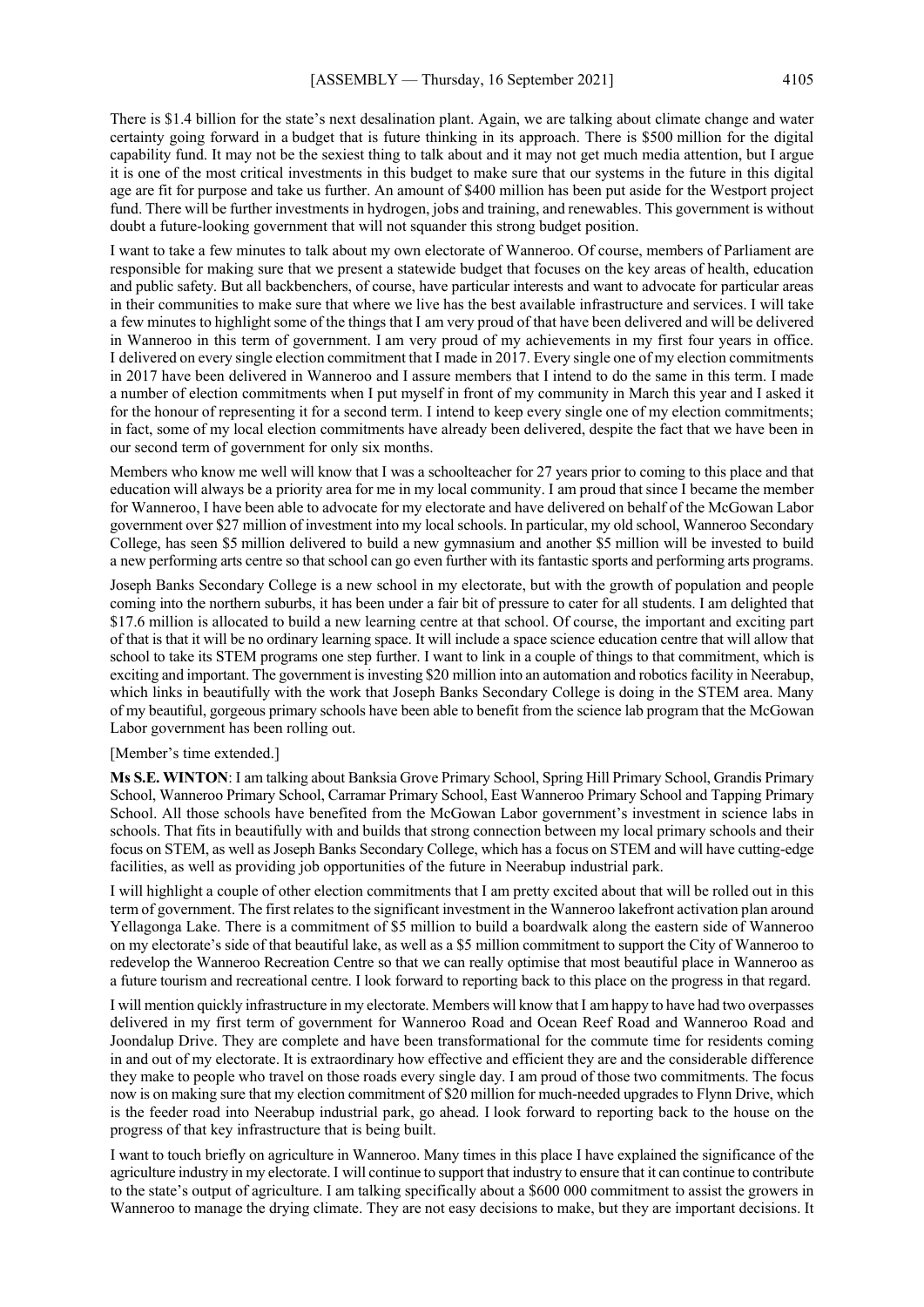There is $1.4 billion for the state's next desalination plant. Again, we are talking about climate change and water certainty going forward in a budget that is future thinking in its approach. There is $500 million for the digital capability fund. It may not be the sexiest thing to talk about and it may not get much media attention, but I argue it is one of the most critical investments in this budget to make sure that our systems in the future in this digital age are fit for purpose and take us further. An amount of $400 million has been put aside for the Westport project fund. There will be further investments in hydrogen, jobs and training, and renewables. This government is without doubt a future-looking government that will not squander this strong budget position.

I want to take a few minutes to talk about my own electorate of Wanneroo. Of course, members of Parliament are responsible for making sure that we present a statewide budget that focuses on the key areas of health, education and public safety. But all backbenchers, of course, have particular interests and want to advocate for particular areas in their communities to make sure that where we live has the best available infrastructure and services. I will take a few minutes to highlight some of the things that I am very proud of that have been delivered and will be delivered in Wanneroo in this term of government. I am very proud of my achievements in my first four years in office. I delivered on every single election commitment that I made in 2017. Every single one of my election commitments in 2017 have been delivered in Wanneroo and I assure members that I intend to do the same in this term. I made a number of election commitments when I put myself in front of my community in March this year and I asked it for the honour of representing it for a second term. I intend to keep every single one of my election commitments; in fact, some of my local election commitments have already been delivered, despite the fact that we have been in our second term of government for only six months.

Members who know me well will know that I was a schoolteacher for 27 years prior to coming to this place and that education will always be a priority area for me in my local community. I am proud that since I became the member for Wanneroo, I have been able to advocate for my electorate and have delivered on behalf of the McGowan Labor government over $27 million of investment into my local schools. In particular, my old school, Wanneroo Secondary College, has seen $5 million delivered to build a new gymnasium and another $5 million will be invested to build a new performing arts centre so that school can go even further with its fantastic sports and performing arts programs.

Joseph Banks Secondary College is a new school in my electorate, but with the growth of population and people coming into the northern suburbs, it has been under a fair bit of pressure to cater for all students. I am delighted that $17.6 million is allocated to build a new learning centre at that school. Of course, the important and exciting part of that is that it will be no ordinary learning space. It will include a space science education centre that will allow that school to take its STEM programs one step further. I want to link in a couple of things to that commitment, which is exciting and important. The government is investing $20 million into an automation and robotics facility in Neerabup, which links in beautifully with the work that Joseph Banks Secondary College is doing in the STEM area. Many of my beautiful, gorgeous primary schools have been able to benefit from the science lab program that the McGowan Labor government has been rolling out.

[Member's time extended.]

**Ms S.E. WINTON**: I am talking about Banksia Grove Primary School, Spring Hill Primary School, Grandis Primary School, Wanneroo Primary School, Carramar Primary School, East Wanneroo Primary School and Tapping Primary School. All those schools have benefited from the McGowan Labor government's investment in science labs in schools. That fits in beautifully with and builds that strong connection between my local primary schools and their focus on STEM, as well as Joseph Banks Secondary College, which has a focus on STEM and will have cutting-edge facilities, as well as providing job opportunities of the future in Neerabup industrial park.

I will highlight a couple of other election commitments that I am pretty excited about that will be rolled out in this term of government. The first relates to the significant investment in the Wanneroo lakefront activation plan around Yellagonga Lake. There is a commitment of $5 million to build a boardwalk along the eastern side of Wanneroo on my electorate's side of that beautiful lake, as well as a $5 million commitment to support the City of Wanneroo to redevelop the Wanneroo Recreation Centre so that we can really optimise that most beautiful place in Wanneroo as a future tourism and recreational centre. I look forward to reporting back to this place on the progress in that regard.

I will mention quickly infrastructure in my electorate. Members will know that I am happy to have had two overpasses delivered in my first term of government for Wanneroo Road and Ocean Reef Road and Wanneroo Road and Joondalup Drive. They are complete and have been transformational for the commute time for residents coming in and out of my electorate. It is extraordinary how effective and efficient they are and the considerable difference they make to people who travel on those roads every single day. I am proud of those two commitments. The focus now is on making sure that my election commitment of $20 million for much-needed upgrades to Flynn Drive, which is the feeder road into Neerabup industrial park, go ahead. I look forward to reporting back to the house on the progress of that key infrastructure that is being built.

I want to touch briefly on agriculture in Wanneroo. Many times in this place I have explained the significance of the agriculture industry in my electorate. I will continue to support that industry to ensure that it can continue to contribute to the state's output of agriculture. I am talking specifically about a $600 000 commitment to assist the growers in Wanneroo to manage the drying climate. They are not easy decisions to make, but they are important decisions. It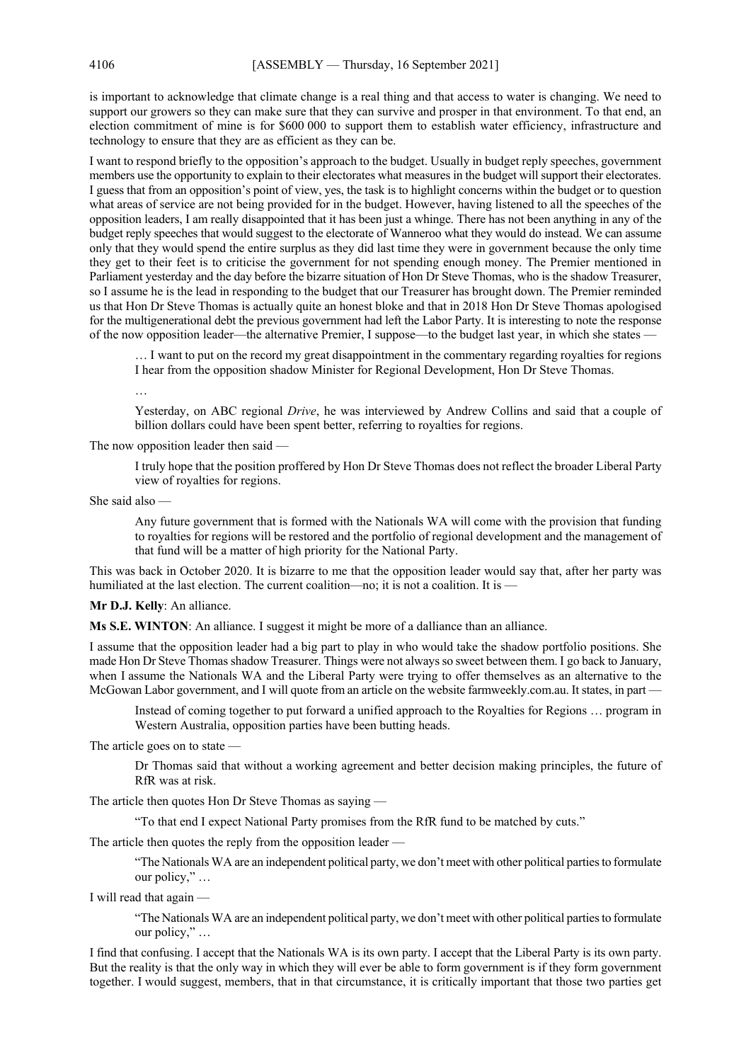is important to acknowledge that climate change is a real thing and that access to water is changing. We need to support our growers so they can make sure that they can survive and prosper in that environment. To that end, an election commitment of mine is for $600 000 to support them to establish water efficiency, infrastructure and technology to ensure that they are as efficient as they can be.

I want to respond briefly to the opposition's approach to the budget. Usually in budget reply speeches, government members use the opportunity to explain to their electorates what measures in the budget will support their electorates. I guess that from an opposition's point of view, yes, the task is to highlight concerns within the budget or to question what areas of service are not being provided for in the budget. However, having listened to all the speeches of the opposition leaders, I am really disappointed that it has been just a whinge. There has not been anything in any of the budget reply speeches that would suggest to the electorate of Wanneroo what they would do instead. We can assume only that they would spend the entire surplus as they did last time they were in government because the only time they get to their feet is to criticise the government for not spending enough money. The Premier mentioned in Parliament yesterday and the day before the bizarre situation of Hon Dr Steve Thomas, who is the shadow Treasurer, so I assume he is the lead in responding to the budget that our Treasurer has brought down. The Premier reminded us that Hon Dr Steve Thomas is actually quite an honest bloke and that in 2018 Hon Dr Steve Thomas apologised for the multigenerational debt the previous government had left the Labor Party. It is interesting to note the response of the now opposition leader—the alternative Premier, I suppose—to the budget last year, in which she states —

> … I want to put on the record my great disappointment in the commentary regarding royalties for regions I hear from the opposition shadow Minister for Regional Development, Hon Dr Steve Thomas.
>
> …
>
> Yesterday, on ABC regional *Drive*, he was interviewed by Andrew Collins and said that a couple of billion dollars could have been spent better, referring to royalties for regions.

The now opposition leader then said —

> I truly hope that the position proffered by Hon Dr Steve Thomas does not reflect the broader Liberal Party view of royalties for regions.

She said also —

> Any future government that is formed with the Nationals WA will come with the provision that funding to royalties for regions will be restored and the portfolio of regional development and the management of that fund will be a matter of high priority for the National Party.

This was back in October 2020. It is bizarre to me that the opposition leader would say that, after her party was humiliated at the last election. The current coalition—no; it is not a coalition. It is —

**Mr D.J. Kelly**: An alliance.

**Ms S.E. WINTON**: An alliance. I suggest it might be more of a dalliance than an alliance.

I assume that the opposition leader had a big part to play in who would take the shadow portfolio positions. She made Hon Dr Steve Thomas shadow Treasurer. Things were not always so sweet between them. I go back to January, when I assume the Nationals WA and the Liberal Party were trying to offer themselves as an alternative to the McGowan Labor government, and I will quote from an article on the website farmweekly.com.au. It states, in part —

> Instead of coming together to put forward a unified approach to the Royalties for Regions … program in Western Australia, opposition parties have been butting heads.

The article goes on to state —

> Dr Thomas said that without a working agreement and better decision making principles, the future of RfR was at risk.

The article then quotes Hon Dr Steve Thomas as saying —

> "To that end I expect National Party promises from the RfR fund to be matched by cuts."

The article then quotes the reply from the opposition leader —

> "The Nationals WA are an independent political party, we don't meet with other political parties to formulate our policy," …

I will read that again —

> "The Nationals WA are an independent political party, we don't meet with other political parties to formulate our policy," …

I find that confusing. I accept that the Nationals WA is its own party. I accept that the Liberal Party is its own party. But the reality is that the only way in which they will ever be able to form government is if they form government together. I would suggest, members, that in that circumstance, it is critically important that those two parties get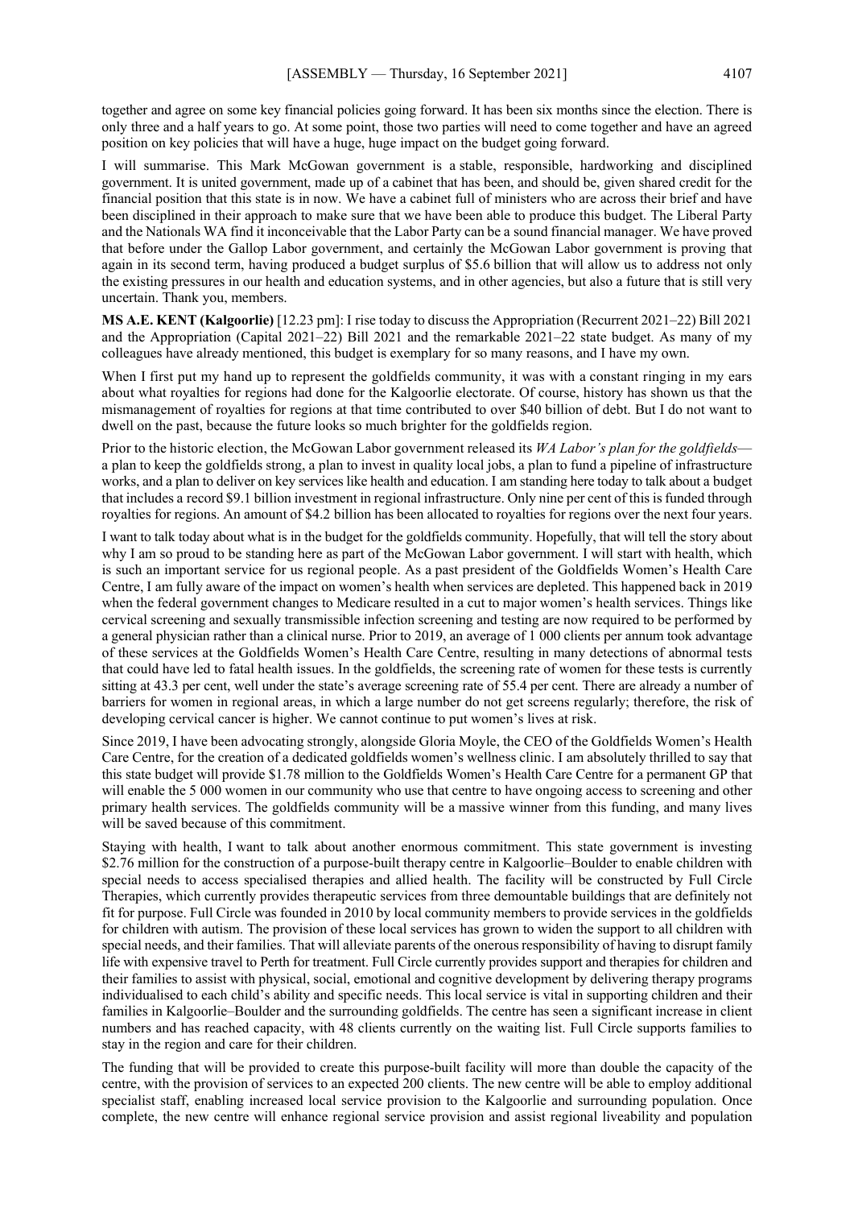together and agree on some key financial policies going forward. It has been six months since the election. There is only three and a half years to go. At some point, those two parties will need to come together and have an agreed position on key policies that will have a huge, huge impact on the budget going forward.

I will summarise. This Mark McGowan government is a stable, responsible, hardworking and disciplined government. It is united government, made up of a cabinet that has been, and should be, given shared credit for the financial position that this state is in now. We have a cabinet full of ministers who are across their brief and have been disciplined in their approach to make sure that we have been able to produce this budget. The Liberal Party and the Nationals WA find it inconceivable that the Labor Party can be a sound financial manager. We have proved that before under the Gallop Labor government, and certainly the McGowan Labor government is proving that again in its second term, having produced a budget surplus of $5.6 billion that will allow us to address not only the existing pressures in our health and education systems, and in other agencies, but also a future that is still very uncertain. Thank you, members.

**MS A.E. KENT (Kalgoorlie)** [12.23 pm]: I rise today to discuss the Appropriation (Recurrent 2021–22) Bill 2021 and the Appropriation (Capital 2021–22) Bill 2021 and the remarkable 2021–22 state budget. As many of my colleagues have already mentioned, this budget is exemplary for so many reasons, and I have my own.

When I first put my hand up to represent the goldfields community, it was with a constant ringing in my ears about what royalties for regions had done for the Kalgoorlie electorate. Of course, history has shown us that the mismanagement of royalties for regions at that time contributed to over $40 billion of debt. But I do not want to dwell on the past, because the future looks so much brighter for the goldfields region.

Prior to the historic election, the McGowan Labor government released its *WA Labor's plan for the goldfields*—a plan to keep the goldfields strong, a plan to invest in quality local jobs, a plan to fund a pipeline of infrastructure works, and a plan to deliver on key services like health and education. I am standing here today to talk about a budget that includes a record $9.1 billion investment in regional infrastructure. Only nine per cent of this is funded through royalties for regions. An amount of $4.2 billion has been allocated to royalties for regions over the next four years.

I want to talk today about what is in the budget for the goldfields community. Hopefully, that will tell the story about why I am so proud to be standing here as part of the McGowan Labor government. I will start with health, which is such an important service for us regional people. As a past president of the Goldfields Women's Health Care Centre, I am fully aware of the impact on women's health when services are depleted. This happened back in 2019 when the federal government changes to Medicare resulted in a cut to major women's health services. Things like cervical screening and sexually transmissible infection screening and testing are now required to be performed by a general physician rather than a clinical nurse. Prior to 2019, an average of 1 000 clients per annum took advantage of these services at the Goldfields Women's Health Care Centre, resulting in many detections of abnormal tests that could have led to fatal health issues. In the goldfields, the screening rate of women for these tests is currently sitting at 43.3 per cent, well under the state's average screening rate of 55.4 per cent. There are already a number of barriers for women in regional areas, in which a large number do not get screens regularly; therefore, the risk of developing cervical cancer is higher. We cannot continue to put women's lives at risk.

Since 2019, I have been advocating strongly, alongside Gloria Moyle, the CEO of the Goldfields Women's Health Care Centre, for the creation of a dedicated goldfields women's wellness clinic. I am absolutely thrilled to say that this state budget will provide $1.78 million to the Goldfields Women's Health Care Centre for a permanent GP that will enable the 5 000 women in our community who use that centre to have ongoing access to screening and other primary health services. The goldfields community will be a massive winner from this funding, and many lives will be saved because of this commitment.

Staying with health, I want to talk about another enormous commitment. This state government is investing $2.76 million for the construction of a purpose-built therapy centre in Kalgoorlie–Boulder to enable children with special needs to access specialised therapies and allied health. The facility will be constructed by Full Circle Therapies, which currently provides therapeutic services from three demountable buildings that are definitely not fit for purpose. Full Circle was founded in 2010 by local community members to provide services in the goldfields for children with autism. The provision of these local services has grown to widen the support to all children with special needs, and their families. That will alleviate parents of the onerous responsibility of having to disrupt family life with expensive travel to Perth for treatment. Full Circle currently provides support and therapies for children and their families to assist with physical, social, emotional and cognitive development by delivering therapy programs individualised to each child's ability and specific needs. This local service is vital in supporting children and their families in Kalgoorlie–Boulder and the surrounding goldfields. The centre has seen a significant increase in client numbers and has reached capacity, with 48 clients currently on the waiting list. Full Circle supports families to stay in the region and care for their children.

The funding that will be provided to create this purpose-built facility will more than double the capacity of the centre, with the provision of services to an expected 200 clients. The new centre will be able to employ additional specialist staff, enabling increased local service provision to the Kalgoorlie and surrounding population. Once complete, the new centre will enhance regional service provision and assist regional liveability and population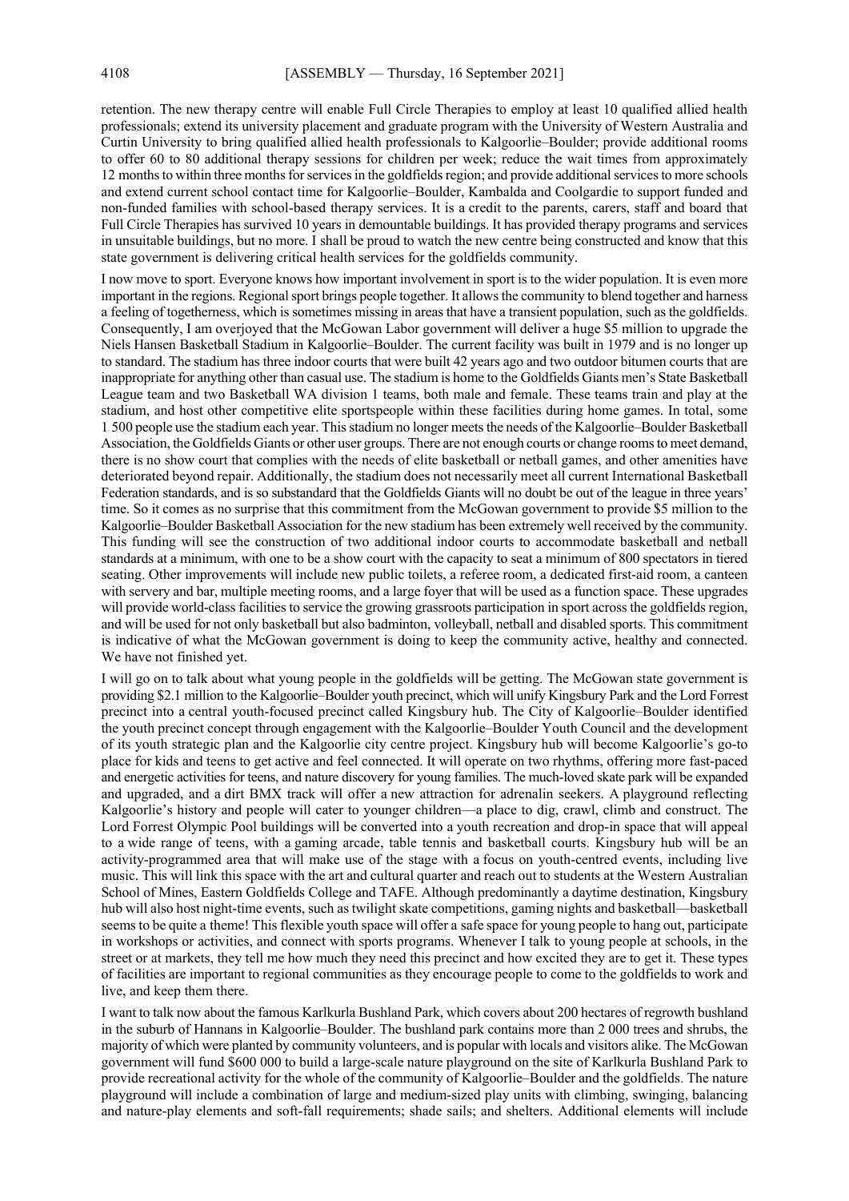retention. The new therapy centre will enable Full Circle Therapies to employ at least 10 qualified allied health professionals; extend its university placement and graduate program with the University of Western Australia and Curtin University to bring qualified allied health professionals to Kalgoorlie–Boulder; provide additional rooms to offer 60 to 80 additional therapy sessions for children per week; reduce the wait times from approximately 12 months to within three months for services in the goldfields region; and provide additional services to more schools and extend current school contact time for Kalgoorlie–Boulder, Kambalda and Coolgardie to support funded and non-funded families with school-based therapy services. It is a credit to the parents, carers, staff and board that Full Circle Therapies has survived 10 years in demountable buildings. It has provided therapy programs and services in unsuitable buildings, but no more. I shall be proud to watch the new centre being constructed and know that this state government is delivering critical health services for the goldfields community.

I now move to sport. Everyone knows how important involvement in sport is to the wider population. It is even more important in the regions. Regional sport brings people together. It allows the community to blend together and harness a feeling of togetherness, which is sometimes missing in areas that have a transient population, such as the goldfields. Consequently, I am overjoyed that the McGowan Labor government will deliver a huge $5 million to upgrade the Niels Hansen Basketball Stadium in Kalgoorlie–Boulder. The current facility was built in 1979 and is no longer up to standard. The stadium has three indoor courts that were built 42 years ago and two outdoor bitumen courts that are inappropriate for anything other than casual use. The stadium is home to the Goldfields Giants men's State Basketball League team and two Basketball WA division 1 teams, both male and female. These teams train and play at the stadium, and host other competitive elite sportspeople within these facilities during home games. In total, some 1 500 people use the stadium each year. This stadium no longer meets the needs of the Kalgoorlie–Boulder Basketball Association, the Goldfields Giants or other user groups. There are not enough courts or change rooms to meet demand, there is no show court that complies with the needs of elite basketball or netball games, and other amenities have deteriorated beyond repair. Additionally, the stadium does not necessarily meet all current International Basketball Federation standards, and is so substandard that the Goldfields Giants will no doubt be out of the league in three years' time. So it comes as no surprise that this commitment from the McGowan government to provide $5 million to the Kalgoorlie–Boulder Basketball Association for the new stadium has been extremely well received by the community. This funding will see the construction of two additional indoor courts to accommodate basketball and netball standards at a minimum, with one to be a show court with the capacity to seat a minimum of 800 spectators in tiered seating. Other improvements will include new public toilets, a referee room, a dedicated first-aid room, a canteen with servery and bar, multiple meeting rooms, and a large foyer that will be used as a function space. These upgrades will provide world-class facilities to service the growing grassroots participation in sport across the goldfields region, and will be used for not only basketball but also badminton, volleyball, netball and disabled sports. This commitment is indicative of what the McGowan government is doing to keep the community active, healthy and connected. We have not finished yet.

I will go on to talk about what young people in the goldfields will be getting. The McGowan state government is providing $2.1 million to the Kalgoorlie–Boulder youth precinct, which will unify Kingsbury Park and the Lord Forrest precinct into a central youth-focused precinct called Kingsbury hub. The City of Kalgoorlie–Boulder identified the youth precinct concept through engagement with the Kalgoorlie–Boulder Youth Council and the development of its youth strategic plan and the Kalgoorlie city centre project. Kingsbury hub will become Kalgoorlie's go-to place for kids and teens to get active and feel connected. It will operate on two rhythms, offering more fast-paced and energetic activities for teens, and nature discovery for young families. The much-loved skate park will be expanded and upgraded, and a dirt BMX track will offer a new attraction for adrenalin seekers. A playground reflecting Kalgoorlie's history and people will cater to younger children—a place to dig, crawl, climb and construct. The Lord Forrest Olympic Pool buildings will be converted into a youth recreation and drop-in space that will appeal to a wide range of teens, with a gaming arcade, table tennis and basketball courts. Kingsbury hub will be an activity-programmed area that will make use of the stage with a focus on youth-centred events, including live music. This will link this space with the art and cultural quarter and reach out to students at the Western Australian School of Mines, Eastern Goldfields College and TAFE. Although predominantly a daytime destination, Kingsbury hub will also host night-time events, such as twilight skate competitions, gaming nights and basketball—basketball seems to be quite a theme! This flexible youth space will offer a safe space for young people to hang out, participate in workshops or activities, and connect with sports programs. Whenever I talk to young people at schools, in the street or at markets, they tell me how much they need this precinct and how excited they are to get it. These types of facilities are important to regional communities as they encourage people to come to the goldfields to work and live, and keep them there.

I want to talk now about the famous Karlkurla Bushland Park, which covers about 200 hectares of regrowth bushland in the suburb of Hannans in Kalgoorlie–Boulder. The bushland park contains more than 2 000 trees and shrubs, the majority of which were planted by community volunteers, and is popular with locals and visitors alike. The McGowan government will fund $600 000 to build a large-scale nature playground on the site of Karlkurla Bushland Park to provide recreational activity for the whole of the community of Kalgoorlie–Boulder and the goldfields. The nature playground will include a combination of large and medium-sized play units with climbing, swinging, balancing and nature-play elements and soft-fall requirements; shade sails; and shelters. Additional elements will include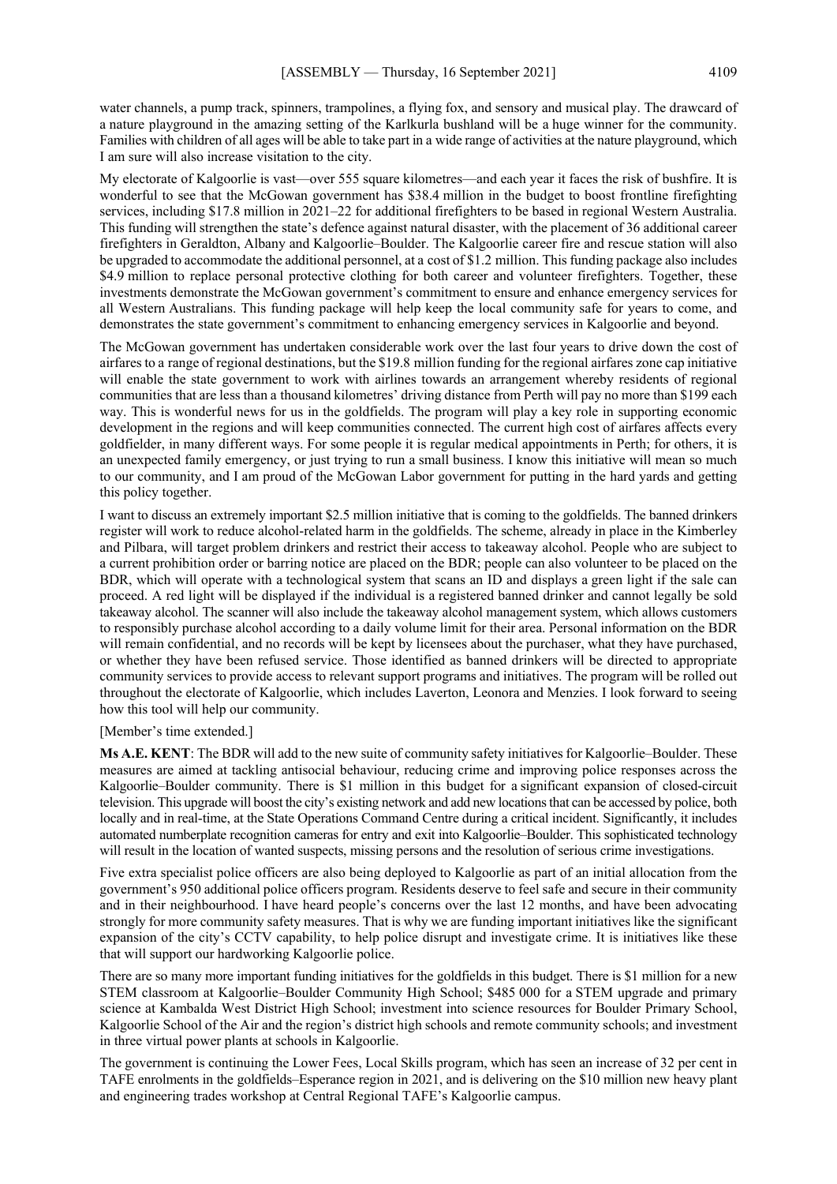water channels, a pump track, spinners, trampolines, a flying fox, and sensory and musical play. The drawcard of a nature playground in the amazing setting of the Karlkurla bushland will be a huge winner for the community. Families with children of all ages will be able to take part in a wide range of activities at the nature playground, which I am sure will also increase visitation to the city.

My electorate of Kalgoorlie is vast—over 555 square kilometres—and each year it faces the risk of bushfire. It is wonderful to see that the McGowan government has $38.4 million in the budget to boost frontline firefighting services, including $17.8 million in 2021–22 for additional firefighters to be based in regional Western Australia. This funding will strengthen the state's defence against natural disaster, with the placement of 36 additional career firefighters in Geraldton, Albany and Kalgoorlie–Boulder. The Kalgoorlie career fire and rescue station will also be upgraded to accommodate the additional personnel, at a cost of $1.2 million. This funding package also includes $4.9 million to replace personal protective clothing for both career and volunteer firefighters. Together, these investments demonstrate the McGowan government's commitment to ensure and enhance emergency services for all Western Australians. This funding package will help keep the local community safe for years to come, and demonstrates the state government's commitment to enhancing emergency services in Kalgoorlie and beyond.

The McGowan government has undertaken considerable work over the last four years to drive down the cost of airfares to a range of regional destinations, but the $19.8 million funding for the regional airfares zone cap initiative will enable the state government to work with airlines towards an arrangement whereby residents of regional communities that are less than a thousand kilometres' driving distance from Perth will pay no more than $199 each way. This is wonderful news for us in the goldfields. The program will play a key role in supporting economic development in the regions and will keep communities connected. The current high cost of airfares affects every goldfielder, in many different ways. For some people it is regular medical appointments in Perth; for others, it is an unexpected family emergency, or just trying to run a small business. I know this initiative will mean so much to our community, and I am proud of the McGowan Labor government for putting in the hard yards and getting this policy together.

I want to discuss an extremely important $2.5 million initiative that is coming to the goldfields. The banned drinkers register will work to reduce alcohol-related harm in the goldfields. The scheme, already in place in the Kimberley and Pilbara, will target problem drinkers and restrict their access to takeaway alcohol. People who are subject to a current prohibition order or barring notice are placed on the BDR; people can also volunteer to be placed on the BDR, which will operate with a technological system that scans an ID and displays a green light if the sale can proceed. A red light will be displayed if the individual is a registered banned drinker and cannot legally be sold takeaway alcohol. The scanner will also include the takeaway alcohol management system, which allows customers to responsibly purchase alcohol according to a daily volume limit for their area. Personal information on the BDR will remain confidential, and no records will be kept by licensees about the purchaser, what they have purchased, or whether they have been refused service. Those identified as banned drinkers will be directed to appropriate community services to provide access to relevant support programs and initiatives. The program will be rolled out throughout the electorate of Kalgoorlie, which includes Laverton, Leonora and Menzies. I look forward to seeing how this tool will help our community.

[Member's time extended.]

**Ms A.E. KENT**: The BDR will add to the new suite of community safety initiatives for Kalgoorlie–Boulder. These measures are aimed at tackling antisocial behaviour, reducing crime and improving police responses across the Kalgoorlie–Boulder community. There is $1 million in this budget for a significant expansion of closed-circuit television. This upgrade will boost the city's existing network and add new locations that can be accessed by police, both locally and in real-time, at the State Operations Command Centre during a critical incident. Significantly, it includes automated numberplate recognition cameras for entry and exit into Kalgoorlie–Boulder. This sophisticated technology will result in the location of wanted suspects, missing persons and the resolution of serious crime investigations.

Five extra specialist police officers are also being deployed to Kalgoorlie as part of an initial allocation from the government's 950 additional police officers program. Residents deserve to feel safe and secure in their community and in their neighbourhood. I have heard people's concerns over the last 12 months, and have been advocating strongly for more community safety measures. That is why we are funding important initiatives like the significant expansion of the city's CCTV capability, to help police disrupt and investigate crime. It is initiatives like these that will support our hardworking Kalgoorlie police.

There are so many more important funding initiatives for the goldfields in this budget. There is $1 million for a new STEM classroom at Kalgoorlie–Boulder Community High School; $485 000 for a STEM upgrade and primary science at Kambalda West District High School; investment into science resources for Boulder Primary School, Kalgoorlie School of the Air and the region's district high schools and remote community schools; and investment in three virtual power plants at schools in Kalgoorlie.

The government is continuing the Lower Fees, Local Skills program, which has seen an increase of 32 per cent in TAFE enrolments in the goldfields–Esperance region in 2021, and is delivering on the $10 million new heavy plant and engineering trades workshop at Central Regional TAFE's Kalgoorlie campus.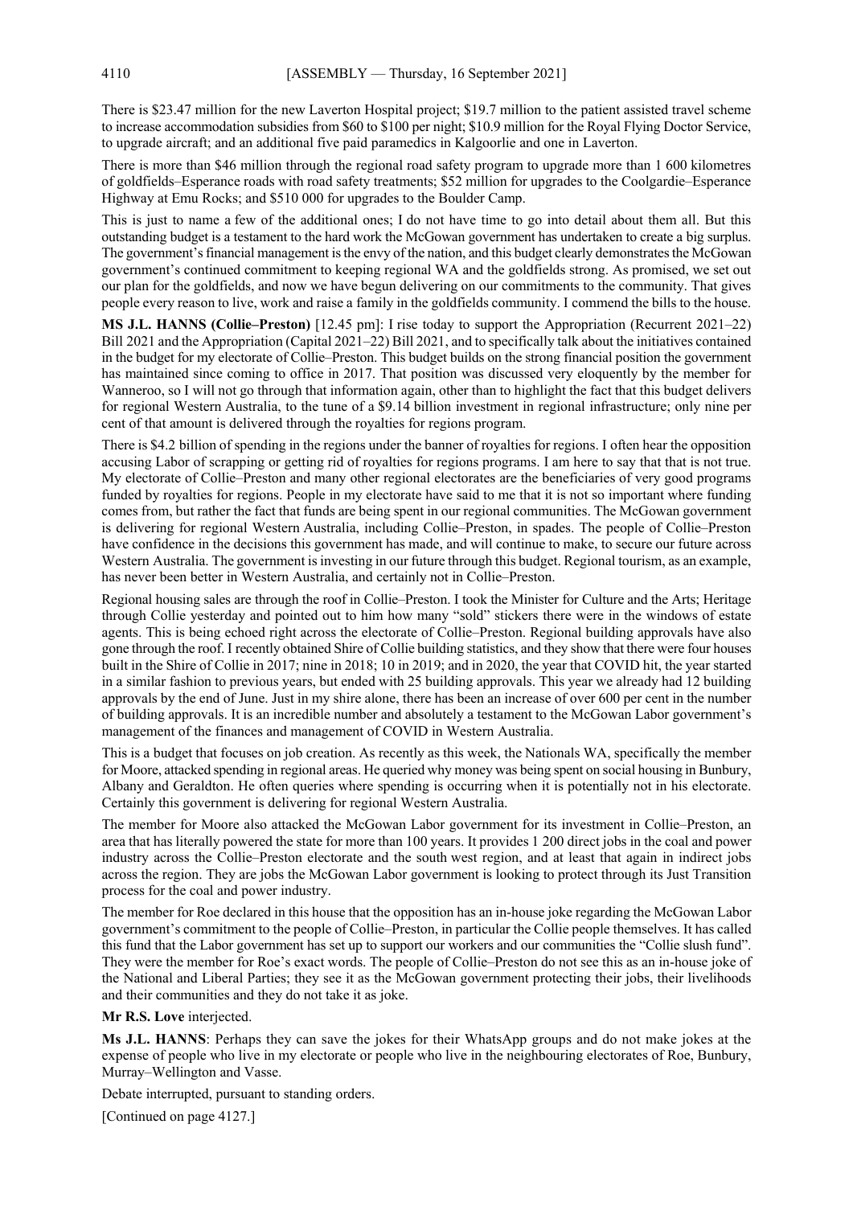There is $23.47 million for the new Laverton Hospital project; $19.7 million to the patient assisted travel scheme to increase accommodation subsidies from $60 to $100 per night; $10.9 million for the Royal Flying Doctor Service, to upgrade aircraft; and an additional five paid paramedics in Kalgoorlie and one in Laverton.

There is more than $46 million through the regional road safety program to upgrade more than 1 600 kilometres of goldfields–Esperance roads with road safety treatments; $52 million for upgrades to the Coolgardie–Esperance Highway at Emu Rocks; and $510 000 for upgrades to the Boulder Camp.

This is just to name a few of the additional ones; I do not have time to go into detail about them all. But this outstanding budget is a testament to the hard work the McGowan government has undertaken to create a big surplus. The government's financial management is the envy of the nation, and this budget clearly demonstrates the McGowan government's continued commitment to keeping regional WA and the goldfields strong. As promised, we set out our plan for the goldfields, and now we have begun delivering on our commitments to the community. That gives people every reason to live, work and raise a family in the goldfields community. I commend the bills to the house.

**MS J.L. HANNS (Collie–Preston)** [12.45 pm]: I rise today to support the Appropriation (Recurrent 2021–22) Bill 2021 and the Appropriation (Capital 2021–22) Bill 2021, and to specifically talk about the initiatives contained in the budget for my electorate of Collie–Preston. This budget builds on the strong financial position the government has maintained since coming to office in 2017. That position was discussed very eloquently by the member for Wanneroo, so I will not go through that information again, other than to highlight the fact that this budget delivers for regional Western Australia, to the tune of a $9.14 billion investment in regional infrastructure; only nine per cent of that amount is delivered through the royalties for regions program.

There is $4.2 billion of spending in the regions under the banner of royalties for regions. I often hear the opposition accusing Labor of scrapping or getting rid of royalties for regions programs. I am here to say that that is not true. My electorate of Collie–Preston and many other regional electorates are the beneficiaries of very good programs funded by royalties for regions. People in my electorate have said to me that it is not so important where funding comes from, but rather the fact that funds are being spent in our regional communities. The McGowan government is delivering for regional Western Australia, including Collie–Preston, in spades. The people of Collie–Preston have confidence in the decisions this government has made, and will continue to make, to secure our future across Western Australia. The government is investing in our future through this budget. Regional tourism, as an example, has never been better in Western Australia, and certainly not in Collie–Preston.

Regional housing sales are through the roof in Collie–Preston. I took the Minister for Culture and the Arts; Heritage through Collie yesterday and pointed out to him how many "sold" stickers there were in the windows of estate agents. This is being echoed right across the electorate of Collie–Preston. Regional building approvals have also gone through the roof. I recently obtained Shire of Collie building statistics, and they show that there were four houses built in the Shire of Collie in 2017; nine in 2018; 10 in 2019; and in 2020, the year that COVID hit, the year started in a similar fashion to previous years, but ended with 25 building approvals. This year we already had 12 building approvals by the end of June. Just in my shire alone, there has been an increase of over 600 per cent in the number of building approvals. It is an incredible number and absolutely a testament to the McGowan Labor government's management of the finances and management of COVID in Western Australia.

This is a budget that focuses on job creation. As recently as this week, the Nationals WA, specifically the member for Moore, attacked spending in regional areas. He queried why money was being spent on social housing in Bunbury, Albany and Geraldton. He often queries where spending is occurring when it is potentially not in his electorate. Certainly this government is delivering for regional Western Australia.

The member for Moore also attacked the McGowan Labor government for its investment in Collie–Preston, an area that has literally powered the state for more than 100 years. It provides 1 200 direct jobs in the coal and power industry across the Collie–Preston electorate and the south west region, and at least that again in indirect jobs across the region. They are jobs the McGowan Labor government is looking to protect through its Just Transition process for the coal and power industry.

The member for Roe declared in this house that the opposition has an in-house joke regarding the McGowan Labor government's commitment to the people of Collie–Preston, in particular the Collie people themselves. It has called this fund that the Labor government has set up to support our workers and our communities the "Collie slush fund". They were the member for Roe's exact words. The people of Collie–Preston do not see this as an in-house joke of the National and Liberal Parties; they see it as the McGowan government protecting their jobs, their livelihoods and their communities and they do not take it as joke.

**Mr R.S. Love** interjected.

**Ms J.L. HANNS**: Perhaps they can save the jokes for their WhatsApp groups and do not make jokes at the expense of people who live in my electorate or people who live in the neighbouring electorates of Roe, Bunbury, Murray–Wellington and Vasse.

Debate interrupted, pursuant to standing orders.

[Continued on page 4127.]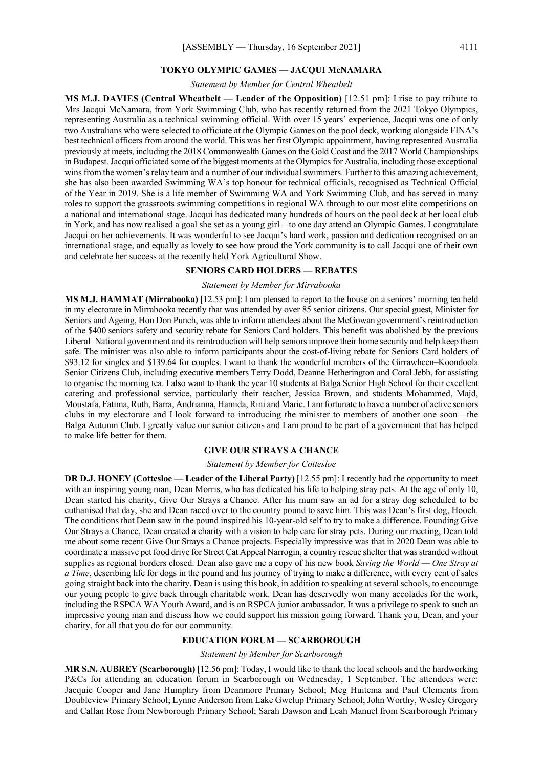## TOKYO OLYMPIC GAMES — JACQUI McNAMARA

*Statement by Member for Central Wheatbelt*

**MS M.J. DAVIES (Central Wheatbelt — Leader of the Opposition)** [12.51 pm]: I rise to pay tribute to Mrs Jacqui McNamara, from York Swimming Club, who has recently returned from the 2021 Tokyo Olympics, representing Australia as a technical swimming official. With over 15 years' experience, Jacqui was one of only two Australians who were selected to officiate at the Olympic Games on the pool deck, working alongside FINA's best technical officers from around the world. This was her first Olympic appointment, having represented Australia previously at meets, including the 2018 Commonwealth Games on the Gold Coast and the 2017 World Championships in Budapest. Jacqui officiated some of the biggest moments at the Olympics for Australia, including those exceptional wins from the women's relay team and a number of our individual swimmers. Further to this amazing achievement, she has also been awarded Swimming WA's top honour for technical officials, recognised as Technical Official of the Year in 2019. She is a life member of Swimming WA and York Swimming Club, and has served in many roles to support the grassroots swimming competitions in regional WA through to our most elite competitions on a national and international stage. Jacqui has dedicated many hundreds of hours on the pool deck at her local club in York, and has now realised a goal she set as a young girl—to one day attend an Olympic Games. I congratulate Jacqui on her achievements. It was wonderful to see Jacqui's hard work, passion and dedication recognised on an international stage, and equally as lovely to see how proud the York community is to call Jacqui one of their own and celebrate her success at the recently held York Agricultural Show.

## SENIORS CARD HOLDERS — REBATES

*Statement by Member for Mirrabooka*

**MS M.J. HAMMAT (Mirrabooka)** [12.53 pm]: I am pleased to report to the house on a seniors' morning tea held in my electorate in Mirrabooka recently that was attended by over 85 senior citizens. Our special guest, Minister for Seniors and Ageing, Hon Don Punch, was able to inform attendees about the McGowan government's reintroduction of the $400 seniors safety and security rebate for Seniors Card holders. This benefit was abolished by the previous Liberal–National government and its reintroduction will help seniors improve their home security and help keep them safe. The minister was also able to inform participants about the cost-of-living rebate for Seniors Card holders of $93.12 for singles and $139.64 for couples. I want to thank the wonderful members of the Girrawheen–Koondoola Senior Citizens Club, including executive members Terry Dodd, Deanne Hetherington and Coral Jebb, for assisting to organise the morning tea. I also want to thank the year 10 students at Balga Senior High School for their excellent catering and professional service, particularly their teacher, Jessica Brown, and students Mohammed, Majd, Moustafa, Fatima, Ruth, Barra, Andrianna, Hamida, Rini and Marie. I am fortunate to have a number of active seniors clubs in my electorate and I look forward to introducing the minister to members of another one soon—the Balga Autumn Club. I greatly value our senior citizens and I am proud to be part of a government that has helped to make life better for them.

## GIVE OUR STRAYS A CHANCE

*Statement by Member for Cottesloe*

**DR D.J. HONEY (Cottesloe — Leader of the Liberal Party)** [12.55 pm]: I recently had the opportunity to meet with an inspiring young man, Dean Morris, who has dedicated his life to helping stray pets. At the age of only 10, Dean started his charity, Give Our Strays a Chance. After his mum saw an ad for a stray dog scheduled to be euthanised that day, she and Dean raced over to the country pound to save him. This was Dean's first dog, Hooch. The conditions that Dean saw in the pound inspired his 10-year-old self to try to make a difference. Founding Give Our Strays a Chance, Dean created a charity with a vision to help care for stray pets. During our meeting, Dean told me about some recent Give Our Strays a Chance projects. Especially impressive was that in 2020 Dean was able to coordinate a massive pet food drive for Street Cat Appeal Narrogin, a country rescue shelter that was stranded without supplies as regional borders closed. Dean also gave me a copy of his new book *Saving the World — One Stray at a Time*, describing life for dogs in the pound and his journey of trying to make a difference, with every cent of sales going straight back into the charity. Dean is using this book, in addition to speaking at several schools, to encourage our young people to give back through charitable work. Dean has deservedly won many accolades for the work, including the RSPCA WA Youth Award, and is an RSPCA junior ambassador. It was a privilege to speak to such an impressive young man and discuss how we could support his mission going forward. Thank you, Dean, and your charity, for all that you do for our community.

## EDUCATION FORUM — SCARBOROUGH

*Statement by Member for Scarborough*

**MR S.N. AUBREY (Scarborough)** [12.56 pm]: Today, I would like to thank the local schools and the hardworking P&Cs for attending an education forum in Scarborough on Wednesday, 1 September. The attendees were: Jacquie Cooper and Jane Humphry from Deanmore Primary School; Meg Huitema and Paul Clements from Doubleview Primary School; Lynne Anderson from Lake Gwelup Primary School; John Worthy, Wesley Gregory and Callan Rose from Newborough Primary School; Sarah Dawson and Leah Manuel from Scarborough Primary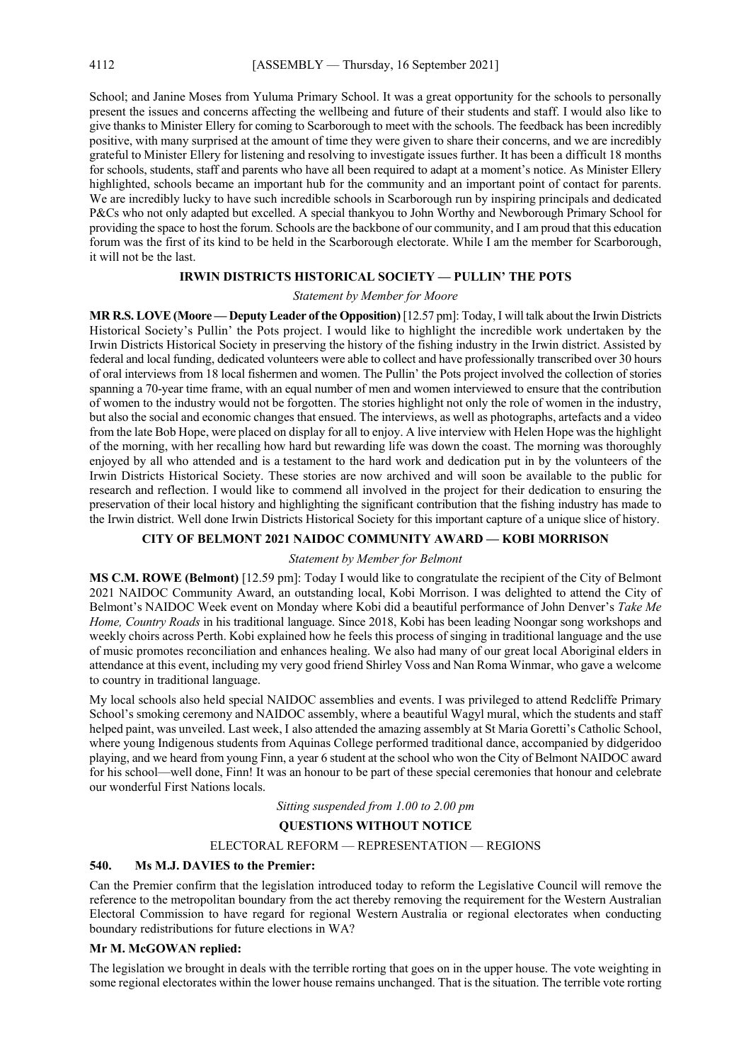School; and Janine Moses from Yuluma Primary School. It was a great opportunity for the schools to personally present the issues and concerns affecting the wellbeing and future of their students and staff. I would also like to give thanks to Minister Ellery for coming to Scarborough to meet with the schools. The feedback has been incredibly positive, with many surprised at the amount of time they were given to share their concerns, and we are incredibly grateful to Minister Ellery for listening and resolving to investigate issues further. It has been a difficult 18 months for schools, students, staff and parents who have all been required to adapt at a moment's notice. As Minister Ellery highlighted, schools became an important hub for the community and an important point of contact for parents. We are incredibly lucky to have such incredible schools in Scarborough run by inspiring principals and dedicated P&Cs who not only adapted but excelled. A special thankyou to John Worthy and Newborough Primary School for providing the space to host the forum. Schools are the backbone of our community, and I am proud that this education forum was the first of its kind to be held in the Scarborough electorate. While I am the member for Scarborough, it will not be the last.

## IRWIN DISTRICTS HISTORICAL SOCIETY — PULLIN' THE POTS

*Statement by Member for Moore*

**MR R.S. LOVE (Moore — Deputy Leader of the Opposition)** [12.57 pm]: Today, I will talk about the Irwin Districts Historical Society's Pullin' the Pots project. I would like to highlight the incredible work undertaken by the Irwin Districts Historical Society in preserving the history of the fishing industry in the Irwin district. Assisted by federal and local funding, dedicated volunteers were able to collect and have professionally transcribed over 30 hours of oral interviews from 18 local fishermen and women. The Pullin' the Pots project involved the collection of stories spanning a 70-year time frame, with an equal number of men and women interviewed to ensure that the contribution of women to the industry would not be forgotten. The stories highlight not only the role of women in the industry, but also the social and economic changes that ensued. The interviews, as well as photographs, artefacts and a video from the late Bob Hope, were placed on display for all to enjoy. A live interview with Helen Hope was the highlight of the morning, with her recalling how hard but rewarding life was down the coast. The morning was thoroughly enjoyed by all who attended and is a testament to the hard work and dedication put in by the volunteers of the Irwin Districts Historical Society. These stories are now archived and will soon be available to the public for research and reflection. I would like to commend all involved in the project for their dedication to ensuring the preservation of their local history and highlighting the significant contribution that the fishing industry has made to the Irwin district. Well done Irwin Districts Historical Society for this important capture of a unique slice of history.

## CITY OF BELMONT 2021 NAIDOC COMMUNITY AWARD — KOBI MORRISON

*Statement by Member for Belmont*

**MS C.M. ROWE (Belmont)** [12.59 pm]: Today I would like to congratulate the recipient of the City of Belmont 2021 NAIDOC Community Award, an outstanding local, Kobi Morrison. I was delighted to attend the City of Belmont's NAIDOC Week event on Monday where Kobi did a beautiful performance of John Denver's *Take Me Home, Country Roads* in his traditional language. Since 2018, Kobi has been leading Noongar song workshops and weekly choirs across Perth. Kobi explained how he feels this process of singing in traditional language and the use of music promotes reconciliation and enhances healing. We also had many of our great local Aboriginal elders in attendance at this event, including my very good friend Shirley Voss and Nan Roma Winmar, who gave a welcome to country in traditional language.

My local schools also held special NAIDOC assemblies and events. I was privileged to attend Redcliffe Primary School's smoking ceremony and NAIDOC assembly, where a beautiful Wagyl mural, which the students and staff helped paint, was unveiled. Last week, I also attended the amazing assembly at St Maria Goretti's Catholic School, where young Indigenous students from Aquinas College performed traditional dance, accompanied by didgeridoo playing, and we heard from young Finn, a year 6 student at the school who won the City of Belmont NAIDOC award for his school—well done, Finn! It was an honour to be part of these special ceremonies that honour and celebrate our wonderful First Nations locals.

*Sitting suspended from 1.00 to 2.00 pm*

## QUESTIONS WITHOUT NOTICE

### ELECTORAL REFORM — REPRESENTATION — REGIONS

**540. Ms M.J. DAVIES to the Premier:**

Can the Premier confirm that the legislation introduced today to reform the Legislative Council will remove the reference to the metropolitan boundary from the act thereby removing the requirement for the Western Australian Electoral Commission to have regard for regional Western Australia or regional electorates when conducting boundary redistributions for future elections in WA?

**Mr M. McGOWAN replied:**

The legislation we brought in deals with the terrible rorting that goes on in the upper house. The vote weighting in some regional electorates within the lower house remains unchanged. That is the situation. The terrible vote rorting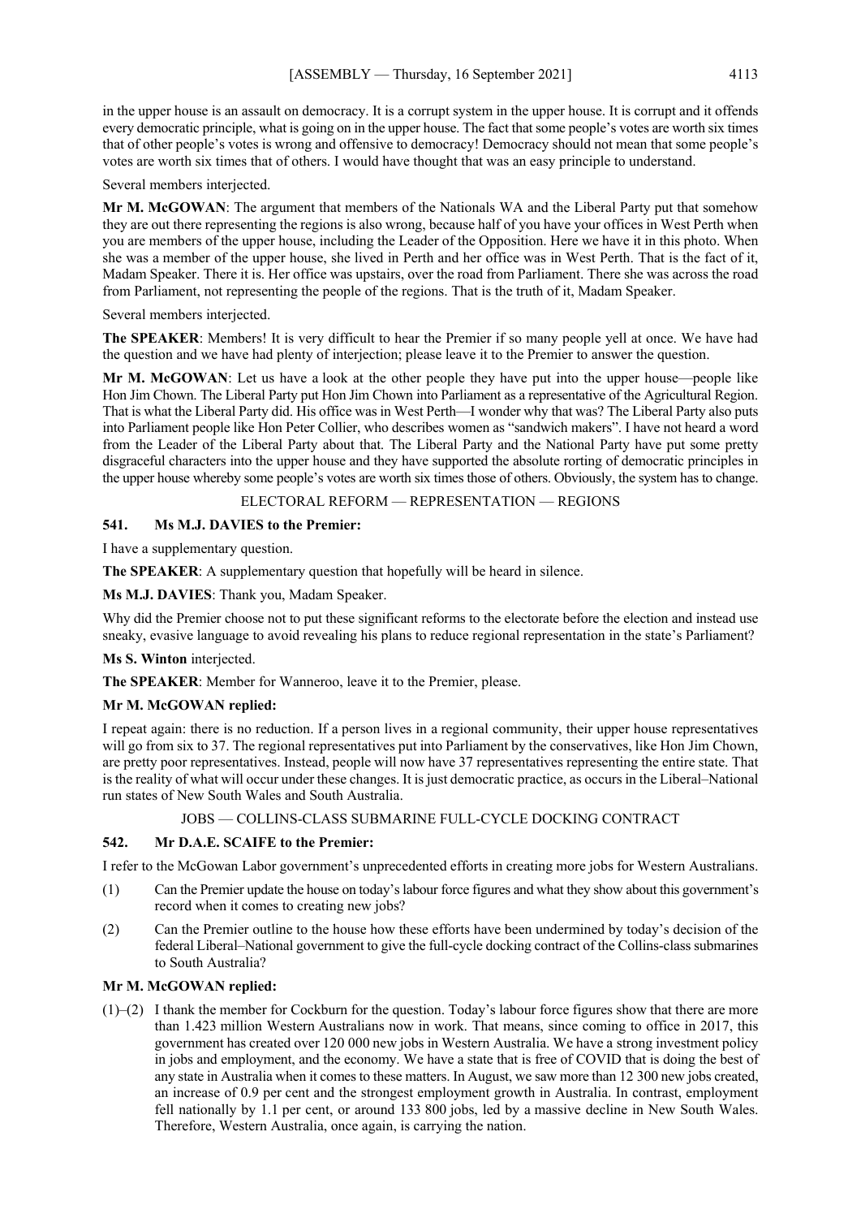in the upper house is an assault on democracy. It is a corrupt system in the upper house. It is corrupt and it offends every democratic principle, what is going on in the upper house. The fact that some people's votes are worth six times that of other people's votes is wrong and offensive to democracy! Democracy should not mean that some people's votes are worth six times that of others. I would have thought that was an easy principle to understand.

Several members interjected.

**Mr M. McGOWAN**: The argument that members of the Nationals WA and the Liberal Party put that somehow they are out there representing the regions is also wrong, because half of you have your offices in West Perth when you are members of the upper house, including the Leader of the Opposition. Here we have it in this photo. When she was a member of the upper house, she lived in Perth and her office was in West Perth. That is the fact of it, Madam Speaker. There it is. Her office was upstairs, over the road from Parliament. There she was across the road from Parliament, not representing the people of the regions. That is the truth of it, Madam Speaker.

Several members interjected.

**The SPEAKER**: Members! It is very difficult to hear the Premier if so many people yell at once. We have had the question and we have had plenty of interjection; please leave it to the Premier to answer the question.

**Mr M. McGOWAN**: Let us have a look at the other people they have put into the upper house—people like Hon Jim Chown. The Liberal Party put Hon Jim Chown into Parliament as a representative of the Agricultural Region. That is what the Liberal Party did. His office was in West Perth—I wonder why that was? The Liberal Party also puts into Parliament people like Hon Peter Collier, who describes women as "sandwich makers". I have not heard a word from the Leader of the Liberal Party about that. The Liberal Party and the National Party have put some pretty disgraceful characters into the upper house and they have supported the absolute rorting of democratic principles in the upper house whereby some people's votes are worth six times those of others. Obviously, the system has to change.

ELECTORAL REFORM — REPRESENTATION — REGIONS

### 541. Ms M.J. DAVIES to the Premier:

I have a supplementary question.

**The SPEAKER**: A supplementary question that hopefully will be heard in silence.

**Ms M.J. DAVIES**: Thank you, Madam Speaker.

Why did the Premier choose not to put these significant reforms to the electorate before the election and instead use sneaky, evasive language to avoid revealing his plans to reduce regional representation in the state's Parliament?

**Ms S. Winton** interjected.

**The SPEAKER**: Member for Wanneroo, leave it to the Premier, please.

**Mr M. McGOWAN replied:**

I repeat again: there is no reduction. If a person lives in a regional community, their upper house representatives will go from six to 37. The regional representatives put into Parliament by the conservatives, like Hon Jim Chown, are pretty poor representatives. Instead, people will now have 37 representatives representing the entire state. That is the reality of what will occur under these changes. It is just democratic practice, as occurs in the Liberal–National run states of New South Wales and South Australia.

JOBS — COLLINS-CLASS SUBMARINE FULL-CYCLE DOCKING CONTRACT

### 542. Mr D.A.E. SCAIFE to the Premier:

I refer to the McGowan Labor government's unprecedented efforts in creating more jobs for Western Australians.

(1) Can the Premier update the house on today's labour force figures and what they show about this government's record when it comes to creating new jobs?

(2) Can the Premier outline to the house how these efforts have been undermined by today's decision of the federal Liberal–National government to give the full-cycle docking contract of the Collins-class submarines to South Australia?

**Mr M. McGOWAN replied:**

(1)–(2) I thank the member for Cockburn for the question. Today's labour force figures show that there are more than 1.423 million Western Australians now in work. That means, since coming to office in 2017, this government has created over 120 000 new jobs in Western Australia. We have a strong investment policy in jobs and employment, and the economy. We have a state that is free of COVID that is doing the best of any state in Australia when it comes to these matters. In August, we saw more than 12 300 new jobs created, an increase of 0.9 per cent and the strongest employment growth in Australia. In contrast, employment fell nationally by 1.1 per cent, or around 133 800 jobs, led by a massive decline in New South Wales. Therefore, Western Australia, once again, is carrying the nation.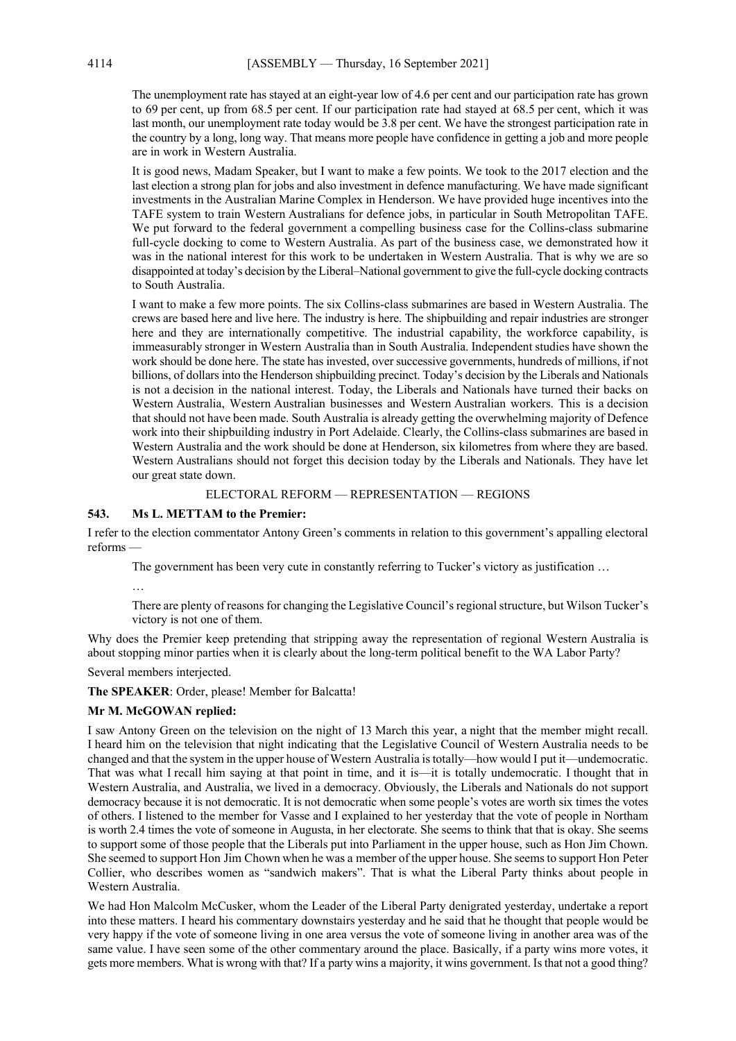The unemployment rate has stayed at an eight-year low of 4.6 per cent and our participation rate has grown to 69 per cent, up from 68.5 per cent. If our participation rate had stayed at 68.5 per cent, which it was last month, our unemployment rate today would be 3.8 per cent. We have the strongest participation rate in the country by a long, long way. That means more people have confidence in getting a job and more people are in work in Western Australia.

It is good news, Madam Speaker, but I want to make a few points. We took to the 2017 election and the last election a strong plan for jobs and also investment in defence manufacturing. We have made significant investments in the Australian Marine Complex in Henderson. We have provided huge incentives into the TAFE system to train Western Australians for defence jobs, in particular in South Metropolitan TAFE. We put forward to the federal government a compelling business case for the Collins-class submarine full-cycle docking to come to Western Australia. As part of the business case, we demonstrated how it was in the national interest for this work to be undertaken in Western Australia. That is why we are so disappointed at today's decision by the Liberal–National government to give the full-cycle docking contracts to South Australia.

I want to make a few more points. The six Collins-class submarines are based in Western Australia. The crews are based here and live here. The industry is here. The shipbuilding and repair industries are stronger here and they are internationally competitive. The industrial capability, the workforce capability, is immeasurably stronger in Western Australia than in South Australia. Independent studies have shown the work should be done here. The state has invested, over successive governments, hundreds of millions, if not billions, of dollars into the Henderson shipbuilding precinct. Today's decision by the Liberals and Nationals is not a decision in the national interest. Today, the Liberals and Nationals have turned their backs on Western Australia, Western Australian businesses and Western Australian workers. This is a decision that should not have been made. South Australia is already getting the overwhelming majority of Defence work into their shipbuilding industry in Port Adelaide. Clearly, the Collins-class submarines are based in Western Australia and the work should be done at Henderson, six kilometres from where they are based. Western Australians should not forget this decision today by the Liberals and Nationals. They have let our great state down.

## ELECTORAL REFORM — REPRESENTATION — REGIONS

### 543. Ms L. METTAM to the Premier:

I refer to the election commentator Antony Green's comments in relation to this government's appalling electoral reforms —

> The government has been very cute in constantly referring to Tucker's victory as justification …
>
> …
>
> There are plenty of reasons for changing the Legislative Council's regional structure, but Wilson Tucker's victory is not one of them.

Why does the Premier keep pretending that stripping away the representation of regional Western Australia is about stopping minor parties when it is clearly about the long-term political benefit to the WA Labor Party?

Several members interjected.

**The SPEAKER**: Order, please! Member for Balcatta!

**Mr M. McGOWAN replied:**

I saw Antony Green on the television on the night of 13 March this year, a night that the member might recall. I heard him on the television that night indicating that the Legislative Council of Western Australia needs to be changed and that the system in the upper house of Western Australia is totally—how would I put it—undemocratic. That was what I recall him saying at that point in time, and it is—it is totally undemocratic. I thought that in Western Australia, and Australia, we lived in a democracy. Obviously, the Liberals and Nationals do not support democracy because it is not democratic. It is not democratic when some people's votes are worth six times the votes of others. I listened to the member for Vasse and I explained to her yesterday that the vote of people in Northam is worth 2.4 times the vote of someone in Augusta, in her electorate. She seems to think that that is okay. She seems to support some of those people that the Liberals put into Parliament in the upper house, such as Hon Jim Chown. She seemed to support Hon Jim Chown when he was a member of the upper house. She seems to support Hon Peter Collier, who describes women as "sandwich makers". That is what the Liberal Party thinks about people in Western Australia.

We had Hon Malcolm McCusker, whom the Leader of the Liberal Party denigrated yesterday, undertake a report into these matters. I heard his commentary downstairs yesterday and he said that he thought that people would be very happy if the vote of someone living in one area versus the vote of someone living in another area was of the same value. I have seen some of the other commentary around the place. Basically, if a party wins more votes, it gets more members. What is wrong with that? If a party wins a majority, it wins government. Is that not a good thing?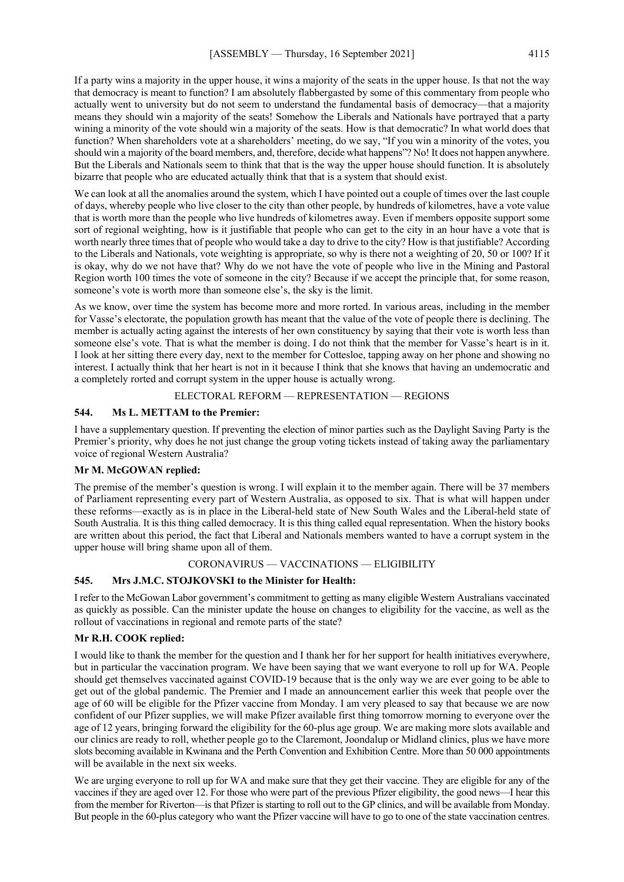If a party wins a majority in the upper house, it wins a majority of the seats in the upper house. Is that not the way that democracy is meant to function? I am absolutely flabbergasted by some of this commentary from people who actually went to university but do not seem to understand the fundamental basis of democracy—that a majority means they should win a majority of the seats! Somehow the Liberals and Nationals have portrayed that a party wining a minority of the vote should win a majority of the seats. How is that democratic? In what world does that function? When shareholders vote at a shareholders' meeting, do we say, "If you win a minority of the votes, you should win a majority of the board members, and, therefore, decide what happens"? No! It does not happen anywhere. But the Liberals and Nationals seem to think that that is the way the upper house should function. It is absolutely bizarre that people who are educated actually think that that is a system that should exist.

We can look at all the anomalies around the system, which I have pointed out a couple of times over the last couple of days, whereby people who live closer to the city than other people, by hundreds of kilometres, have a vote value that is worth more than the people who live hundreds of kilometres away. Even if members opposite support some sort of regional weighting, how is it justifiable that people who can get to the city in an hour have a vote that is worth nearly three times that of people who would take a day to drive to the city? How is that justifiable? According to the Liberals and Nationals, vote weighting is appropriate, so why is there not a weighting of 20, 50 or 100? If it is okay, why do we not have that? Why do we not have the vote of people who live in the Mining and Pastoral Region worth 100 times the vote of someone in the city? Because if we accept the principle that, for some reason, someone's vote is worth more than someone else's, the sky is the limit.

As we know, over time the system has become more and more rorted. In various areas, including in the member for Vasse's electorate, the population growth has meant that the value of the vote of people there is declining. The member is actually acting against the interests of her own constituency by saying that their vote is worth less than someone else's vote. That is what the member is doing. I do not think that the member for Vasse's heart is in it. I look at her sitting there every day, next to the member for Cottesloe, tapping away on her phone and showing no interest. I actually think that her heart is not in it because I think that she knows that having an undemocratic and a completely rorted and corrupt system in the upper house is actually wrong.

ELECTORAL REFORM — REPRESENTATION — REGIONS

**544. Ms L. METTAM to the Premier:**

I have a supplementary question. If preventing the election of minor parties such as the Daylight Saving Party is the Premier's priority, why does he not just change the group voting tickets instead of taking away the parliamentary voice of regional Western Australia?

**Mr M. McGOWAN replied:**

The premise of the member's question is wrong. I will explain it to the member again. There will be 37 members of Parliament representing every part of Western Australia, as opposed to six. That is what will happen under these reforms—exactly as is in place in the Liberal-held state of New South Wales and the Liberal-held state of South Australia. It is this thing called democracy. It is this thing called equal representation. When the history books are written about this period, the fact that Liberal and Nationals members wanted to have a corrupt system in the upper house will bring shame upon all of them.

CORONAVIRUS — VACCINATIONS — ELIGIBILITY

**545. Mrs J.M.C. STOJKOVSKI to the Minister for Health:**

I refer to the McGowan Labor government's commitment to getting as many eligible Western Australians vaccinated as quickly as possible. Can the minister update the house on changes to eligibility for the vaccine, as well as the rollout of vaccinations in regional and remote parts of the state?

**Mr R.H. COOK replied:**

I would like to thank the member for the question and I thank her for her support for health initiatives everywhere, but in particular the vaccination program. We have been saying that we want everyone to roll up for WA. People should get themselves vaccinated against COVID-19 because that is the only way we are ever going to be able to get out of the global pandemic. The Premier and I made an announcement earlier this week that people over the age of 60 will be eligible for the Pfizer vaccine from Monday. I am very pleased to say that because we are now confident of our Pfizer supplies, we will make Pfizer available first thing tomorrow morning to everyone over the age of 12 years, bringing forward the eligibility for the 60-plus age group. We are making more slots available and our clinics are ready to roll, whether people go to the Claremont, Joondalup or Midland clinics, plus we have more slots becoming available in Kwinana and the Perth Convention and Exhibition Centre. More than 50 000 appointments will be available in the next six weeks.

We are urging everyone to roll up for WA and make sure that they get their vaccine. They are eligible for any of the vaccines if they are aged over 12. For those who were part of the previous Pfizer eligibility, the good news—I hear this from the member for Riverton—is that Pfizer is starting to roll out to the GP clinics, and will be available from Monday. But people in the 60-plus category who want the Pfizer vaccine will have to go to one of the state vaccination centres.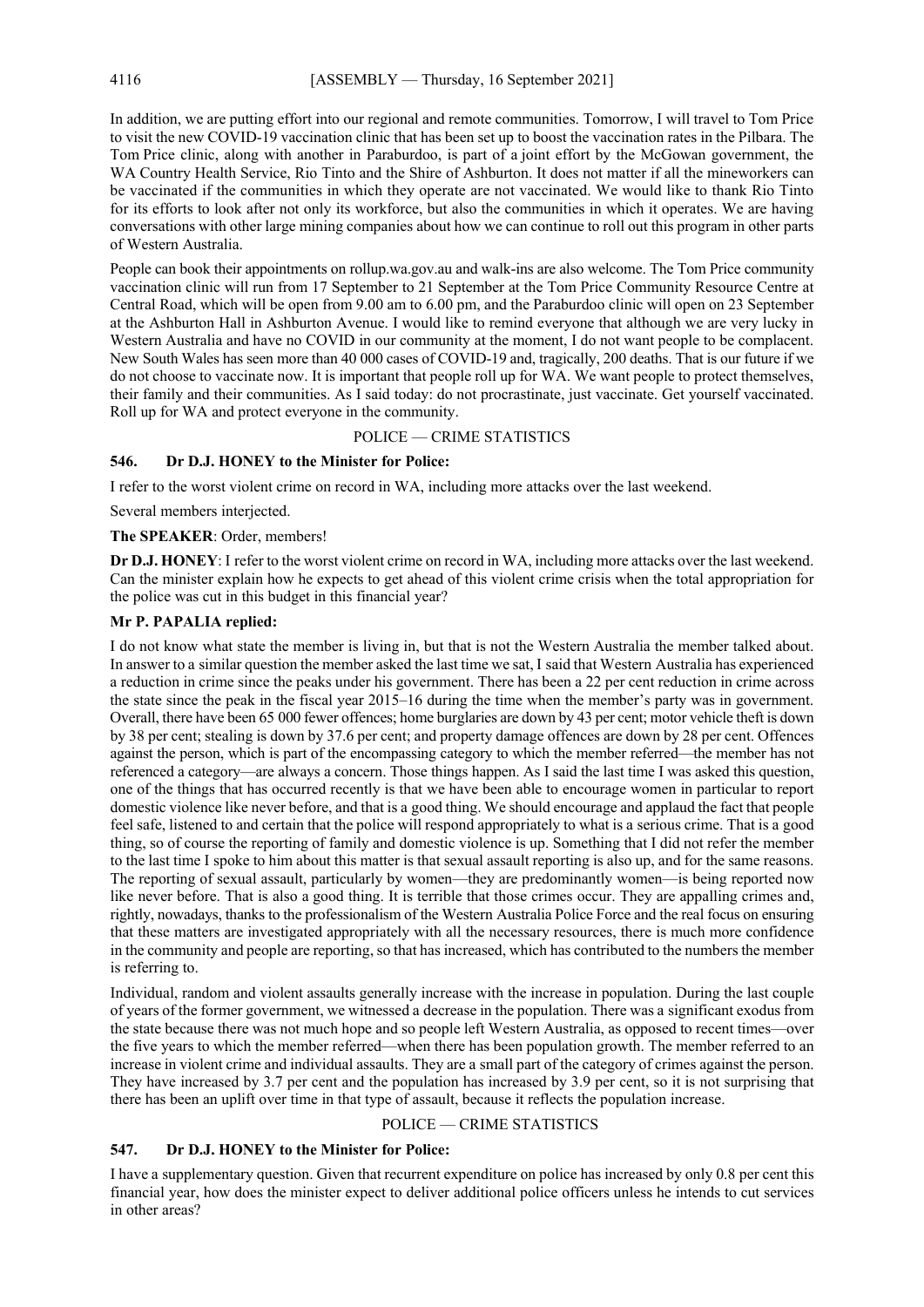In addition, we are putting effort into our regional and remote communities. Tomorrow, I will travel to Tom Price to visit the new COVID-19 vaccination clinic that has been set up to boost the vaccination rates in the Pilbara. The Tom Price clinic, along with another in Paraburdoo, is part of a joint effort by the McGowan government, the WA Country Health Service, Rio Tinto and the Shire of Ashburton. It does not matter if all the mineworkers can be vaccinated if the communities in which they operate are not vaccinated. We would like to thank Rio Tinto for its efforts to look after not only its workforce, but also the communities in which it operates. We are having conversations with other large mining companies about how we can continue to roll out this program in other parts of Western Australia.

People can book their appointments on rollup.wa.gov.au and walk-ins are also welcome. The Tom Price community vaccination clinic will run from 17 September to 21 September at the Tom Price Community Resource Centre at Central Road, which will be open from 9.00 am to 6.00 pm, and the Paraburdoo clinic will open on 23 September at the Ashburton Hall in Ashburton Avenue. I would like to remind everyone that although we are very lucky in Western Australia and have no COVID in our community at the moment, I do not want people to be complacent. New South Wales has seen more than 40 000 cases of COVID-19 and, tragically, 200 deaths. That is our future if we do not choose to vaccinate now. It is important that people roll up for WA. We want people to protect themselves, their family and their communities. As I said today: do not procrastinate, just vaccinate. Get yourself vaccinated. Roll up for WA and protect everyone in the community.

## POLICE — CRIME STATISTICS

### 546. Dr D.J. HONEY to the Minister for Police:

I refer to the worst violent crime on record in WA, including more attacks over the last weekend.

Several members interjected.

**The SPEAKER**: Order, members!

**Dr D.J. HONEY**: I refer to the worst violent crime on record in WA, including more attacks over the last weekend. Can the minister explain how he expects to get ahead of this violent crime crisis when the total appropriation for the police was cut in this budget in this financial year?

**Mr P. PAPALIA replied:**

I do not know what state the member is living in, but that is not the Western Australia the member talked about. In answer to a similar question the member asked the last time we sat, I said that Western Australia has experienced a reduction in crime since the peaks under his government. There has been a 22 per cent reduction in crime across the state since the peak in the fiscal year 2015–16 during the time when the member's party was in government. Overall, there have been 65 000 fewer offences; home burglaries are down by 43 per cent; motor vehicle theft is down by 38 per cent; stealing is down by 37.6 per cent; and property damage offences are down by 28 per cent. Offences against the person, which is part of the encompassing category to which the member referred—the member has not referenced a category—are always a concern. Those things happen. As I said the last time I was asked this question, one of the things that has occurred recently is that we have been able to encourage women in particular to report domestic violence like never before, and that is a good thing. We should encourage and applaud the fact that people feel safe, listened to and certain that the police will respond appropriately to what is a serious crime. That is a good thing, so of course the reporting of family and domestic violence is up. Something that I did not refer the member to the last time I spoke to him about this matter is that sexual assault reporting is also up, and for the same reasons. The reporting of sexual assault, particularly by women—they are predominantly women—is being reported now like never before. That is also a good thing. It is terrible that those crimes occur. They are appalling crimes and, rightly, nowadays, thanks to the professionalism of the Western Australia Police Force and the real focus on ensuring that these matters are investigated appropriately with all the necessary resources, there is much more confidence in the community and people are reporting, so that has increased, which has contributed to the numbers the member is referring to.

Individual, random and violent assaults generally increase with the increase in population. During the last couple of years of the former government, we witnessed a decrease in the population. There was a significant exodus from the state because there was not much hope and so people left Western Australia, as opposed to recent times—over the five years to which the member referred—when there has been population growth. The member referred to an increase in violent crime and individual assaults. They are a small part of the category of crimes against the person. They have increased by 3.7 per cent and the population has increased by 3.9 per cent, so it is not surprising that there has been an uplift over time in that type of assault, because it reflects the population increase.

## POLICE — CRIME STATISTICS

### 547. Dr D.J. HONEY to the Minister for Police:

I have a supplementary question. Given that recurrent expenditure on police has increased by only 0.8 per cent this financial year, how does the minister expect to deliver additional police officers unless he intends to cut services in other areas?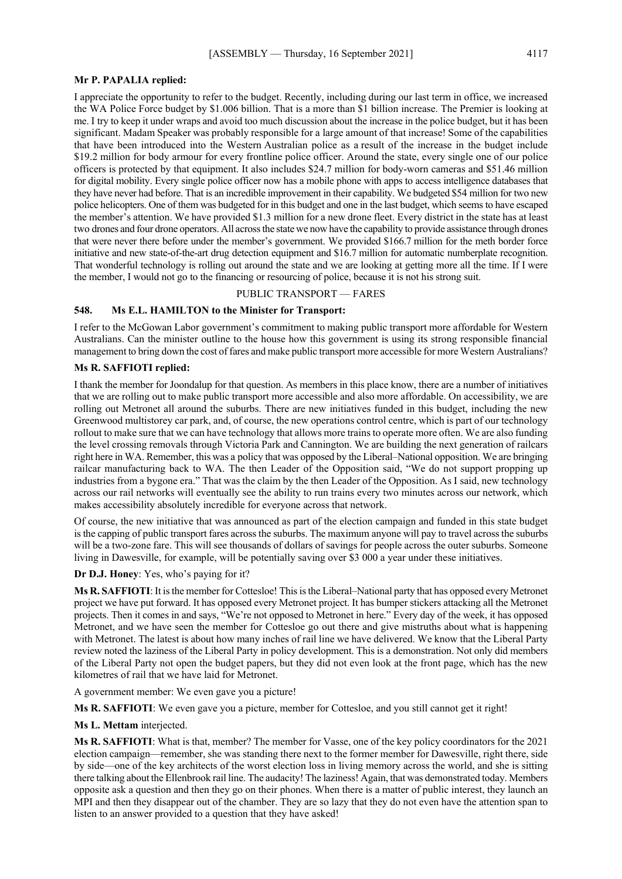**Mr P. PAPALIA replied:**

I appreciate the opportunity to refer to the budget. Recently, including during our last term in office, we increased the WA Police Force budget by $1.006 billion. That is a more than $1 billion increase. The Premier is looking at me. I try to keep it under wraps and avoid too much discussion about the increase in the police budget, but it has been significant. Madam Speaker was probably responsible for a large amount of that increase! Some of the capabilities that have been introduced into the Western Australian police as a result of the increase in the budget include $19.2 million for body armour for every frontline police officer. Around the state, every single one of our police officers is protected by that equipment. It also includes $24.7 million for body-worn cameras and $51.46 million for digital mobility. Every single police officer now has a mobile phone with apps to access intelligence databases that they have never had before. That is an incredible improvement in their capability. We budgeted $54 million for two new police helicopters. One of them was budgeted for in this budget and one in the last budget, which seems to have escaped the member's attention. We have provided $1.3 million for a new drone fleet. Every district in the state has at least two drones and four drone operators. All across the state we now have the capability to provide assistance through drones that were never there before under the member's government. We provided $166.7 million for the meth border force initiative and new state-of-the-art drug detection equipment and $16.7 million for automatic numberplate recognition. That wonderful technology is rolling out around the state and we are looking at getting more all the time. If I were the member, I would not go to the financing or resourcing of police, because it is not his strong suit.

PUBLIC TRANSPORT — FARES

**548. Ms E.L. HAMILTON to the Minister for Transport:**

I refer to the McGowan Labor government's commitment to making public transport more affordable for Western Australians. Can the minister outline to the house how this government is using its strong responsible financial management to bring down the cost of fares and make public transport more accessible for more Western Australians?

**Ms R. SAFFIOTI replied:**

I thank the member for Joondalup for that question. As members in this place know, there are a number of initiatives that we are rolling out to make public transport more accessible and also more affordable. On accessibility, we are rolling out Metronet all around the suburbs. There are new initiatives funded in this budget, including the new Greenwood multistorey car park, and, of course, the new operations control centre, which is part of our technology rollout to make sure that we can have technology that allows more trains to operate more often. We are also funding the level crossing removals through Victoria Park and Cannington. We are building the next generation of railcars right here in WA. Remember, this was a policy that was opposed by the Liberal–National opposition. We are bringing railcar manufacturing back to WA. The then Leader of the Opposition said, "We do not support propping up industries from a bygone era." That was the claim by the then Leader of the Opposition. As I said, new technology across our rail networks will eventually see the ability to run trains every two minutes across our network, which makes accessibility absolutely incredible for everyone across that network.

Of course, the new initiative that was announced as part of the election campaign and funded in this state budget is the capping of public transport fares across the suburbs. The maximum anyone will pay to travel across the suburbs will be a two-zone fare. This will see thousands of dollars of savings for people across the outer suburbs. Someone living in Dawesville, for example, will be potentially saving over $3 000 a year under these initiatives.

**Dr D.J. Honey**: Yes, who's paying for it?

**Ms R. SAFFIOTI**: It is the member for Cottesloe! This is the Liberal–National party that has opposed every Metronet project we have put forward. It has opposed every Metronet project. It has bumper stickers attacking all the Metronet projects. Then it comes in and says, "We're not opposed to Metronet in here." Every day of the week, it has opposed Metronet, and we have seen the member for Cottesloe go out there and give mistruths about what is happening with Metronet. The latest is about how many inches of rail line we have delivered. We know that the Liberal Party review noted the laziness of the Liberal Party in policy development. This is a demonstration. Not only did members of the Liberal Party not open the budget papers, but they did not even look at the front page, which has the new kilometres of rail that we have laid for Metronet.

A government member: We even gave you a picture!

**Ms R. SAFFIOTI**: We even gave you a picture, member for Cottesloe, and you still cannot get it right!

**Ms L. Mettam** interjected.

**Ms R. SAFFIOTI**: What is that, member? The member for Vasse, one of the key policy coordinators for the 2021 election campaign—remember, she was standing there next to the former member for Dawesville, right there, side by side—one of the key architects of the worst election loss in living memory across the world, and she is sitting there talking about the Ellenbrook rail line. The audacity! The laziness! Again, that was demonstrated today. Members opposite ask a question and then they go on their phones. When there is a matter of public interest, they launch an MPI and then they disappear out of the chamber. They are so lazy that they do not even have the attention span to listen to an answer provided to a question that they have asked!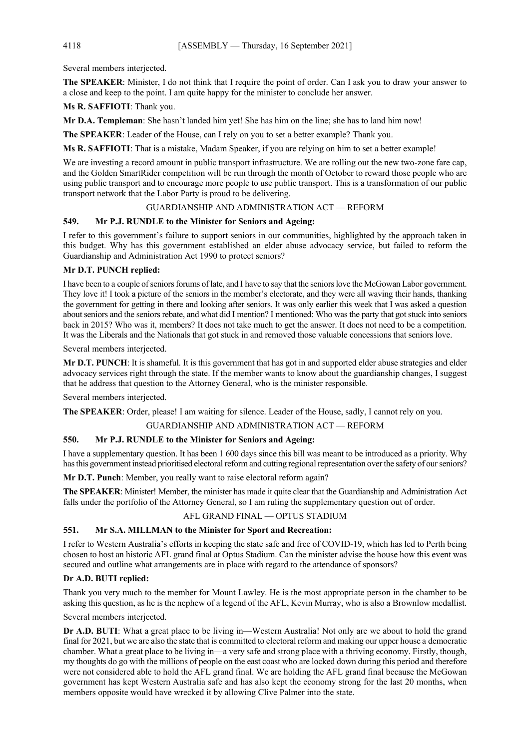Several members interjected.

**The SPEAKER**: Minister, I do not think that I require the point of order. Can I ask you to draw your answer to a close and keep to the point. I am quite happy for the minister to conclude her answer.

**Ms R. SAFFIOTI**: Thank you.

**Mr D.A. Templeman**: She hasn't landed him yet! She has him on the line; she has to land him now!

**The SPEAKER**: Leader of the House, can I rely on you to set a better example? Thank you.

**Ms R. SAFFIOTI**: That is a mistake, Madam Speaker, if you are relying on him to set a better example!

We are investing a record amount in public transport infrastructure. We are rolling out the new two-zone fare cap, and the Golden SmartRider competition will be run through the month of October to reward those people who are using public transport and to encourage more people to use public transport. This is a transformation of our public transport network that the Labor Party is proud to be delivering.

GUARDIANSHIP AND ADMINISTRATION ACT — REFORM

### 549. Mr P.J. RUNDLE to the Minister for Seniors and Ageing:

I refer to this government's failure to support seniors in our communities, highlighted by the approach taken in this budget. Why has this government established an elder abuse advocacy service, but failed to reform the Guardianship and Administration Act 1990 to protect seniors?

**Mr D.T. PUNCH replied:**

I have been to a couple of seniors forums of late, and I have to say that the seniors love the McGowan Labor government. They love it! I took a picture of the seniors in the member's electorate, and they were all waving their hands, thanking the government for getting in there and looking after seniors. It was only earlier this week that I was asked a question about seniors and the seniors rebate, and what did I mention? I mentioned: Who was the party that got stuck into seniors back in 2015? Who was it, members? It does not take much to get the answer. It does not need to be a competition. It was the Liberals and the Nationals that got stuck in and removed those valuable concessions that seniors love.

Several members interjected.

**Mr D.T. PUNCH**: It is shameful. It is this government that has got in and supported elder abuse strategies and elder advocacy services right through the state. If the member wants to know about the guardianship changes, I suggest that he address that question to the Attorney General, who is the minister responsible.

Several members interjected.

**The SPEAKER**: Order, please! I am waiting for silence. Leader of the House, sadly, I cannot rely on you.

GUARDIANSHIP AND ADMINISTRATION ACT — REFORM

### 550. Mr P.J. RUNDLE to the Minister for Seniors and Ageing:

I have a supplementary question. It has been 1 600 days since this bill was meant to be introduced as a priority. Why has this government instead prioritised electoral reform and cutting regional representation over the safety of our seniors?

**Mr D.T. Punch**: Member, you really want to raise electoral reform again?

**The SPEAKER**: Minister! Member, the minister has made it quite clear that the Guardianship and Administration Act falls under the portfolio of the Attorney General, so I am ruling the supplementary question out of order.

AFL GRAND FINAL — OPTUS STADIUM

### 551. Mr S.A. MILLMAN to the Minister for Sport and Recreation:

I refer to Western Australia's efforts in keeping the state safe and free of COVID-19, which has led to Perth being chosen to host an historic AFL grand final at Optus Stadium. Can the minister advise the house how this event was secured and outline what arrangements are in place with regard to the attendance of sponsors?

**Dr A.D. BUTI replied:**

Thank you very much to the member for Mount Lawley. He is the most appropriate person in the chamber to be asking this question, as he is the nephew of a legend of the AFL, Kevin Murray, who is also a Brownlow medallist.

Several members interjected.

**Dr A.D. BUTI**: What a great place to be living in—Western Australia! Not only are we about to hold the grand final for 2021, but we are also the state that is committed to electoral reform and making our upper house a democratic chamber. What a great place to be living in—a very safe and strong place with a thriving economy. Firstly, though, my thoughts do go with the millions of people on the east coast who are locked down during this period and therefore were not considered able to hold the AFL grand final. We are holding the AFL grand final because the McGowan government has kept Western Australia safe and has also kept the economy strong for the last 20 months, when members opposite would have wrecked it by allowing Clive Palmer into the state.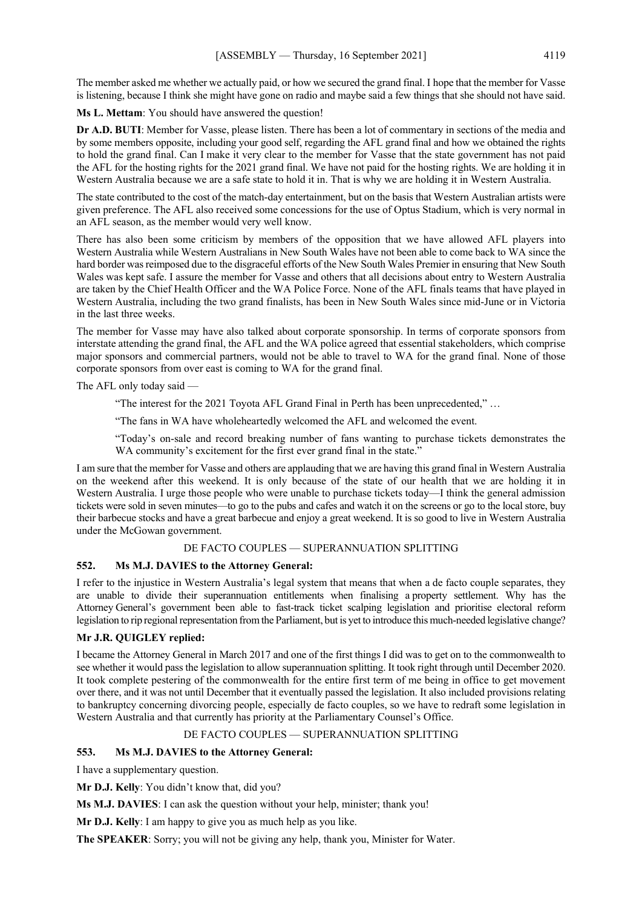The member asked me whether we actually paid, or how we secured the grand final. I hope that the member for Vasse is listening, because I think she might have gone on radio and maybe said a few things that she should not have said.

**Ms L. Mettam**: You should have answered the question!

**Dr A.D. BUTI**: Member for Vasse, please listen. There has been a lot of commentary in sections of the media and by some members opposite, including your good self, regarding the AFL grand final and how we obtained the rights to hold the grand final. Can I make it very clear to the member for Vasse that the state government has not paid the AFL for the hosting rights for the 2021 grand final. We have not paid for the hosting rights. We are holding it in Western Australia because we are a safe state to hold it in. That is why we are holding it in Western Australia.

The state contributed to the cost of the match-day entertainment, but on the basis that Western Australian artists were given preference. The AFL also received some concessions for the use of Optus Stadium, which is very normal in an AFL season, as the member would very well know.

There has also been some criticism by members of the opposition that we have allowed AFL players into Western Australia while Western Australians in New South Wales have not been able to come back to WA since the hard border was reimposed due to the disgraceful efforts of the New South Wales Premier in ensuring that New South Wales was kept safe. I assure the member for Vasse and others that all decisions about entry to Western Australia are taken by the Chief Health Officer and the WA Police Force. None of the AFL finals teams that have played in Western Australia, including the two grand finalists, has been in New South Wales since mid-June or in Victoria in the last three weeks.

The member for Vasse may have also talked about corporate sponsorship. In terms of corporate sponsors from interstate attending the grand final, the AFL and the WA police agreed that essential stakeholders, which comprise major sponsors and commercial partners, would not be able to travel to WA for the grand final. None of those corporate sponsors from over east is coming to WA for the grand final.

The AFL only today said —

> "The interest for the 2021 Toyota AFL Grand Final in Perth has been unprecedented," …
>
> "The fans in WA have wholeheartedly welcomed the AFL and welcomed the event.
>
> "Today's on-sale and record breaking number of fans wanting to purchase tickets demonstrates the WA community's excitement for the first ever grand final in the state."

I am sure that the member for Vasse and others are applauding that we are having this grand final in Western Australia on the weekend after this weekend. It is only because of the state of our health that we are holding it in Western Australia. I urge those people who were unable to purchase tickets today—I think the general admission tickets were sold in seven minutes—to go to the pubs and cafes and watch it on the screens or go to the local store, buy their barbecue stocks and have a great barbecue and enjoy a great weekend. It is so good to live in Western Australia under the McGowan government.

DE FACTO COUPLES — SUPERANNUATION SPLITTING

**552. Ms M.J. DAVIES to the Attorney General:**

I refer to the injustice in Western Australia's legal system that means that when a de facto couple separates, they are unable to divide their superannuation entitlements when finalising a property settlement. Why has the Attorney General's government been able to fast-track ticket scalping legislation and prioritise electoral reform legislation to rip regional representation from the Parliament, but is yet to introduce this much-needed legislative change?

**Mr J.R. QUIGLEY replied:**

I became the Attorney General in March 2017 and one of the first things I did was to get on to the commonwealth to see whether it would pass the legislation to allow superannuation splitting. It took right through until December 2020. It took complete pestering of the commonwealth for the entire first term of me being in office to get movement over there, and it was not until December that it eventually passed the legislation. It also included provisions relating to bankruptcy concerning divorcing people, especially de facto couples, so we have to redraft some legislation in Western Australia and that currently has priority at the Parliamentary Counsel's Office.

DE FACTO COUPLES — SUPERANNUATION SPLITTING

**553. Ms M.J. DAVIES to the Attorney General:**

I have a supplementary question.

**Mr D.J. Kelly**: You didn't know that, did you?

**Ms M.J. DAVIES**: I can ask the question without your help, minister; thank you!

**Mr D.J. Kelly**: I am happy to give you as much help as you like.

**The SPEAKER**: Sorry; you will not be giving any help, thank you, Minister for Water.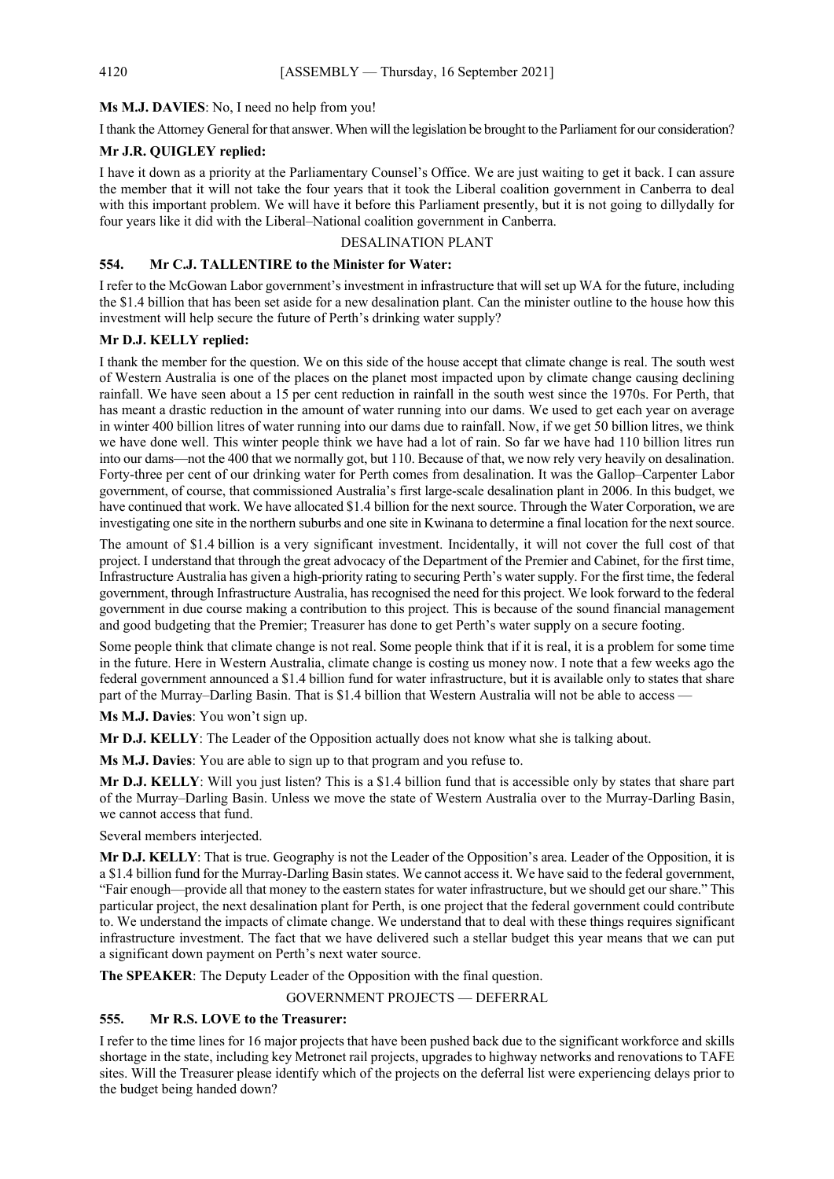**Ms M.J. DAVIES**: No, I need no help from you!

I thank the Attorney General for that answer. When will the legislation be brought to the Parliament for our consideration?

**Mr J.R. QUIGLEY replied:**

I have it down as a priority at the Parliamentary Counsel's Office. We are just waiting to get it back. I can assure the member that it will not take the four years that it took the Liberal coalition government in Canberra to deal with this important problem. We will have it before this Parliament presently, but it is not going to dillydally for four years like it did with the Liberal–National coalition government in Canberra.

DESALINATION PLANT

**554. Mr C.J. TALLENTIRE to the Minister for Water:**

I refer to the McGowan Labor government's investment in infrastructure that will set up WA for the future, including the $1.4 billion that has been set aside for a new desalination plant. Can the minister outline to the house how this investment will help secure the future of Perth's drinking water supply?

**Mr D.J. KELLY replied:**

I thank the member for the question. We on this side of the house accept that climate change is real. The south west of Western Australia is one of the places on the planet most impacted upon by climate change causing declining rainfall. We have seen about a 15 per cent reduction in rainfall in the south west since the 1970s. For Perth, that has meant a drastic reduction in the amount of water running into our dams. We used to get each year on average in winter 400 billion litres of water running into our dams due to rainfall. Now, if we get 50 billion litres, we think we have done well. This winter people think we have had a lot of rain. So far we have had 110 billion litres run into our dams—not the 400 that we normally got, but 110. Because of that, we now rely very heavily on desalination. Forty-three per cent of our drinking water for Perth comes from desalination. It was the Gallop–Carpenter Labor government, of course, that commissioned Australia's first large-scale desalination plant in 2006. In this budget, we have continued that work. We have allocated $1.4 billion for the next source. Through the Water Corporation, we are investigating one site in the northern suburbs and one site in Kwinana to determine a final location for the next source.

The amount of $1.4 billion is a very significant investment. Incidentally, it will not cover the full cost of that project. I understand that through the great advocacy of the Department of the Premier and Cabinet, for the first time, Infrastructure Australia has given a high-priority rating to securing Perth's water supply. For the first time, the federal government, through Infrastructure Australia, has recognised the need for this project. We look forward to the federal government in due course making a contribution to this project. This is because of the sound financial management and good budgeting that the Premier; Treasurer has done to get Perth's water supply on a secure footing.

Some people think that climate change is not real. Some people think that if it is real, it is a problem for some time in the future. Here in Western Australia, climate change is costing us money now. I note that a few weeks ago the federal government announced a $1.4 billion fund for water infrastructure, but it is available only to states that share part of the Murray–Darling Basin. That is $1.4 billion that Western Australia will not be able to access —

**Ms M.J. Davies**: You won't sign up.

**Mr D.J. KELLY**: The Leader of the Opposition actually does not know what she is talking about.

**Ms M.J. Davies**: You are able to sign up to that program and you refuse to.

**Mr D.J. KELLY**: Will you just listen? This is a $1.4 billion fund that is accessible only by states that share part of the Murray–Darling Basin. Unless we move the state of Western Australia over to the Murray-Darling Basin, we cannot access that fund.

Several members interjected.

**Mr D.J. KELLY**: That is true. Geography is not the Leader of the Opposition's area. Leader of the Opposition, it is a $1.4 billion fund for the Murray-Darling Basin states. We cannot access it. We have said to the federal government, "Fair enough—provide all that money to the eastern states for water infrastructure, but we should get our share." This particular project, the next desalination plant for Perth, is one project that the federal government could contribute to. We understand the impacts of climate change. We understand that to deal with these things requires significant infrastructure investment. The fact that we have delivered such a stellar budget this year means that we can put a significant down payment on Perth's next water source.

**The SPEAKER**: The Deputy Leader of the Opposition with the final question.

GOVERNMENT PROJECTS — DEFERRAL

**555. Mr R.S. LOVE to the Treasurer:**

I refer to the time lines for 16 major projects that have been pushed back due to the significant workforce and skills shortage in the state, including key Metronet rail projects, upgrades to highway networks and renovations to TAFE sites. Will the Treasurer please identify which of the projects on the deferral list were experiencing delays prior to the budget being handed down?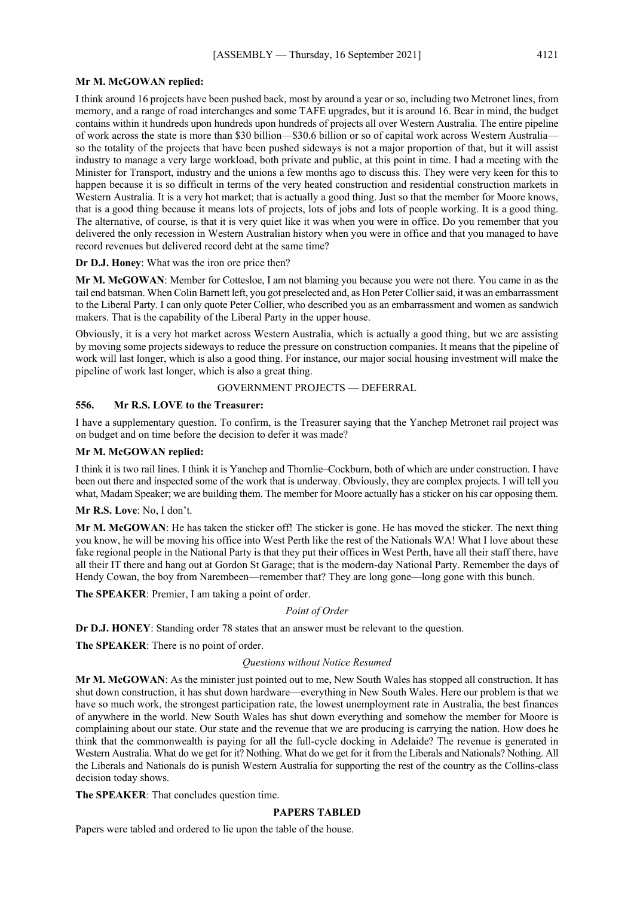**Mr M. McGOWAN replied:**

I think around 16 projects have been pushed back, most by around a year or so, including two Metronet lines, from memory, and a range of road interchanges and some TAFE upgrades, but it is around 16. Bear in mind, the budget contains within it hundreds upon hundreds upon hundreds of projects all over Western Australia. The entire pipeline of work across the state is more than $30 billion—$30.6 billion or so of capital work across Western Australia—so the totality of the projects that have been pushed sideways is not a major proportion of that, but it will assist industry to manage a very large workload, both private and public, at this point in time. I had a meeting with the Minister for Transport, industry and the unions a few months ago to discuss this. They were very keen for this to happen because it is so difficult in terms of the very heated construction and residential construction markets in Western Australia. It is a very hot market; that is actually a good thing. Just so that the member for Moore knows, that is a good thing because it means lots of projects, lots of jobs and lots of people working. It is a good thing. The alternative, of course, is that it is very quiet like it was when you were in office. Do you remember that you delivered the only recession in Western Australian history when you were in office and that you managed to have record revenues but delivered record debt at the same time?

**Dr D.J. Honey**: What was the iron ore price then?

**Mr M. McGOWAN**: Member for Cottesloe, I am not blaming you because you were not there. You came in as the tail end batsman. When Colin Barnett left, you got preselected and, as Hon Peter Collier said, it was an embarrassment to the Liberal Party. I can only quote Peter Collier, who described you as an embarrassment and women as sandwich makers. That is the capability of the Liberal Party in the upper house.

Obviously, it is a very hot market across Western Australia, which is actually a good thing, but we are assisting by moving some projects sideways to reduce the pressure on construction companies. It means that the pipeline of work will last longer, which is also a good thing. For instance, our major social housing investment will make the pipeline of work last longer, which is also a great thing.

GOVERNMENT PROJECTS — DEFERRAL

**556. Mr R.S. LOVE to the Treasurer:**

I have a supplementary question. To confirm, is the Treasurer saying that the Yanchep Metronet rail project was on budget and on time before the decision to defer it was made?

**Mr M. McGOWAN replied:**

I think it is two rail lines. I think it is Yanchep and Thornlie–Cockburn, both of which are under construction. I have been out there and inspected some of the work that is underway. Obviously, they are complex projects. I will tell you what, Madam Speaker; we are building them. The member for Moore actually has a sticker on his car opposing them.

**Mr R.S. Love**: No, I don't.

**Mr M. McGOWAN**: He has taken the sticker off! The sticker is gone. He has moved the sticker. The next thing you know, he will be moving his office into West Perth like the rest of the Nationals WA! What I love about these fake regional people in the National Party is that they put their offices in West Perth, have all their staff there, have all their IT there and hang out at Gordon St Garage; that is the modern-day National Party. Remember the days of Hendy Cowan, the boy from Narembeen—remember that? They are long gone—long gone with this bunch.

**The SPEAKER**: Premier, I am taking a point of order.

*Point of Order*

**Dr D.J. HONEY**: Standing order 78 states that an answer must be relevant to the question.

**The SPEAKER**: There is no point of order.

*Questions without Notice Resumed*

**Mr M. McGOWAN**: As the minister just pointed out to me, New South Wales has stopped all construction. It has shut down construction, it has shut down hardware—everything in New South Wales. Here our problem is that we have so much work, the strongest participation rate, the lowest unemployment rate in Australia, the best finances of anywhere in the world. New South Wales has shut down everything and somehow the member for Moore is complaining about our state. Our state and the revenue that we are producing is carrying the nation. How does he think that the commonwealth is paying for all the full-cycle docking in Adelaide? The revenue is generated in Western Australia. What do we get for it? Nothing. What do we get for it from the Liberals and Nationals? Nothing. All the Liberals and Nationals do is punish Western Australia for supporting the rest of the country as the Collins-class decision today shows.

**The SPEAKER**: That concludes question time.

## PAPERS TABLED

Papers were tabled and ordered to lie upon the table of the house.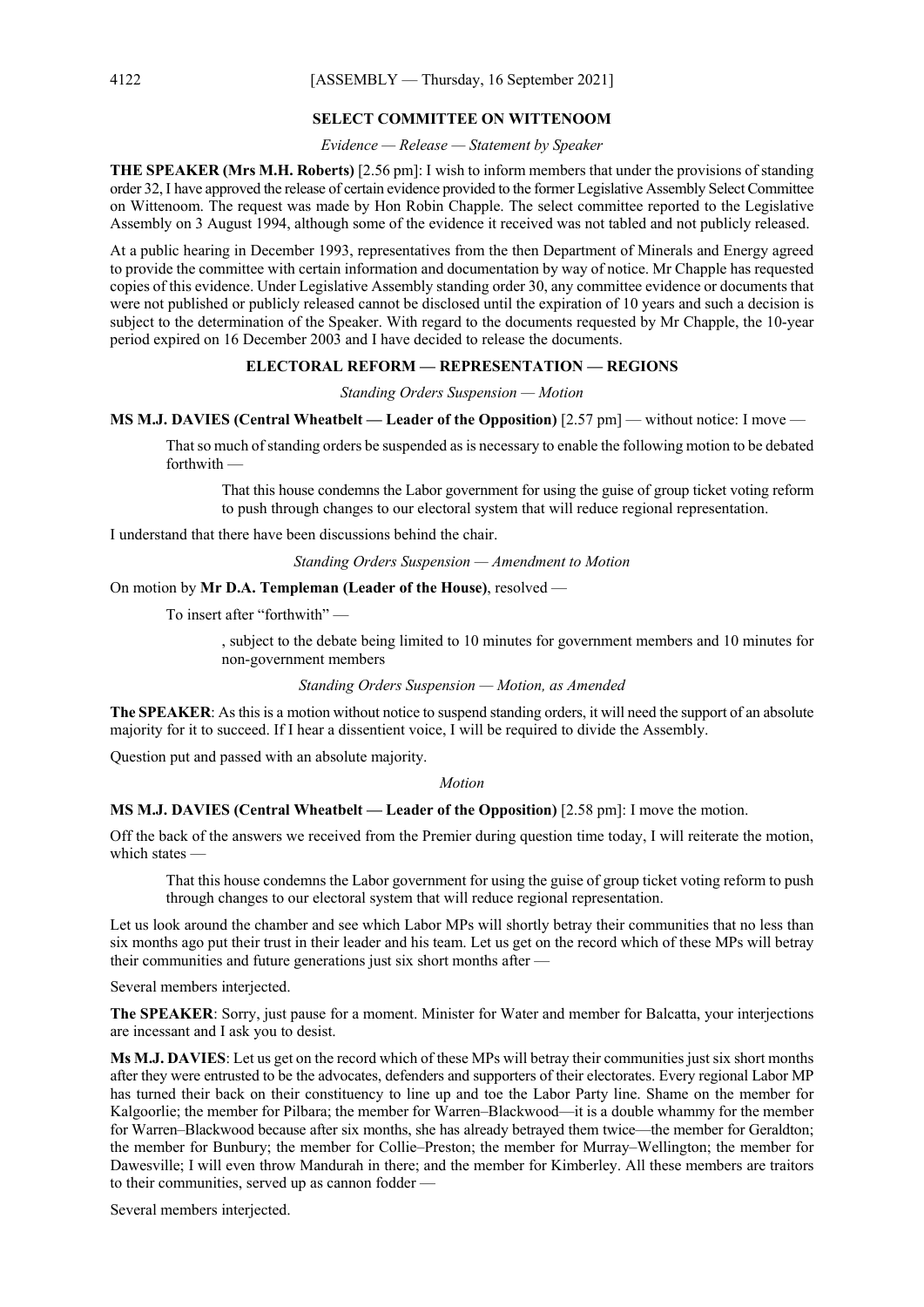## SELECT COMMITTEE ON WITTENOOM

*Evidence — Release — Statement by Speaker*

**THE SPEAKER (Mrs M.H. Roberts)** [2.56 pm]: I wish to inform members that under the provisions of standing order 32, I have approved the release of certain evidence provided to the former Legislative Assembly Select Committee on Wittenoom. The request was made by Hon Robin Chapple. The select committee reported to the Legislative Assembly on 3 August 1994, although some of the evidence it received was not tabled and not publicly released.

At a public hearing in December 1993, representatives from the then Department of Minerals and Energy agreed to provide the committee with certain information and documentation by way of notice. Mr Chapple has requested copies of this evidence. Under Legislative Assembly standing order 30, any committee evidence or documents that were not published or publicly released cannot be disclosed until the expiration of 10 years and such a decision is subject to the determination of the Speaker. With regard to the documents requested by Mr Chapple, the 10-year period expired on 16 December 2003 and I have decided to release the documents.

## ELECTORAL REFORM — REPRESENTATION — REGIONS

*Standing Orders Suspension — Motion*

**MS M.J. DAVIES (Central Wheatbelt — Leader of the Opposition)** [2.57 pm] — without notice: I move —

> That so much of standing orders be suspended as is necessary to enable the following motion to be debated forthwith —
>
> > That this house condemns the Labor government for using the guise of group ticket voting reform to push through changes to our electoral system that will reduce regional representation.

I understand that there have been discussions behind the chair.

*Standing Orders Suspension — Amendment to Motion*

On motion by **Mr D.A. Templeman (Leader of the House)**, resolved —

> To insert after "forthwith" —
>
> > , subject to the debate being limited to 10 minutes for government members and 10 minutes for non-government members

*Standing Orders Suspension — Motion, as Amended*

**The SPEAKER**: As this is a motion without notice to suspend standing orders, it will need the support of an absolute majority for it to succeed. If I hear a dissentient voice, I will be required to divide the Assembly.

Question put and passed with an absolute majority.

*Motion*

**MS M.J. DAVIES (Central Wheatbelt — Leader of the Opposition)** [2.58 pm]: I move the motion.

Off the back of the answers we received from the Premier during question time today, I will reiterate the motion, which states —

> That this house condemns the Labor government for using the guise of group ticket voting reform to push through changes to our electoral system that will reduce regional representation.

Let us look around the chamber and see which Labor MPs will shortly betray their communities that no less than six months ago put their trust in their leader and his team. Let us get on the record which of these MPs will betray their communities and future generations just six short months after —

Several members interjected.

**The SPEAKER**: Sorry, just pause for a moment. Minister for Water and member for Balcatta, your interjections are incessant and I ask you to desist.

**Ms M.J. DAVIES**: Let us get on the record which of these MPs will betray their communities just six short months after they were entrusted to be the advocates, defenders and supporters of their electorates. Every regional Labor MP has turned their back on their constituency to line up and toe the Labor Party line. Shame on the member for Kalgoorlie; the member for Pilbara; the member for Warren–Blackwood—it is a double whammy for the member for Warren–Blackwood because after six months, she has already betrayed them twice—the member for Geraldton; the member for Bunbury; the member for Collie–Preston; the member for Murray–Wellington; the member for Dawesville; I will even throw Mandurah in there; and the member for Kimberley. All these members are traitors to their communities, served up as cannon fodder —

Several members interjected.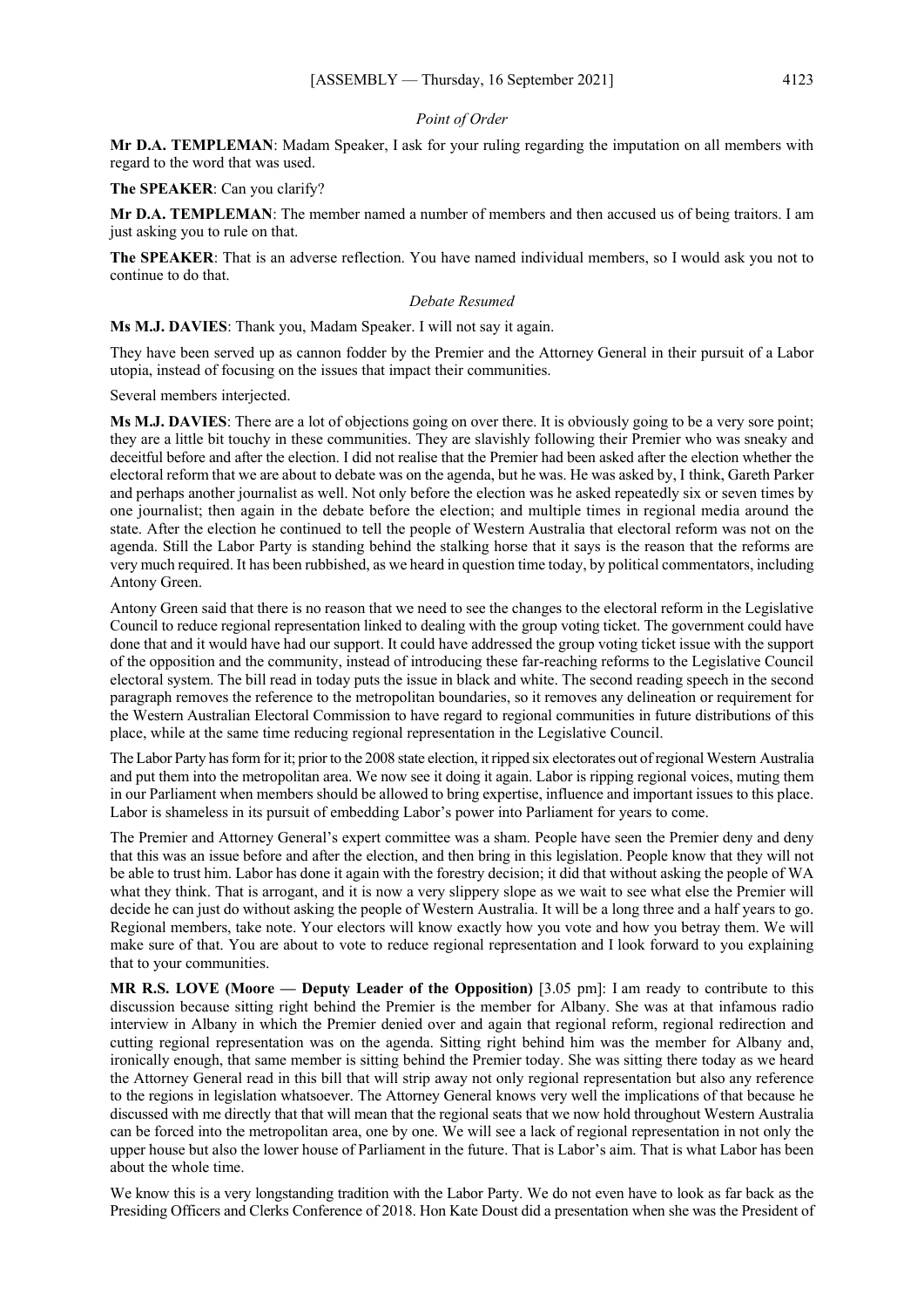*Point of Order*

**Mr D.A. TEMPLEMAN**: Madam Speaker, I ask for your ruling regarding the imputation on all members with regard to the word that was used.

**The SPEAKER**: Can you clarify?

**Mr D.A. TEMPLEMAN**: The member named a number of members and then accused us of being traitors. I am just asking you to rule on that.

**The SPEAKER**: That is an adverse reflection. You have named individual members, so I would ask you not to continue to do that.

*Debate Resumed*

**Ms M.J. DAVIES**: Thank you, Madam Speaker. I will not say it again.

They have been served up as cannon fodder by the Premier and the Attorney General in their pursuit of a Labor utopia, instead of focusing on the issues that impact their communities.

Several members interjected.

**Ms M.J. DAVIES**: There are a lot of objections going on over there. It is obviously going to be a very sore point; they are a little bit touchy in these communities. They are slavishly following their Premier who was sneaky and deceitful before and after the election. I did not realise that the Premier had been asked after the election whether the electoral reform that we are about to debate was on the agenda, but he was. He was asked by, I think, Gareth Parker and perhaps another journalist as well. Not only before the election was he asked repeatedly six or seven times by one journalist; then again in the debate before the election; and multiple times in regional media around the state. After the election he continued to tell the people of Western Australia that electoral reform was not on the agenda. Still the Labor Party is standing behind the stalking horse that it says is the reason that the reforms are very much required. It has been rubbished, as we heard in question time today, by political commentators, including Antony Green.

Antony Green said that there is no reason that we need to see the changes to the electoral reform in the Legislative Council to reduce regional representation linked to dealing with the group voting ticket. The government could have done that and it would have had our support. It could have addressed the group voting ticket issue with the support of the opposition and the community, instead of introducing these far-reaching reforms to the Legislative Council electoral system. The bill read in today puts the issue in black and white. The second reading speech in the second paragraph removes the reference to the metropolitan boundaries, so it removes any delineation or requirement for the Western Australian Electoral Commission to have regard to regional communities in future distributions of this place, while at the same time reducing regional representation in the Legislative Council.

The Labor Party has form for it; prior to the 2008 state election, it ripped six electorates out of regional Western Australia and put them into the metropolitan area. We now see it doing it again. Labor is ripping regional voices, muting them in our Parliament when members should be allowed to bring expertise, influence and important issues to this place. Labor is shameless in its pursuit of embedding Labor's power into Parliament for years to come.

The Premier and Attorney General's expert committee was a sham. People have seen the Premier deny and deny that this was an issue before and after the election, and then bring in this legislation. People know that they will not be able to trust him. Labor has done it again with the forestry decision; it did that without asking the people of WA what they think. That is arrogant, and it is now a very slippery slope as we wait to see what else the Premier will decide he can just do without asking the people of Western Australia. It will be a long three and a half years to go. Regional members, take note. Your electors will know exactly how you vote and how you betray them. We will make sure of that. You are about to vote to reduce regional representation and I look forward to you explaining that to your communities.

**MR R.S. LOVE (Moore — Deputy Leader of the Opposition)** [3.05 pm]: I am ready to contribute to this discussion because sitting right behind the Premier is the member for Albany. She was at that infamous radio interview in Albany in which the Premier denied over and again that regional reform, regional redirection and cutting regional representation was on the agenda. Sitting right behind him was the member for Albany and, ironically enough, that same member is sitting behind the Premier today. She was sitting there today as we heard the Attorney General read in this bill that will strip away not only regional representation but also any reference to the regions in legislation whatsoever. The Attorney General knows very well the implications of that because he discussed with me directly that that will mean that the regional seats that we now hold throughout Western Australia can be forced into the metropolitan area, one by one. We will see a lack of regional representation in not only the upper house but also the lower house of Parliament in the future. That is Labor's aim. That is what Labor has been about the whole time.

We know this is a very longstanding tradition with the Labor Party. We do not even have to look as far back as the Presiding Officers and Clerks Conference of 2018. Hon Kate Doust did a presentation when she was the President of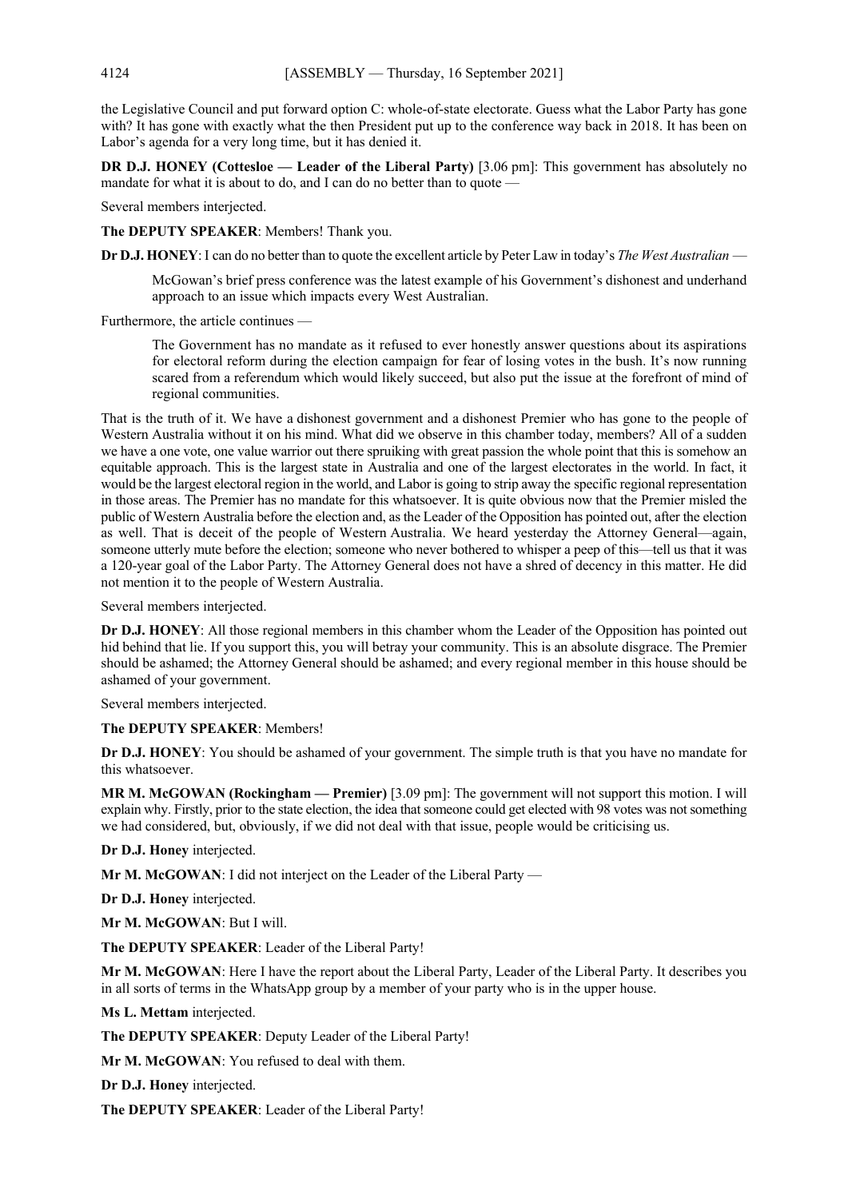the Legislative Council and put forward option C: whole-of-state electorate. Guess what the Labor Party has gone with? It has gone with exactly what the then President put up to the conference way back in 2018. It has been on Labor's agenda for a very long time, but it has denied it.

**DR D.J. HONEY (Cottesloe — Leader of the Liberal Party)** [3.06 pm]: This government has absolutely no mandate for what it is about to do, and I can do no better than to quote —

Several members interjected.

**The DEPUTY SPEAKER**: Members! Thank you.

**Dr D.J. HONEY**: I can do no better than to quote the excellent article by Peter Law in today's *The West Australian* —

> McGowan's brief press conference was the latest example of his Government's dishonest and underhand approach to an issue which impacts every West Australian.

Furthermore, the article continues —

> The Government has no mandate as it refused to ever honestly answer questions about its aspirations for electoral reform during the election campaign for fear of losing votes in the bush. It's now running scared from a referendum which would likely succeed, but also put the issue at the forefront of mind of regional communities.

That is the truth of it. We have a dishonest government and a dishonest Premier who has gone to the people of Western Australia without it on his mind. What did we observe in this chamber today, members? All of a sudden we have a one vote, one value warrior out there spruiking with great passion the whole point that this is somehow an equitable approach. This is the largest state in Australia and one of the largest electorates in the world. In fact, it would be the largest electoral region in the world, and Labor is going to strip away the specific regional representation in those areas. The Premier has no mandate for this whatsoever. It is quite obvious now that the Premier misled the public of Western Australia before the election and, as the Leader of the Opposition has pointed out, after the election as well. That is deceit of the people of Western Australia. We heard yesterday the Attorney General—again, someone utterly mute before the election; someone who never bothered to whisper a peep of this—tell us that it was a 120-year goal of the Labor Party. The Attorney General does not have a shred of decency in this matter. He did not mention it to the people of Western Australia.

Several members interjected.

**Dr D.J. HONEY**: All those regional members in this chamber whom the Leader of the Opposition has pointed out hid behind that lie. If you support this, you will betray your community. This is an absolute disgrace. The Premier should be ashamed; the Attorney General should be ashamed; and every regional member in this house should be ashamed of your government.

Several members interjected.

**The DEPUTY SPEAKER**: Members!

**Dr D.J. HONEY**: You should be ashamed of your government. The simple truth is that you have no mandate for this whatsoever.

**MR M. McGOWAN (Rockingham — Premier)** [3.09 pm]: The government will not support this motion. I will explain why. Firstly, prior to the state election, the idea that someone could get elected with 98 votes was not something we had considered, but, obviously, if we did not deal with that issue, people would be criticising us.

**Dr D.J. Honey** interjected.

**Mr M. McGOWAN**: I did not interject on the Leader of the Liberal Party —

**Dr D.J. Honey** interjected.

**Mr M. McGOWAN**: But I will.

**The DEPUTY SPEAKER**: Leader of the Liberal Party!

**Mr M. McGOWAN**: Here I have the report about the Liberal Party, Leader of the Liberal Party. It describes you in all sorts of terms in the WhatsApp group by a member of your party who is in the upper house.

**Ms L. Mettam** interjected.

**The DEPUTY SPEAKER**: Deputy Leader of the Liberal Party!

**Mr M. McGOWAN**: You refused to deal with them.

**Dr D.J. Honey** interjected.

**The DEPUTY SPEAKER**: Leader of the Liberal Party!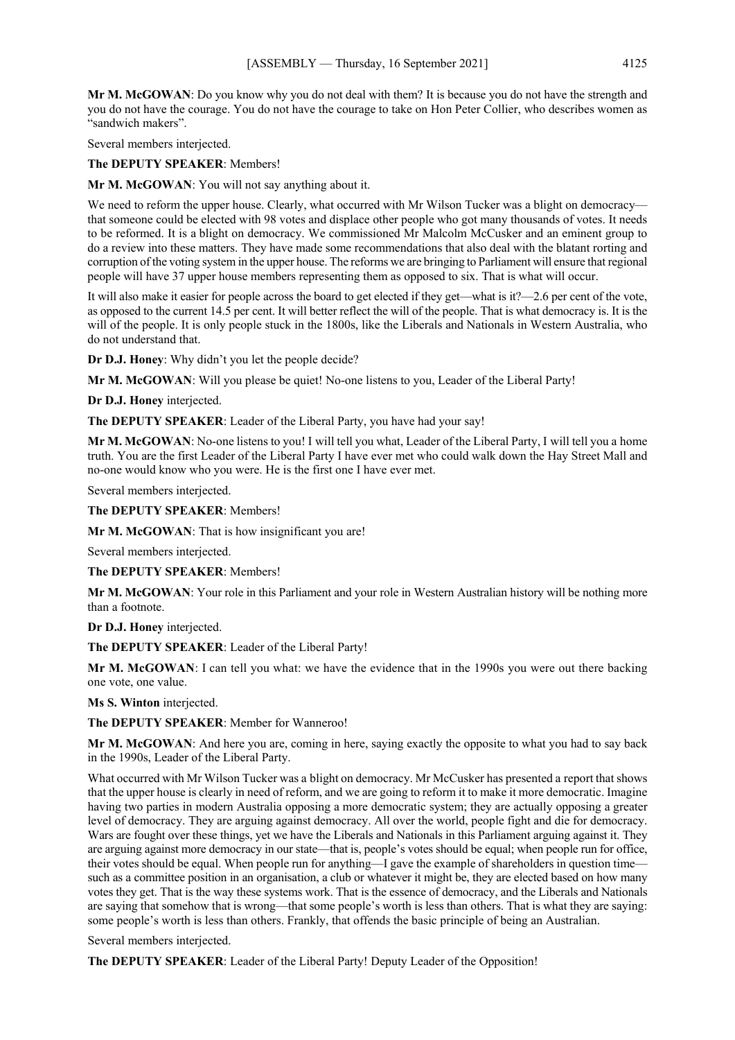**Mr M. McGOWAN**: Do you know why you do not deal with them? It is because you do not have the strength and you do not have the courage. You do not have the courage to take on Hon Peter Collier, who describes women as "sandwich makers".

Several members interjected.

**The DEPUTY SPEAKER**: Members!

**Mr M. McGOWAN**: You will not say anything about it.

We need to reform the upper house. Clearly, what occurred with Mr Wilson Tucker was a blight on democracy—that someone could be elected with 98 votes and displace other people who got many thousands of votes. It needs to be reformed. It is a blight on democracy. We commissioned Mr Malcolm McCusker and an eminent group to do a review into these matters. They have made some recommendations that also deal with the blatant rorting and corruption of the voting system in the upper house. The reforms we are bringing to Parliament will ensure that regional people will have 37 upper house members representing them as opposed to six. That is what will occur.

It will also make it easier for people across the board to get elected if they get—what is it?—2.6 per cent of the vote, as opposed to the current 14.5 per cent. It will better reflect the will of the people. That is what democracy is. It is the will of the people. It is only people stuck in the 1800s, like the Liberals and Nationals in Western Australia, who do not understand that.

**Dr D.J. Honey**: Why didn't you let the people decide?

**Mr M. McGOWAN**: Will you please be quiet! No-one listens to you, Leader of the Liberal Party!

**Dr D.J. Honey** interjected.

**The DEPUTY SPEAKER**: Leader of the Liberal Party, you have had your say!

**Mr M. McGOWAN**: No-one listens to you! I will tell you what, Leader of the Liberal Party, I will tell you a home truth. You are the first Leader of the Liberal Party I have ever met who could walk down the Hay Street Mall and no-one would know who you were. He is the first one I have ever met.

Several members interjected.

**The DEPUTY SPEAKER**: Members!

**Mr M. McGOWAN**: That is how insignificant you are!

Several members interjected.

**The DEPUTY SPEAKER**: Members!

**Mr M. McGOWAN**: Your role in this Parliament and your role in Western Australian history will be nothing more than a footnote.

**Dr D.J. Honey** interjected.

**The DEPUTY SPEAKER**: Leader of the Liberal Party!

**Mr M. McGOWAN**: I can tell you what: we have the evidence that in the 1990s you were out there backing one vote, one value.

**Ms S. Winton** interjected.

**The DEPUTY SPEAKER**: Member for Wanneroo!

**Mr M. McGOWAN**: And here you are, coming in here, saying exactly the opposite to what you had to say back in the 1990s, Leader of the Liberal Party.

What occurred with Mr Wilson Tucker was a blight on democracy. Mr McCusker has presented a report that shows that the upper house is clearly in need of reform, and we are going to reform it to make it more democratic. Imagine having two parties in modern Australia opposing a more democratic system; they are actually opposing a greater level of democracy. They are arguing against democracy. All over the world, people fight and die for democracy. Wars are fought over these things, yet we have the Liberals and Nationals in this Parliament arguing against it. They are arguing against more democracy in our state—that is, people's votes should be equal; when people run for office, their votes should be equal. When people run for anything—I gave the example of shareholders in question time—such as a committee position in an organisation, a club or whatever it might be, they are elected based on how many votes they get. That is the way these systems work. That is the essence of democracy, and the Liberals and Nationals are saying that somehow that is wrong—that some people's worth is less than others. That is what they are saying: some people's worth is less than others. Frankly, that offends the basic principle of being an Australian.

Several members interjected.

**The DEPUTY SPEAKER**: Leader of the Liberal Party! Deputy Leader of the Opposition!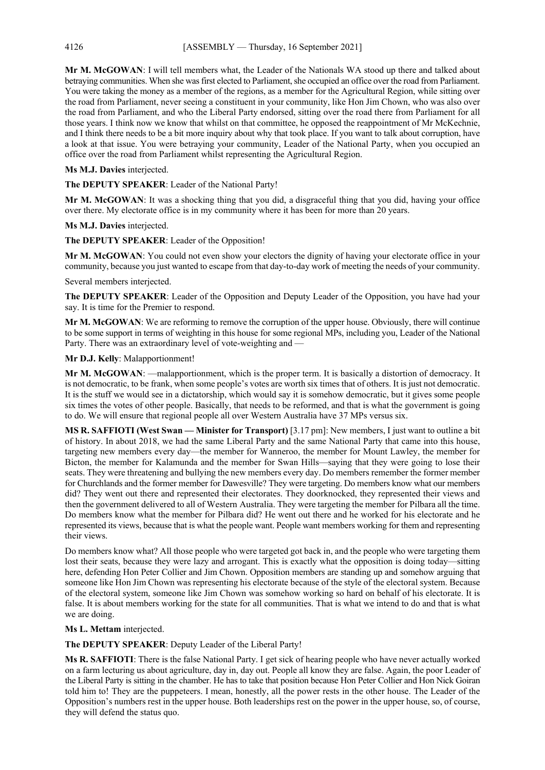**Mr M. McGOWAN**: I will tell members what, the Leader of the Nationals WA stood up there and talked about betraying communities. When she was first elected to Parliament, she occupied an office over the road from Parliament. You were taking the money as a member of the regions, as a member for the Agricultural Region, while sitting over the road from Parliament, never seeing a constituent in your community, like Hon Jim Chown, who was also over the road from Parliament, and who the Liberal Party endorsed, sitting over the road there from Parliament for all those years. I think now we know that whilst on that committee, he opposed the reappointment of Mr McKechnie, and I think there needs to be a bit more inquiry about why that took place. If you want to talk about corruption, have a look at that issue. You were betraying your community, Leader of the National Party, when you occupied an office over the road from Parliament whilst representing the Agricultural Region.

**Ms M.J. Davies** interjected.

**The DEPUTY SPEAKER**: Leader of the National Party!

**Mr M. McGOWAN**: It was a shocking thing that you did, a disgraceful thing that you did, having your office over there. My electorate office is in my community where it has been for more than 20 years.

**Ms M.J. Davies** interjected.

**The DEPUTY SPEAKER**: Leader of the Opposition!

**Mr M. McGOWAN**: You could not even show your electors the dignity of having your electorate office in your community, because you just wanted to escape from that day-to-day work of meeting the needs of your community.

Several members interjected.

**The DEPUTY SPEAKER**: Leader of the Opposition and Deputy Leader of the Opposition, you have had your say. It is time for the Premier to respond.

**Mr M. McGOWAN**: We are reforming to remove the corruption of the upper house. Obviously, there will continue to be some support in terms of weighting in this house for some regional MPs, including you, Leader of the National Party. There was an extraordinary level of vote-weighting and —

**Mr D.J. Kelly**: Malapportionment!

**Mr M. McGOWAN**: —malapportionment, which is the proper term. It is basically a distortion of democracy. It is not democratic, to be frank, when some people's votes are worth six times that of others. It is just not democratic. It is the stuff we would see in a dictatorship, which would say it is somehow democratic, but it gives some people six times the votes of other people. Basically, that needs to be reformed, and that is what the government is going to do. We will ensure that regional people all over Western Australia have 37 MPs versus six.

**MS R. SAFFIOTI (West Swan — Minister for Transport)** [3.17 pm]: New members, I just want to outline a bit of history. In about 2018, we had the same Liberal Party and the same National Party that came into this house, targeting new members every day—the member for Wanneroo, the member for Mount Lawley, the member for Bicton, the member for Kalamunda and the member for Swan Hills—saying that they were going to lose their seats. They were threatening and bullying the new members every day. Do members remember the former member for Churchlands and the former member for Dawesville? They were targeting. Do members know what our members did? They went out there and represented their electorates. They doorknocked, they represented their views and then the government delivered to all of Western Australia. They were targeting the member for Pilbara all the time. Do members know what the member for Pilbara did? He went out there and he worked for his electorate and he represented its views, because that is what the people want. People want members working for them and representing their views.

Do members know what? All those people who were targeted got back in, and the people who were targeting them lost their seats, because they were lazy and arrogant. This is exactly what the opposition is doing today—sitting here, defending Hon Peter Collier and Jim Chown. Opposition members are standing up and somehow arguing that someone like Hon Jim Chown was representing his electorate because of the style of the electoral system. Because of the electoral system, someone like Jim Chown was somehow working so hard on behalf of his electorate. It is false. It is about members working for the state for all communities. That is what we intend to do and that is what we are doing.

**Ms L. Mettam** interjected.

**The DEPUTY SPEAKER**: Deputy Leader of the Liberal Party!

**Ms R. SAFFIOTI**: There is the false National Party. I get sick of hearing people who have never actually worked on a farm lecturing us about agriculture, day in, day out. People all know they are false. Again, the poor Leader of the Liberal Party is sitting in the chamber. He has to take that position because Hon Peter Collier and Hon Nick Goiran told him to! They are the puppeteers. I mean, honestly, all the power rests in the other house. The Leader of the Opposition's numbers rest in the upper house. Both leaderships rest on the power in the upper house, so, of course, they will defend the status quo.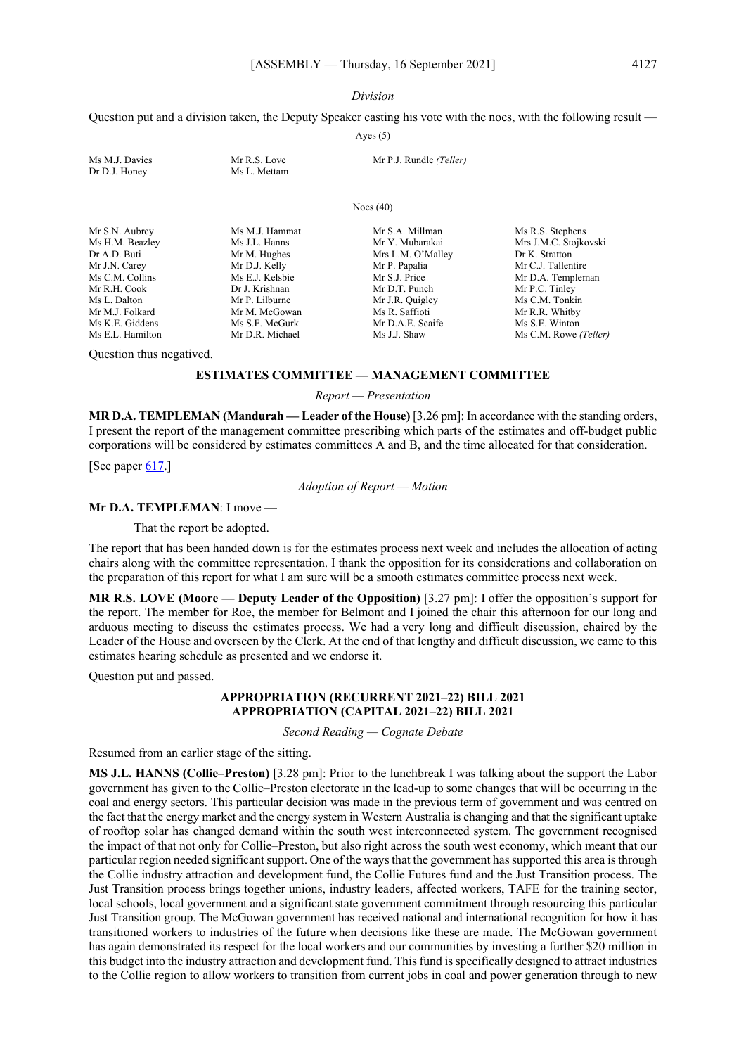*Division*

Question put and a division taken, the Deputy Speaker casting his vote with the noes, with the following result —

Ayes (5)

| | | |
|---|---|---|
| Ms M.J. Davies | Mr R.S. Love | Mr P.J. Rundle *(Teller)* |
| Dr D.J. Honey | Ms L. Mettam | |

Noes (40)

| | | | |
|---|---|---|---|
| Mr S.N. Aubrey | Ms M.J. Hammat | Mr S.A. Millman | Ms R.S. Stephens |
| Ms H.M. Beazley | Ms J.L. Hanns | Mr Y. Mubarakai | Mrs J.M.C. Stojkovski |
| Dr A.D. Buti | Mr M. Hughes | Mrs L.M. O'Malley | Dr K. Stratton |
| Mr J.N. Carey | Mr D.J. Kelly | Mr P. Papalia | Mr C.J. Tallentire |
| Ms C.M. Collins | Ms E.J. Kelsbie | Mr S.J. Price | Mr D.A. Templeman |
| Mr R.H. Cook | Dr J. Krishnan | Mr D.T. Punch | Mr P.C. Tinley |
| Ms L. Dalton | Mr P. Lilburne | Mr J.R. Quigley | Ms C.M. Tonkin |
| Mr M.J. Folkard | Mr M. McGowan | Ms R. Saffioti | Mr R.R. Whitby |
| Ms K.E. Giddens | Ms S.F. McGurk | Mr D.A.E. Scaife | Ms S.E. Winton |
| Ms E.L. Hamilton | Mr D.R. Michael | Ms J.J. Shaw | Ms C.M. Rowe *(Teller)* |

Question thus negatived.

## ESTIMATES COMMITTEE — MANAGEMENT COMMITTEE

*Report — Presentation*

**MR D.A. TEMPLEMAN (Mandurah — Leader of the House)** [3.26 pm]: In accordance with the standing orders, I present the report of the management committee prescribing which parts of the estimates and off-budget public corporations will be considered by estimates committees A and B, and the time allocated for that consideration.

[See paper 617.]

*Adoption of Report — Motion*

**Mr D.A. TEMPLEMAN**: I move —

> That the report be adopted.

The report that has been handed down is for the estimates process next week and includes the allocation of acting chairs along with the committee representation. I thank the opposition for its considerations and collaboration on the preparation of this report for what I am sure will be a smooth estimates committee process next week.

**MR R.S. LOVE (Moore — Deputy Leader of the Opposition)** [3.27 pm]: I offer the opposition's support for the report. The member for Roe, the member for Belmont and I joined the chair this afternoon for our long and arduous meeting to discuss the estimates process. We had a very long and difficult discussion, chaired by the Leader of the House and overseen by the Clerk. At the end of that lengthy and difficult discussion, we came to this estimates hearing schedule as presented and we endorse it.

Question put and passed.

## APPROPRIATION (RECURRENT 2021–22) BILL 2021
## APPROPRIATION (CAPITAL 2021–22) BILL 2021

*Second Reading — Cognate Debate*

Resumed from an earlier stage of the sitting.

**MS J.L. HANNS (Collie–Preston)** [3.28 pm]: Prior to the lunchbreak I was talking about the support the Labor government has given to the Collie–Preston electorate in the lead-up to some changes that will be occurring in the coal and energy sectors. This particular decision was made in the previous term of government and was centred on the fact that the energy market and the energy system in Western Australia is changing and that the significant uptake of rooftop solar has changed demand within the south west interconnected system. The government recognised the impact of that not only for Collie–Preston, but also right across the south west economy, which meant that our particular region needed significant support. One of the ways that the government has supported this area is through the Collie industry attraction and development fund, the Collie Futures fund and the Just Transition process. The Just Transition process brings together unions, industry leaders, affected workers, TAFE for the training sector, local schools, local government and a significant state government commitment through resourcing this particular Just Transition group. The McGowan government has received national and international recognition for how it has transitioned workers to industries of the future when decisions like these are made. The McGowan government has again demonstrated its respect for the local workers and our communities by investing a further $20 million in this budget into the industry attraction and development fund. This fund is specifically designed to attract industries to the Collie region to allow workers to transition from current jobs in coal and power generation through to new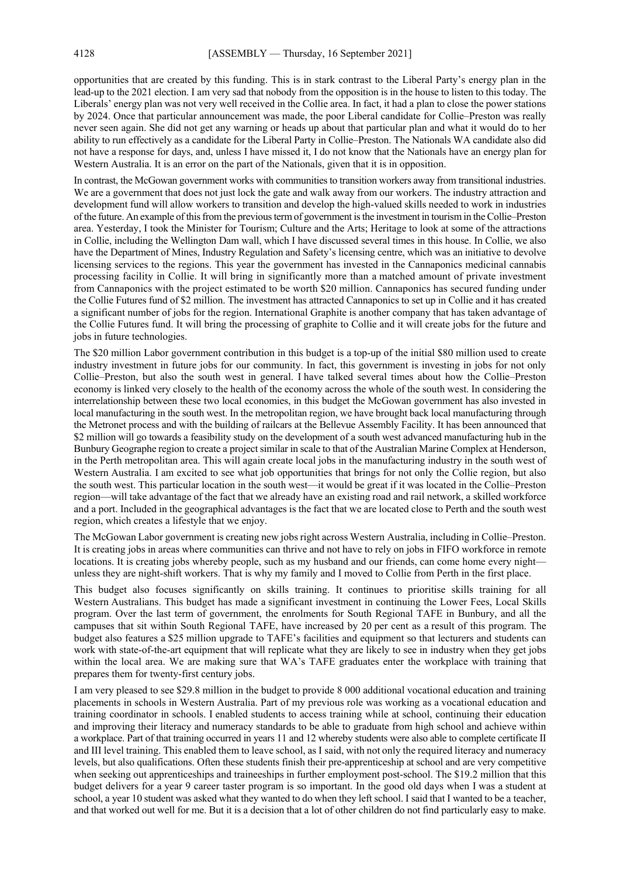opportunities that are created by this funding. This is in stark contrast to the Liberal Party's energy plan in the lead-up to the 2021 election. I am very sad that nobody from the opposition is in the house to listen to this today. The Liberals' energy plan was not very well received in the Collie area. In fact, it had a plan to close the power stations by 2024. Once that particular announcement was made, the poor Liberal candidate for Collie–Preston was really never seen again. She did not get any warning or heads up about that particular plan and what it would do to her ability to run effectively as a candidate for the Liberal Party in Collie–Preston. The Nationals WA candidate also did not have a response for days, and, unless I have missed it, I do not know that the Nationals have an energy plan for Western Australia. It is an error on the part of the Nationals, given that it is in opposition.

In contrast, the McGowan government works with communities to transition workers away from transitional industries. We are a government that does not just lock the gate and walk away from our workers. The industry attraction and development fund will allow workers to transition and develop the high-valued skills needed to work in industries of the future. An example of this from the previous term of government is the investment in tourism in the Collie–Preston area. Yesterday, I took the Minister for Tourism; Culture and the Arts; Heritage to look at some of the attractions in Collie, including the Wellington Dam wall, which I have discussed several times in this house. In Collie, we also have the Department of Mines, Industry Regulation and Safety's licensing centre, which was an initiative to devolve licensing services to the regions. This year the government has invested in the Cannaponics medicinal cannabis processing facility in Collie. It will bring in significantly more than a matched amount of private investment from Cannaponics with the project estimated to be worth $20 million. Cannaponics has secured funding under the Collie Futures fund of $2 million. The investment has attracted Cannaponics to set up in Collie and it has created a significant number of jobs for the region. International Graphite is another company that has taken advantage of the Collie Futures fund. It will bring the processing of graphite to Collie and it will create jobs for the future and jobs in future technologies.

The $20 million Labor government contribution in this budget is a top-up of the initial $80 million used to create industry investment in future jobs for our community. In fact, this government is investing in jobs for not only Collie–Preston, but also the south west in general. I have talked several times about how the Collie–Preston economy is linked very closely to the health of the economy across the whole of the south west. In considering the interrelationship between these two local economies, in this budget the McGowan government has also invested in local manufacturing in the south west. In the metropolitan region, we have brought back local manufacturing through the Metronet process and with the building of railcars at the Bellevue Assembly Facility. It has been announced that $2 million will go towards a feasibility study on the development of a south west advanced manufacturing hub in the Bunbury Geographe region to create a project similar in scale to that of the Australian Marine Complex at Henderson, in the Perth metropolitan area. This will again create local jobs in the manufacturing industry in the south west of Western Australia. I am excited to see what job opportunities that brings for not only the Collie region, but also the south west. This particular location in the south west—it would be great if it was located in the Collie–Preston region—will take advantage of the fact that we already have an existing road and rail network, a skilled workforce and a port. Included in the geographical advantages is the fact that we are located close to Perth and the south west region, which creates a lifestyle that we enjoy.

The McGowan Labor government is creating new jobs right across Western Australia, including in Collie–Preston. It is creating jobs in areas where communities can thrive and not have to rely on jobs in FIFO workforce in remote locations. It is creating jobs whereby people, such as my husband and our friends, can come home every night—unless they are night-shift workers. That is why my family and I moved to Collie from Perth in the first place.

This budget also focuses significantly on skills training. It continues to prioritise skills training for all Western Australians. This budget has made a significant investment in continuing the Lower Fees, Local Skills program. Over the last term of government, the enrolments for South Regional TAFE in Bunbury, and all the campuses that sit within South Regional TAFE, have increased by 20 per cent as a result of this program. The budget also features a $25 million upgrade to TAFE's facilities and equipment so that lecturers and students can work with state-of-the-art equipment that will replicate what they are likely to see in industry when they get jobs within the local area. We are making sure that WA's TAFE graduates enter the workplace with training that prepares them for twenty-first century jobs.

I am very pleased to see $29.8 million in the budget to provide 8 000 additional vocational education and training placements in schools in Western Australia. Part of my previous role was working as a vocational education and training coordinator in schools. I enabled students to access training while at school, continuing their education and improving their literacy and numeracy standards to be able to graduate from high school and achieve within a workplace. Part of that training occurred in years 11 and 12 whereby students were also able to complete certificate II and III level training. This enabled them to leave school, as I said, with not only the required literacy and numeracy levels, but also qualifications. Often these students finish their pre-apprenticeship at school and are very competitive when seeking out apprenticeships and traineeships in further employment post-school. The $19.2 million that this budget delivers for a year 9 career taster program is so important. In the good old days when I was a student at school, a year 10 student was asked what they wanted to do when they left school. I said that I wanted to be a teacher, and that worked out well for me. But it is a decision that a lot of other children do not find particularly easy to make.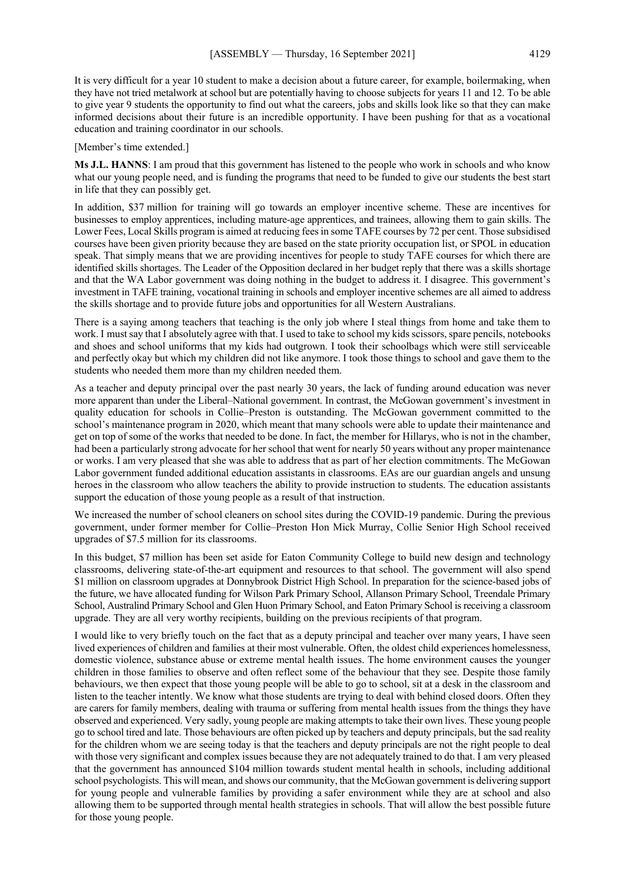It is very difficult for a year 10 student to make a decision about a future career, for example, boilermaking, when they have not tried metalwork at school but are potentially having to choose subjects for years 11 and 12. To be able to give year 9 students the opportunity to find out what the careers, jobs and skills look like so that they can make informed decisions about their future is an incredible opportunity. I have been pushing for that as a vocational education and training coordinator in our schools.

[Member's time extended.]

**Ms J.L. HANNS**: I am proud that this government has listened to the people who work in schools and who know what our young people need, and is funding the programs that need to be funded to give our students the best start in life that they can possibly get.

In addition, $37 million for training will go towards an employer incentive scheme. These are incentives for businesses to employ apprentices, including mature-age apprentices, and trainees, allowing them to gain skills. The Lower Fees, Local Skills program is aimed at reducing fees in some TAFE courses by 72 per cent. Those subsidised courses have been given priority because they are based on the state priority occupation list, or SPOL in education speak. That simply means that we are providing incentives for people to study TAFE courses for which there are identified skills shortages. The Leader of the Opposition declared in her budget reply that there was a skills shortage and that the WA Labor government was doing nothing in the budget to address it. I disagree. This government's investment in TAFE training, vocational training in schools and employer incentive schemes are all aimed to address the skills shortage and to provide future jobs and opportunities for all Western Australians.

There is a saying among teachers that teaching is the only job where I steal things from home and take them to work. I must say that I absolutely agree with that. I used to take to school my kids scissors, spare pencils, notebooks and shoes and school uniforms that my kids had outgrown. I took their schoolbags which were still serviceable and perfectly okay but which my children did not like anymore. I took those things to school and gave them to the students who needed them more than my children needed them.

As a teacher and deputy principal over the past nearly 30 years, the lack of funding around education was never more apparent than under the Liberal–National government. In contrast, the McGowan government's investment in quality education for schools in Collie–Preston is outstanding. The McGowan government committed to the school's maintenance program in 2020, which meant that many schools were able to update their maintenance and get on top of some of the works that needed to be done. In fact, the member for Hillarys, who is not in the chamber, had been a particularly strong advocate for her school that went for nearly 50 years without any proper maintenance or works. I am very pleased that she was able to address that as part of her election commitments. The McGowan Labor government funded additional education assistants in classrooms. EAs are our guardian angels and unsung heroes in the classroom who allow teachers the ability to provide instruction to students. The education assistants support the education of those young people as a result of that instruction.

We increased the number of school cleaners on school sites during the COVID-19 pandemic. During the previous government, under former member for Collie–Preston Hon Mick Murray, Collie Senior High School received upgrades of $7.5 million for its classrooms.

In this budget, $7 million has been set aside for Eaton Community College to build new design and technology classrooms, delivering state-of-the-art equipment and resources to that school. The government will also spend $1 million on classroom upgrades at Donnybrook District High School. In preparation for the science-based jobs of the future, we have allocated funding for Wilson Park Primary School, Allanson Primary School, Treendale Primary School, Australind Primary School and Glen Huon Primary School, and Eaton Primary School is receiving a classroom upgrade. They are all very worthy recipients, building on the previous recipients of that program.

I would like to very briefly touch on the fact that as a deputy principal and teacher over many years, I have seen lived experiences of children and families at their most vulnerable. Often, the oldest child experiences homelessness, domestic violence, substance abuse or extreme mental health issues. The home environment causes the younger children in those families to observe and often reflect some of the behaviour that they see. Despite those family behaviours, we then expect that those young people will be able to go to school, sit at a desk in the classroom and listen to the teacher intently. We know what those students are trying to deal with behind closed doors. Often they are carers for family members, dealing with trauma or suffering from mental health issues from the things they have observed and experienced. Very sadly, young people are making attempts to take their own lives. These young people go to school tired and late. Those behaviours are often picked up by teachers and deputy principals, but the sad reality for the children whom we are seeing today is that the teachers and deputy principals are not the right people to deal with those very significant and complex issues because they are not adequately trained to do that. I am very pleased that the government has announced $104 million towards student mental health in schools, including additional school psychologists. This will mean, and shows our community, that the McGowan government is delivering support for young people and vulnerable families by providing a safer environment while they are at school and also allowing them to be supported through mental health strategies in schools. That will allow the best possible future for those young people.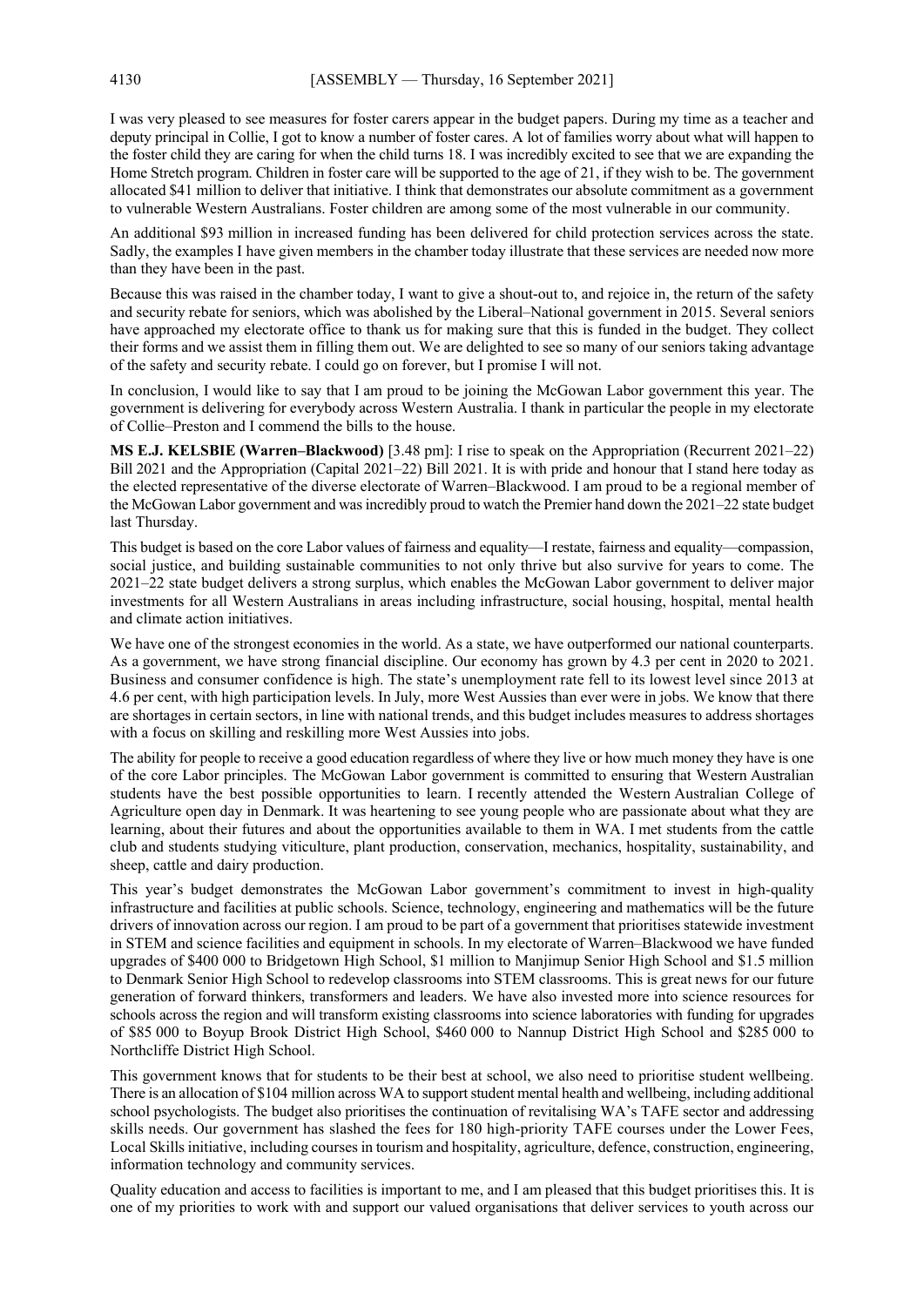I was very pleased to see measures for foster carers appear in the budget papers. During my time as a teacher and deputy principal in Collie, I got to know a number of foster cares. A lot of families worry about what will happen to the foster child they are caring for when the child turns 18. I was incredibly excited to see that we are expanding the Home Stretch program. Children in foster care will be supported to the age of 21, if they wish to be. The government allocated $41 million to deliver that initiative. I think that demonstrates our absolute commitment as a government to vulnerable Western Australians. Foster children are among some of the most vulnerable in our community.

An additional $93 million in increased funding has been delivered for child protection services across the state. Sadly, the examples I have given members in the chamber today illustrate that these services are needed now more than they have been in the past.

Because this was raised in the chamber today, I want to give a shout-out to, and rejoice in, the return of the safety and security rebate for seniors, which was abolished by the Liberal–National government in 2015. Several seniors have approached my electorate office to thank us for making sure that this is funded in the budget. They collect their forms and we assist them in filling them out. We are delighted to see so many of our seniors taking advantage of the safety and security rebate. I could go on forever, but I promise I will not.

In conclusion, I would like to say that I am proud to be joining the McGowan Labor government this year. The government is delivering for everybody across Western Australia. I thank in particular the people in my electorate of Collie–Preston and I commend the bills to the house.

**MS E.J. KELSBIE (Warren–Blackwood)** [3.48 pm]: I rise to speak on the Appropriation (Recurrent 2021–22) Bill 2021 and the Appropriation (Capital 2021–22) Bill 2021. It is with pride and honour that I stand here today as the elected representative of the diverse electorate of Warren–Blackwood. I am proud to be a regional member of the McGowan Labor government and was incredibly proud to watch the Premier hand down the 2021–22 state budget last Thursday.

This budget is based on the core Labor values of fairness and equality—I restate, fairness and equality—compassion, social justice, and building sustainable communities to not only thrive but also survive for years to come. The 2021–22 state budget delivers a strong surplus, which enables the McGowan Labor government to deliver major investments for all Western Australians in areas including infrastructure, social housing, hospital, mental health and climate action initiatives.

We have one of the strongest economies in the world. As a state, we have outperformed our national counterparts. As a government, we have strong financial discipline. Our economy has grown by 4.3 per cent in 2020 to 2021. Business and consumer confidence is high. The state's unemployment rate fell to its lowest level since 2013 at 4.6 per cent, with high participation levels. In July, more West Aussies than ever were in jobs. We know that there are shortages in certain sectors, in line with national trends, and this budget includes measures to address shortages with a focus on skilling and reskilling more West Aussies into jobs.

The ability for people to receive a good education regardless of where they live or how much money they have is one of the core Labor principles. The McGowan Labor government is committed to ensuring that Western Australian students have the best possible opportunities to learn. I recently attended the Western Australian College of Agriculture open day in Denmark. It was heartening to see young people who are passionate about what they are learning, about their futures and about the opportunities available to them in WA. I met students from the cattle club and students studying viticulture, plant production, conservation, mechanics, hospitality, sustainability, and sheep, cattle and dairy production.

This year's budget demonstrates the McGowan Labor government's commitment to invest in high-quality infrastructure and facilities at public schools. Science, technology, engineering and mathematics will be the future drivers of innovation across our region. I am proud to be part of a government that prioritises statewide investment in STEM and science facilities and equipment in schools. In my electorate of Warren–Blackwood we have funded upgrades of $400 000 to Bridgetown High School, $1 million to Manjimup Senior High School and $1.5 million to Denmark Senior High School to redevelop classrooms into STEM classrooms. This is great news for our future generation of forward thinkers, transformers and leaders. We have also invested more into science resources for schools across the region and will transform existing classrooms into science laboratories with funding for upgrades of $85 000 to Boyup Brook District High School, $460 000 to Nannup District High School and $285 000 to Northcliffe District High School.

This government knows that for students to be their best at school, we also need to prioritise student wellbeing. There is an allocation of $104 million across WA to support student mental health and wellbeing, including additional school psychologists. The budget also prioritises the continuation of revitalising WA's TAFE sector and addressing skills needs. Our government has slashed the fees for 180 high-priority TAFE courses under the Lower Fees, Local Skills initiative, including courses in tourism and hospitality, agriculture, defence, construction, engineering, information technology and community services.

Quality education and access to facilities is important to me, and I am pleased that this budget prioritises this. It is one of my priorities to work with and support our valued organisations that deliver services to youth across our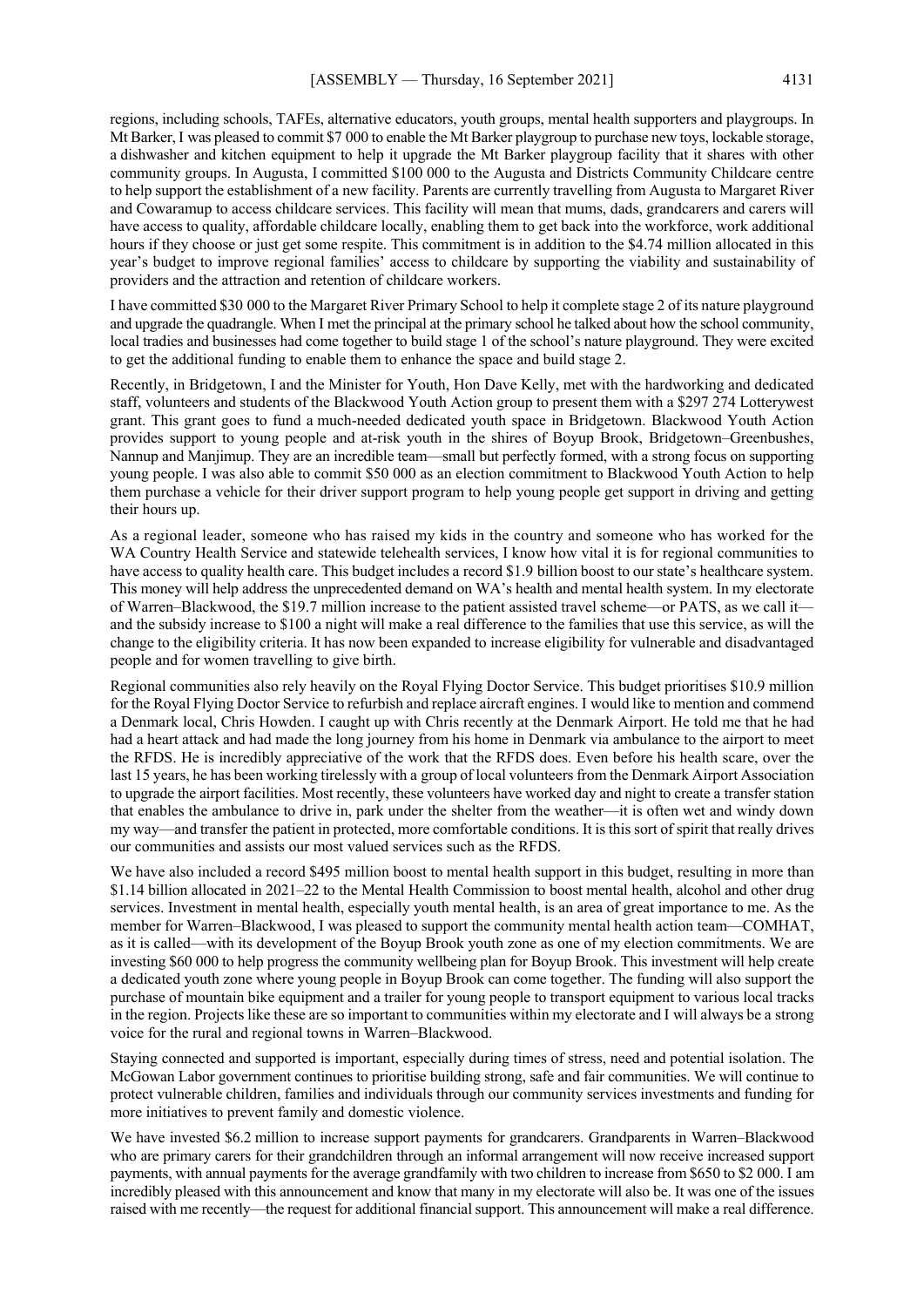regions, including schools, TAFEs, alternative educators, youth groups, mental health supporters and playgroups. In Mt Barker, I was pleased to commit $7 000 to enable the Mt Barker playgroup to purchase new toys, lockable storage, a dishwasher and kitchen equipment to help it upgrade the Mt Barker playgroup facility that it shares with other community groups. In Augusta, I committed $100 000 to the Augusta and Districts Community Childcare centre to help support the establishment of a new facility. Parents are currently travelling from Augusta to Margaret River and Cowaramup to access childcare services. This facility will mean that mums, dads, grandcarers and carers will have access to quality, affordable childcare locally, enabling them to get back into the workforce, work additional hours if they choose or just get some respite. This commitment is in addition to the $4.74 million allocated in this year's budget to improve regional families' access to childcare by supporting the viability and sustainability of providers and the attraction and retention of childcare workers.

I have committed $30 000 to the Margaret River Primary School to help it complete stage 2 of its nature playground and upgrade the quadrangle. When I met the principal at the primary school he talked about how the school community, local tradies and businesses had come together to build stage 1 of the school's nature playground. They were excited to get the additional funding to enable them to enhance the space and build stage 2.

Recently, in Bridgetown, I and the Minister for Youth, Hon Dave Kelly, met with the hardworking and dedicated staff, volunteers and students of the Blackwood Youth Action group to present them with a $297 274 Lotterywest grant. This grant goes to fund a much-needed dedicated youth space in Bridgetown. Blackwood Youth Action provides support to young people and at-risk youth in the shires of Boyup Brook, Bridgetown–Greenbushes, Nannup and Manjimup. They are an incredible team—small but perfectly formed, with a strong focus on supporting young people. I was also able to commit $50 000 as an election commitment to Blackwood Youth Action to help them purchase a vehicle for their driver support program to help young people get support in driving and getting their hours up.

As a regional leader, someone who has raised my kids in the country and someone who has worked for the WA Country Health Service and statewide telehealth services, I know how vital it is for regional communities to have access to quality health care. This budget includes a record $1.9 billion boost to our state's healthcare system. This money will help address the unprecedented demand on WA's health and mental health system. In my electorate of Warren–Blackwood, the $19.7 million increase to the patient assisted travel scheme—or PATS, as we call it—and the subsidy increase to $100 a night will make a real difference to the families that use this service, as will the change to the eligibility criteria. It has now been expanded to increase eligibility for vulnerable and disadvantaged people and for women travelling to give birth.

Regional communities also rely heavily on the Royal Flying Doctor Service. This budget prioritises $10.9 million for the Royal Flying Doctor Service to refurbish and replace aircraft engines. I would like to mention and commend a Denmark local, Chris Howden. I caught up with Chris recently at the Denmark Airport. He told me that he had had a heart attack and had made the long journey from his home in Denmark via ambulance to the airport to meet the RFDS. He is incredibly appreciative of the work that the RFDS does. Even before his health scare, over the last 15 years, he has been working tirelessly with a group of local volunteers from the Denmark Airport Association to upgrade the airport facilities. Most recently, these volunteers have worked day and night to create a transfer station that enables the ambulance to drive in, park under the shelter from the weather—it is often wet and windy down my way—and transfer the patient in protected, more comfortable conditions. It is this sort of spirit that really drives our communities and assists our most valued services such as the RFDS.

We have also included a record $495 million boost to mental health support in this budget, resulting in more than $1.14 billion allocated in 2021–22 to the Mental Health Commission to boost mental health, alcohol and other drug services. Investment in mental health, especially youth mental health, is an area of great importance to me. As the member for Warren–Blackwood, I was pleased to support the community mental health action team—COMHAT, as it is called—with its development of the Boyup Brook youth zone as one of my election commitments. We are investing $60 000 to help progress the community wellbeing plan for Boyup Brook. This investment will help create a dedicated youth zone where young people in Boyup Brook can come together. The funding will also support the purchase of mountain bike equipment and a trailer for young people to transport equipment to various local tracks in the region. Projects like these are so important to communities within my electorate and I will always be a strong voice for the rural and regional towns in Warren–Blackwood.

Staying connected and supported is important, especially during times of stress, need and potential isolation. The McGowan Labor government continues to prioritise building strong, safe and fair communities. We will continue to protect vulnerable children, families and individuals through our community services investments and funding for more initiatives to prevent family and domestic violence.

We have invested $6.2 million to increase support payments for grandcarers. Grandparents in Warren–Blackwood who are primary carers for their grandchildren through an informal arrangement will now receive increased support payments, with annual payments for the average grandfamily with two children to increase from $650 to $2 000. I am incredibly pleased with this announcement and know that many in my electorate will also be. It was one of the issues raised with me recently—the request for additional financial support. This announcement will make a real difference.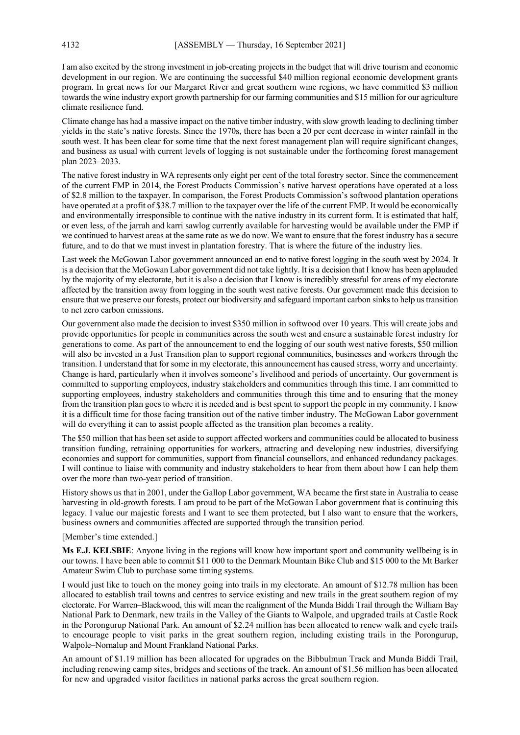I am also excited by the strong investment in job-creating projects in the budget that will drive tourism and economic development in our region. We are continuing the successful $40 million regional economic development grants program. In great news for our Margaret River and great southern wine regions, we have committed $3 million towards the wine industry export growth partnership for our farming communities and $15 million for our agriculture climate resilience fund.

Climate change has had a massive impact on the native timber industry, with slow growth leading to declining timber yields in the state's native forests. Since the 1970s, there has been a 20 per cent decrease in winter rainfall in the south west. It has been clear for some time that the next forest management plan will require significant changes, and business as usual with current levels of logging is not sustainable under the forthcoming forest management plan 2023–2033.

The native forest industry in WA represents only eight per cent of the total forestry sector. Since the commencement of the current FMP in 2014, the Forest Products Commission's native harvest operations have operated at a loss of $2.8 million to the taxpayer. In comparison, the Forest Products Commission's softwood plantation operations have operated at a profit of $38.7 million to the taxpayer over the life of the current FMP. It would be economically and environmentally irresponsible to continue with the native industry in its current form. It is estimated that half, or even less, of the jarrah and karri sawlog currently available for harvesting would be available under the FMP if we continued to harvest areas at the same rate as we do now. We want to ensure that the forest industry has a secure future, and to do that we must invest in plantation forestry. That is where the future of the industry lies.

Last week the McGowan Labor government announced an end to native forest logging in the south west by 2024. It is a decision that the McGowan Labor government did not take lightly. It is a decision that I know has been applauded by the majority of my electorate, but it is also a decision that I know is incredibly stressful for areas of my electorate affected by the transition away from logging in the south west native forests. Our government made this decision to ensure that we preserve our forests, protect our biodiversity and safeguard important carbon sinks to help us transition to net zero carbon emissions.

Our government also made the decision to invest $350 million in softwood over 10 years. This will create jobs and provide opportunities for people in communities across the south west and ensure a sustainable forest industry for generations to come. As part of the announcement to end the logging of our south west native forests, $50 million will also be invested in a Just Transition plan to support regional communities, businesses and workers through the transition. I understand that for some in my electorate, this announcement has caused stress, worry and uncertainty. Change is hard, particularly when it involves someone's livelihood and periods of uncertainty. Our government is committed to supporting employees, industry stakeholders and communities through this time. I am committed to supporting employees, industry stakeholders and communities through this time and to ensuring that the money from the transition plan goes to where it is needed and is best spent to support the people in my community. I know it is a difficult time for those facing transition out of the native timber industry. The McGowan Labor government will do everything it can to assist people affected as the transition plan becomes a reality.

The $50 million that has been set aside to support affected workers and communities could be allocated to business transition funding, retraining opportunities for workers, attracting and developing new industries, diversifying economies and support for communities, support from financial counsellors, and enhanced redundancy packages. I will continue to liaise with community and industry stakeholders to hear from them about how I can help them over the more than two-year period of transition.

History shows us that in 2001, under the Gallop Labor government, WA became the first state in Australia to cease harvesting in old-growth forests. I am proud to be part of the McGowan Labor government that is continuing this legacy. I value our majestic forests and I want to see them protected, but I also want to ensure that the workers, business owners and communities affected are supported through the transition period.

[Member's time extended.]

**Ms E.J. KELSBIE**: Anyone living in the regions will know how important sport and community wellbeing is in our towns. I have been able to commit $11 000 to the Denmark Mountain Bike Club and $15 000 to the Mt Barker Amateur Swim Club to purchase some timing systems.

I would just like to touch on the money going into trails in my electorate. An amount of $12.78 million has been allocated to establish trail towns and centres to service existing and new trails in the great southern region of my electorate. For Warren–Blackwood, this will mean the realignment of the Munda Biddi Trail through the William Bay National Park to Denmark, new trails in the Valley of the Giants to Walpole, and upgraded trails at Castle Rock in the Porongurup National Park. An amount of $2.24 million has been allocated to renew walk and cycle trails to encourage people to visit parks in the great southern region, including existing trails in the Porongurup, Walpole–Nornalup and Mount Frankland National Parks.

An amount of $1.19 million has been allocated for upgrades on the Bibbulmun Track and Munda Biddi Trail, including renewing camp sites, bridges and sections of the track. An amount of $1.56 million has been allocated for new and upgraded visitor facilities in national parks across the great southern region.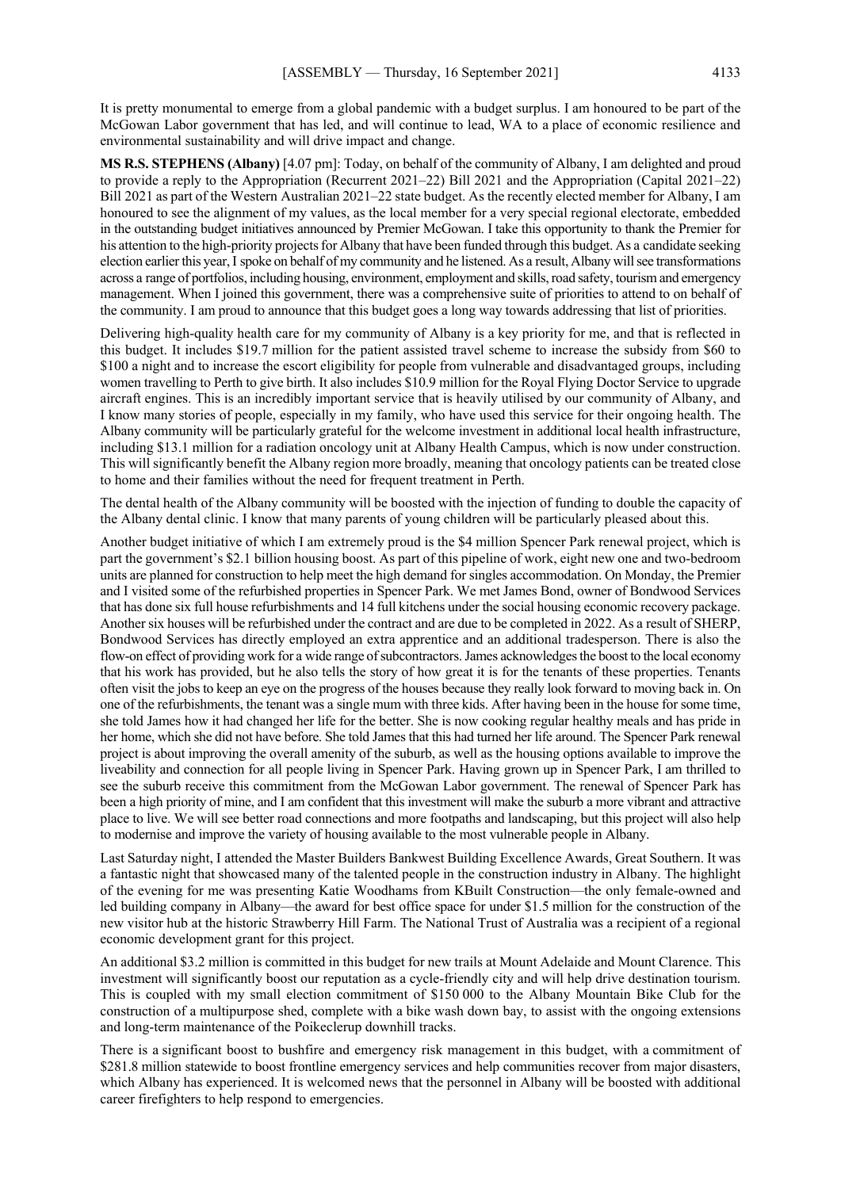It is pretty monumental to emerge from a global pandemic with a budget surplus. I am honoured to be part of the McGowan Labor government that has led, and will continue to lead, WA to a place of economic resilience and environmental sustainability and will drive impact and change.

**MS R.S. STEPHENS (Albany)** [4.07 pm]: Today, on behalf of the community of Albany, I am delighted and proud to provide a reply to the Appropriation (Recurrent 2021–22) Bill 2021 and the Appropriation (Capital 2021–22) Bill 2021 as part of the Western Australian 2021–22 state budget. As the recently elected member for Albany, I am honoured to see the alignment of my values, as the local member for a very special regional electorate, embedded in the outstanding budget initiatives announced by Premier McGowan. I take this opportunity to thank the Premier for his attention to the high-priority projects for Albany that have been funded through this budget. As a candidate seeking election earlier this year, I spoke on behalf of my community and he listened. As a result, Albany will see transformations across a range of portfolios, including housing, environment, employment and skills, road safety, tourism and emergency management. When I joined this government, there was a comprehensive suite of priorities to attend to on behalf of the community. I am proud to announce that this budget goes a long way towards addressing that list of priorities.

Delivering high-quality health care for my community of Albany is a key priority for me, and that is reflected in this budget. It includes $19.7 million for the patient assisted travel scheme to increase the subsidy from $60 to $100 a night and to increase the escort eligibility for people from vulnerable and disadvantaged groups, including women travelling to Perth to give birth. It also includes $10.9 million for the Royal Flying Doctor Service to upgrade aircraft engines. This is an incredibly important service that is heavily utilised by our community of Albany, and I know many stories of people, especially in my family, who have used this service for their ongoing health. The Albany community will be particularly grateful for the welcome investment in additional local health infrastructure, including $13.1 million for a radiation oncology unit at Albany Health Campus, which is now under construction. This will significantly benefit the Albany region more broadly, meaning that oncology patients can be treated close to home and their families without the need for frequent treatment in Perth.

The dental health of the Albany community will be boosted with the injection of funding to double the capacity of the Albany dental clinic. I know that many parents of young children will be particularly pleased about this.

Another budget initiative of which I am extremely proud is the $4 million Spencer Park renewal project, which is part the government's $2.1 billion housing boost. As part of this pipeline of work, eight new one and two-bedroom units are planned for construction to help meet the high demand for singles accommodation. On Monday, the Premier and I visited some of the refurbished properties in Spencer Park. We met James Bond, owner of Bondwood Services that has done six full house refurbishments and 14 full kitchens under the social housing economic recovery package. Another six houses will be refurbished under the contract and are due to be completed in 2022. As a result of SHERP, Bondwood Services has directly employed an extra apprentice and an additional tradesperson. There is also the flow-on effect of providing work for a wide range of subcontractors. James acknowledges the boost to the local economy that his work has provided, but he also tells the story of how great it is for the tenants of these properties. Tenants often visit the jobs to keep an eye on the progress of the houses because they really look forward to moving back in. On one of the refurbishments, the tenant was a single mum with three kids. After having been in the house for some time, she told James how it had changed her life for the better. She is now cooking regular healthy meals and has pride in her home, which she did not have before. She told James that this had turned her life around. The Spencer Park renewal project is about improving the overall amenity of the suburb, as well as the housing options available to improve the liveability and connection for all people living in Spencer Park. Having grown up in Spencer Park, I am thrilled to see the suburb receive this commitment from the McGowan Labor government. The renewal of Spencer Park has been a high priority of mine, and I am confident that this investment will make the suburb a more vibrant and attractive place to live. We will see better road connections and more footpaths and landscaping, but this project will also help to modernise and improve the variety of housing available to the most vulnerable people in Albany.

Last Saturday night, I attended the Master Builders Bankwest Building Excellence Awards, Great Southern. It was a fantastic night that showcased many of the talented people in the construction industry in Albany. The highlight of the evening for me was presenting Katie Woodhams from KBuilt Construction—the only female-owned and led building company in Albany—the award for best office space for under $1.5 million for the construction of the new visitor hub at the historic Strawberry Hill Farm. The National Trust of Australia was a recipient of a regional economic development grant for this project.

An additional $3.2 million is committed in this budget for new trails at Mount Adelaide and Mount Clarence. This investment will significantly boost our reputation as a cycle-friendly city and will help drive destination tourism. This is coupled with my small election commitment of $150 000 to the Albany Mountain Bike Club for the construction of a multipurpose shed, complete with a bike wash down bay, to assist with the ongoing extensions and long-term maintenance of the Poikeclerup downhill tracks.

There is a significant boost to bushfire and emergency risk management in this budget, with a commitment of $281.8 million statewide to boost frontline emergency services and help communities recover from major disasters, which Albany has experienced. It is welcomed news that the personnel in Albany will be boosted with additional career firefighters to help respond to emergencies.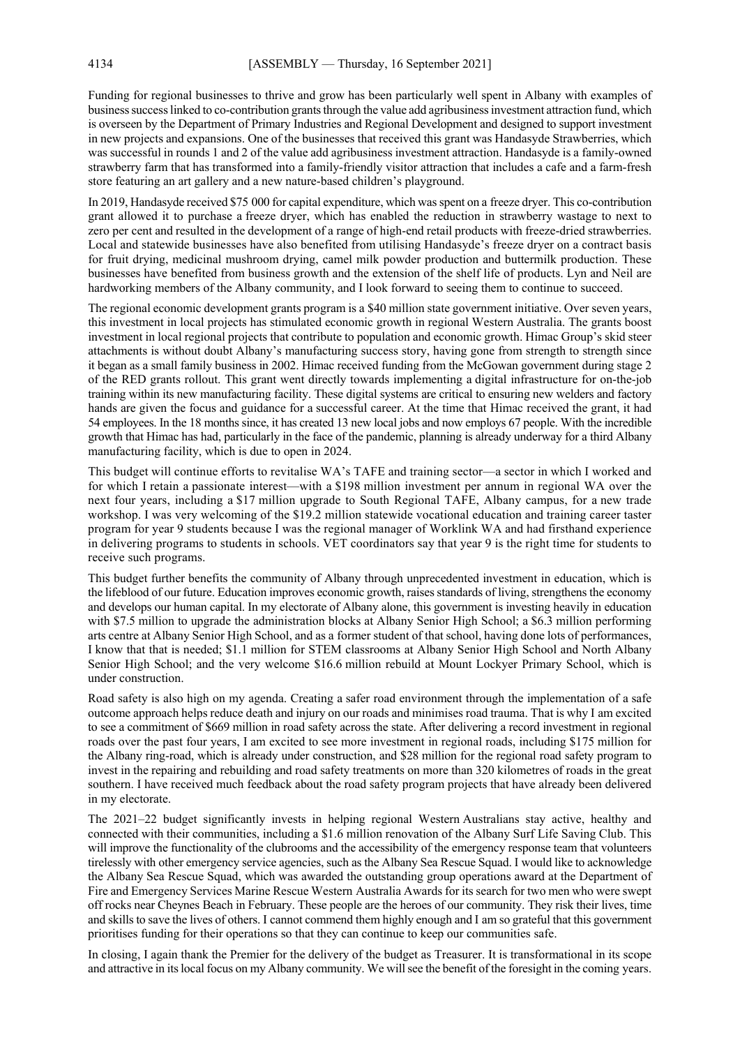Funding for regional businesses to thrive and grow has been particularly well spent in Albany with examples of business success linked to co-contribution grants through the value add agribusiness investment attraction fund, which is overseen by the Department of Primary Industries and Regional Development and designed to support investment in new projects and expansions. One of the businesses that received this grant was Handasyde Strawberries, which was successful in rounds 1 and 2 of the value add agribusiness investment attraction. Handasyde is a family-owned strawberry farm that has transformed into a family-friendly visitor attraction that includes a cafe and a farm-fresh store featuring an art gallery and a new nature-based children's playground.

In 2019, Handasyde received $75 000 for capital expenditure, which was spent on a freeze dryer. This co-contribution grant allowed it to purchase a freeze dryer, which has enabled the reduction in strawberry wastage to next to zero per cent and resulted in the development of a range of high-end retail products with freeze-dried strawberries. Local and statewide businesses have also benefited from utilising Handasyde's freeze dryer on a contract basis for fruit drying, medicinal mushroom drying, camel milk powder production and buttermilk production. These businesses have benefited from business growth and the extension of the shelf life of products. Lyn and Neil are hardworking members of the Albany community, and I look forward to seeing them to continue to succeed.

The regional economic development grants program is a $40 million state government initiative. Over seven years, this investment in local projects has stimulated economic growth in regional Western Australia. The grants boost investment in local regional projects that contribute to population and economic growth. Himac Group's skid steer attachments is without doubt Albany's manufacturing success story, having gone from strength to strength since it began as a small family business in 2002. Himac received funding from the McGowan government during stage 2 of the RED grants rollout. This grant went directly towards implementing a digital infrastructure for on-the-job training within its new manufacturing facility. These digital systems are critical to ensuring new welders and factory hands are given the focus and guidance for a successful career. At the time that Himac received the grant, it had 54 employees. In the 18 months since, it has created 13 new local jobs and now employs 67 people. With the incredible growth that Himac has had, particularly in the face of the pandemic, planning is already underway for a third Albany manufacturing facility, which is due to open in 2024.

This budget will continue efforts to revitalise WA's TAFE and training sector—a sector in which I worked and for which I retain a passionate interest—with a $198 million investment per annum in regional WA over the next four years, including a $17 million upgrade to South Regional TAFE, Albany campus, for a new trade workshop. I was very welcoming of the $19.2 million statewide vocational education and training career taster program for year 9 students because I was the regional manager of Worklink WA and had firsthand experience in delivering programs to students in schools. VET coordinators say that year 9 is the right time for students to receive such programs.

This budget further benefits the community of Albany through unprecedented investment in education, which is the lifeblood of our future. Education improves economic growth, raises standards of living, strengthens the economy and develops our human capital. In my electorate of Albany alone, this government is investing heavily in education with $7.5 million to upgrade the administration blocks at Albany Senior High School; a $6.3 million performing arts centre at Albany Senior High School, and as a former student of that school, having done lots of performances, I know that that is needed; $1.1 million for STEM classrooms at Albany Senior High School and North Albany Senior High School; and the very welcome $16.6 million rebuild at Mount Lockyer Primary School, which is under construction.

Road safety is also high on my agenda. Creating a safer road environment through the implementation of a safe outcome approach helps reduce death and injury on our roads and minimises road trauma. That is why I am excited to see a commitment of $669 million in road safety across the state. After delivering a record investment in regional roads over the past four years, I am excited to see more investment in regional roads, including $175 million for the Albany ring-road, which is already under construction, and $28 million for the regional road safety program to invest in the repairing and rebuilding and road safety treatments on more than 320 kilometres of roads in the great southern. I have received much feedback about the road safety program projects that have already been delivered in my electorate.

The 2021–22 budget significantly invests in helping regional Western Australians stay active, healthy and connected with their communities, including a $1.6 million renovation of the Albany Surf Life Saving Club. This will improve the functionality of the clubrooms and the accessibility of the emergency response team that volunteers tirelessly with other emergency service agencies, such as the Albany Sea Rescue Squad. I would like to acknowledge the Albany Sea Rescue Squad, which was awarded the outstanding group operations award at the Department of Fire and Emergency Services Marine Rescue Western Australia Awards for its search for two men who were swept off rocks near Cheynes Beach in February. These people are the heroes of our community. They risk their lives, time and skills to save the lives of others. I cannot commend them highly enough and I am so grateful that this government prioritises funding for their operations so that they can continue to keep our communities safe.

In closing, I again thank the Premier for the delivery of the budget as Treasurer. It is transformational in its scope and attractive in its local focus on my Albany community. We will see the benefit of the foresight in the coming years.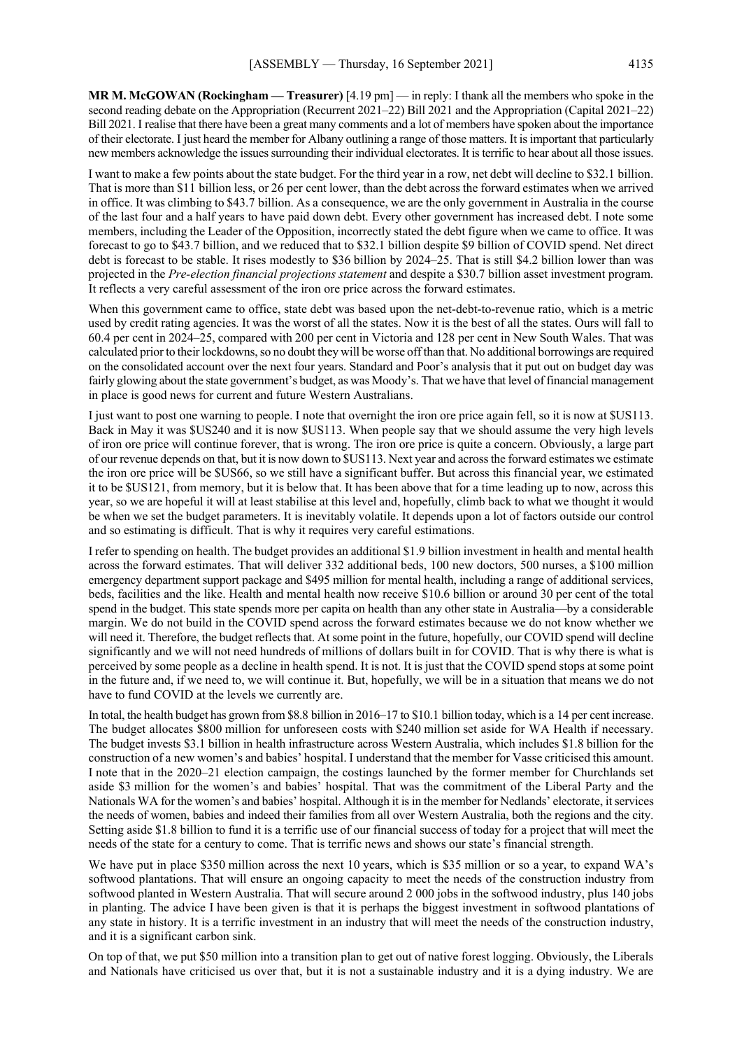**MR M. McGOWAN (Rockingham — Treasurer)** [4.19 pm] — in reply: I thank all the members who spoke in the second reading debate on the Appropriation (Recurrent 2021–22) Bill 2021 and the Appropriation (Capital 2021–22) Bill 2021. I realise that there have been a great many comments and a lot of members have spoken about the importance of their electorate. I just heard the member for Albany outlining a range of those matters. It is important that particularly new members acknowledge the issues surrounding their individual electorates. It is terrific to hear about all those issues.

I want to make a few points about the state budget. For the third year in a row, net debt will decline to $32.1 billion. That is more than $11 billion less, or 26 per cent lower, than the debt across the forward estimates when we arrived in office. It was climbing to $43.7 billion. As a consequence, we are the only government in Australia in the course of the last four and a half years to have paid down debt. Every other government has increased debt. I note some members, including the Leader of the Opposition, incorrectly stated the debt figure when we came to office. It was forecast to go to $43.7 billion, and we reduced that to $32.1 billion despite $9 billion of COVID spend. Net direct debt is forecast to be stable. It rises modestly to $36 billion by 2024–25. That is still $4.2 billion lower than was projected in the *Pre-election financial projections statement* and despite a $30.7 billion asset investment program. It reflects a very careful assessment of the iron ore price across the forward estimates.

When this government came to office, state debt was based upon the net-debt-to-revenue ratio, which is a metric used by credit rating agencies. It was the worst of all the states. Now it is the best of all the states. Ours will fall to 60.4 per cent in 2024–25, compared with 200 per cent in Victoria and 128 per cent in New South Wales. That was calculated prior to their lockdowns, so no doubt they will be worse off than that. No additional borrowings are required on the consolidated account over the next four years. Standard and Poor's analysis that it put out on budget day was fairly glowing about the state government's budget, as was Moody's. That we have that level of financial management in place is good news for current and future Western Australians.

I just want to post one warning to people. I note that overnight the iron ore price again fell, so it is now at $US113. Back in May it was $US240 and it is now $US113. When people say that we should assume the very high levels of iron ore price will continue forever, that is wrong. The iron ore price is quite a concern. Obviously, a large part of our revenue depends on that, but it is now down to $US113. Next year and across the forward estimates we estimate the iron ore price will be $US66, so we still have a significant buffer. But across this financial year, we estimated it to be $US121, from memory, but it is below that. It has been above that for a time leading up to now, across this year, so we are hopeful it will at least stabilise at this level and, hopefully, climb back to what we thought it would be when we set the budget parameters. It is inevitably volatile. It depends upon a lot of factors outside our control and so estimating is difficult. That is why it requires very careful estimations.

I refer to spending on health. The budget provides an additional $1.9 billion investment in health and mental health across the forward estimates. That will deliver 332 additional beds, 100 new doctors, 500 nurses, a $100 million emergency department support package and $495 million for mental health, including a range of additional services, beds, facilities and the like. Health and mental health now receive $10.6 billion or around 30 per cent of the total spend in the budget. This state spends more per capita on health than any other state in Australia—by a considerable margin. We do not build in the COVID spend across the forward estimates because we do not know whether we will need it. Therefore, the budget reflects that. At some point in the future, hopefully, our COVID spend will decline significantly and we will not need hundreds of millions of dollars built in for COVID. That is why there is what is perceived by some people as a decline in health spend. It is not. It is just that the COVID spend stops at some point in the future and, if we need to, we will continue it. But, hopefully, we will be in a situation that means we do not have to fund COVID at the levels we currently are.

In total, the health budget has grown from $8.8 billion in 2016–17 to $10.1 billion today, which is a 14 per cent increase. The budget allocates $800 million for unforeseen costs with $240 million set aside for WA Health if necessary. The budget invests $3.1 billion in health infrastructure across Western Australia, which includes $1.8 billion for the construction of a new women's and babies' hospital. I understand that the member for Vasse criticised this amount. I note that in the 2020–21 election campaign, the costings launched by the former member for Churchlands set aside $3 million for the women's and babies' hospital. That was the commitment of the Liberal Party and the Nationals WA for the women's and babies' hospital. Although it is in the member for Nedlands' electorate, it services the needs of women, babies and indeed their families from all over Western Australia, both the regions and the city. Setting aside $1.8 billion to fund it is a terrific use of our financial success of today for a project that will meet the needs of the state for a century to come. That is terrific news and shows our state's financial strength.

We have put in place $350 million across the next 10 years, which is $35 million or so a year, to expand WA's softwood plantations. That will ensure an ongoing capacity to meet the needs of the construction industry from softwood planted in Western Australia. That will secure around 2 000 jobs in the softwood industry, plus 140 jobs in planting. The advice I have been given is that it is perhaps the biggest investment in softwood plantations of any state in history. It is a terrific investment in an industry that will meet the needs of the construction industry, and it is a significant carbon sink.

On top of that, we put $50 million into a transition plan to get out of native forest logging. Obviously, the Liberals and Nationals have criticised us over that, but it is not a sustainable industry and it is a dying industry. We are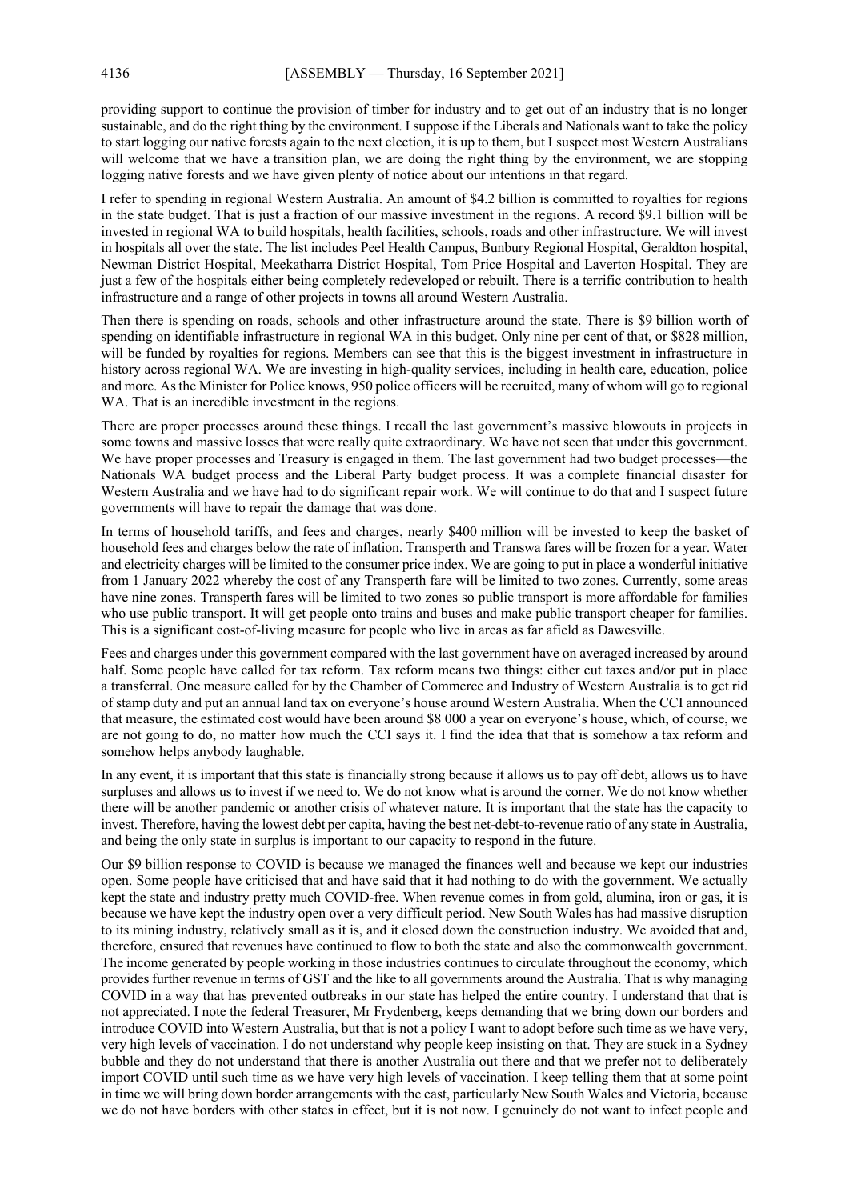providing support to continue the provision of timber for industry and to get out of an industry that is no longer sustainable, and do the right thing by the environment. I suppose if the Liberals and Nationals want to take the policy to start logging our native forests again to the next election, it is up to them, but I suspect most Western Australians will welcome that we have a transition plan, we are doing the right thing by the environment, we are stopping logging native forests and we have given plenty of notice about our intentions in that regard.

I refer to spending in regional Western Australia. An amount of $4.2 billion is committed to royalties for regions in the state budget. That is just a fraction of our massive investment in the regions. A record $9.1 billion will be invested in regional WA to build hospitals, health facilities, schools, roads and other infrastructure. We will invest in hospitals all over the state. The list includes Peel Health Campus, Bunbury Regional Hospital, Geraldton hospital, Newman District Hospital, Meekatharra District Hospital, Tom Price Hospital and Laverton Hospital. They are just a few of the hospitals either being completely redeveloped or rebuilt. There is a terrific contribution to health infrastructure and a range of other projects in towns all around Western Australia.

Then there is spending on roads, schools and other infrastructure around the state. There is $9 billion worth of spending on identifiable infrastructure in regional WA in this budget. Only nine per cent of that, or $828 million, will be funded by royalties for regions. Members can see that this is the biggest investment in infrastructure in history across regional WA. We are investing in high-quality services, including in health care, education, police and more. As the Minister for Police knows, 950 police officers will be recruited, many of whom will go to regional WA. That is an incredible investment in the regions.

There are proper processes around these things. I recall the last government's massive blowouts in projects in some towns and massive losses that were really quite extraordinary. We have not seen that under this government. We have proper processes and Treasury is engaged in them. The last government had two budget processes—the Nationals WA budget process and the Liberal Party budget process. It was a complete financial disaster for Western Australia and we have had to do significant repair work. We will continue to do that and I suspect future governments will have to repair the damage that was done.

In terms of household tariffs, and fees and charges, nearly $400 million will be invested to keep the basket of household fees and charges below the rate of inflation. Transperth and Transwa fares will be frozen for a year. Water and electricity charges will be limited to the consumer price index. We are going to put in place a wonderful initiative from 1 January 2022 whereby the cost of any Transperth fare will be limited to two zones. Currently, some areas have nine zones. Transperth fares will be limited to two zones so public transport is more affordable for families who use public transport. It will get people onto trains and buses and make public transport cheaper for families. This is a significant cost-of-living measure for people who live in areas as far afield as Dawesville.

Fees and charges under this government compared with the last government have on averaged increased by around half. Some people have called for tax reform. Tax reform means two things: either cut taxes and/or put in place a transferral. One measure called for by the Chamber of Commerce and Industry of Western Australia is to get rid of stamp duty and put an annual land tax on everyone's house around Western Australia. When the CCI announced that measure, the estimated cost would have been around $8 000 a year on everyone's house, which, of course, we are not going to do, no matter how much the CCI says it. I find the idea that that is somehow a tax reform and somehow helps anybody laughable.

In any event, it is important that this state is financially strong because it allows us to pay off debt, allows us to have surpluses and allows us to invest if we need to. We do not know what is around the corner. We do not know whether there will be another pandemic or another crisis of whatever nature. It is important that the state has the capacity to invest. Therefore, having the lowest debt per capita, having the best net-debt-to-revenue ratio of any state in Australia, and being the only state in surplus is important to our capacity to respond in the future.

Our $9 billion response to COVID is because we managed the finances well and because we kept our industries open. Some people have criticised that and have said that it had nothing to do with the government. We actually kept the state and industry pretty much COVID-free. When revenue comes in from gold, alumina, iron or gas, it is because we have kept the industry open over a very difficult period. New South Wales has had massive disruption to its mining industry, relatively small as it is, and it closed down the construction industry. We avoided that and, therefore, ensured that revenues have continued to flow to both the state and also the commonwealth government. The income generated by people working in those industries continues to circulate throughout the economy, which provides further revenue in terms of GST and the like to all governments around the Australia. That is why managing COVID in a way that has prevented outbreaks in our state has helped the entire country. I understand that that is not appreciated. I note the federal Treasurer, Mr Frydenberg, keeps demanding that we bring down our borders and introduce COVID into Western Australia, but that is not a policy I want to adopt before such time as we have very, very high levels of vaccination. I do not understand why people keep insisting on that. They are stuck in a Sydney bubble and they do not understand that there is another Australia out there and that we prefer not to deliberately import COVID until such time as we have very high levels of vaccination. I keep telling them that at some point in time we will bring down border arrangements with the east, particularly New South Wales and Victoria, because we do not have borders with other states in effect, but it is not now. I genuinely do not want to infect people and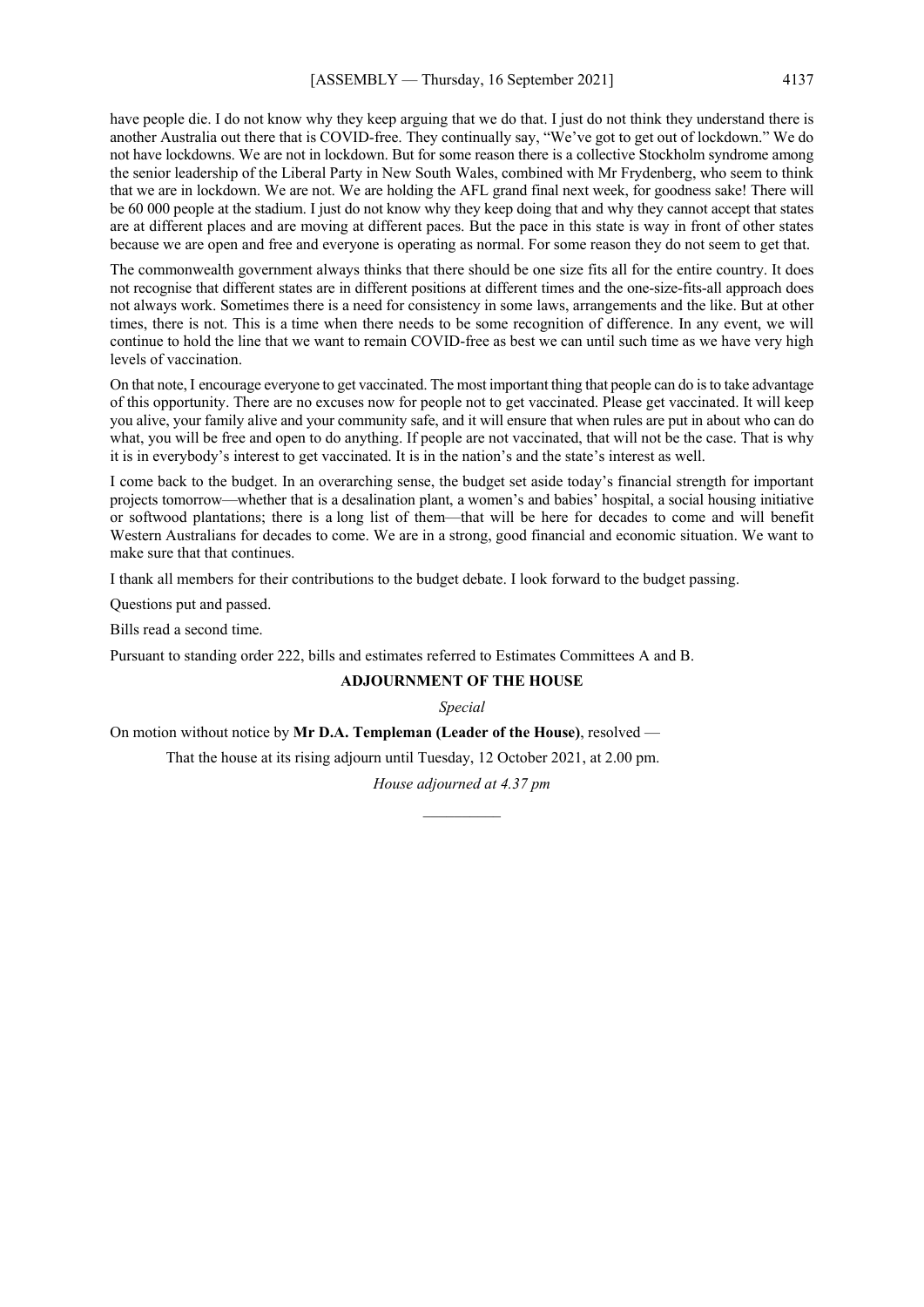have people die. I do not know why they keep arguing that we do that. I just do not think they understand there is another Australia out there that is COVID-free. They continually say, "We've got to get out of lockdown." We do not have lockdowns. We are not in lockdown. But for some reason there is a collective Stockholm syndrome among the senior leadership of the Liberal Party in New South Wales, combined with Mr Frydenberg, who seem to think that we are in lockdown. We are not. We are holding the AFL grand final next week, for goodness sake! There will be 60 000 people at the stadium. I just do not know why they keep doing that and why they cannot accept that states are at different places and are moving at different paces. But the pace in this state is way in front of other states because we are open and free and everyone is operating as normal. For some reason they do not seem to get that.

The commonwealth government always thinks that there should be one size fits all for the entire country. It does not recognise that different states are in different positions at different times and the one-size-fits-all approach does not always work. Sometimes there is a need for consistency in some laws, arrangements and the like. But at other times, there is not. This is a time when there needs to be some recognition of difference. In any event, we will continue to hold the line that we want to remain COVID-free as best we can until such time as we have very high levels of vaccination.

On that note, I encourage everyone to get vaccinated. The most important thing that people can do is to take advantage of this opportunity. There are no excuses now for people not to get vaccinated. Please get vaccinated. It will keep you alive, your family alive and your community safe, and it will ensure that when rules are put in about who can do what, you will be free and open to do anything. If people are not vaccinated, that will not be the case. That is why it is in everybody's interest to get vaccinated. It is in the nation's and the state's interest as well.

I come back to the budget. In an overarching sense, the budget set aside today's financial strength for important projects tomorrow—whether that is a desalination plant, a women's and babies' hospital, a social housing initiative or softwood plantations; there is a long list of them—that will be here for decades to come and will benefit Western Australians for decades to come. We are in a strong, good financial and economic situation. We want to make sure that that continues.

I thank all members for their contributions to the budget debate. I look forward to the budget passing.

Questions put and passed.

Bills read a second time.

Pursuant to standing order 222, bills and estimates referred to Estimates Committees A and B.

## ADJOURNMENT OF THE HOUSE

*Special*

On motion without notice by **Mr D.A. Templeman (Leader of the House)**, resolved —

That the house at its rising adjourn until Tuesday, 12 October 2021, at 2.00 pm.

*House adjourned at 4.37 pm*

---